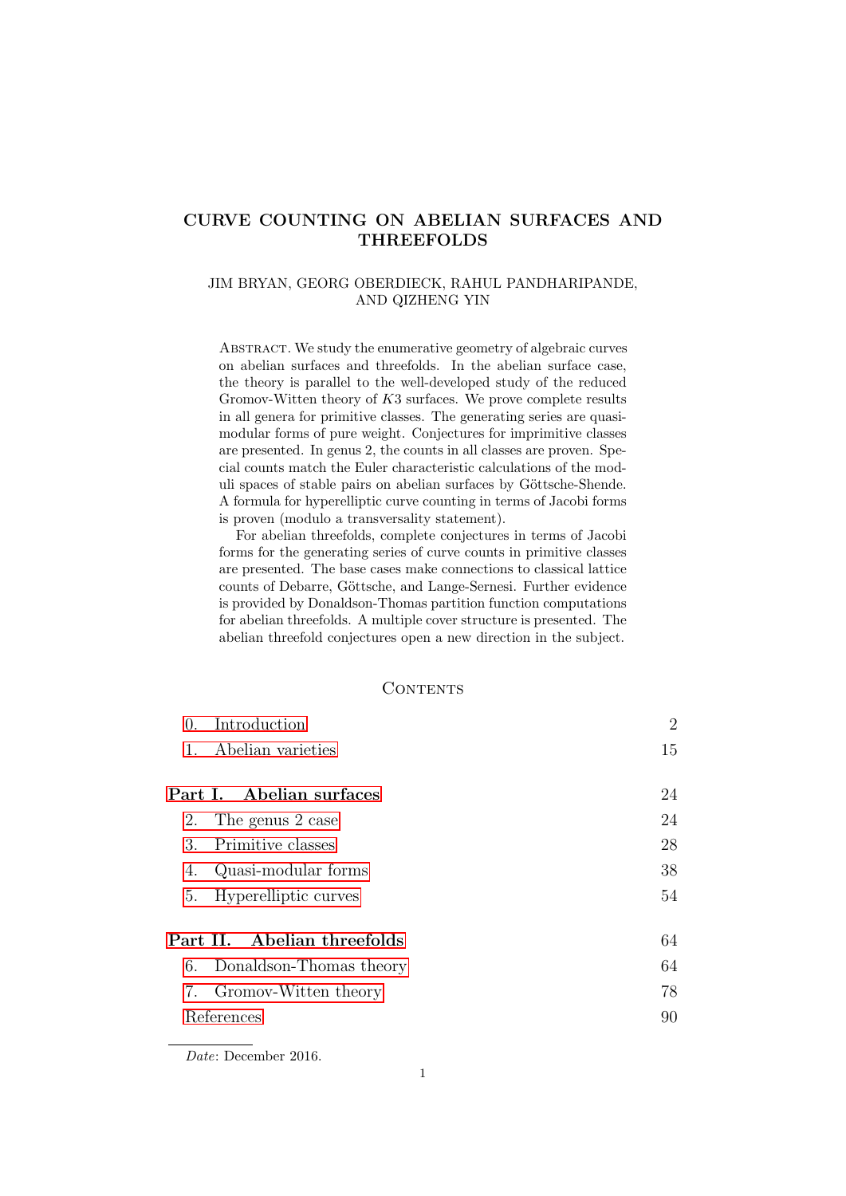# CURVE COUNTING ON ABELIAN SURFACES AND THREEFOLDS

JIM BRYAN, GEORG OBERDIECK, RAHUL PANDHARIPANDE, AND QIZHENG YIN

Abstract. We study the enumerative geometry of algebraic curves on abelian surfaces and threefolds. In the abelian surface case, the theory is parallel to the well-developed study of the reduced Gromov-Witten theory of $K3$ surfaces. We prove complete results in all genera for primitive classes. The generating series are quasi-modular forms of pure weight. Conjectures for imprimitive classes are presented. In genus 2, the counts in all classes are proven. Special counts match the Euler characteristic calculations of the moduli spaces of stable pairs on abelian surfaces by Göttsche-Shende. A formula for hyperelliptic curve counting in terms of Jacobi forms is proven (modulo a transversality statement).

For abelian threefolds, complete conjectures in terms of Jacobi forms for the generating series of curve counts in primitive classes are presented. The base cases make connections to classical lattice counts of Debarre, Göttsche, and Lange-Sernesi. Further evidence is provided by Donaldson-Thomas partition function computations for abelian threefolds. A multiple cover structure is presented. The abelian threefold conjectures open a new direction in the subject.

## Contents

| | |
|---|---|
| 0. Introduction | 2 |
| 1. Abelian varieties | 15 |
| **Part I. Abelian surfaces** | 24 |
| 2. The genus 2 case | 24 |
| 3. Primitive classes | 28 |
| 4. Quasi-modular forms | 38 |
| 5. Hyperelliptic curves | 54 |
| **Part II. Abelian threefolds** | 64 |
| 6. Donaldson-Thomas theory | 64 |
| 7. Gromov-Witten theory | 78 |
| References | 90 |

*Date*: December 2016.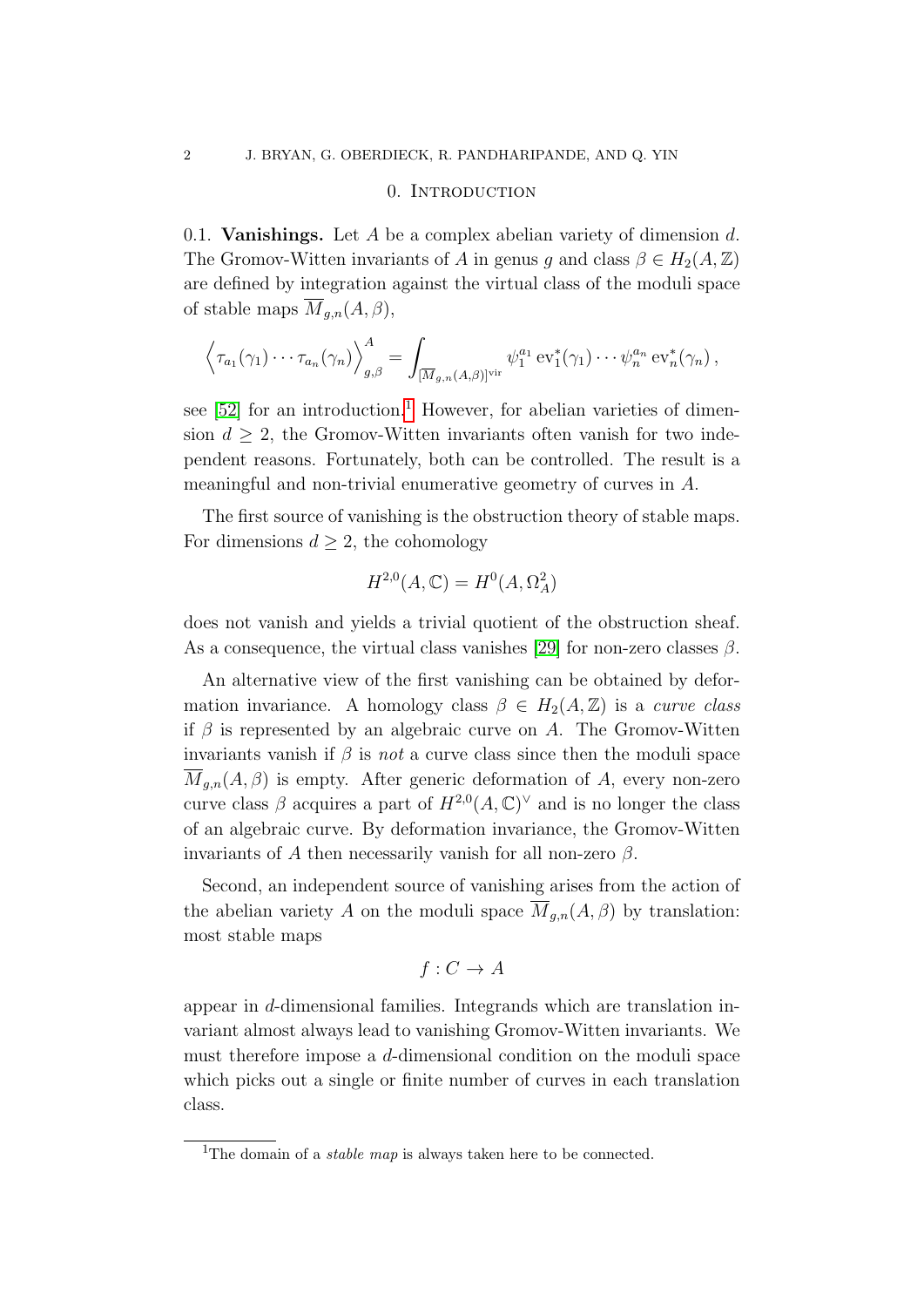## 0. Introduction

0.1. **Vanishings.** Let $A$ be a complex abelian variety of dimension $d$. The Gromov-Witten invariants of $A$ in genus $g$ and class $\beta \in H_2(A, \mathbb{Z})$ are defined by integration against the virtual class of the moduli space of stable maps $\overline{M}_{g,n}(A, \beta)$,

$$\Big\langle \tau_{a_1}(\gamma_1) \cdots \tau_{a_n}(\gamma_n) \Big\rangle^A_{g,\beta} = \int_{[\overline{M}_{g,n}(A,\beta)]^{\mathrm{vir}}} \psi_1^{a_1} \operatorname{ev}_1^*(\gamma_1) \cdots \psi_n^{a_n} \operatorname{ev}_n^*(\gamma_n)\,,$$

see [52] for an introduction.[1] However, for abelian varieties of dimension $d \geq 2$, the Gromov-Witten invariants often vanish for two independent reasons. Fortunately, both can be controlled. The result is a meaningful and non-trivial enumerative geometry of curves in $A$.

The first source of vanishing is the obstruction theory of stable maps. For dimensions $d \geq 2$, the cohomology

$$H^{2,0}(A, \mathbb{C}) = H^0(A, \Omega_A^2)$$

does not vanish and yields a trivial quotient of the obstruction sheaf. As a consequence, the virtual class vanishes [29] for non-zero classes $\beta$.

An alternative view of the first vanishing can be obtained by deformation invariance. A homology class $\beta \in H_2(A, \mathbb{Z})$ is a *curve class* if $\beta$ is represented by an algebraic curve on $A$. The Gromov-Witten invariants vanish if $\beta$ is *not* a curve class since then the moduli space $\overline{M}_{g,n}(A, \beta)$ is empty. After generic deformation of $A$, every non-zero curve class $\beta$ acquires a part of $H^{2,0}(A, \mathbb{C})^\vee$ and is no longer the class of an algebraic curve. By deformation invariance, the Gromov-Witten invariants of $A$ then necessarily vanish for all non-zero $\beta$.

Second, an independent source of vanishing arises from the action of the abelian variety $A$ on the moduli space $\overline{M}_{g,n}(A, \beta)$ by translation: most stable maps

$$f : C \to A$$

appear in $d$-dimensional families. Integrands which are translation invariant almost always lead to vanishing Gromov-Witten invariants. We must therefore impose a $d$-dimensional condition on the moduli space which picks out a single or finite number of curves in each translation class.

[1] The domain of a *stable map* is always taken here to be connected.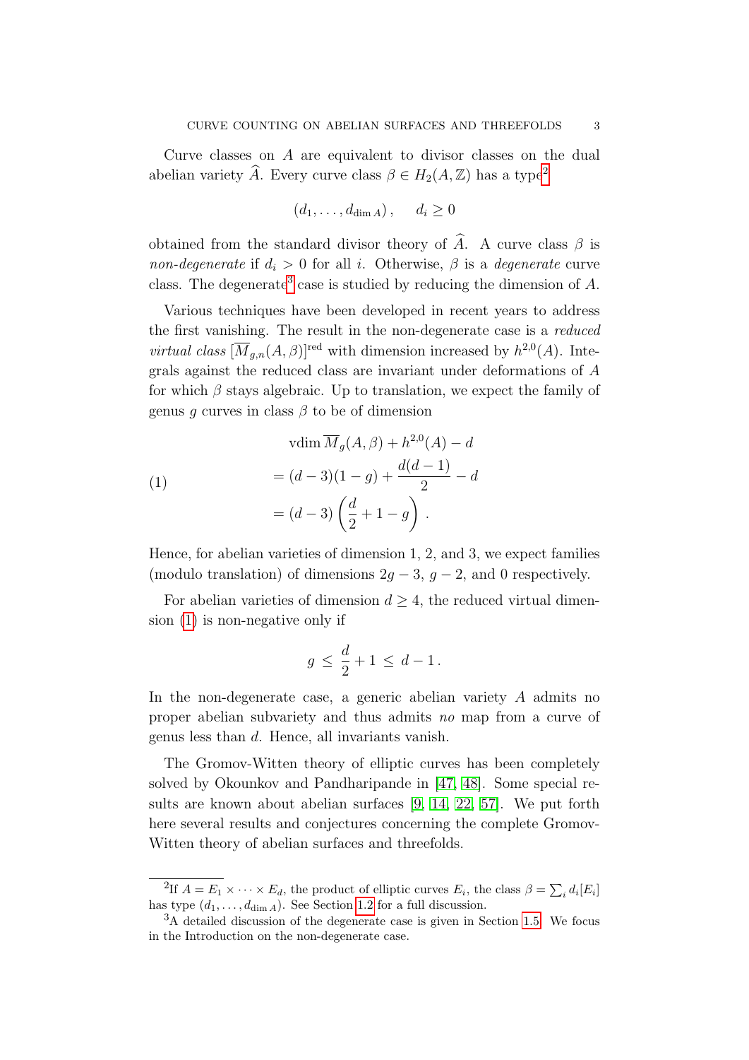Curve classes on $A$ are equivalent to divisor classes on the dual abelian variety $\widehat{A}$. Every curve class $\beta \in H_2(A, \mathbb{Z})$ has a type[2]

$$(d_1, \ldots, d_{\dim A}), \quad d_i \geq 0$$

obtained from the standard divisor theory of $\widehat{A}$. A curve class $\beta$ is *non-degenerate* if $d_i > 0$ for all $i$. Otherwise, $\beta$ is a *degenerate* curve class. The degenerate[3] case is studied by reducing the dimension of $A$.

Various techniques have been developed in recent years to address the first vanishing. The result in the non-degenerate case is a *reduced virtual class* $[\overline{M}_{g,n}(A, \beta)]^{\mathrm{red}}$ with dimension increased by $h^{2,0}(A)$. Integrals against the reduced class are invariant under deformations of $A$ for which $\beta$ stays algebraic. Up to translation, we expect the family of genus $g$ curves in class $\beta$ to be of dimension

$$\begin{aligned}
& \operatorname{vdim} \overline{M}_g(A, \beta) + h^{2,0}(A) - d \\
(1) \qquad & = (d-3)(1-g) + \frac{d(d-1)}{2} - d \\
& = (d-3)\left(\frac{d}{2} + 1 - g\right).
\end{aligned}$$

Hence, for abelian varieties of dimension 1, 2, and 3, we expect families (modulo translation) of dimensions $2g-3$, $g-2$, and 0 respectively.

For abelian varieties of dimension $d \geq 4$, the reduced virtual dimension (1) is non-negative only if

$$g \leq \frac{d}{2} + 1 \leq d - 1.$$

In the non-degenerate case, a generic abelian variety $A$ admits no proper abelian subvariety and thus admits *no* map from a curve of genus less than $d$. Hence, all invariants vanish.

The Gromov-Witten theory of elliptic curves has been completely solved by Okounkov and Pandharipande in [47, 48]. Some special results are known about abelian surfaces [9, 14, 22, 57]. We put forth here several results and conjectures concerning the complete Gromov-Witten theory of abelian surfaces and threefolds.

---

[2] If $A = E_1 \times \cdots \times E_d$, the product of elliptic curves $E_i$, the class $\beta = \sum_i d_i [E_i]$ has type $(d_1, \ldots, d_{\dim A})$. See Section 1.2 for a full discussion.

[3] A detailed discussion of the degenerate case is given in Section 1.5. We focus in the Introduction on the non-degenerate case.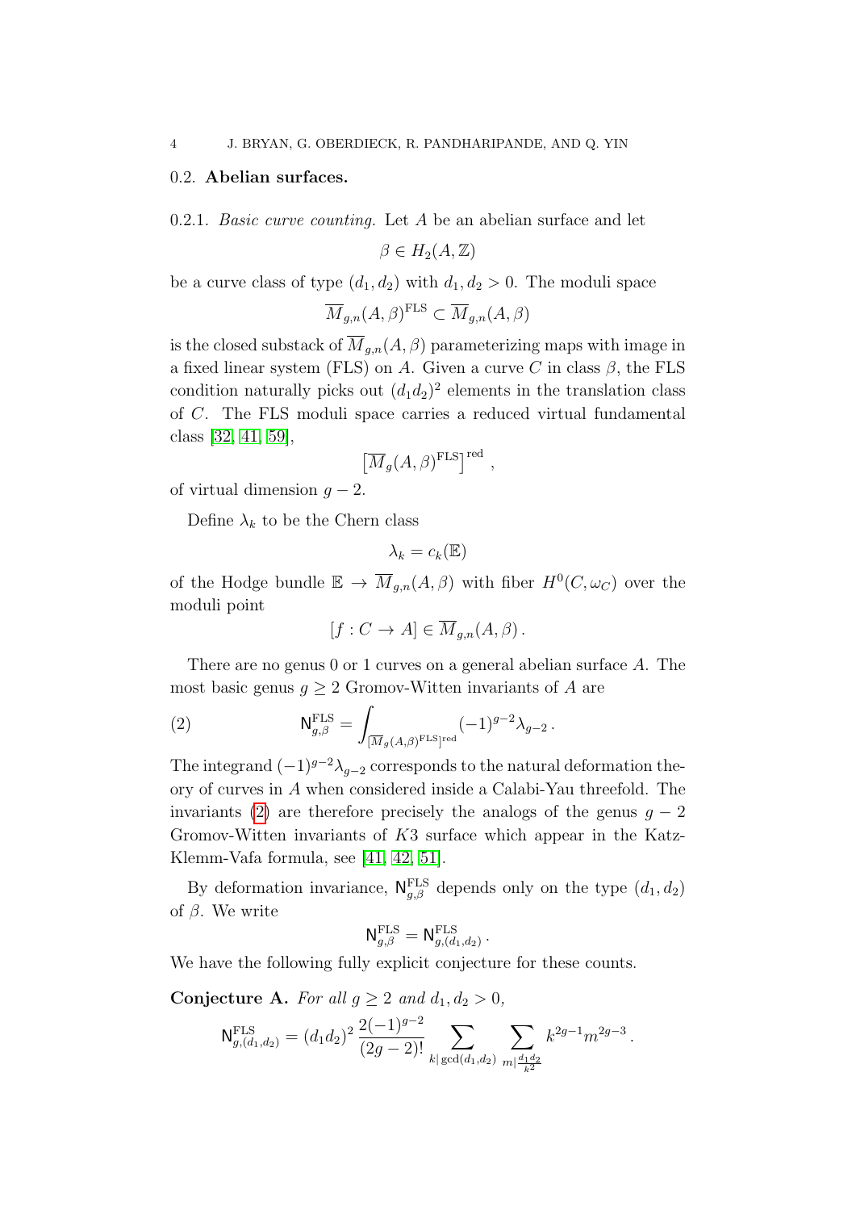## 0.2. Abelian surfaces.

0.2.1. *Basic curve counting.* Let $A$ be an abelian surface and let

$$\beta \in H_2(A, \mathbb{Z})$$

be a curve class of type $(d_1, d_2)$ with $d_1, d_2 > 0$. The moduli space

$$\overline{M}_{g,n}(A, \beta)^{\mathrm{FLS}} \subset \overline{M}_{g,n}(A, \beta)$$

is the closed substack of $\overline{M}_{g,n}(A, \beta)$ parameterizing maps with image in a fixed linear system (FLS) on $A$. Given a curve $C$ in class $\beta$, the FLS condition naturally picks out $(d_1 d_2)^2$ elements in the translation class of $C$. The FLS moduli space carries a reduced virtual fundamental class [32, 41, 59],

$$\left[\overline{M}_g(A, \beta)^{\mathrm{FLS}}\right]^{\mathrm{red}},$$

of virtual dimension $g - 2$.

Define $\lambda_k$ to be the Chern class

$$\lambda_k = c_k(\mathbb{E})$$

of the Hodge bundle $\mathbb{E} \to \overline{M}_{g,n}(A, \beta)$ with fiber $H^0(C, \omega_C)$ over the moduli point

$$[f : C \to A] \in \overline{M}_{g,n}(A, \beta).$$

There are no genus 0 or 1 curves on a general abelian surface $A$. The most basic genus $g \geq 2$ Gromov-Witten invariants of $A$ are

$$\mathsf{N}^{\mathrm{FLS}}_{g,\beta} = \int_{[\overline{M}_g(A,\beta)^{\mathrm{FLS}}]^{\mathrm{red}}} (-1)^{g-2} \lambda_{g-2}. \tag{2}$$

The integrand $(-1)^{g-2}\lambda_{g-2}$ corresponds to the natural deformation theory of curves in $A$ when considered inside a Calabi-Yau threefold. The invariants (2) are therefore precisely the analogs of the genus $g - 2$ Gromov-Witten invariants of $K3$ surface which appear in the Katz-Klemm-Vafa formula, see [41, 42, 51].

By deformation invariance, $\mathsf{N}^{\mathrm{FLS}}_{g,\beta}$ depends only on the type $(d_1, d_2)$ of $\beta$. We write

$$\mathsf{N}^{\mathrm{FLS}}_{g,\beta} = \mathsf{N}^{\mathrm{FLS}}_{g,(d_1,d_2)}.$$

We have the following fully explicit conjecture for these counts.

**Conjecture A.** *For all $g \geq 2$ and $d_1, d_2 > 0$,*

$$\mathsf{N}^{\mathrm{FLS}}_{g,(d_1,d_2)} = (d_1 d_2)^2 \frac{2(-1)^{g-2}}{(2g-2)!} \sum_{k | \gcd(d_1,d_2)} \sum_{m | \frac{d_1 d_2}{k^2}} k^{2g-1} m^{2g-3}.$$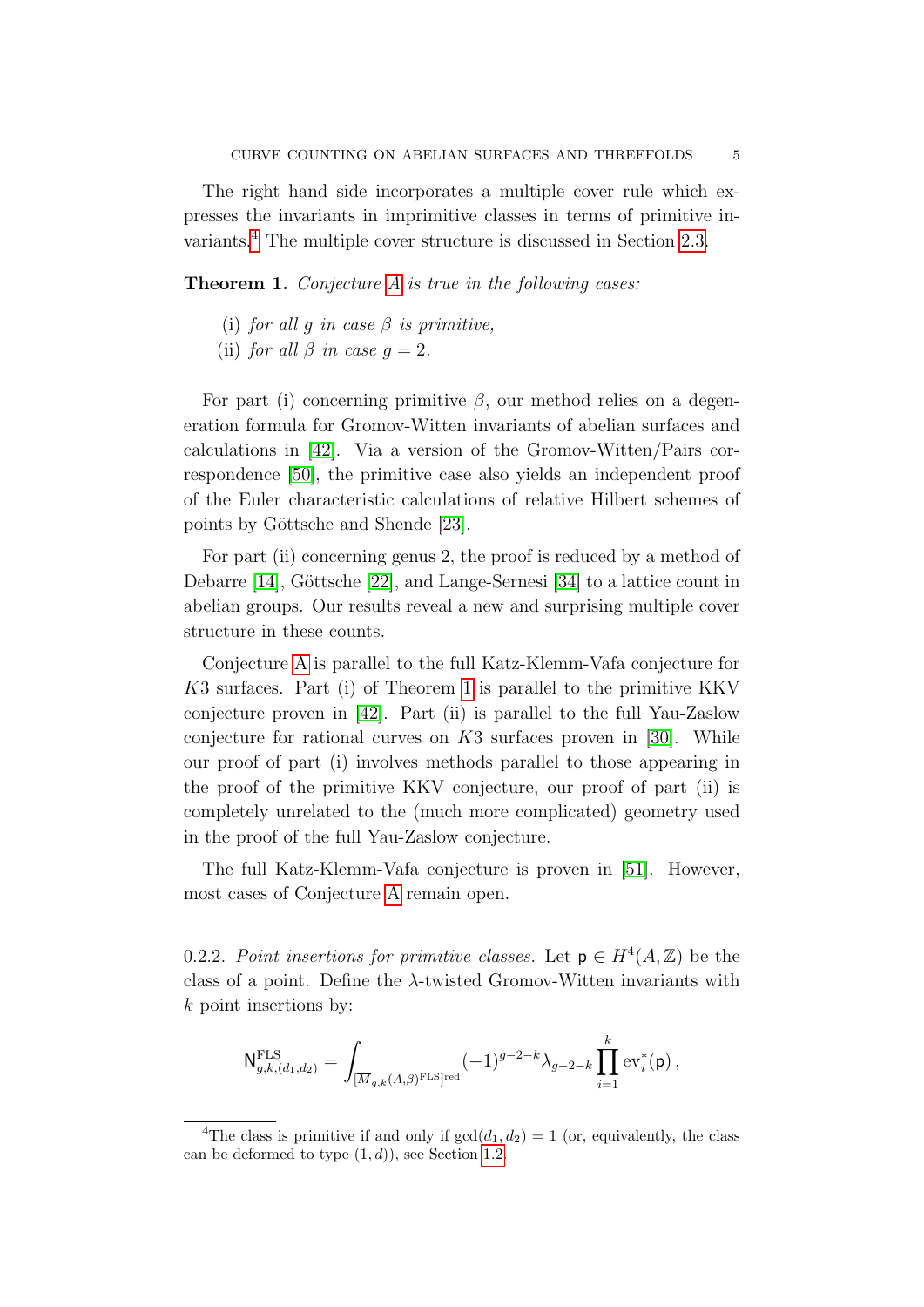The right hand side incorporates a multiple cover rule which expresses the invariants in imprimitive classes in terms of primitive invariants.[4] The multiple cover structure is discussed in Section 2.3.

**Theorem 1.** *Conjecture A is true in the following cases:*

(i) *for all $g$ in case $\beta$ is primitive,*

(ii) *for all $\beta$ in case $g = 2$.*

For part (i) concerning primitive $\beta$, our method relies on a degeneration formula for Gromov-Witten invariants of abelian surfaces and calculations in [42]. Via a version of the Gromov-Witten/Pairs correspondence [50], the primitive case also yields an independent proof of the Euler characteristic calculations of relative Hilbert schemes of points by Göttsche and Shende [23].

For part (ii) concerning genus 2, the proof is reduced by a method of Debarre [14], Göttsche [22], and Lange-Sernesi [34] to a lattice count in abelian groups. Our results reveal a new and surprising multiple cover structure in these counts.

Conjecture A is parallel to the full Katz-Klemm-Vafa conjecture for $K3$ surfaces. Part (i) of Theorem 1 is parallel to the primitive KKV conjecture proven in [42]. Part (ii) is parallel to the full Yau-Zaslow conjecture for rational curves on $K3$ surfaces proven in [30]. While our proof of part (i) involves methods parallel to those appearing in the proof of the primitive KKV conjecture, our proof of part (ii) is completely unrelated to the (much more complicated) geometry used in the proof of the full Yau-Zaslow conjecture.

The full Katz-Klemm-Vafa conjecture is proven in [51]. However, most cases of Conjecture A remain open.

0.2.2. *Point insertions for primitive classes.* Let $\mathsf{p} \in H^4(A, \mathbb{Z})$ be the class of a point. Define the $\lambda$-twisted Gromov-Witten invariants with $k$ point insertions by:

$$\mathsf{N}^{\mathrm{FLS}}_{g,k,(d_1,d_2)} = \int_{[\overline{M}_{g,k}(A,\beta)^{\mathrm{FLS}}]^{\mathrm{red}}} (-1)^{g-2-k} \lambda_{g-2-k} \prod_{i=1}^{k} \mathrm{ev}_i^*(\mathsf{p}) \, ,$$

[4] The class is primitive if and only if $\gcd(d_1, d_2) = 1$ (or, equivalently, the class can be deformed to type $(1, d)$), see Section 1.2.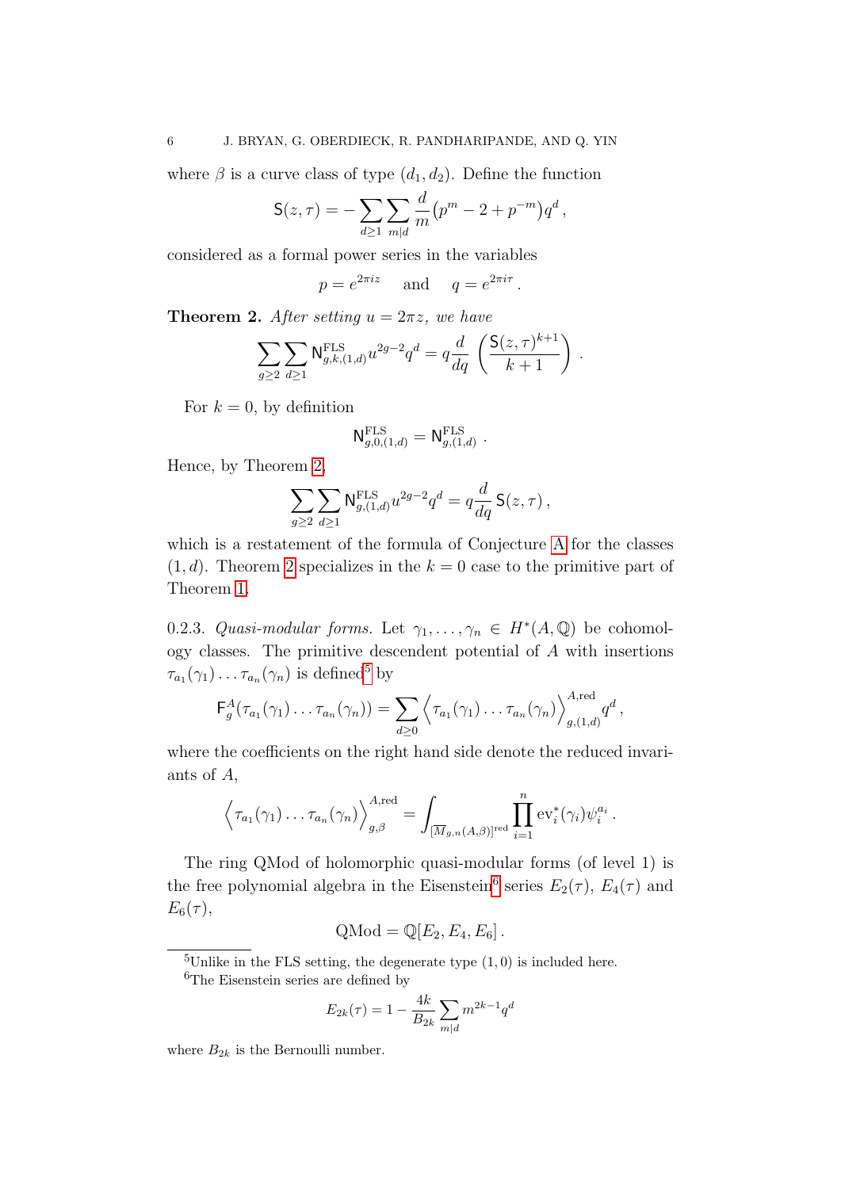where $\beta$ is a curve class of type $(d_1, d_2)$. Define the function

$$\mathsf{S}(z,\tau) = -\sum_{d\geq 1}\sum_{m|d} \frac{d}{m}\big(p^m - 2 + p^{-m}\big)q^d\,,$$

considered as a formal power series in the variables

$$p = e^{2\pi i z} \quad \text{ and } \quad q = e^{2\pi i \tau}\,.$$

**Theorem 2.** *After setting $u = 2\pi z$, we have*

$$\sum_{g\geq 2}\sum_{d\geq 1} \mathsf{N}^{\mathrm{FLS}}_{g,k,(1,d)} u^{2g-2} q^d = q\frac{d}{dq}\left(\frac{\mathsf{S}(z,\tau)^{k+1}}{k+1}\right)\,.$$

For $k=0$, by definition

$$\mathsf{N}^{\mathrm{FLS}}_{g,0,(1,d)} = \mathsf{N}^{\mathrm{FLS}}_{g,(1,d)}\,.$$

Hence, by Theorem 2,

$$\sum_{g\geq 2}\sum_{d\geq 1} \mathsf{N}^{\mathrm{FLS}}_{g,(1,d)} u^{2g-2} q^d = q\frac{d}{dq}\,\mathsf{S}(z,\tau)\,,$$

which is a restatement of the formula of Conjecture A for the classes $(1,d)$. Theorem 2 specializes in the $k=0$ case to the primitive part of Theorem 1.

0.2.3. *Quasi-modular forms.* Let $\gamma_1,\ldots,\gamma_n \in H^*(A,\mathbb{Q})$ be cohomology classes. The primitive descendent potential of $A$ with insertions $\tau_{a_1}(\gamma_1)\ldots\tau_{a_n}(\gamma_n)$ is defined[5] by

$$\mathsf{F}^A_g(\tau_{a_1}(\gamma_1)\ldots\tau_{a_n}(\gamma_n)) = \sum_{d\geq 0}\Big\langle \tau_{a_1}(\gamma_1)\ldots\tau_{a_n}(\gamma_n)\Big\rangle^{A,\mathrm{red}}_{g,(1,d)} q^d\,,$$

where the coefficients on the right hand side denote the reduced invariants of $A$,

$$\Big\langle \tau_{a_1}(\gamma_1)\ldots\tau_{a_n}(\gamma_n)\Big\rangle^{A,\mathrm{red}}_{g,\beta} = \int_{[\overline{M}_{g,n}(A,\beta)]^{\mathrm{red}}} \prod_{i=1}^n \mathrm{ev}_i^*(\gamma_i)\psi_i^{a_i}\,.$$

The ring QMod of holomorphic quasi-modular forms (of level 1) is the free polynomial algebra in the Eisenstein[6] series $E_2(\tau)$, $E_4(\tau)$ and $E_6(\tau)$,

$$\mathrm{QMod} = \mathbb{Q}[E_2, E_4, E_6]\,.$$

---

[5] Unlike in the FLS setting, the degenerate type $(1,0)$ is included here.

[6] The Eisenstein series are defined by

$$E_{2k}(\tau) = 1 - \frac{4k}{B_{2k}}\sum_{m|d} m^{2k-1}q^d$$

where $B_{2k}$ is the Bernoulli number.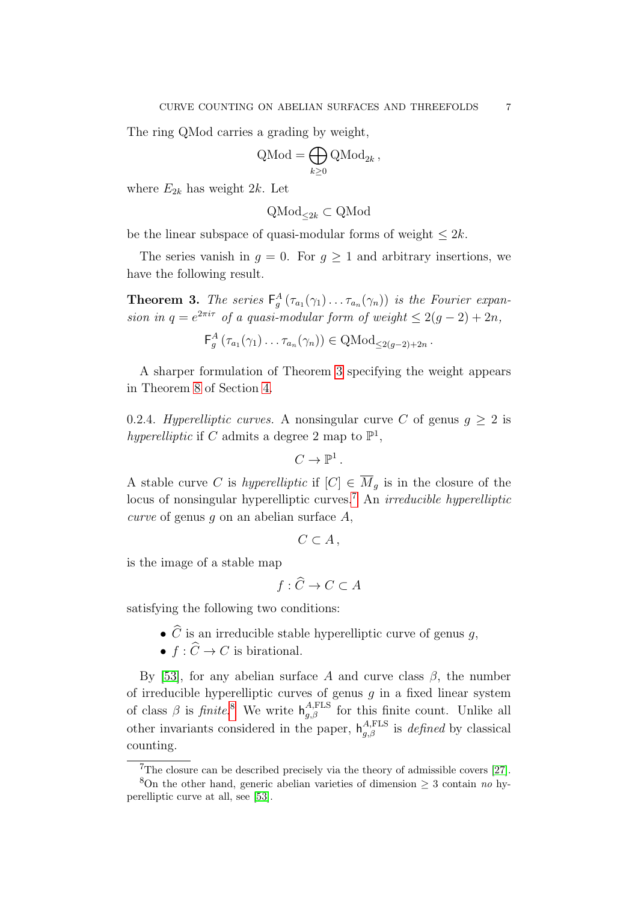The ring QMod carries a grading by weight,

$$\mathrm{QMod} = \bigoplus_{k \geq 0} \mathrm{QMod}_{2k} \,,$$

where $E_{2k}$ has weight $2k$. Let

$$\mathrm{QMod}_{\leq 2k} \subset \mathrm{QMod}$$

be the linear subspace of quasi-modular forms of weight $\leq 2k$.

The series vanish in $g = 0$. For $g \geq 1$ and arbitrary insertions, we have the following result.

**Theorem 3.** *The series $\mathsf{F}^A_g\left(\tau_{a_1}(\gamma_1)\ldots\tau_{a_n}(\gamma_n)\right)$ is the Fourier expansion in $q = e^{2\pi i \tau}$ of a quasi-modular form of weight $\leq 2(g-2)+2n$,*

$$\mathsf{F}^A_g\left(\tau_{a_1}(\gamma_1)\ldots\tau_{a_n}(\gamma_n)\right) \in \mathrm{QMod}_{\leq 2(g-2)+2n} \,.$$

A sharper formulation of Theorem 3 specifying the weight appears in Theorem 8 of Section 4.

0.2.4. *Hyperelliptic curves.* A nonsingular curve $C$ of genus $g \geq 2$ is *hyperelliptic* if $C$ admits a degree 2 map to $\mathbb{P}^1$,

$$C \to \mathbb{P}^1 \,.$$

A stable curve $C$ is *hyperelliptic* if $[C] \in \overline{M}_g$ is in the closure of the locus of nonsingular hyperelliptic curves.[7] An *irreducible hyperelliptic curve* of genus $g$ on an abelian surface $A$,

$$C \subset A \,,$$

is the image of a stable map

$$f : \widehat{C} \to C \subset A$$

satisfying the following two conditions:

- $\widehat{C}$ is an irreducible stable hyperelliptic curve of genus $g$,
- $f : \widehat{C} \to C$ is birational.

By [53], for any abelian surface $A$ and curve class $\beta$, the number of irreducible hyperelliptic curves of genus $g$ in a fixed linear system of class $\beta$ is *finite*.[8] We write $\mathsf{h}^{A,\mathrm{FLS}}_{g,\beta}$ for this finite count. Unlike all other invariants considered in the paper, $\mathsf{h}^{A,\mathrm{FLS}}_{g,\beta}$ is *defined* by classical counting.

[7] The closure can be described precisely via the theory of admissible covers [27].

[8] On the other hand, generic abelian varieties of dimension $\geq 3$ contain *no* hyperelliptic curve at all, see [53].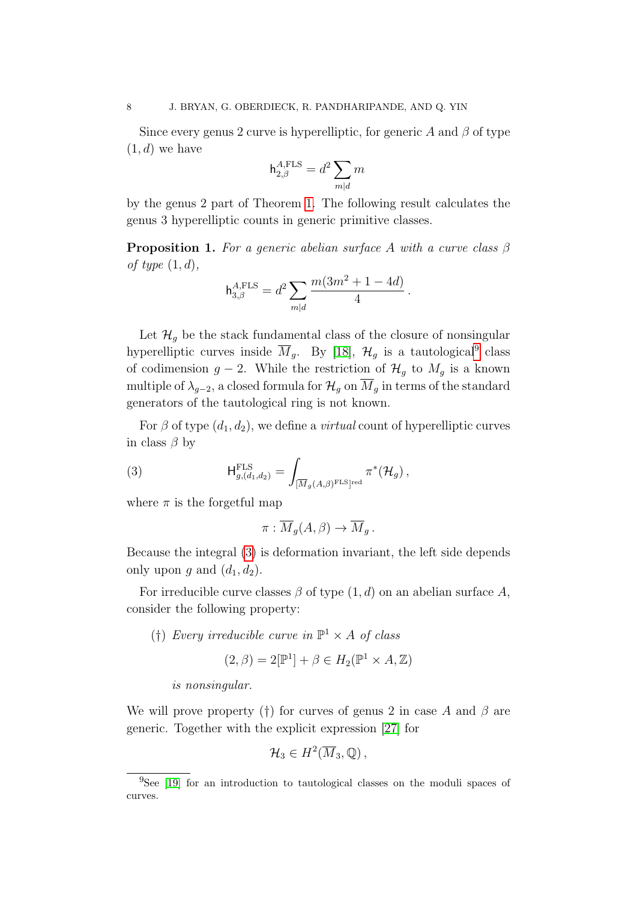Since every genus 2 curve is hyperelliptic, for generic $A$ and $\beta$ of type $(1, d)$ we have

$$\mathsf{h}^{A,\mathrm{FLS}}_{2,\beta} = d^2 \sum_{m|d} m$$

by the genus 2 part of Theorem 1. The following result calculates the genus 3 hyperelliptic counts in generic primitive classes.

**Proposition 1.** *For a generic abelian surface $A$ with a curve class $\beta$ of type $(1, d)$,*

$$\mathsf{h}^{A,\mathrm{FLS}}_{3,\beta} = d^2 \sum_{m|d} \frac{m(3m^2 + 1 - 4d)}{4}\,.$$

Let $\mathcal{H}_g$ be the stack fundamental class of the closure of nonsingular hyperelliptic curves inside $\overline{M}_g$. By [18], $\mathcal{H}_g$ is a tautological[9] class of codimension $g - 2$. While the restriction of $\mathcal{H}_g$ to $M_g$ is a known multiple of $\lambda_{g-2}$, a closed formula for $\mathcal{H}_g$ on $\overline{M}_g$ in terms of the standard generators of the tautological ring is not known.

For $\beta$ of type $(d_1, d_2)$, we define a *virtual* count of hyperelliptic curves in class $\beta$ by

$$\mathsf{H}^{\mathrm{FLS}}_{g,(d_1,d_2)} = \int_{[\overline{M}_g(A,\beta)^{\mathrm{FLS}}]^{\mathrm{red}}} \pi^*(\mathcal{H}_g)\,, \tag{3}$$

where $\pi$ is the forgetful map

$$\pi : \overline{M}_g(A, \beta) \to \overline{M}_g\,.$$

Because the integral (3) is deformation invariant, the left side depends only upon $g$ and $(d_1, d_2)$.

For irreducible curve classes $\beta$ of type $(1, d)$ on an abelian surface $A$, consider the following property:

($\dagger$) *Every irreducible curve in $\mathbb{P}^1 \times A$ of class*

$$(2, \beta) = 2[\mathbb{P}^1] + \beta \in H_2(\mathbb{P}^1 \times A, \mathbb{Z})$$

*is nonsingular.*

We will prove property ($\dagger$) for curves of genus 2 in case $A$ and $\beta$ are generic. Together with the explicit expression [27] for

$$\mathcal{H}_3 \in H^2(\overline{M}_3, \mathbb{Q})\,,$$

[9] See [19] for an introduction to tautological classes on the moduli spaces of curves.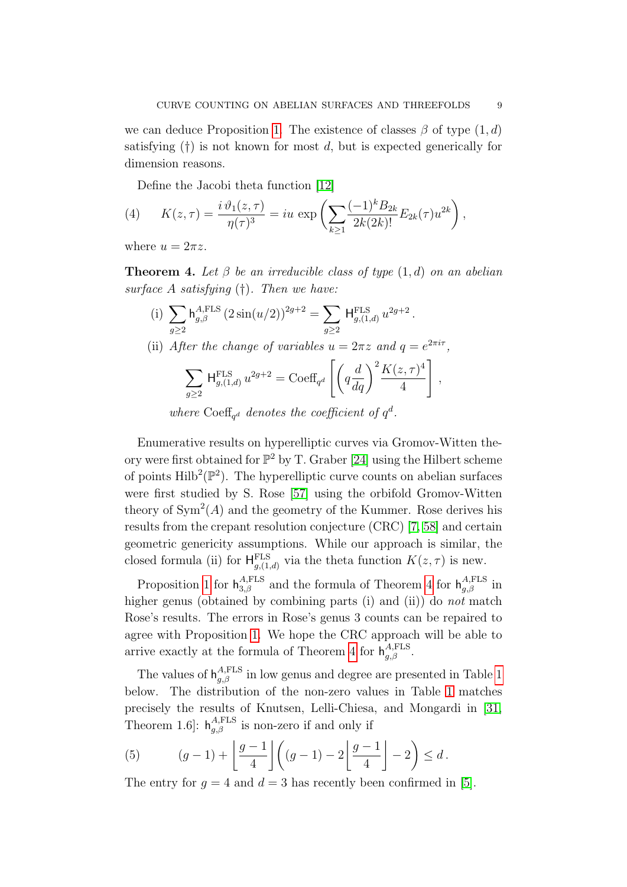we can deduce Proposition 1. The existence of classes $\beta$ of type $(1, d)$ satisfying (†) is not known for most $d$, but is expected generically for dimension reasons.

Define the Jacobi theta function [12]

$$K(z,\tau) = \frac{i\,\vartheta_1(z,\tau)}{\eta(\tau)^3} = iu\,\exp\left(\sum_{k\geq 1} \frac{(-1)^k B_{2k}}{2k(2k)!} E_{2k}(\tau) u^{2k}\right), \tag{4}$$

where $u = 2\pi z$.

**Theorem 4.** *Let $\beta$ be an irreducible class of type $(1, d)$ on an abelian surface $A$ satisfying (†). Then we have:*

(i) $\displaystyle\sum_{g\geq 2} \mathsf{h}^{A,\mathrm{FLS}}_{g,\beta}\,(2\sin(u/2))^{2g+2} = \sum_{g\geq 2} \mathsf{H}^{\mathrm{FLS}}_{g,(1,d)}\,u^{2g+2}$.

(ii) *After the change of variables $u = 2\pi z$ and $q = e^{2\pi i\tau}$,*

$$\sum_{g\geq 2} \mathsf{H}^{\mathrm{FLS}}_{g,(1,d)}\,u^{2g+2} = \mathrm{Coeff}_{q^d}\left[\left(q\frac{d}{dq}\right)^2 \frac{K(z,\tau)^4}{4}\right],$$

*where $\mathrm{Coeff}_{q^d}$ denotes the coefficient of $q^d$.*

Enumerative results on hyperelliptic curves via Gromov-Witten theory were first obtained for $\mathbb{P}^2$ by T. Graber [24] using the Hilbert scheme of points $\mathrm{Hilb}^2(\mathbb{P}^2)$. The hyperelliptic curve counts on abelian surfaces were first studied by S. Rose [57] using the orbifold Gromov-Witten theory of $\mathrm{Sym}^2(A)$ and the geometry of the Kummer. Rose derives his results from the crepant resolution conjecture (CRC) [7, 58] and certain geometric genericity assumptions. While our approach is similar, the closed formula (ii) for $\mathsf{H}^{\mathrm{FLS}}_{g,(1,d)}$ via the theta function $K(z,\tau)$ is new.

Proposition 1 for $\mathsf{h}^{A,\mathrm{FLS}}_{3,\beta}$ and the formula of Theorem 4 for $\mathsf{h}^{A,\mathrm{FLS}}_{g,\beta}$ in higher genus (obtained by combining parts (i) and (ii)) do *not* match Rose's results. The errors in Rose's genus 3 counts can be repaired to agree with Proposition 1. We hope the CRC approach will be able to arrive exactly at the formula of Theorem 4 for $\mathsf{h}^{A,\mathrm{FLS}}_{g,\beta}$.

The values of $\mathsf{h}^{A,\mathrm{FLS}}_{g,\beta}$ in low genus and degree are presented in Table 1 below. The distribution of the non-zero values in Table 1 matches precisely the results of Knutsen, Lelli-Chiesa, and Mongardi in [31, Theorem 1.6]: $\mathsf{h}^{A,\mathrm{FLS}}_{g,\beta}$ is non-zero if and only if

$$(g-1) + \left\lfloor\frac{g-1}{4}\right\rfloor\left((g-1) - 2\left\lfloor\frac{g-1}{4}\right\rfloor - 2\right) \leq d\,. \tag{5}$$

The entry for $g = 4$ and $d = 3$ has recently been confirmed in [5].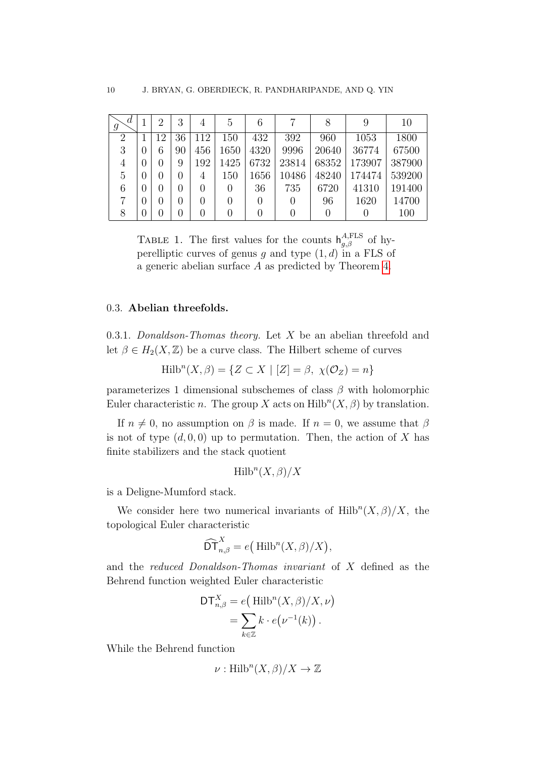| $g$ \ $d$ | 1 | 2 | 3 | 4 | 5 | 6 | 7 | 8 | 9 | 10 |
|---|---|---|---|---|---|---|---|---|---|---|
| 2 | 1 | 12 | 36 | 112 | 150 | 432 | 392 | 960 | 1053 | 1800 |
| 3 | 0 | 6 | 90 | 456 | 1650 | 4320 | 9996 | 20640 | 36774 | 67500 |
| 4 | 0 | 0 | 9 | 192 | 1425 | 6732 | 23814 | 68352 | 173907 | 387900 |
| 5 | 0 | 0 | 0 | 4 | 150 | 1656 | 10486 | 48240 | 174474 | 539200 |
| 6 | 0 | 0 | 0 | 0 | 0 | 36 | 735 | 6720 | 41310 | 191400 |
| 7 | 0 | 0 | 0 | 0 | 0 | 0 | 0 | 96 | 1620 | 14700 |
| 8 | 0 | 0 | 0 | 0 | 0 | 0 | 0 | 0 | 0 | 100 |

Table 1. The first values for the counts $\mathsf{h}^{A,\mathrm{FLS}}_{g,\beta}$ of hyperelliptic curves of genus $g$ and type $(1,d)$ in a FLS of a generic abelian surface $A$ as predicted by Theorem 4.

### 0.3. Abelian threefolds.

0.3.1. *Donaldson-Thomas theory.* Let $X$ be an abelian threefold and let $\beta \in H_2(X,\mathbb{Z})$ be a curve class. The Hilbert scheme of curves

$$\mathrm{Hilb}^n(X,\beta) = \{Z \subset X \mid [Z] = \beta,\ \chi(\mathcal{O}_Z) = n\}$$

parameterizes 1 dimensional subschemes of class $\beta$ with holomorphic Euler characteristic $n$. The group $X$ acts on $\mathrm{Hilb}^n(X,\beta)$ by translation.

If $n \neq 0$, no assumption on $\beta$ is made. If $n = 0$, we assume that $\beta$ is not of type $(d,0,0)$ up to permutation. Then, the action of $X$ has finite stabilizers and the stack quotient

$$\mathrm{Hilb}^n(X,\beta)/X$$

is a Deligne-Mumford stack.

We consider here two numerical invariants of $\mathrm{Hilb}^n(X,\beta)/X$, the topological Euler characteristic

$$\widehat{\mathsf{DT}}^X_{n,\beta} = e\big(\,\mathrm{Hilb}^n(X,\beta)/X\big),$$

and the *reduced Donaldson-Thomas invariant* of $X$ defined as the Behrend function weighted Euler characteristic

$$\begin{aligned}\mathsf{DT}^X_{n,\beta} &= e\big(\,\mathrm{Hilb}^n(X,\beta)/X, \nu\big)\\ &= \sum_{k\in\mathbb{Z}} k\cdot e\big(\nu^{-1}(k)\big)\,.\end{aligned}$$

While the Behrend function

$$\nu : \mathrm{Hilb}^n(X,\beta)/X \to \mathbb{Z}$$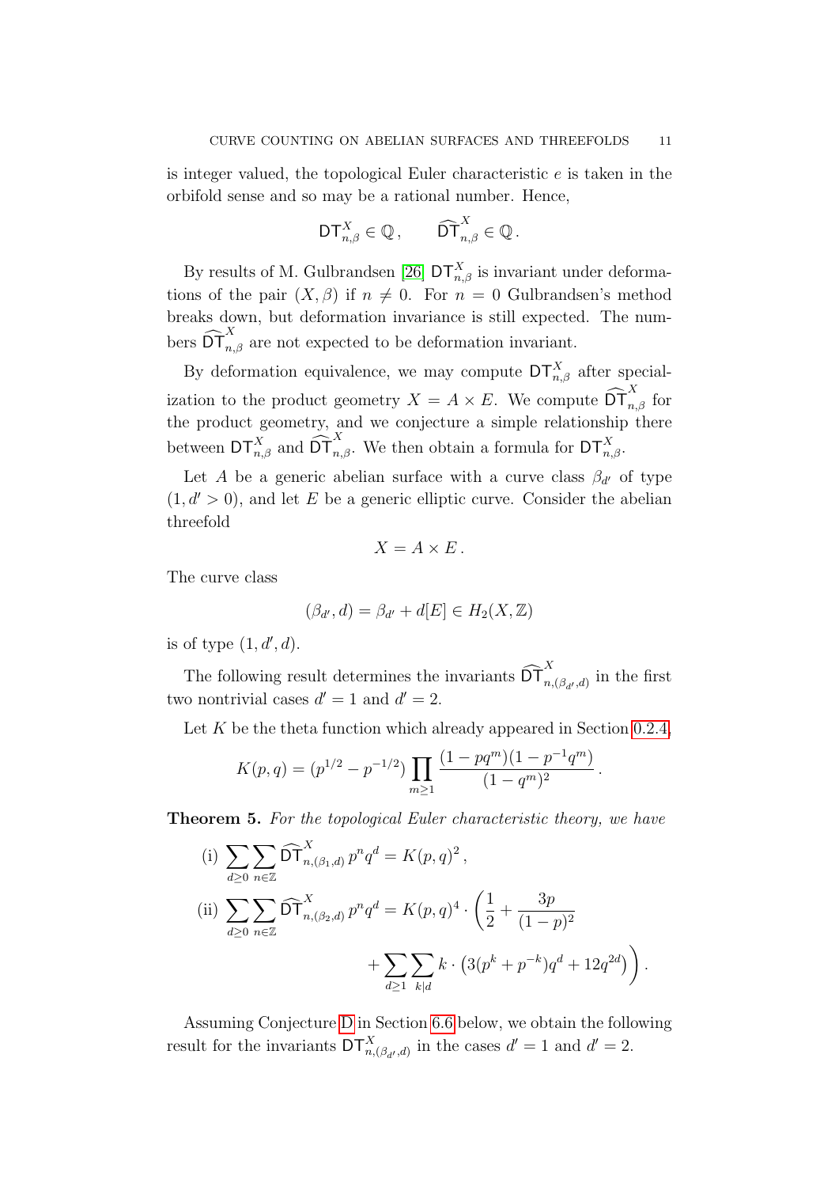is integer valued, the topological Euler characteristic $e$ is taken in the orbifold sense and so may be a rational number. Hence,

$$\mathsf{DT}^X_{n,\beta} \in \mathbb{Q}\,, \qquad \widehat{\mathsf{DT}}^X_{n,\beta} \in \mathbb{Q}\,.$$

By results of M. Gulbrandsen [26] $\mathsf{DT}^X_{n,\beta}$ is invariant under deformations of the pair $(X, \beta)$ if $n \neq 0$. For $n = 0$ Gulbrandsen's method breaks down, but deformation invariance is still expected. The numbers $\widehat{\mathsf{DT}}^X_{n,\beta}$ are not expected to be deformation invariant.

By deformation equivalence, we may compute $\mathsf{DT}^X_{n,\beta}$ after specialization to the product geometry $X = A \times E$. We compute $\widehat{\mathsf{DT}}^X_{n,\beta}$ for the product geometry, and we conjecture a simple relationship there between $\mathsf{DT}^X_{n,\beta}$ and $\widehat{\mathsf{DT}}^X_{n,\beta}$. We then obtain a formula for $\mathsf{DT}^X_{n,\beta}$.

Let $A$ be a generic abelian surface with a curve class $\beta_{d'}$ of type $(1, d' > 0)$, and let $E$ be a generic elliptic curve. Consider the abelian threefold

$$X = A \times E\,.$$

The curve class

$$(\beta_{d'}, d) = \beta_{d'} + d[E] \in H_2(X, \mathbb{Z})$$

is of type $(1, d', d)$.

The following result determines the invariants $\widehat{\mathsf{DT}}^X_{n,(\beta_{d'},d)}$ in the first two nontrivial cases $d' = 1$ and $d' = 2$.

Let $K$ be the theta function which already appeared in Section 0.2.4,

$$K(p,q) = (p^{1/2} - p^{-1/2}) \prod_{m \geq 1} \frac{(1 - pq^m)(1 - p^{-1}q^m)}{(1 - q^m)^2}\,.$$

**Theorem 5.** *For the topological Euler characteristic theory, we have*

$$\text{(i)} \sum_{d \geq 0} \sum_{n \in \mathbb{Z}} \widehat{\mathsf{DT}}^X_{n,(\beta_1,d)}\, p^n q^d = K(p,q)^2\,,$$

$$\text{(ii)} \sum_{d \geq 0} \sum_{n \in \mathbb{Z}} \widehat{\mathsf{DT}}^X_{n,(\beta_2,d)}\, p^n q^d = K(p,q)^4 \cdot \bigg( \frac{1}{2} + \frac{3p}{(1-p)^2} + \sum_{d \geq 1} \sum_{k | d} k \cdot \big( 3(p^k + p^{-k}) q^d + 12 q^{2d} \big) \bigg)\,.$$

Assuming Conjecture D in Section 6.6 below, we obtain the following result for the invariants $\mathsf{DT}^X_{n,(\beta_{d'},d)}$ in the cases $d' = 1$ and $d' = 2$.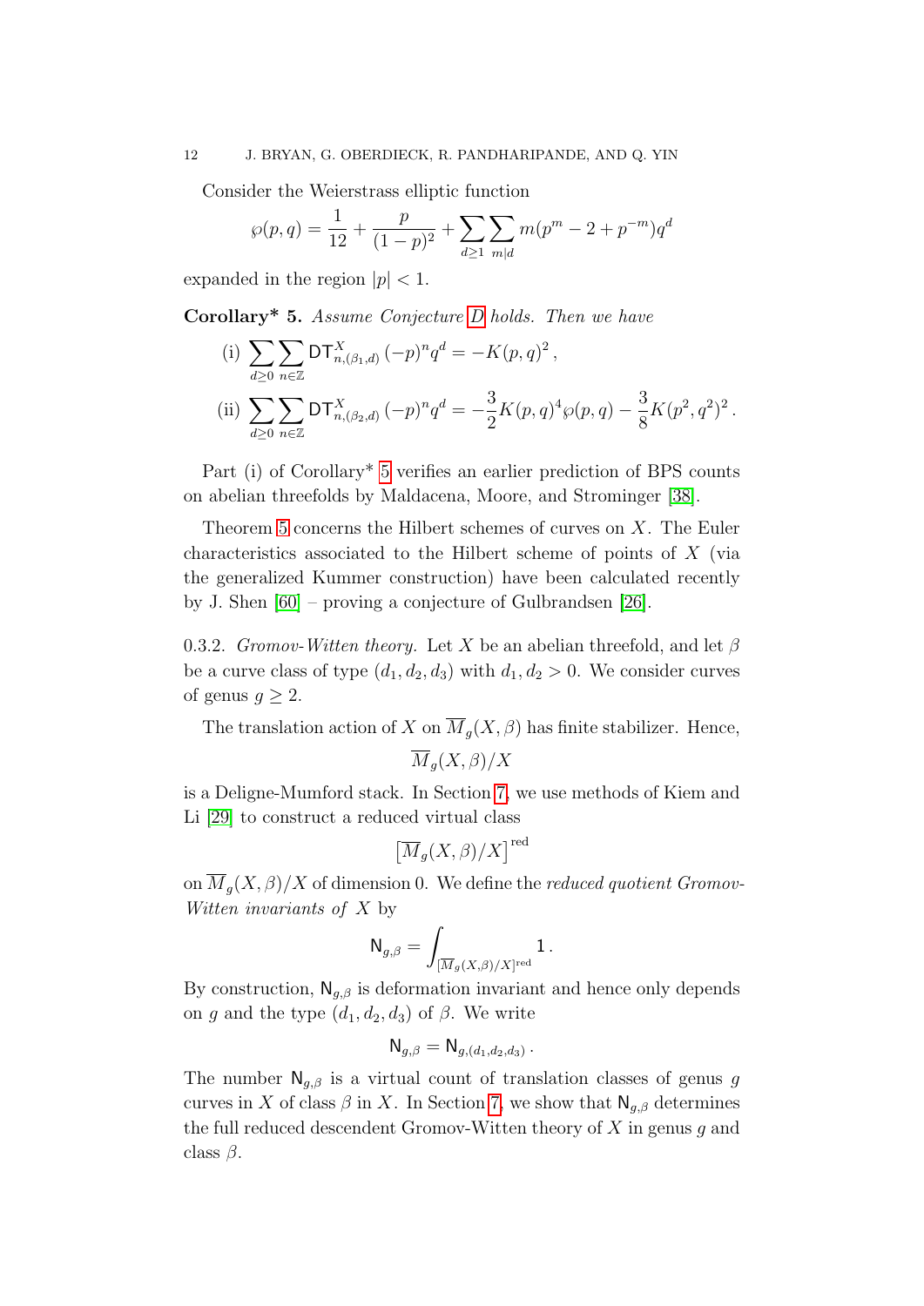Consider the Weierstrass elliptic function

$$\wp(p,q) = \frac{1}{12} + \frac{p}{(1-p)^2} + \sum_{d \geq 1} \sum_{m|d} m(p^m - 2 + p^{-m}) q^d$$

expanded in the region $|p| < 1$.

**Corollary\* 5.** *Assume Conjecture D holds. Then we have*

(i) $\displaystyle\sum_{d \geq 0} \sum_{n \in \mathbb{Z}} \mathsf{DT}^X_{n,(\beta_1,d)} (-p)^n q^d = -K(p,q)^2 \,,$

(ii) $\displaystyle\sum_{d \geq 0} \sum_{n \in \mathbb{Z}} \mathsf{DT}^X_{n,(\beta_2,d)} (-p)^n q^d = -\frac{3}{2} K(p,q)^4 \wp(p,q) - \frac{3}{8} K(p^2,q^2)^2 \,.$

Part (i) of Corollary* 5 verifies an earlier prediction of BPS counts on abelian threefolds by Maldacena, Moore, and Strominger [38].

Theorem 5 concerns the Hilbert schemes of curves on $X$. The Euler characteristics associated to the Hilbert scheme of points of $X$ (via the generalized Kummer construction) have been calculated recently by J. Shen [60] – proving a conjecture of Gulbrandsen [26].

0.3.2. *Gromov-Witten theory.* Let $X$ be an abelian threefold, and let $\beta$ be a curve class of type $(d_1, d_2, d_3)$ with $d_1, d_2 > 0$. We consider curves of genus $g \geq 2$.

The translation action of $X$ on $\overline{M}_g(X,\beta)$ has finite stabilizer. Hence,

$$\overline{M}_g(X,\beta)/X$$

is a Deligne-Mumford stack. In Section 7, we use methods of Kiem and Li [29] to construct a reduced virtual class

$$\left[\overline{M}_g(X,\beta)/X\right]^{\text{red}}$$

on $\overline{M}_g(X,\beta)/X$ of dimension 0. We define the *reduced quotient Gromov-Witten invariants of* $X$ by

$$\mathsf{N}_{g,\beta} = \int_{[\overline{M}_g(X,\beta)/X]^{\text{red}}} 1 \,.$$

By construction, $\mathsf{N}_{g,\beta}$ is deformation invariant and hence only depends on $g$ and the type $(d_1, d_2, d_3)$ of $\beta$. We write

$$\mathsf{N}_{g,\beta} = \mathsf{N}_{g,(d_1,d_2,d_3)} \,.$$

The number $\mathsf{N}_{g,\beta}$ is a virtual count of translation classes of genus $g$ curves in $X$ of class $\beta$ in $X$. In Section 7, we show that $\mathsf{N}_{g,\beta}$ determines the full reduced descendent Gromov-Witten theory of $X$ in genus $g$ and class $\beta$.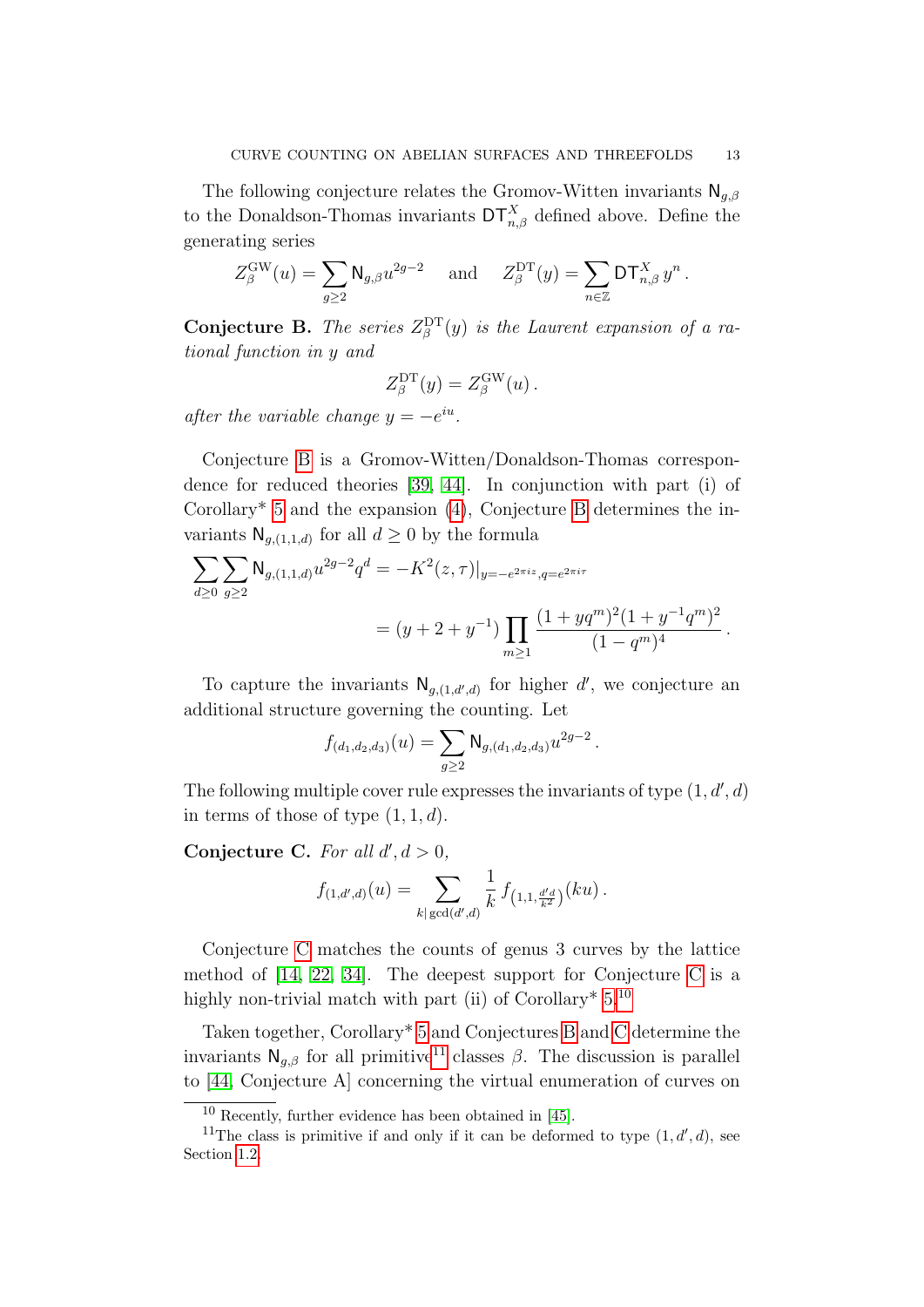The following conjecture relates the Gromov-Witten invariants $\mathsf{N}_{g,\beta}$ to the Donaldson-Thomas invariants $\mathsf{DT}^X_{n,\beta}$ defined above. Define the generating series

$$Z^{\mathrm{GW}}_\beta(u) = \sum_{g \geq 2} \mathsf{N}_{g,\beta} u^{2g-2} \quad \text{ and } \quad Z^{\mathrm{DT}}_\beta(y) = \sum_{n \in \mathbb{Z}} \mathsf{DT}^X_{n,\beta}\, y^n \,.$$

**Conjecture B.** *The series $Z^{\mathrm{DT}}_\beta(y)$ is the Laurent expansion of a rational function in $y$ and*

$$Z^{\mathrm{DT}}_\beta(y) = Z^{\mathrm{GW}}_\beta(u)\,.$$

*after the variable change $y = -e^{iu}$.*

Conjecture B is a Gromov-Witten/Donaldson-Thomas correspondence for reduced theories [39, 44]. In conjunction with part (i) of Corollary* 5 and the expansion (4), Conjecture B determines the invariants $\mathsf{N}_{g,(1,1,d)}$ for all $d \geq 0$ by the formula

$$\begin{aligned}
\sum_{d \geq 0} \sum_{g \geq 2} \mathsf{N}_{g,(1,1,d)} u^{2g-2} q^d &= -K^2(z,\tau)|_{y = -e^{2\pi i z}, q = e^{2\pi i \tau}} \\
&= (y + 2 + y^{-1}) \prod_{m \geq 1} \frac{(1+yq^m)^2(1+y^{-1}q^m)^2}{(1-q^m)^4}\,.
\end{aligned}$$

To capture the invariants $\mathsf{N}_{g,(1,d',d)}$ for higher $d'$, we conjecture an additional structure governing the counting. Let

$$f_{(d_1,d_2,d_3)}(u) = \sum_{g \geq 2} \mathsf{N}_{g,(d_1,d_2,d_3)} u^{2g-2}\,.$$

The following multiple cover rule expresses the invariants of type $(1,d',d)$ in terms of those of type $(1,1,d)$.

**Conjecture C.** *For all $d', d > 0$,*

$$f_{(1,d',d)}(u) = \sum_{k | \gcd(d',d)} \frac{1}{k}\, f_{\left(1,1,\frac{d'd}{k^2}\right)}(ku)\,.$$

Conjecture C matches the counts of genus 3 curves by the lattice method of [14, 22, 34]. The deepest support for Conjecture C is a highly non-trivial match with part (ii) of Corollary* 5.[10]

Taken together, Corollary* 5 and Conjectures B and C determine the invariants $\mathsf{N}_{g,\beta}$ for all primitive[11] classes $\beta$. The discussion is parallel to [44, Conjecture A] concerning the virtual enumeration of curves on

[10] Recently, further evidence has been obtained in [45].

[11] The class is primitive if and only if it can be deformed to type $(1,d',d)$, see Section 1.2.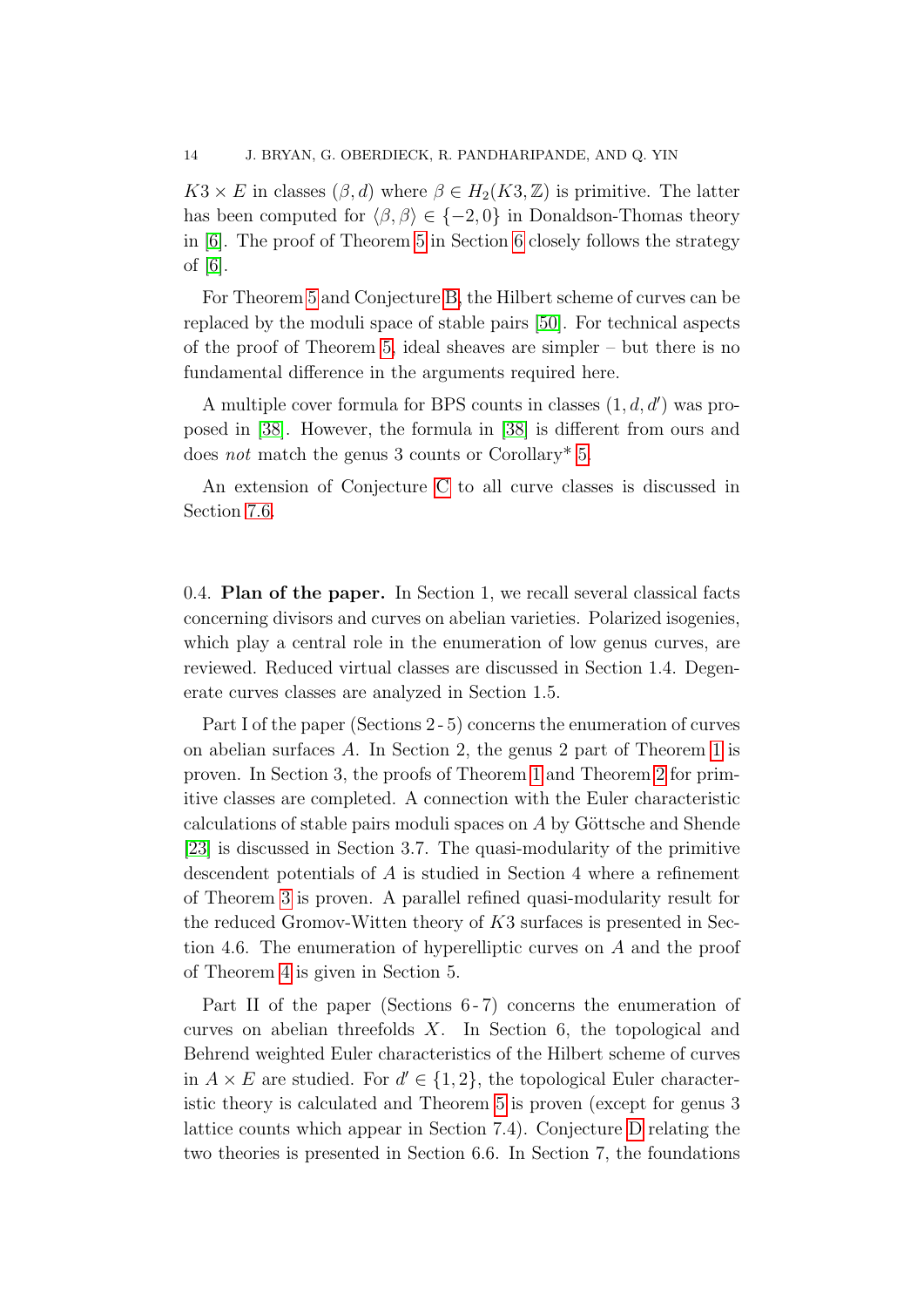$K3 \times E$ in classes $(\beta, d)$ where $\beta \in H_2(K3, \mathbb{Z})$ is primitive. The latter has been computed for $\langle \beta, \beta \rangle \in \{-2, 0\}$ in Donaldson-Thomas theory in [6]. The proof of Theorem 5 in Section 6 closely follows the strategy of [6].

For Theorem 5 and Conjecture B, the Hilbert scheme of curves can be replaced by the moduli space of stable pairs [50]. For technical aspects of the proof of Theorem 5, ideal sheaves are simpler – but there is no fundamental difference in the arguments required here.

A multiple cover formula for BPS counts in classes $(1, d, d')$ was proposed in [38]. However, the formula in [38] is different from ours and does *not* match the genus 3 counts or Corollary* 5.

An extension of Conjecture C to all curve classes is discussed in Section 7.6.

0.4. **Plan of the paper.** In Section 1, we recall several classical facts concerning divisors and curves on abelian varieties. Polarized isogenies, which play a central role in the enumeration of low genus curves, are reviewed. Reduced virtual classes are discussed in Section 1.4. Degenerate curves classes are analyzed in Section 1.5.

Part I of the paper (Sections 2 - 5) concerns the enumeration of curves on abelian surfaces $A$. In Section 2, the genus 2 part of Theorem 1 is proven. In Section 3, the proofs of Theorem 1 and Theorem 2 for primitive classes are completed. A connection with the Euler characteristic calculations of stable pairs moduli spaces on $A$ by Göttsche and Shende [23] is discussed in Section 3.7. The quasi-modularity of the primitive descendent potentials of $A$ is studied in Section 4 where a refinement of Theorem 3 is proven. A parallel refined quasi-modularity result for the reduced Gromov-Witten theory of $K3$ surfaces is presented in Section 4.6. The enumeration of hyperelliptic curves on $A$ and the proof of Theorem 4 is given in Section 5.

Part II of the paper (Sections 6 - 7) concerns the enumeration of curves on abelian threefolds $X$. In Section 6, the topological and Behrend weighted Euler characteristics of the Hilbert scheme of curves in $A \times E$ are studied. For $d' \in \{1, 2\}$, the topological Euler characteristic theory is calculated and Theorem 5 is proven (except for genus 3 lattice counts which appear in Section 7.4). Conjecture D relating the two theories is presented in Section 6.6. In Section 7, the foundations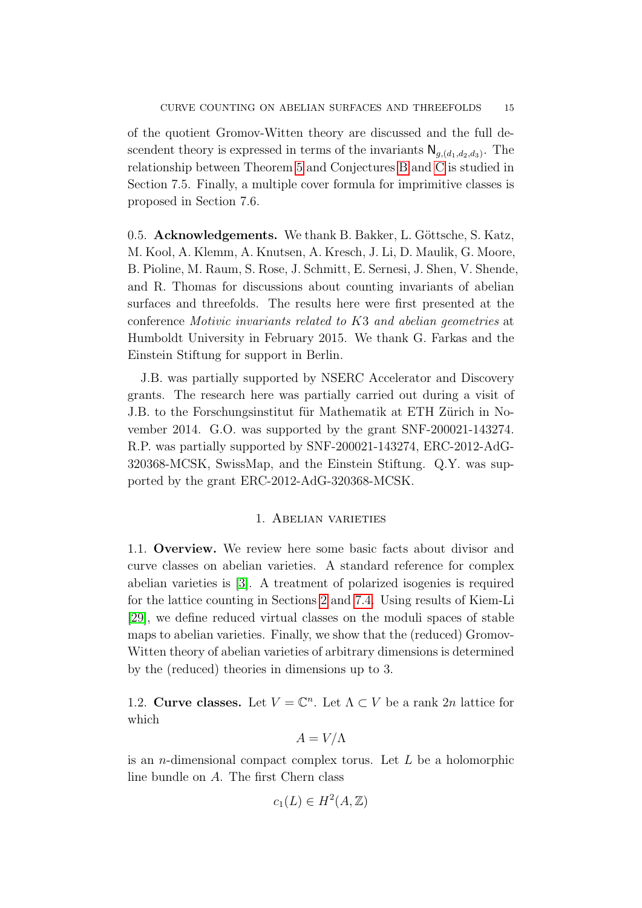of the quotient Gromov-Witten theory are discussed and the full descendent theory is expressed in terms of the invariants $\mathsf{N}_{g,(d_1,d_2,d_3)}$. The relationship between Theorem 5 and Conjectures B and C is studied in Section 7.5. Finally, a multiple cover formula for imprimitive classes is proposed in Section 7.6.

0.5. **Acknowledgements.** We thank B. Bakker, L. Göttsche, S. Katz, M. Kool, A. Klemm, A. Knutsen, A. Kresch, J. Li, D. Maulik, G. Moore, B. Pioline, M. Raum, S. Rose, J. Schmitt, E. Sernesi, J. Shen, V. Shende, and R. Thomas for discussions about counting invariants of abelian surfaces and threefolds. The results here were first presented at the conference *Motivic invariants related to* $K3$ *and abelian geometries* at Humboldt University in February 2015. We thank G. Farkas and the Einstein Stiftung for support in Berlin.

J.B. was partially supported by NSERC Accelerator and Discovery grants. The research here was partially carried out during a visit of J.B. to the Forschungsinstitut für Mathematik at ETH Zürich in November 2014. G.O. was supported by the grant SNF-200021-143274. R.P. was partially supported by SNF-200021-143274, ERC-2012-AdG-320368-MCSK, SwissMap, and the Einstein Stiftung. Q.Y. was supported by the grant ERC-2012-AdG-320368-MCSK.

## 1. Abelian varieties

1.1. **Overview.** We review here some basic facts about divisor and curve classes on abelian varieties. A standard reference for complex abelian varieties is [3]. A treatment of polarized isogenies is required for the lattice counting in Sections 2 and 7.4. Using results of Kiem-Li [29], we define reduced virtual classes on the moduli spaces of stable maps to abelian varieties. Finally, we show that the (reduced) Gromov-Witten theory of abelian varieties of arbitrary dimensions is determined by the (reduced) theories in dimensions up to 3.

1.2. **Curve classes.** Let $V = \mathbb{C}^n$. Let $\Lambda \subset V$ be a rank $2n$ lattice for which

$$A = V/\Lambda$$

is an $n$-dimensional compact complex torus. Let $L$ be a holomorphic line bundle on $A$. The first Chern class

$$c_1(L) \in H^2(A, \mathbb{Z})$$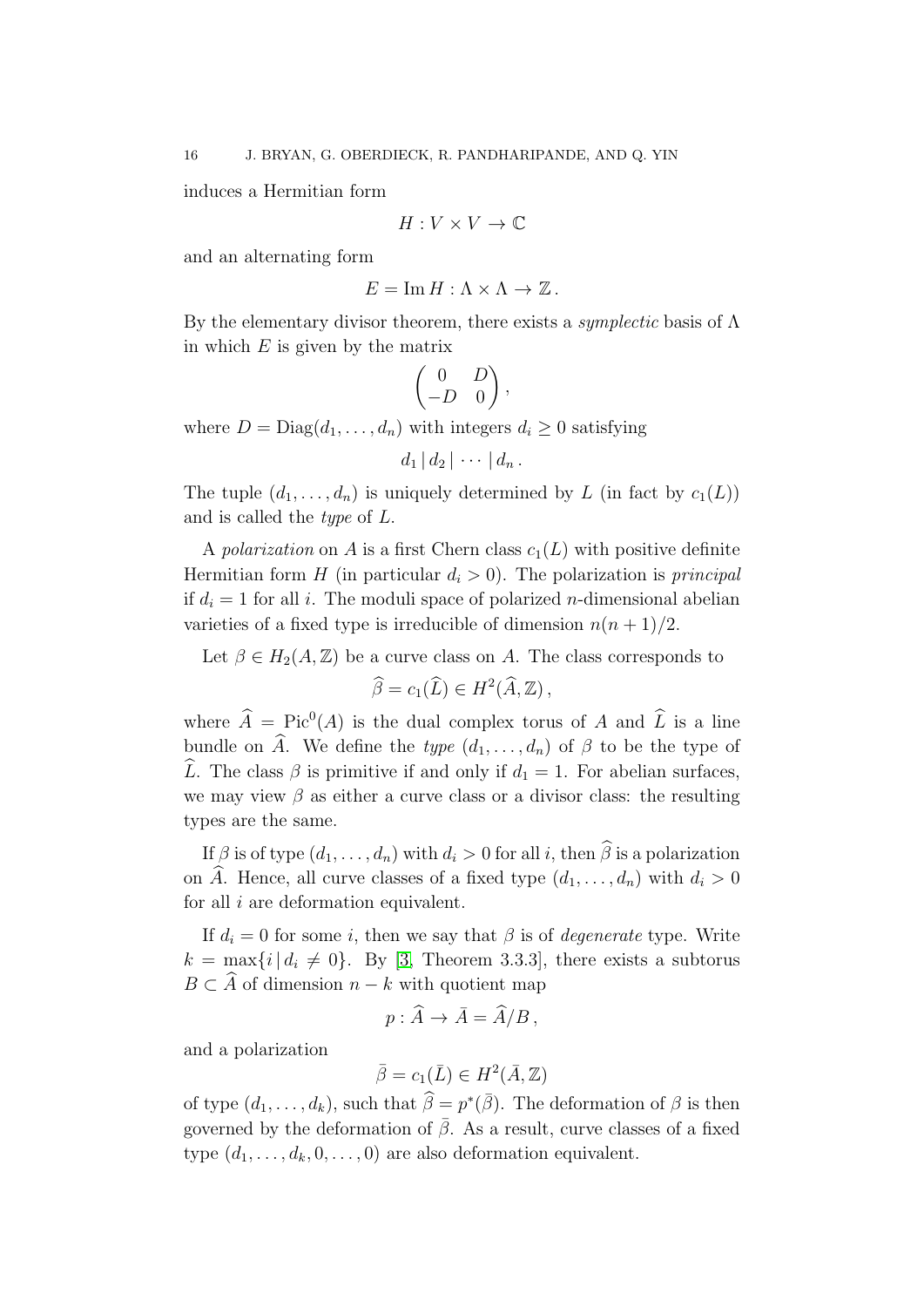induces a Hermitian form

$$H : V \times V \to \mathbb{C}$$

and an alternating form

$$E = \operatorname{Im} H : \Lambda \times \Lambda \to \mathbb{Z}\,.$$

By the elementary divisor theorem, there exists a *symplectic* basis of $\Lambda$ in which $E$ is given by the matrix

$$\begin{pmatrix} 0 & D \\ -D & 0 \end{pmatrix},$$

where $D = \operatorname{Diag}(d_1, \ldots, d_n)$ with integers $d_i \geq 0$ satisfying

$$d_1 \,|\, d_2 \,|\, \cdots \,|\, d_n\,.$$

The tuple $(d_1, \ldots, d_n)$ is uniquely determined by $L$ (in fact by $c_1(L)$) and is called the *type* of $L$.

A *polarization* on $A$ is a first Chern class $c_1(L)$ with positive definite Hermitian form $H$ (in particular $d_i > 0$). The polarization is *principal* if $d_i = 1$ for all $i$. The moduli space of polarized $n$-dimensional abelian varieties of a fixed type is irreducible of dimension $n(n+1)/2$.

Let $\beta \in H_2(A, \mathbb{Z})$ be a curve class on $A$. The class corresponds to

$$\widehat{\beta} = c_1(\widehat{L}) \in H^2(\widehat{A}, \mathbb{Z})\,,$$

where $\widehat{A} = \operatorname{Pic}^0(A)$ is the dual complex torus of $A$ and $\widehat{L}$ is a line bundle on $\widehat{A}$. We define the *type* $(d_1, \ldots, d_n)$ of $\beta$ to be the type of $\widehat{L}$. The class $\beta$ is primitive if and only if $d_1 = 1$. For abelian surfaces, we may view $\beta$ as either a curve class or a divisor class: the resulting types are the same.

If $\beta$ is of type $(d_1, \ldots, d_n)$ with $d_i > 0$ for all $i$, then $\widehat{\beta}$ is a polarization on $\widehat{A}$. Hence, all curve classes of a fixed type $(d_1, \ldots, d_n)$ with $d_i > 0$ for all $i$ are deformation equivalent.

If $d_i = 0$ for some $i$, then we say that $\beta$ is of *degenerate* type. Write $k = \max\{i \,|\, d_i \neq 0\}$. By [3, Theorem 3.3.3], there exists a subtorus $B \subset \widehat{A}$ of dimension $n - k$ with quotient map

$$p : \widehat{A} \to \bar{A} = \widehat{A}/B\,,$$

and a polarization

$$\bar{\beta} = c_1(\bar{L}) \in H^2(\bar{A}, \mathbb{Z})$$

of type $(d_1, \ldots, d_k)$, such that $\widehat{\beta} = p^*(\bar{\beta})$. The deformation of $\beta$ is then governed by the deformation of $\bar{\beta}$. As a result, curve classes of a fixed type $(d_1, \ldots, d_k, 0, \ldots, 0)$ are also deformation equivalent.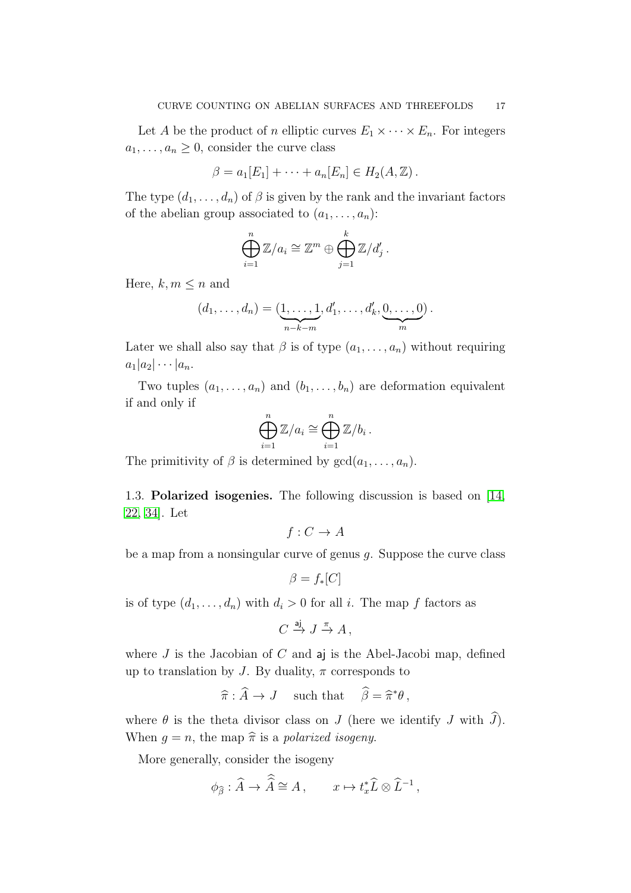Let $A$ be the product of $n$ elliptic curves $E_1 \times \cdots \times E_n$. For integers $a_1, \ldots, a_n \geq 0$, consider the curve class

$$\beta = a_1[E_1] + \cdots + a_n[E_n] \in H_2(A, \mathbb{Z}) .$$

The type $(d_1, \ldots, d_n)$ of $\beta$ is given by the rank and the invariant factors of the abelian group associated to $(a_1, \ldots, a_n)$:

$$\bigoplus_{i=1}^{n} \mathbb{Z}/a_i \cong \mathbb{Z}^m \oplus \bigoplus_{j=1}^{k} \mathbb{Z}/d'_j .$$

Here, $k, m \leq n$ and

$$(d_1, \ldots, d_n) = (\underbrace{1, \ldots, 1}_{n-k-m}, d'_1, \ldots, d'_k, \underbrace{0, \ldots, 0}_{m}) .$$

Later we shall also say that $\beta$ is of type $(a_1, \ldots, a_n)$ without requiring $a_1 | a_2 | \cdots | a_n$.

Two tuples $(a_1, \ldots, a_n)$ and $(b_1, \ldots, b_n)$ are deformation equivalent if and only if

$$\bigoplus_{i=1}^{n} \mathbb{Z}/a_i \cong \bigoplus_{i=1}^{n} \mathbb{Z}/b_i .$$

The primitivity of $\beta$ is determined by $\gcd(a_1, \ldots, a_n)$.

### 1.3. Polarized isogenies.

The following discussion is based on [14, 22, 34]. Let

$$f : C \to A$$

be a map from a nonsingular curve of genus $g$. Suppose the curve class

$$\beta = f_*[C]$$

is of type $(d_1, \ldots, d_n)$ with $d_i > 0$ for all $i$. The map $f$ factors as

$$C \xrightarrow{\mathsf{aj}} J \xrightarrow{\pi} A ,$$

where $J$ is the Jacobian of $C$ and $\mathsf{aj}$ is the Abel-Jacobi map, defined up to translation by $J$. By duality, $\pi$ corresponds to

$$\widehat{\pi} : \widehat{A} \to J \quad \text{ such that } \quad \widehat{\beta} = \widehat{\pi}^* \theta ,$$

where $\theta$ is the theta divisor class on $J$ (here we identify $J$ with $\widehat{J}$). When $g = n$, the map $\widehat{\pi}$ is a *polarized isogeny*.

More generally, consider the isogeny

$$\phi_{\widehat{\beta}} : \widehat{A} \to \widehat{\widehat{A}} \cong A , \qquad x \mapsto t_x^* \widehat{L} \otimes \widehat{L}^{-1} ,$$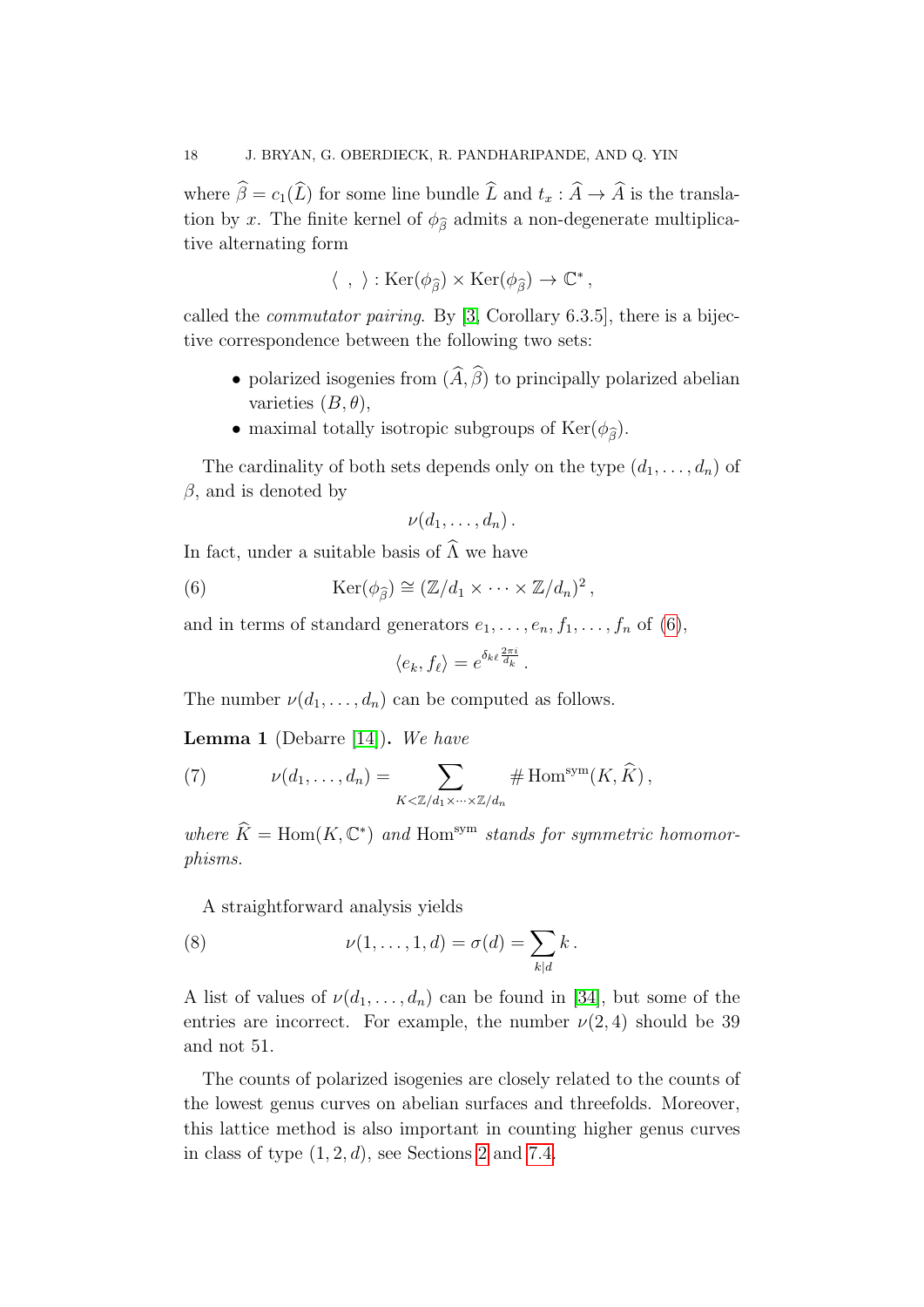where $\widehat{\beta} = c_1(\widehat{L})$ for some line bundle $\widehat{L}$ and $t_x : \widehat{A} \to \widehat{A}$ is the translation by $x$. The finite kernel of $\phi_{\widehat{\beta}}$ admits a non-degenerate multiplicative alternating form

$$\langle \ , \ \rangle : \mathrm{Ker}(\phi_{\widehat{\beta}}) \times \mathrm{Ker}(\phi_{\widehat{\beta}}) \to \mathbb{C}^*,$$

called the *commutator pairing*. By [3, Corollary 6.3.5], there is a bijective correspondence between the following two sets:

- polarized isogenies from $(\widehat{A}, \widehat{\beta})$ to principally polarized abelian varieties $(B, \theta)$,
- maximal totally isotropic subgroups of $\mathrm{Ker}(\phi_{\widehat{\beta}})$.

The cardinality of both sets depends only on the type $(d_1, \ldots, d_n)$ of $\beta$, and is denoted by

$$\nu(d_1, \ldots, d_n).$$

In fact, under a suitable basis of $\widehat{\Lambda}$ we have

$$\mathrm{Ker}(\phi_{\widehat{\beta}}) \cong (\mathbb{Z}/d_1 \times \cdots \times \mathbb{Z}/d_n)^2, \tag{6}$$

and in terms of standard generators $e_1, \ldots, e_n, f_1, \ldots, f_n$ of (6),

$$\langle e_k, f_\ell \rangle = e^{\delta_{k\ell} \frac{2\pi i}{d_k}}.$$

The number $\nu(d_1, \ldots, d_n)$ can be computed as follows.

**Lemma 1** (Debarre [14]). *We have*

$$\nu(d_1, \ldots, d_n) = \sum_{K < \mathbb{Z}/d_1 \times \cdots \times \mathbb{Z}/d_n} \# \mathrm{Hom}^{\mathrm{sym}}(K, \widehat{K}), \tag{7}$$

*where* $\widehat{K} = \mathrm{Hom}(K, \mathbb{C}^*)$ *and* $\mathrm{Hom}^{\mathrm{sym}}$ *stands for symmetric homomorphisms.*

A straightforward analysis yields

$$\nu(1, \ldots, 1, d) = \sigma(d) = \sum_{k|d} k. \tag{8}$$

A list of values of $\nu(d_1, \ldots, d_n)$ can be found in [34], but some of the entries are incorrect. For example, the number $\nu(2, 4)$ should be 39 and not 51.

The counts of polarized isogenies are closely related to the counts of the lowest genus curves on abelian surfaces and threefolds. Moreover, this lattice method is also important in counting higher genus curves in class of type $(1, 2, d)$, see Sections 2 and 7.4.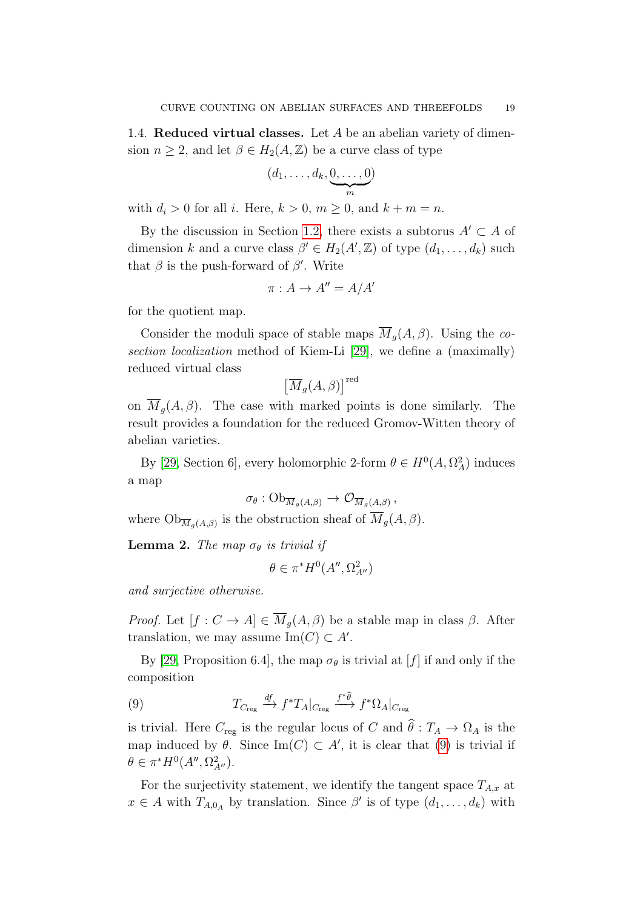1.4. **Reduced virtual classes.** Let $A$ be an abelian variety of dimension $n \geq 2$, and let $\beta \in H_2(A, \mathbb{Z})$ be a curve class of type

$$(d_1, \ldots, d_k, \underbrace{0, \ldots, 0}_{m})$$

with $d_i > 0$ for all $i$. Here, $k > 0$, $m \geq 0$, and $k + m = n$.

By the discussion in Section 1.2, there exists a subtorus $A' \subset A$ of dimension $k$ and a curve class $\beta' \in H_2(A', \mathbb{Z})$ of type $(d_1, \ldots, d_k)$ such that $\beta$ is the push-forward of $\beta'$. Write

$$\pi : A \to A'' = A/A'$$

for the quotient map.

Consider the moduli space of stable maps $\overline{M}_g(A, \beta)$. Using the *co-section localization* method of Kiem-Li [29], we define a (maximally) reduced virtual class

$$\left[\overline{M}_g(A, \beta)\right]^{\text{red}}$$

on $\overline{M}_g(A, \beta)$. The case with marked points is done similarly. The result provides a foundation for the reduced Gromov-Witten theory of abelian varieties.

By [29, Section 6], every holomorphic 2-form $\theta \in H^0(A, \Omega_A^2)$ induces a map

$$\sigma_\theta : \text{Ob}_{\overline{M}_g(A,\beta)} \to \mathcal{O}_{\overline{M}_g(A,\beta)}\,,$$

where $\text{Ob}_{\overline{M}_g(A,\beta)}$ is the obstruction sheaf of $\overline{M}_g(A, \beta)$.

**Lemma 2.** *The map $\sigma_\theta$ is trivial if*

$$\theta \in \pi^* H^0(A'', \Omega^2_{A''})$$

*and surjective otherwise.*

*Proof.* Let $[f : C \to A] \in \overline{M}_g(A, \beta)$ be a stable map in class $\beta$. After translation, we may assume $\text{Im}(C) \subset A'$.

By [29, Proposition 6.4], the map $\sigma_\theta$ is trivial at $[f]$ if and only if the composition

$$T_{C_{\text{reg}}} \xrightarrow{df} f^*T_A|_{C_{\text{reg}}} \xrightarrow{f^*\widehat{\theta}} f^*\Omega_A|_{C_{\text{reg}}} \tag{9}$$

is trivial. Here $C_{\text{reg}}$ is the regular locus of $C$ and $\widehat{\theta} : T_A \to \Omega_A$ is the map induced by $\theta$. Since $\text{Im}(C) \subset A'$, it is clear that (9) is trivial if $\theta \in \pi^* H^0(A'', \Omega^2_{A''})$.

For the surjectivity statement, we identify the tangent space $T_{A,x}$ at $x \in A$ with $T_{A,0_A}$ by translation. Since $\beta'$ is of type $(d_1, \ldots, d_k)$ with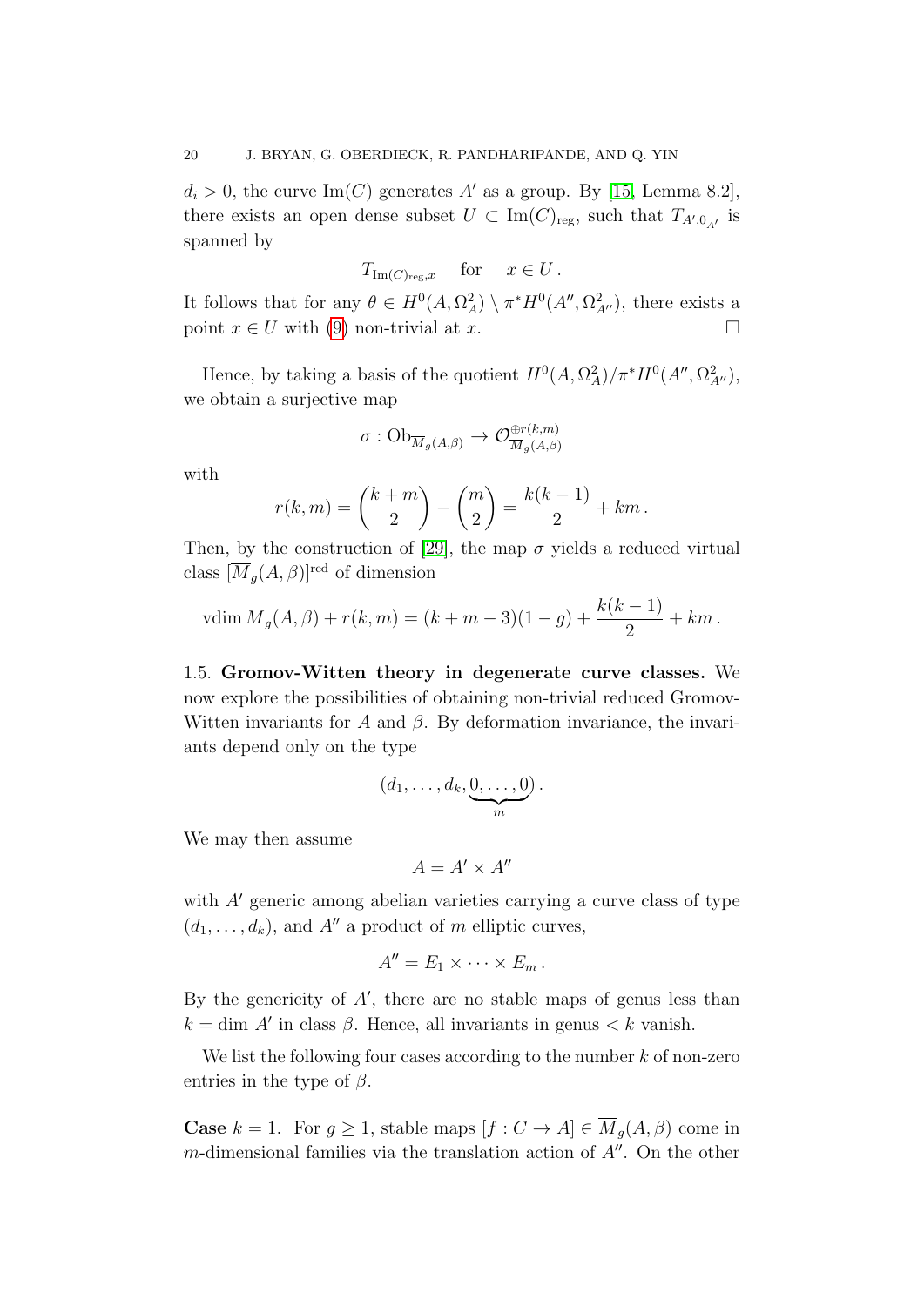$d_i > 0$, the curve $\mathrm{Im}(C)$ generates $A'$ as a group. By [15, Lemma 8.2], there exists an open dense subset $U \subset \mathrm{Im}(C)_{\mathrm{reg}}$, such that $T_{A',0_{A'}}$ is spanned by

$$T_{\mathrm{Im}(C)_{\mathrm{reg}},x} \quad \text{for} \quad x \in U\,.$$

It follows that for any $\theta \in H^0(A, \Omega_A^2) \setminus \pi^* H^0(A'', \Omega_{A''}^2)$, there exists a point $x \in U$ with (9) non-trivial at $x$. □

Hence, by taking a basis of the quotient $H^0(A, \Omega_A^2)/\pi^* H^0(A'', \Omega_{A''}^2)$, we obtain a surjective map

$$\sigma : \mathrm{Ob}_{\overline{M}_g(A,\beta)} \to \mathcal{O}_{\overline{M}_g(A,\beta)}^{\oplus r(k,m)}$$

with

$$r(k,m) = \binom{k+m}{2} - \binom{m}{2} = \frac{k(k-1)}{2} + km\,.$$

Then, by the construction of [29], the map $\sigma$ yields a reduced virtual class $[\overline{M}_g(A,\beta)]^{\mathrm{red}}$ of dimension

$$\mathrm{vdim}\, \overline{M}_g(A,\beta) + r(k,m) = (k+m-3)(1-g) + \frac{k(k-1)}{2} + km\,.$$

**1.5. Gromov-Witten theory in degenerate curve classes.** We now explore the possibilities of obtaining non-trivial reduced Gromov-Witten invariants for $A$ and $\beta$. By deformation invariance, the invariants depend only on the type

$$(d_1, \ldots, d_k, \underbrace{0, \ldots, 0}_{m})\,.$$

We may then assume

$$A = A' \times A''$$

with $A'$ generic among abelian varieties carrying a curve class of type $(d_1, \ldots, d_k)$, and $A''$ a product of $m$ elliptic curves,

$$A'' = E_1 \times \cdots \times E_m\,.$$

By the genericity of $A'$, there are no stable maps of genus less than $k = \dim A'$ in class $\beta$. Hence, all invariants in genus $< k$ vanish.

We list the following four cases according to the number $k$ of non-zero entries in the type of $\beta$.

**Case** $k = 1$. For $g \geq 1$, stable maps $[f : C \to A] \in \overline{M}_g(A,\beta)$ come in $m$-dimensional families via the translation action of $A''$. On the other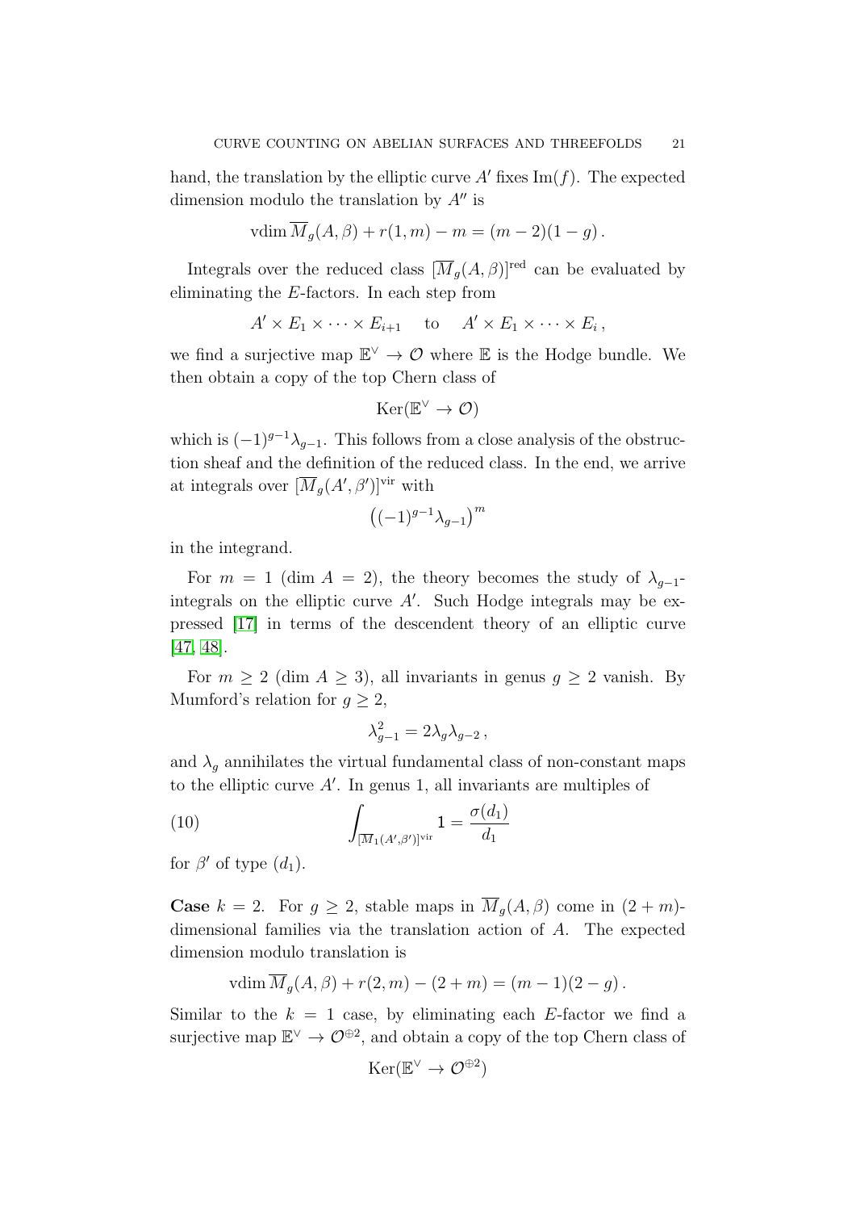hand, the translation by the elliptic curve $A'$ fixes $\mathrm{Im}(f)$. The expected dimension modulo the translation by $A''$ is

$$\mathrm{vdim}\, \overline{M}_g(A,\beta) + r(1,m) - m = (m-2)(1-g)\,.$$

Integrals over the reduced class $[\overline{M}_g(A,\beta)]^{\mathrm{red}}$ can be evaluated by eliminating the $E$-factors. In each step from

$$A' \times E_1 \times \cdots \times E_{i+1} \quad \text{to} \quad A' \times E_1 \times \cdots \times E_i\,,$$

we find a surjective map $\mathbb{E}^\vee \to \mathcal{O}$ where $\mathbb{E}$ is the Hodge bundle. We then obtain a copy of the top Chern class of

$$\mathrm{Ker}(\mathbb{E}^\vee \to \mathcal{O})$$

which is $(-1)^{g-1}\lambda_{g-1}$. This follows from a close analysis of the obstruction sheaf and the definition of the reduced class. In the end, we arrive at integrals over $[\overline{M}_g(A',\beta')]^{\mathrm{vir}}$ with

$$\left((-1)^{g-1}\lambda_{g-1}\right)^m$$

in the integrand.

For $m = 1$ ($\dim A = 2$), the theory becomes the study of $\lambda_{g-1}$-integrals on the elliptic curve $A'$. Such Hodge integrals may be expressed [17] in terms of the descendent theory of an elliptic curve [47, 48].

For $m \geq 2$ ($\dim A \geq 3$), all invariants in genus $g \geq 2$ vanish. By Mumford's relation for $g \geq 2$,

$$\lambda_{g-1}^2 = 2\lambda_g \lambda_{g-2}\,,$$

and $\lambda_g$ annihilates the virtual fundamental class of non-constant maps to the elliptic curve $A'$. In genus 1, all invariants are multiples of

$$\int_{[\overline{M}_1(A',\beta')]^{\mathrm{vir}}} 1 = \frac{\sigma(d_1)}{d_1} \tag{10}$$

for $\beta'$ of type $(d_1)$.

**Case** $k = 2$. For $g \geq 2$, stable maps in $\overline{M}_g(A,\beta)$ come in $(2+m)$-dimensional families via the translation action of $A$. The expected dimension modulo translation is

$$\mathrm{vdim}\, \overline{M}_g(A,\beta) + r(2,m) - (2+m) = (m-1)(2-g)\,.$$

Similar to the $k = 1$ case, by eliminating each $E$-factor we find a surjective map $\mathbb{E}^\vee \to \mathcal{O}^{\oplus 2}$, and obtain a copy of the top Chern class of

$$\mathrm{Ker}(\mathbb{E}^\vee \to \mathcal{O}^{\oplus 2})$$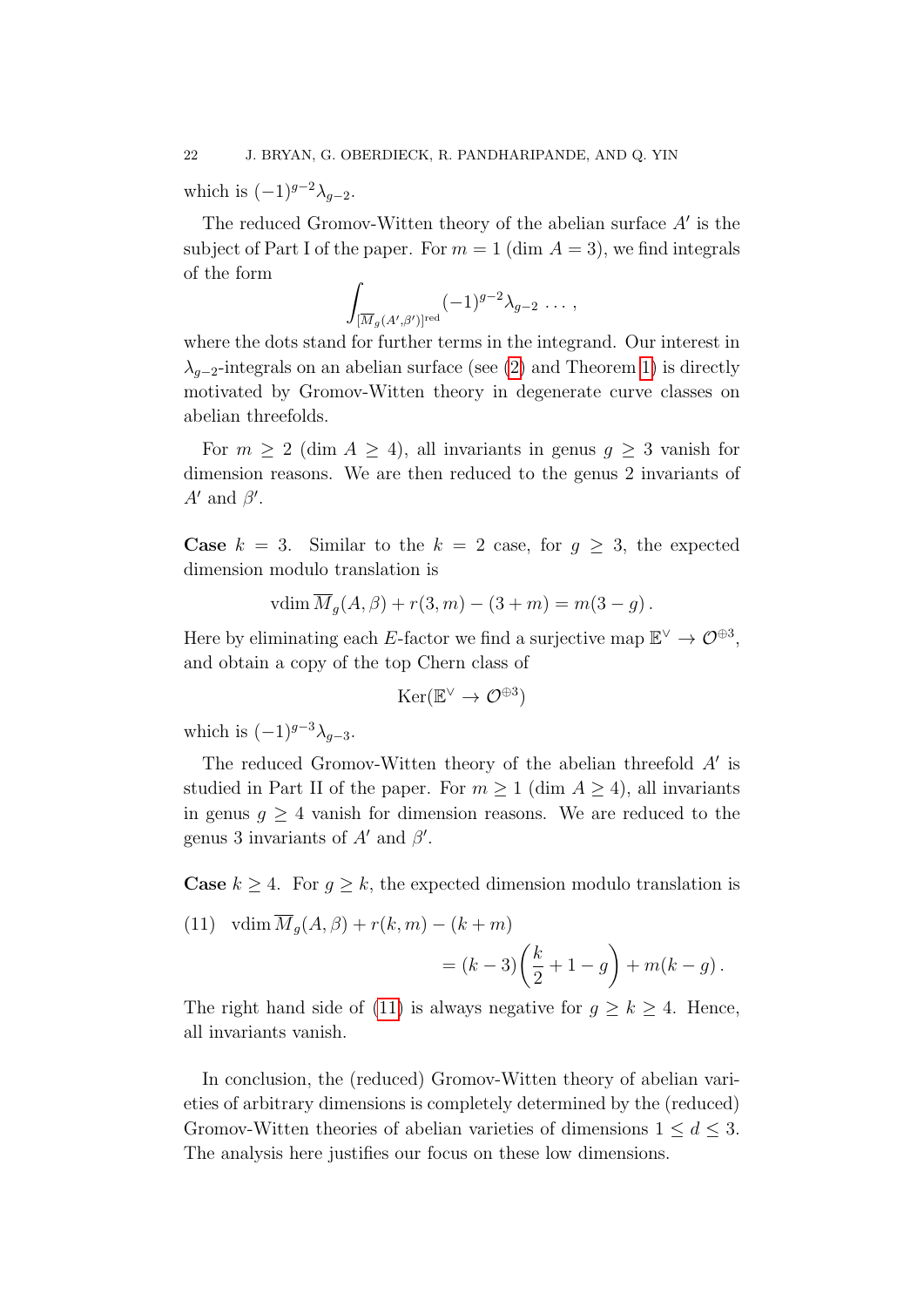which is $(-1)^{g-2}\lambda_{g-2}$.

The reduced Gromov-Witten theory of the abelian surface $A'$ is the subject of Part I of the paper. For $m = 1$ ($\dim A = 3$), we find integrals of the form

$$\int_{[\overline{M}_g(A',\beta')]^{\mathrm{red}}} (-1)^{g-2}\lambda_{g-2} \ \cdots \, ,$$

where the dots stand for further terms in the integrand. Our interest in $\lambda_{g-2}$-integrals on an abelian surface (see (2) and Theorem 1) is directly motivated by Gromov-Witten theory in degenerate curve classes on abelian threefolds.

For $m \geq 2$ ($\dim A \geq 4$), all invariants in genus $g \geq 3$ vanish for dimension reasons. We are then reduced to the genus 2 invariants of $A'$ and $\beta'$.

**Case** $k = 3$. Similar to the $k = 2$ case, for $g \geq 3$, the expected dimension modulo translation is

$$\mathrm{vdim}\, \overline{M}_g(A,\beta) + r(3,m) - (3+m) = m(3-g)\, .$$

Here by eliminating each $E$-factor we find a surjective map $\mathbb{E}^\vee \to \mathcal{O}^{\oplus 3}$, and obtain a copy of the top Chern class of

$$\mathrm{Ker}(\mathbb{E}^\vee \to \mathcal{O}^{\oplus 3})$$

which is $(-1)^{g-3}\lambda_{g-3}$.

The reduced Gromov-Witten theory of the abelian threefold $A'$ is studied in Part II of the paper. For $m \geq 1$ ($\dim A \geq 4$), all invariants in genus $g \geq 4$ vanish for dimension reasons. We are reduced to the genus 3 invariants of $A'$ and $\beta'$.

**Case** $k \geq 4$. For $g \geq k$, the expected dimension modulo translation is

$$\begin{aligned} (11) \quad & \mathrm{vdim}\, \overline{M}_g(A,\beta) + r(k,m) - (k+m) \\ & \qquad = (k-3)\left(\frac{k}{2} + 1 - g\right) + m(k-g)\, . \end{aligned}$$

The right hand side of (11) is always negative for $g \geq k \geq 4$. Hence, all invariants vanish.

In conclusion, the (reduced) Gromov-Witten theory of abelian varieties of arbitrary dimensions is completely determined by the (reduced) Gromov-Witten theories of abelian varieties of dimensions $1 \leq d \leq 3$. The analysis here justifies our focus on these low dimensions.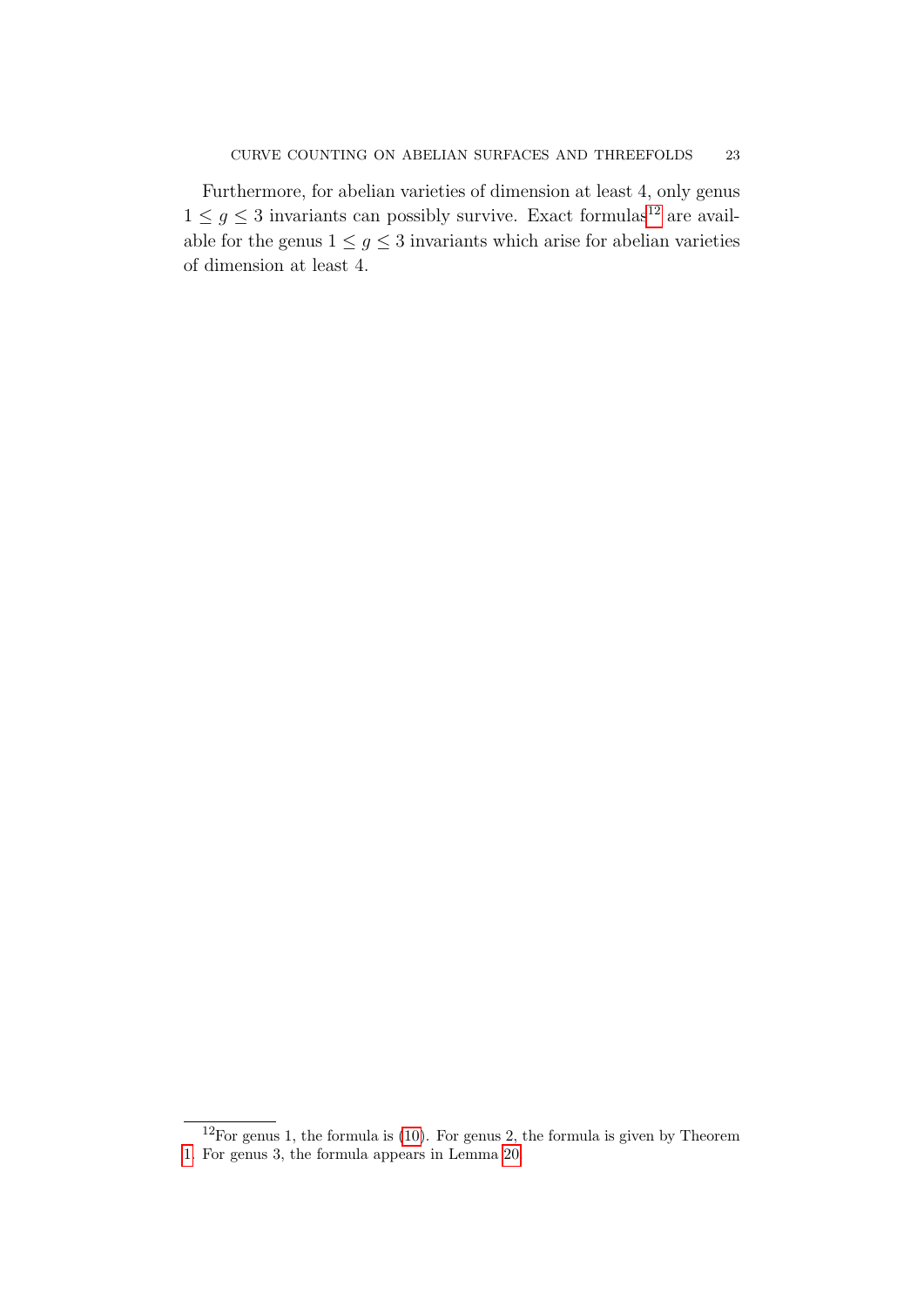Furthermore, for abelian varieties of dimension at least 4, only genus $1 \leq g \leq 3$ invariants can possibly survive. Exact formulas[12] are available for the genus $1 \leq g \leq 3$ invariants which arise for abelian varieties of dimension at least 4.

---

[12]For genus 1, the formula is (10). For genus 2, the formula is given by Theorem 1. For genus 3, the formula appears in Lemma 20.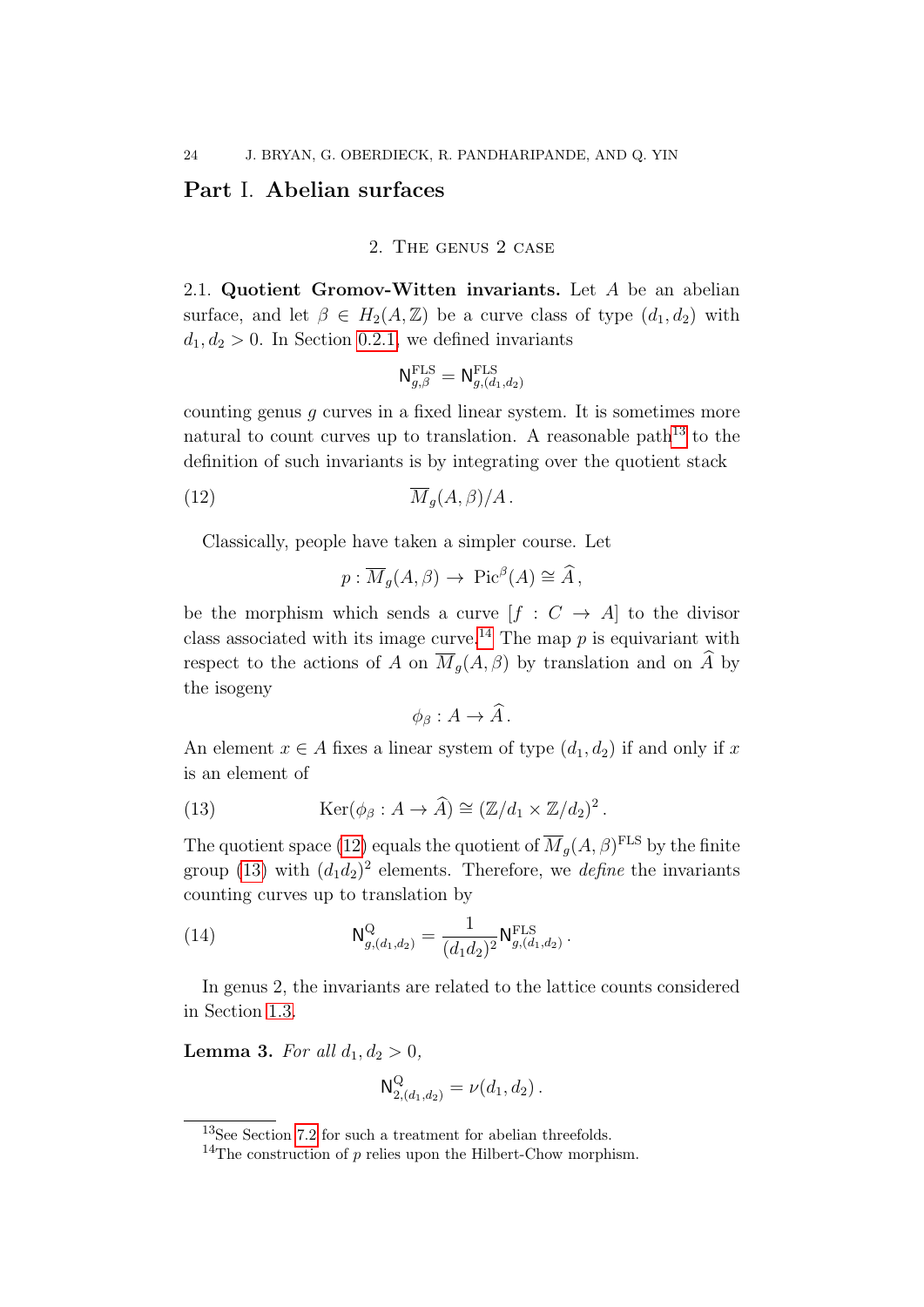# Part I. Abelian surfaces

## 2. The genus 2 case

**2.1. Quotient Gromov-Witten invariants.** Let $A$ be an abelian surface, and let $\beta \in H_2(A, \mathbb{Z})$ be a curve class of type $(d_1, d_2)$ with $d_1, d_2 > 0$. In Section 0.2.1, we defined invariants

$$\mathsf{N}^{\mathrm{FLS}}_{g,\beta} = \mathsf{N}^{\mathrm{FLS}}_{g,(d_1,d_2)}$$

counting genus $g$ curves in a fixed linear system. It is sometimes more natural to count curves up to translation. A reasonable path[13] to the definition of such invariants is by integrating over the quotient stack

$$\overline{M}_g(A, \beta)/A\,. \tag{12}$$

Classically, people have taken a simpler course. Let

$$p : \overline{M}_g(A,\beta) \to \mathrm{Pic}^{\beta}(A) \cong \widehat{A}\,,$$

be the morphism which sends a curve $[f : C \to A]$ to the divisor class associated with its image curve.[14] The map $p$ is equivariant with respect to the actions of $A$ on $\overline{M}_g(A, \beta)$ by translation and on $\widehat{A}$ by the isogeny

$$\phi_\beta : A \to \widehat{A}\,.$$

An element $x \in A$ fixes a linear system of type $(d_1, d_2)$ if and only if $x$ is an element of

$$\mathrm{Ker}(\phi_\beta : A \to \widehat{A}) \cong (\mathbb{Z}/d_1 \times \mathbb{Z}/d_2)^2\,. \tag{13}$$

The quotient space (12) equals the quotient of $\overline{M}_g(A, \beta)^{\mathrm{FLS}}$ by the finite group (13) with $(d_1 d_2)^2$ elements. Therefore, we *define* the invariants counting curves up to translation by

$$\mathsf{N}^{\mathrm{Q}}_{g,(d_1,d_2)} = \frac{1}{(d_1 d_2)^2} \mathsf{N}^{\mathrm{FLS}}_{g,(d_1,d_2)}\,. \tag{14}$$

In genus 2, the invariants are related to the lattice counts considered in Section 1.3.

**Lemma 3.** *For all $d_1, d_2 > 0$,*

$$\mathsf{N}^{\mathrm{Q}}_{2,(d_1,d_2)} = \nu(d_1, d_2)\,.$$

[13] See Section 7.2 for such a treatment for abelian threefolds.

[14] The construction of $p$ relies upon the Hilbert-Chow morphism.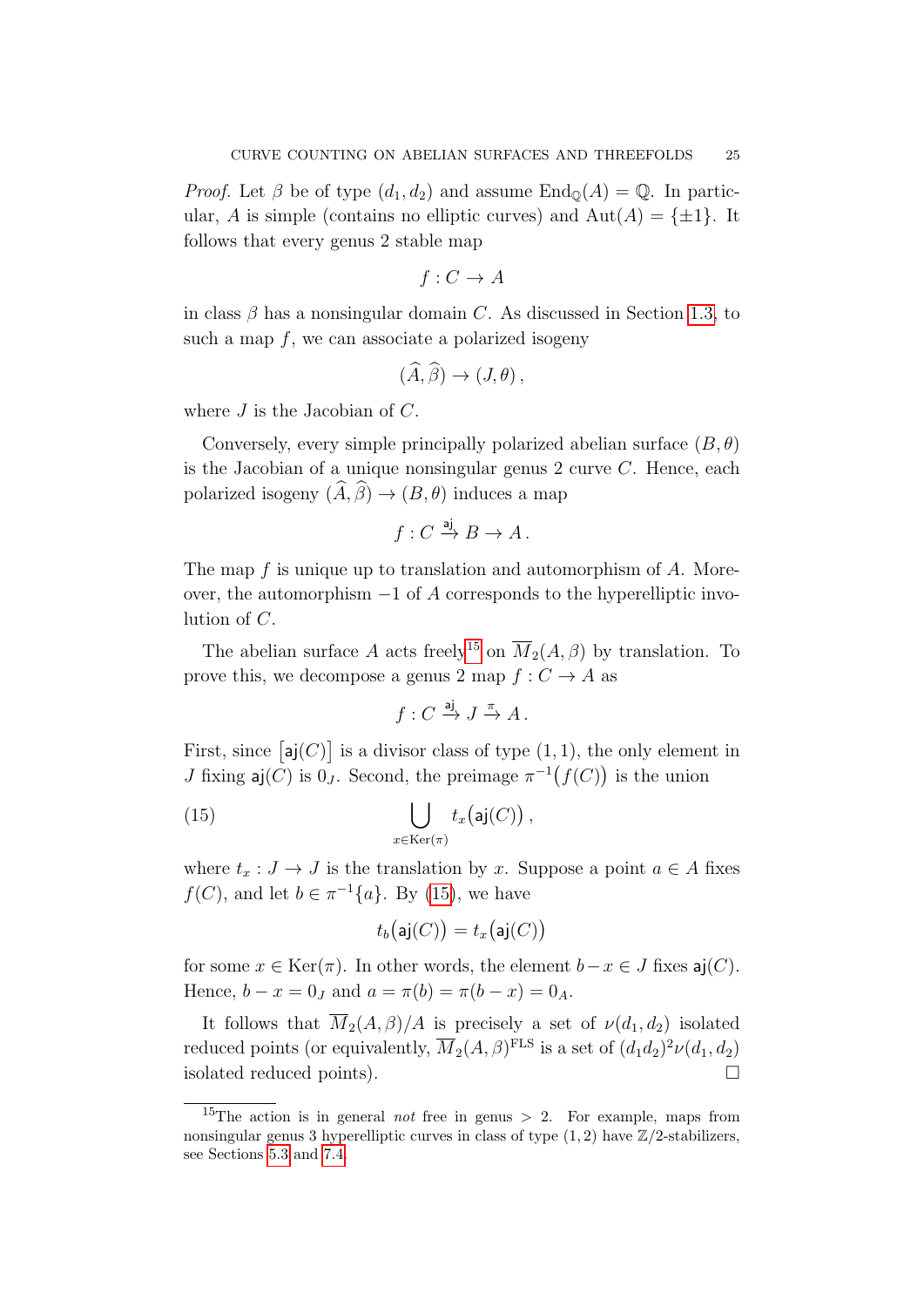*Proof.* Let $\beta$ be of type $(d_1, d_2)$ and assume $\mathrm{End}_{\mathbb{Q}}(A) = \mathbb{Q}$. In particular, $A$ is simple (contains no elliptic curves) and $\mathrm{Aut}(A) = \{\pm 1\}$. It follows that every genus 2 stable map

$$f : C \to A$$

in class $\beta$ has a nonsingular domain $C$. As discussed in Section 1.3, to such a map $f$, we can associate a polarized isogeny

$$(\widehat{A}, \widehat{\beta}) \to (J, \theta)\,,$$

where $J$ is the Jacobian of $C$.

Conversely, every simple principally polarized abelian surface $(B, \theta)$ is the Jacobian of a unique nonsingular genus 2 curve $C$. Hence, each polarized isogeny $(\widehat{A}, \widehat{\beta}) \to (B, \theta)$ induces a map

$$f : C \xrightarrow{\mathsf{aj}} B \to A\,.$$

The map $f$ is unique up to translation and automorphism of $A$. Moreover, the automorphism $-1$ of $A$ corresponds to the hyperelliptic involution of $C$.

The abelian surface $A$ acts freely[15] on $\overline{M}_2(A, \beta)$ by translation. To prove this, we decompose a genus 2 map $f : C \to A$ as

$$f : C \xrightarrow{\mathsf{aj}} J \xrightarrow{\pi} A\,.$$

First, since $\big[\mathsf{aj}(C)\big]$ is a divisor class of type $(1,1)$, the only element in $J$ fixing $\mathsf{aj}(C)$ is $0_J$. Second, the preimage $\pi^{-1}\big(f(C)\big)$ is the union

$$\bigcup_{x \in \mathrm{Ker}(\pi)} t_x\big(\mathsf{aj}(C)\big)\,, \tag{15}$$

where $t_x : J \to J$ is the translation by $x$. Suppose a point $a \in A$ fixes $f(C)$, and let $b \in \pi^{-1}\{a\}$. By (15), we have

$$t_b\big(\mathsf{aj}(C)\big) = t_x\big(\mathsf{aj}(C)\big)$$

for some $x \in \mathrm{Ker}(\pi)$. In other words, the element $b - x \in J$ fixes $\mathsf{aj}(C)$. Hence, $b - x = 0_J$ and $a = \pi(b) = \pi(b - x) = 0_A$.

It follows that $\overline{M}_2(A, \beta)/A$ is precisely a set of $\nu(d_1, d_2)$ isolated reduced points (or equivalently, $\overline{M}_2(A, \beta)^{\mathrm{FLS}}$ is a set of $(d_1 d_2)^2 \nu(d_1, d_2)$ isolated reduced points). $\square$

[15] The action is in general *not* free in genus $> 2$. For example, maps from nonsingular genus 3 hyperelliptic curves in class of type $(1, 2)$ have $\mathbb{Z}/2$-stabilizers, see Sections 5.3 and 7.4.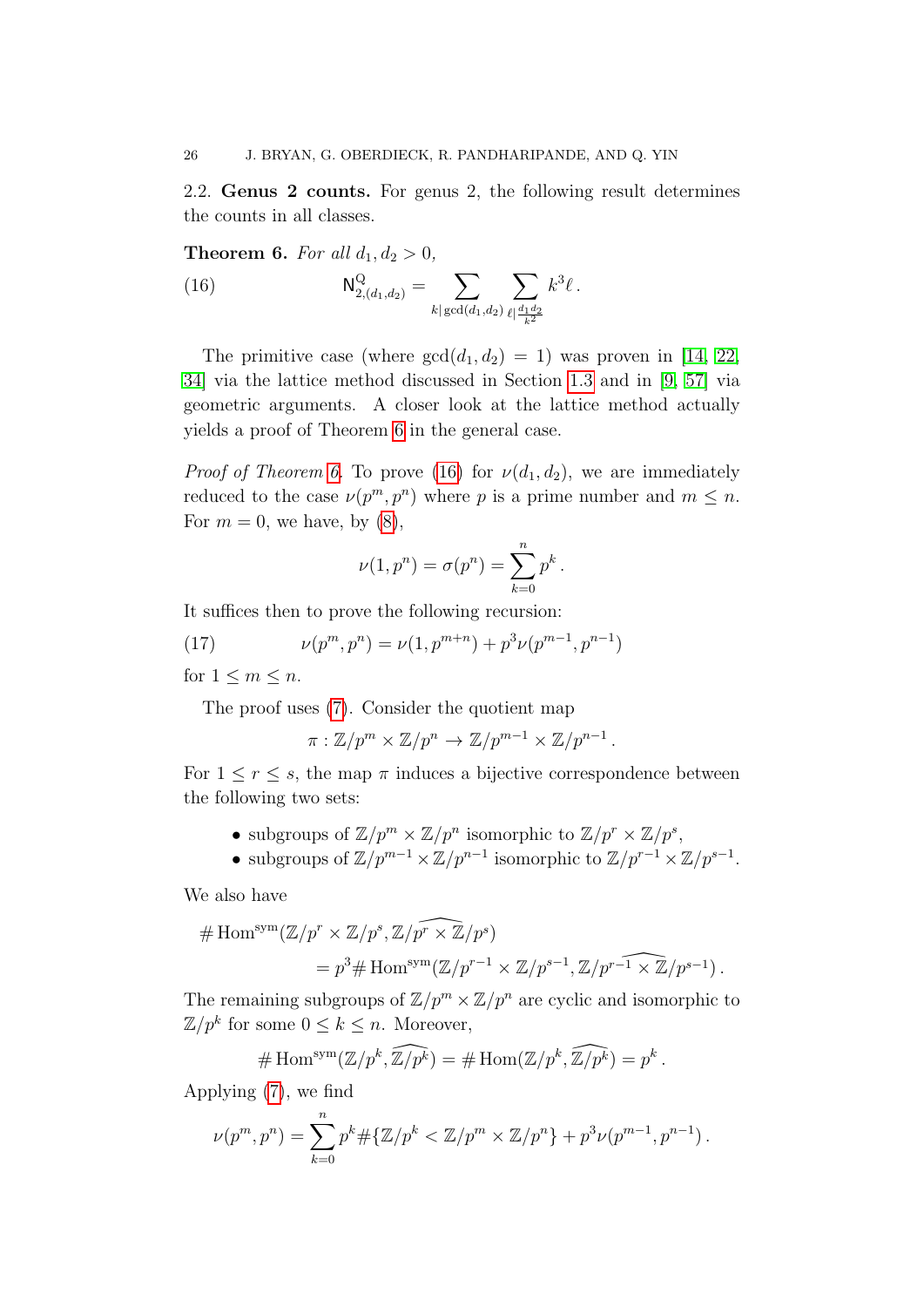2.2. **Genus 2 counts.** For genus 2, the following result determines the counts in all classes.

**Theorem 6.** *For all $d_1, d_2 > 0$,*

$$\mathsf{N}^{\mathrm{Q}}_{2,(d_1,d_2)} = \sum_{k|\gcd(d_1,d_2)} \sum_{\ell | \frac{d_1 d_2}{k^2}} k^3 \ell \,. \tag{16}$$

The primitive case (where $\gcd(d_1, d_2) = 1$) was proven in [14, 22, 34] via the lattice method discussed in Section 1.3 and in [9, 57] via geometric arguments. A closer look at the lattice method actually yields a proof of Theorem 6 in the general case.

*Proof of Theorem 6.* To prove (16) for $\nu(d_1, d_2)$, we are immediately reduced to the case $\nu(p^m, p^n)$ where $p$ is a prime number and $m \leq n$. For $m = 0$, we have, by (8),

$$\nu(1, p^n) = \sigma(p^n) = \sum_{k=0}^{n} p^k \,.$$

It suffices then to prove the following recursion:

$$\nu(p^m, p^n) = \nu(1, p^{m+n}) + p^3 \nu(p^{m-1}, p^{n-1}) \tag{17}$$

for $1 \leq m \leq n$.

The proof uses (7). Consider the quotient map

$$\pi : \mathbb{Z}/p^m \times \mathbb{Z}/p^n \to \mathbb{Z}/p^{m-1} \times \mathbb{Z}/p^{n-1} \,.$$

For $1 \leq r \leq s$, the map $\pi$ induces a bijective correspondence between the following two sets:

- subgroups of $\mathbb{Z}/p^m \times \mathbb{Z}/p^n$ isomorphic to $\mathbb{Z}/p^r \times \mathbb{Z}/p^s$,
- subgroups of $\mathbb{Z}/p^{m-1} \times \mathbb{Z}/p^{n-1}$ isomorphic to $\mathbb{Z}/p^{r-1} \times \mathbb{Z}/p^{s-1}$.

We also have

$$\begin{aligned} &\# \operatorname{Hom}^{\mathrm{sym}}(\mathbb{Z}/p^r \times \mathbb{Z}/p^s, \widehat{\mathbb{Z}/p^r \times \mathbb{Z}/p^s}) \\ &\qquad\qquad = p^3 \# \operatorname{Hom}^{\mathrm{sym}}(\mathbb{Z}/p^{r-1} \times \mathbb{Z}/p^{s-1}, \widehat{\mathbb{Z}/p^{r-1} \times \mathbb{Z}/p^{s-1}}) \,. \end{aligned}$$

The remaining subgroups of $\mathbb{Z}/p^m \times \mathbb{Z}/p^n$ are cyclic and isomorphic to $\mathbb{Z}/p^k$ for some $0 \leq k \leq n$. Moreover,

$$\# \operatorname{Hom}^{\mathrm{sym}}(\mathbb{Z}/p^k, \widehat{\mathbb{Z}/p^k}) = \# \operatorname{Hom}(\mathbb{Z}/p^k, \widehat{\mathbb{Z}/p^k}) = p^k \,.$$

Applying (7), we find

$$\nu(p^m, p^n) = \sum_{k=0}^{n} p^k \# \{ \mathbb{Z}/p^k < \mathbb{Z}/p^m \times \mathbb{Z}/p^n \} + p^3 \nu(p^{m-1}, p^{n-1}) \,.$$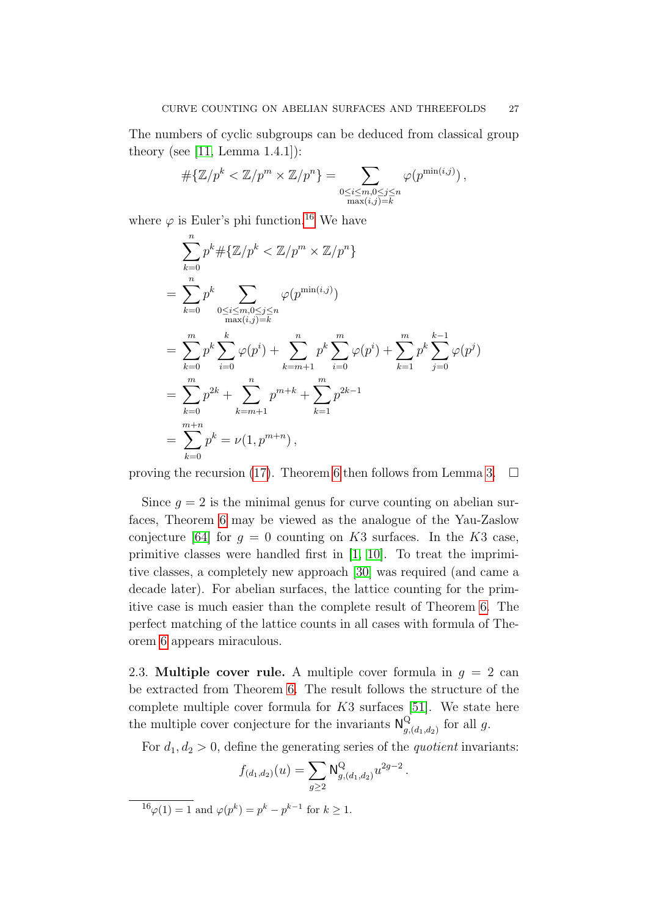The numbers of cyclic subgroups can be deduced from classical group theory (see [11, Lemma 1.4.1]):

$$\#\{\mathbb{Z}/p^k < \mathbb{Z}/p^m \times \mathbb{Z}/p^n\} = \sum_{\substack{0\leq i\leq m, 0\leq j\leq n\\ \max(i,j)=k}} \varphi(p^{\min(i,j)})\,,$$

where $\varphi$ is Euler's phi function.[16] We have

$$\begin{aligned}
&\sum_{k=0}^{n} p^k \#\{\mathbb{Z}/p^k < \mathbb{Z}/p^m \times \mathbb{Z}/p^n\} \\
&= \sum_{k=0}^{n} p^k \sum_{\substack{0\leq i\leq m, 0\leq j\leq n\\ \max(i,j)=k}} \varphi(p^{\min(i,j)}) \\
&= \sum_{k=0}^{m} p^k \sum_{i=0}^{k} \varphi(p^i) + \sum_{k=m+1}^{n} p^k \sum_{i=0}^{m} \varphi(p^i) + \sum_{k=1}^{m} p^k \sum_{j=0}^{k-1} \varphi(p^j) \\
&= \sum_{k=0}^{m} p^{2k} + \sum_{k=m+1}^{n} p^{m+k} + \sum_{k=1}^{m} p^{2k-1} \\
&= \sum_{k=0}^{m+n} p^k = \nu(1, p^{m+n})\,,
\end{aligned}$$

proving the recursion (17). Theorem 6 then follows from Lemma 3. $\square$

Since $g = 2$ is the minimal genus for curve counting on abelian surfaces, Theorem 6 may be viewed as the analogue of the Yau-Zaslow conjecture [64] for $g = 0$ counting on $K3$ surfaces. In the $K3$ case, primitive classes were handled first in [1, 10]. To treat the imprimitive classes, a completely new approach [30] was required (and came a decade later). For abelian surfaces, the lattice counting for the primitive case is much easier than the complete result of Theorem 6. The perfect matching of the lattice counts in all cases with formula of Theorem 6 appears miraculous.

**2.3. Multiple cover rule.** A multiple cover formula in $g = 2$ can be extracted from Theorem 6. The result follows the structure of the complete multiple cover formula for $K3$ surfaces [51]. We state here the multiple cover conjecture for the invariants $\mathsf{N}^{\mathrm{Q}}_{g,(d_1,d_2)}$ for all $g$.

For $d_1, d_2 > 0$, define the generating series of the *quotient* invariants:

$$f_{(d_1,d_2)}(u) = \sum_{g\geq 2} \mathsf{N}^{\mathrm{Q}}_{g,(d_1,d_2)} u^{2g-2}\,.$$

[16] $\varphi(1) = 1$ and $\varphi(p^k) = p^k - p^{k-1}$ for $k \geq 1$.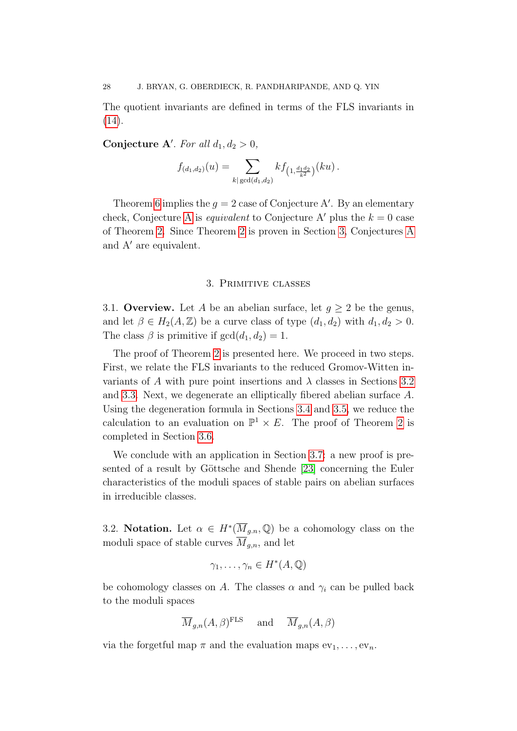The quotient invariants are defined in terms of the FLS invariants in (14).

**Conjecture A′**. *For all $d_1, d_2 > 0$,*

$$f_{(d_1,d_2)}(u) = \sum_{k|\gcd(d_1,d_2)} k f_{\left(1,\frac{d_1 d_2}{k^2}\right)}(ku)\,.$$

Theorem 6 implies the $g = 2$ case of Conjecture A′. By an elementary check, Conjecture A is *equivalent* to Conjecture A′ plus the $k = 0$ case of Theorem 2. Since Theorem 2 is proven in Section 3, Conjectures A and A′ are equivalent.

## 3. Primitive classes

**3.1. Overview.** Let $A$ be an abelian surface, let $g \geq 2$ be the genus, and let $\beta \in H_2(A, \mathbb{Z})$ be a curve class of type $(d_1, d_2)$ with $d_1, d_2 > 0$. The class $\beta$ is primitive if $\gcd(d_1, d_2) = 1$.

The proof of Theorem 2 is presented here. We proceed in two steps. First, we relate the FLS invariants to the reduced Gromov-Witten invariants of $A$ with pure point insertions and $\lambda$ classes in Sections 3.2 and 3.3. Next, we degenerate an elliptically fibered abelian surface $A$. Using the degeneration formula in Sections 3.4 and 3.5, we reduce the calculation to an evaluation on $\mathbb{P}^1 \times E$. The proof of Theorem 2 is completed in Section 3.6.

We conclude with an application in Section 3.7: a new proof is presented of a result by Göttsche and Shende [23] concerning the Euler characteristics of the moduli spaces of stable pairs on abelian surfaces in irreducible classes.

**3.2. Notation.** Let $\alpha \in H^*(\overline{M}_{g,n}, \mathbb{Q})$ be a cohomology class on the moduli space of stable curves $\overline{M}_{g,n}$, and let

$$\gamma_1, \ldots, \gamma_n \in H^*(A, \mathbb{Q})$$

be cohomology classes on $A$. The classes $\alpha$ and $\gamma_i$ can be pulled back to the moduli spaces

$$\overline{M}_{g,n}(A, \beta)^{\text{FLS}} \quad \text{and} \quad \overline{M}_{g,n}(A, \beta)$$

via the forgetful map $\pi$ and the evaluation maps $\text{ev}_1, \ldots, \text{ev}_n$.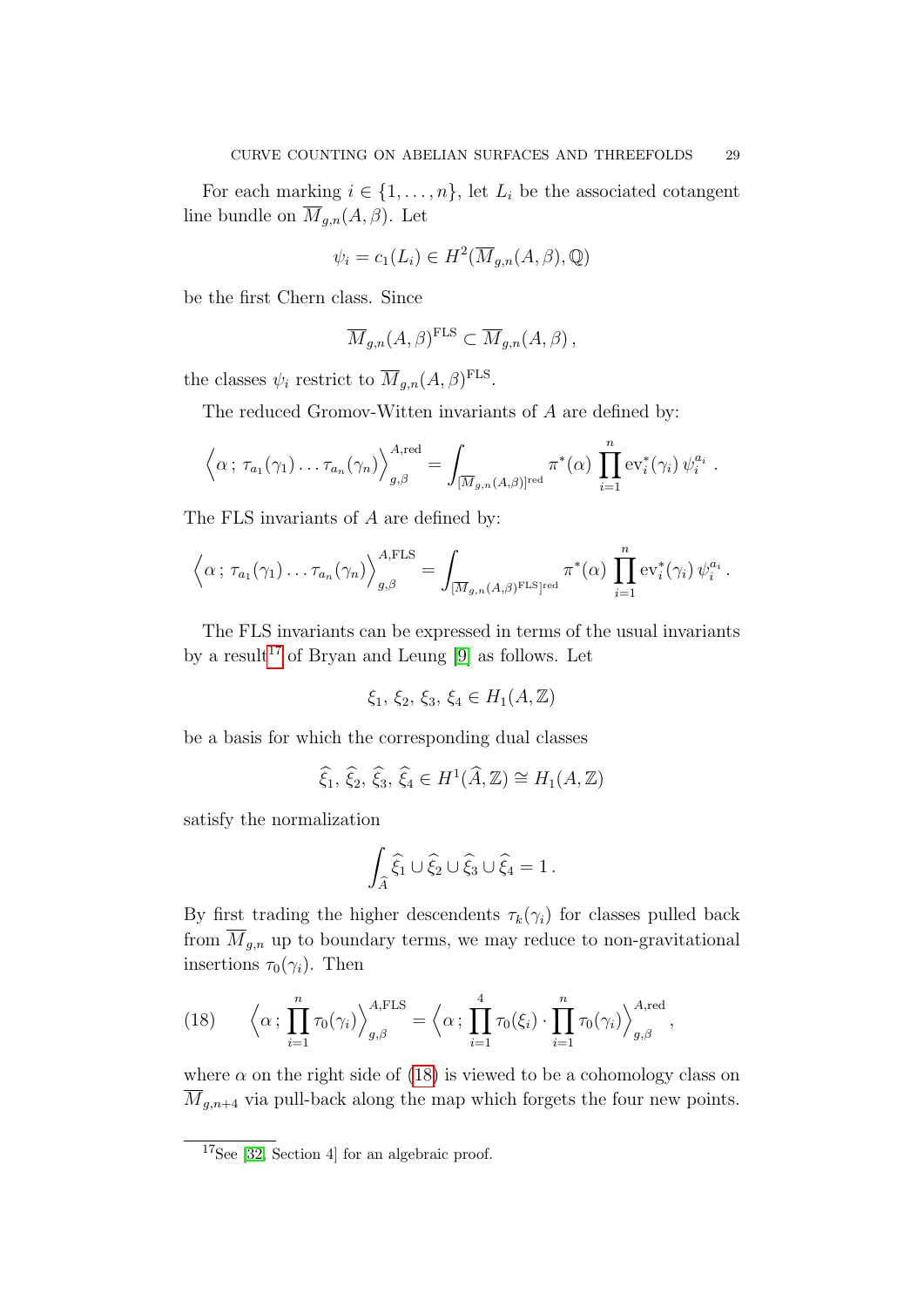For each marking $i \in \{1, \ldots, n\}$, let $L_i$ be the associated cotangent line bundle on $\overline{M}_{g,n}(A, \beta)$. Let

$$\psi_i = c_1(L_i) \in H^2(\overline{M}_{g,n}(A, \beta), \mathbb{Q})$$

be the first Chern class. Since

$$\overline{M}_{g,n}(A, \beta)^{\mathrm{FLS}} \subset \overline{M}_{g,n}(A, \beta)\,,$$

the classes $\psi_i$ restrict to $\overline{M}_{g,n}(A, \beta)^{\mathrm{FLS}}$.

The reduced Gromov-Witten invariants of $A$ are defined by:

$$\Big\langle \alpha\,;\, \tau_{a_1}(\gamma_1) \ldots \tau_{a_n}(\gamma_n) \Big\rangle^{A,\mathrm{red}}_{g,\beta} = \int_{[\overline{M}_{g,n}(A,\beta)]^{\mathrm{red}}} \pi^*(\alpha) \prod_{i=1}^{n} \mathrm{ev}_i^*(\gamma_i)\, \psi_i^{a_i}\ .$$

The FLS invariants of $A$ are defined by:

$$\Big\langle \alpha\,;\, \tau_{a_1}(\gamma_1) \ldots \tau_{a_n}(\gamma_n) \Big\rangle^{A,\mathrm{FLS}}_{g,\beta} = \int_{[\overline{M}_{g,n}(A,\beta)^{\mathrm{FLS}}]^{\mathrm{red}}} \pi^*(\alpha) \prod_{i=1}^{n} \mathrm{ev}_i^*(\gamma_i)\, \psi_i^{a_i}\,.$$

The FLS invariants can be expressed in terms of the usual invariants by a result[17] of Bryan and Leung [9] as follows. Let

$$\xi_1,\, \xi_2,\, \xi_3,\, \xi_4 \in H_1(A, \mathbb{Z})$$

be a basis for which the corresponding dual classes

$$\widehat{\xi}_1,\, \widehat{\xi}_2,\, \widehat{\xi}_3,\, \widehat{\xi}_4 \in H^1(\widehat{A}, \mathbb{Z}) \cong H_1(A, \mathbb{Z})$$

satisfy the normalization

$$\int_{\widehat{A}} \widehat{\xi}_1 \cup \widehat{\xi}_2 \cup \widehat{\xi}_3 \cup \widehat{\xi}_4 = 1\,.$$

By first trading the higher descendents $\tau_k(\gamma_i)$ for classes pulled back from $\overline{M}_{g,n}$ up to boundary terms, we may reduce to non-gravitational insertions $\tau_0(\gamma_i)$. Then

$$\Big\langle \alpha\,;\, \prod_{i=1}^{n} \tau_0(\gamma_i) \Big\rangle^{A,\mathrm{FLS}}_{g,\beta} = \Big\langle \alpha\,;\, \prod_{i=1}^{4} \tau_0(\xi_i) \cdot \prod_{i=1}^{n} \tau_0(\gamma_i) \Big\rangle^{A,\mathrm{red}}_{g,\beta}\,, \tag{18}$$

where $\alpha$ on the right side of (18) is viewed to be a cohomology class on $\overline{M}_{g,n+4}$ via pull-back along the map which forgets the four new points.

---

[17] See [32, Section 4] for an algebraic proof.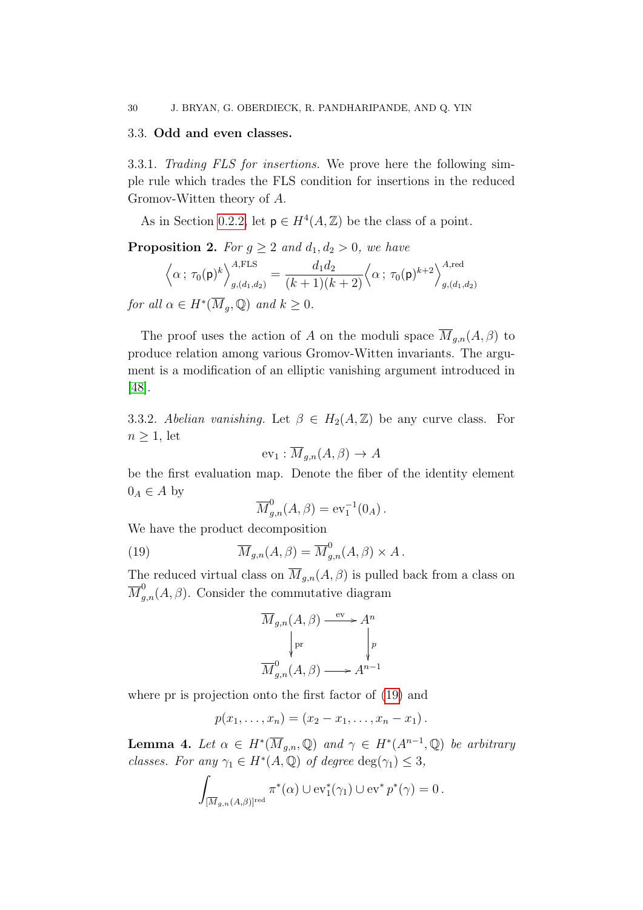### 3.3. **Odd and even classes.**

3.3.1. *Trading FLS for insertions.* We prove here the following simple rule which trades the FLS condition for insertions in the reduced Gromov-Witten theory of $A$.

As in Section 0.2.2, let $\mathsf{p} \in H^4(A, \mathbb{Z})$ be the class of a point.

**Proposition 2.** *For $g \geq 2$ and $d_1, d_2 > 0$, we have*

$$\Big\langle \alpha \, ; \, \tau_0(\mathsf{p})^k \Big\rangle^{A,\mathrm{FLS}}_{g,(d_1,d_2)} = \frac{d_1 d_2}{(k+1)(k+2)} \Big\langle \alpha \, ; \, \tau_0(\mathsf{p})^{k+2} \Big\rangle^{A,\mathrm{red}}_{g,(d_1,d_2)}$$

*for all $\alpha \in H^*(\overline{M}_g, \mathbb{Q})$ and $k \geq 0$.*

The proof uses the action of $A$ on the moduli space $\overline{M}_{g,n}(A, \beta)$ to produce relation among various Gromov-Witten invariants. The argument is a modification of an elliptic vanishing argument introduced in [48].

3.3.2. *Abelian vanishing.* Let $\beta \in H_2(A, \mathbb{Z})$ be any curve class. For $n \geq 1$, let

$$\mathrm{ev}_1 : \overline{M}_{g,n}(A, \beta) \to A$$

be the first evaluation map. Denote the fiber of the identity element $0_A \in A$ by

$$\overline{M}^0_{g,n}(A, \beta) = \mathrm{ev}_1^{-1}(0_A) \, .$$

We have the product decomposition

$$\overline{M}_{g,n}(A, \beta) = \overline{M}^0_{g,n}(A, \beta) \times A \, . \tag{19}$$

The reduced virtual class on $\overline{M}_{g,n}(A, \beta)$ is pulled back from a class on $\overline{M}^0_{g,n}(A, \beta)$. Consider the commutative diagram

$$\begin{array}{ccc} \overline{M}_{g,n}(A,\beta) & \xrightarrow{\ \mathrm{ev}\ } & A^n \\ \Big\downarrow{\scriptstyle \mathrm{pr}} & & \Big\downarrow{\scriptstyle p} \\ \overline{M}^0_{g,n}(A,\beta) & \longrightarrow & A^{n-1} \end{array}$$

where pr is projection onto the first factor of (19) and

$$p(x_1, \ldots, x_n) = (x_2 - x_1, \ldots, x_n - x_1) \, .$$

**Lemma 4.** *Let $\alpha \in H^*(\overline{M}_{g,n}, \mathbb{Q})$ and $\gamma \in H^*(A^{n-1}, \mathbb{Q})$ be arbitrary classes. For any $\gamma_1 \in H^*(A, \mathbb{Q})$ of degree $\deg(\gamma_1) \leq 3$,*

$$\int_{[\overline{M}_{g,n}(A,\beta)]^{\mathrm{red}}} \pi^*(\alpha) \cup \mathrm{ev}_1^*(\gamma_1) \cup \mathrm{ev}^* p^*(\gamma) = 0 \, .$$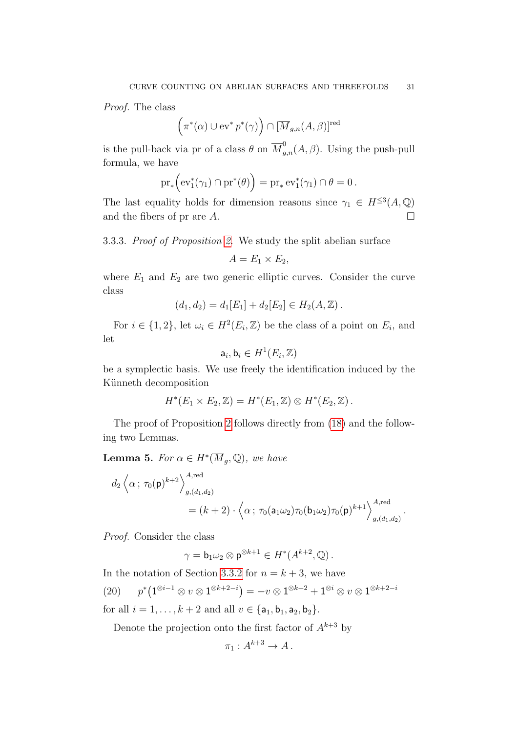*Proof.* The class

$$\Big(\pi^*(\alpha) \cup \mathrm{ev}^* p^*(\gamma)\Big) \cap [\overline{M}_{g,n}(A,\beta)]^{\mathrm{red}}$$

is the pull-back via pr of a class $\theta$ on $\overline{M}^0_{g,n}(A,\beta)$. Using the push-pull formula, we have

$$\mathrm{pr}_*\Big(\mathrm{ev}_1^*(\gamma_1) \cap \mathrm{pr}^*(\theta)\Big) = \mathrm{pr}_* \mathrm{ev}_1^*(\gamma_1) \cap \theta = 0\,.$$

The last equality holds for dimension reasons since $\gamma_1 \in H^{\leq 3}(A,\mathbb{Q})$ and the fibers of pr are $A$. $\square$

3.3.3. *Proof of Proposition 2.* We study the split abelian surface

$$A = E_1 \times E_2,$$

where $E_1$ and $E_2$ are two generic elliptic curves. Consider the curve class

$$(d_1, d_2) = d_1[E_1] + d_2[E_2] \in H_2(A,\mathbb{Z})\,.$$

For $i \in \{1,2\}$, let $\omega_i \in H^2(E_i,\mathbb{Z})$ be the class of a point on $E_i$, and let

$$\mathsf{a}_i, \mathsf{b}_i \in H^1(E_i,\mathbb{Z})$$

be a symplectic basis. We use freely the identification induced by the Künneth decomposition

$$H^*(E_1 \times E_2, \mathbb{Z}) = H^*(E_1,\mathbb{Z}) \otimes H^*(E_2,\mathbb{Z})\,.$$

The proof of Proposition 2 follows directly from (18) and the following two Lemmas.

**Lemma 5.** *For $\alpha \in H^*(\overline{M}_g,\mathbb{Q})$, we have*

$$d_2 \Big\langle \alpha\,;\, \tau_0(\mathsf{p})^{k+2} \Big\rangle^{A,\mathrm{red}}_{g,(d_1,d_2)} = (k+2) \cdot \Big\langle \alpha\,;\, \tau_0(\mathsf{a}_1\omega_2)\tau_0(\mathsf{b}_1\omega_2)\tau_0(\mathsf{p})^{k+1} \Big\rangle^{A,\mathrm{red}}_{g,(d_1,d_2)}\,.$$

*Proof.* Consider the class

$$\gamma = \mathsf{b}_1\omega_2 \otimes \mathsf{p}^{\otimes k+1} \in H^*(A^{k+2},\mathbb{Q})\,.$$

In the notation of Section 3.3.2 for $n = k+3$, we have

$$p^*\big(1^{\otimes i-1} \otimes v \otimes 1^{\otimes k+2-i}\big) = -v \otimes 1^{\otimes k+2} + 1^{\otimes i} \otimes v \otimes 1^{\otimes k+2-i} \tag{20}$$

for all $i = 1, \ldots, k+2$ and all $v \in \{\mathsf{a}_1, \mathsf{b}_1, \mathsf{a}_2, \mathsf{b}_2\}$.

Denote the projection onto the first factor of $A^{k+3}$ by

$$\pi_1 : A^{k+3} \to A\,.$$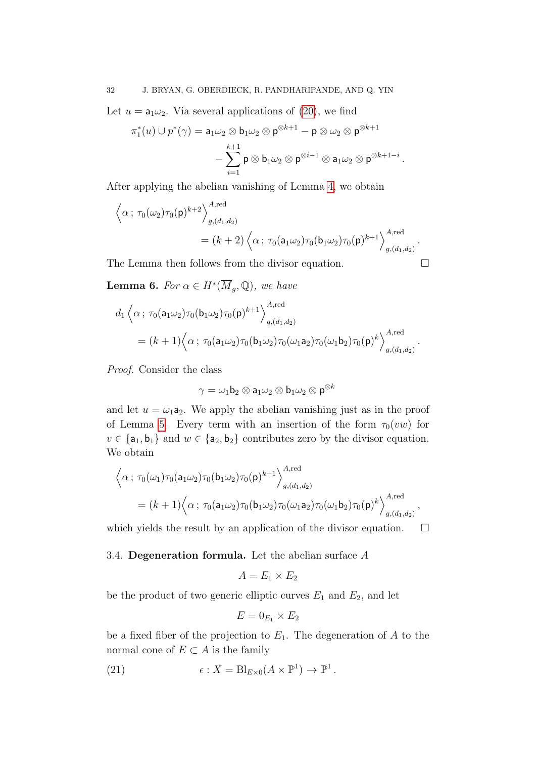Let $u = \mathsf{a}_1\omega_2$. Via several applications of (20), we find

$$\pi_1^*(u) \cup p^*(\gamma) = \mathsf{a}_1\omega_2 \otimes \mathsf{b}_1\omega_2 \otimes \mathsf{p}^{\otimes k+1} - \mathsf{p} \otimes \omega_2 \otimes \mathsf{p}^{\otimes k+1} - \sum_{i=1}^{k+1} \mathsf{p} \otimes \mathsf{b}_1\omega_2 \otimes \mathsf{p}^{\otimes i-1} \otimes \mathsf{a}_1\omega_2 \otimes \mathsf{p}^{\otimes k+1-i}.$$

After applying the abelian vanishing of Lemma 4, we obtain

$$\Big\langle \alpha\, ;\, \tau_0(\omega_2)\tau_0(\mathsf{p})^{k+2} \Big\rangle^{A,\mathrm{red}}_{g,(d_1,d_2)} = (k+2) \Big\langle \alpha\, ;\, \tau_0(\mathsf{a}_1\omega_2)\tau_0(\mathsf{b}_1\omega_2)\tau_0(\mathsf{p})^{k+1} \Big\rangle^{A,\mathrm{red}}_{g,(d_1,d_2)}.$$

The Lemma then follows from the divisor equation. $\square$

**Lemma 6.** *For $\alpha \in H^*(\overline{M}_g, \mathbb{Q})$, we have*

$$d_1 \Big\langle \alpha\, ;\, \tau_0(\mathsf{a}_1\omega_2)\tau_0(\mathsf{b}_1\omega_2)\tau_0(\mathsf{p})^{k+1} \Big\rangle^{A,\mathrm{red}}_{g,(d_1,d_2)} = (k+1)\Big\langle \alpha\, ;\, \tau_0(\mathsf{a}_1\omega_2)\tau_0(\mathsf{b}_1\omega_2)\tau_0(\omega_1\mathsf{a}_2)\tau_0(\omega_1\mathsf{b}_2)\tau_0(\mathsf{p})^k \Big\rangle^{A,\mathrm{red}}_{g,(d_1,d_2)}.$$

*Proof.* Consider the class

$$\gamma = \omega_1\mathsf{b}_2 \otimes \mathsf{a}_1\omega_2 \otimes \mathsf{b}_1\omega_2 \otimes \mathsf{p}^{\otimes k}$$

and let $u = \omega_1\mathsf{a}_2$. We apply the abelian vanishing just as in the proof of Lemma 5. Every term with an insertion of the form $\tau_0(vw)$ for $v \in \{\mathsf{a}_1, \mathsf{b}_1\}$ and $w \in \{\mathsf{a}_2, \mathsf{b}_2\}$ contributes zero by the divisor equation. We obtain

$$\Big\langle \alpha\, ;\, \tau_0(\omega_1)\tau_0(\mathsf{a}_1\omega_2)\tau_0(\mathsf{b}_1\omega_2)\tau_0(\mathsf{p})^{k+1} \Big\rangle^{A,\mathrm{red}}_{g,(d_1,d_2)} = (k+1)\Big\langle \alpha\, ;\, \tau_0(\mathsf{a}_1\omega_2)\tau_0(\mathsf{b}_1\omega_2)\tau_0(\omega_1\mathsf{a}_2)\tau_0(\omega_1\mathsf{b}_2)\tau_0(\mathsf{p})^k \Big\rangle^{A,\mathrm{red}}_{g,(d_1,d_2)},$$

which yields the result by an application of the divisor equation. $\square$

### 3.4. Degeneration formula.

Let the abelian surface $A$

$$A = E_1 \times E_2$$

be the product of two generic elliptic curves $E_1$ and $E_2$, and let

$$E = 0_{E_1} \times E_2$$

be a fixed fiber of the projection to $E_1$. The degeneration of $A$ to the normal cone of $E \subset A$ is the family

$$\epsilon : X = \mathrm{Bl}_{E\times 0}(A \times \mathbb{P}^1) \to \mathbb{P}^1. \tag{21}$$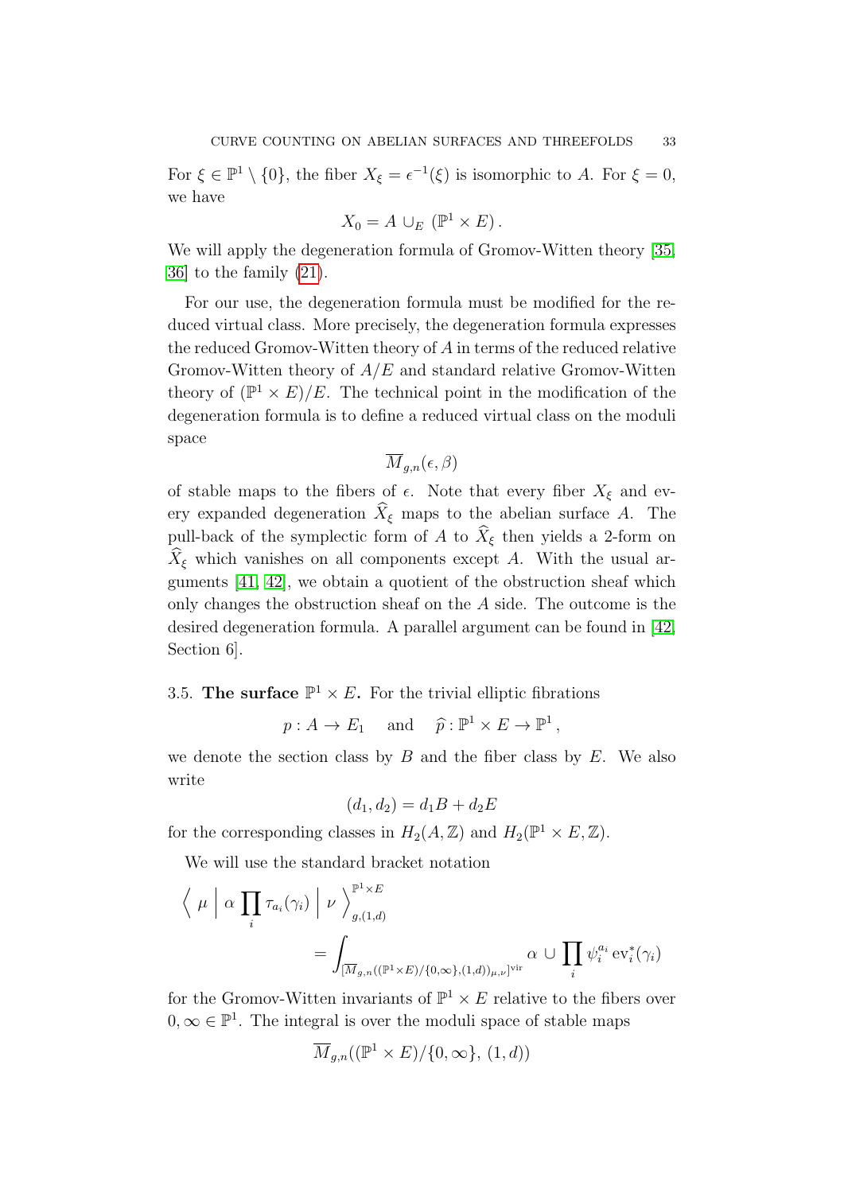For $\xi \in \mathbb{P}^1 \setminus \{0\}$, the fiber $X_\xi = \epsilon^{-1}(\xi)$ is isomorphic to $A$. For $\xi = 0$, we have

$$X_0 = A \cup_E (\mathbb{P}^1 \times E).$$

We will apply the degeneration formula of Gromov-Witten theory [35, 36] to the family (21).

For our use, the degeneration formula must be modified for the reduced virtual class. More precisely, the degeneration formula expresses the reduced Gromov-Witten theory of $A$ in terms of the reduced relative Gromov-Witten theory of $A/E$ and standard relative Gromov-Witten theory of $(\mathbb{P}^1 \times E)/E$. The technical point in the modification of the degeneration formula is to define a reduced virtual class on the moduli space

$$\overline{M}_{g,n}(\epsilon, \beta)$$

of stable maps to the fibers of $\epsilon$. Note that every fiber $X_\xi$ and every expanded degeneration $\widehat{X}_\xi$ maps to the abelian surface $A$. The pull-back of the symplectic form of $A$ to $\widehat{X}_\xi$ then yields a 2-form on $\widehat{X}_\xi$ which vanishes on all components except $A$. With the usual arguments [41, 42], we obtain a quotient of the obstruction sheaf which only changes the obstruction sheaf on the $A$ side. The outcome is the desired degeneration formula. A parallel argument can be found in [42, Section 6].

## 3.5. The surface $\mathbb{P}^1 \times E$.

For the trivial elliptic fibrations

$$p : A \to E_1 \quad \text{and} \quad \widehat{p} : \mathbb{P}^1 \times E \to \mathbb{P}^1,$$

we denote the section class by $B$ and the fiber class by $E$. We also write

$$(d_1, d_2) = d_1 B + d_2 E$$

for the corresponding classes in $H_2(A, \mathbb{Z})$ and $H_2(\mathbb{P}^1 \times E, \mathbb{Z})$.

We will use the standard bracket notation

$$\Big\langle \mu \, \Big| \, \alpha \prod_i \tau_{a_i}(\gamma_i) \, \Big| \, \nu \Big\rangle_{g,(1,d)}^{\mathbb{P}^1 \times E} = \int_{[\overline{M}_{g,n}((\mathbb{P}^1 \times E)/\{0,\infty\},(1,d))_{\mu,\nu}]^{\text{vir}}} \alpha \cup \prod_i \psi_i^{a_i} \operatorname{ev}_i^*(\gamma_i)$$

for the Gromov-Witten invariants of $\mathbb{P}^1 \times E$ relative to the fibers over $0, \infty \in \mathbb{P}^1$. The integral is over the moduli space of stable maps

$$\overline{M}_{g,n}((\mathbb{P}^1 \times E)/\{0, \infty\}, \, (1, d))$$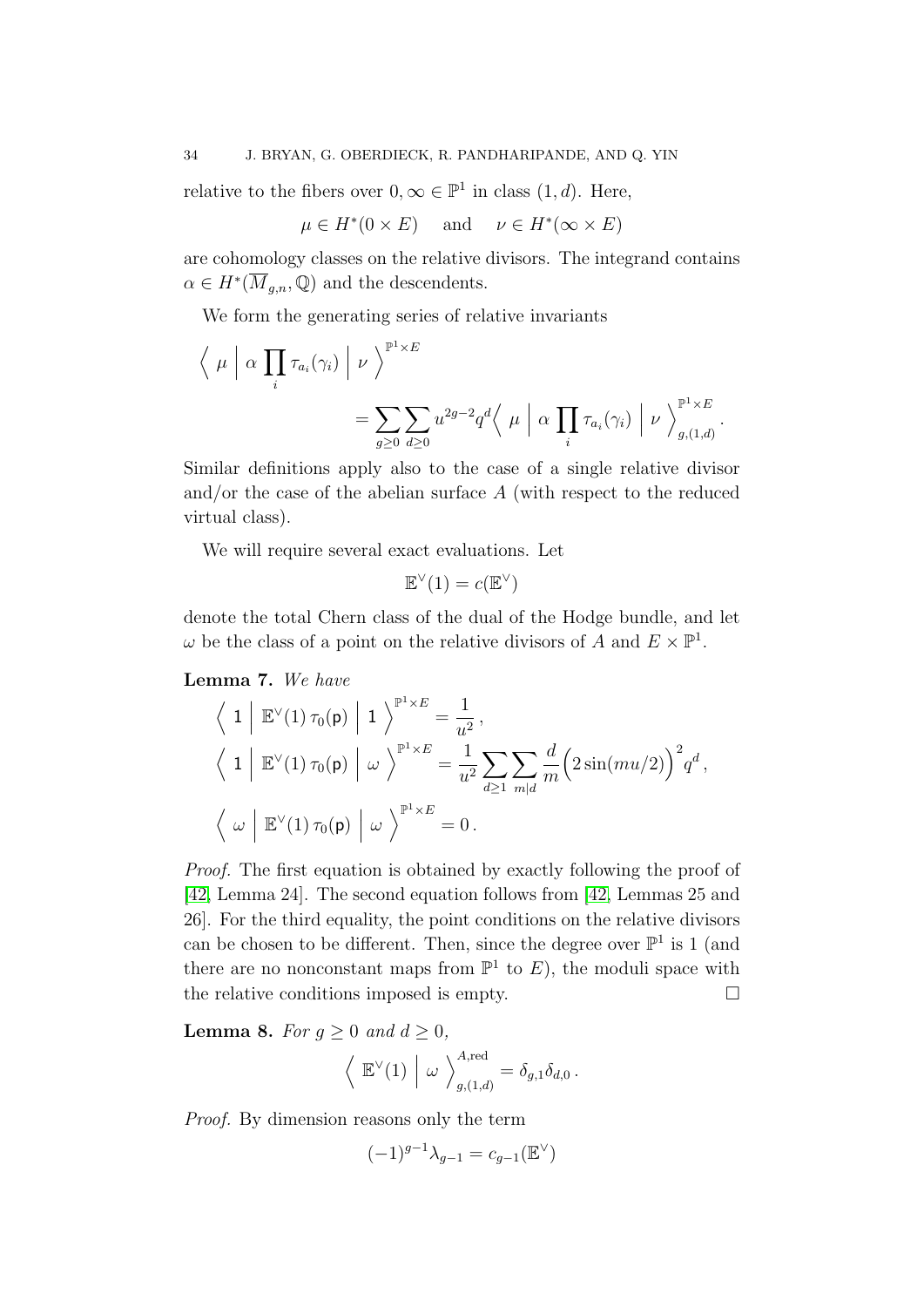relative to the fibers over $0, \infty \in \mathbb{P}^1$ in class $(1, d)$. Here,

$$\mu \in H^*(0 \times E) \quad \text{and} \quad \nu \in H^*(\infty \times E)$$

are cohomology classes on the relative divisors. The integrand contains $\alpha \in H^*(\overline{M}_{g,n}, \mathbb{Q})$ and the descendents.

We form the generating series of relative invariants

$$\Big\langle \, \mu \, \Big| \, \alpha \prod_i \tau_{a_i}(\gamma_i) \, \Big| \, \nu \, \Big\rangle^{\mathbb{P}^1 \times E} = \sum_{g \geq 0} \sum_{d \geq 0} u^{2g-2} q^d \Big\langle \, \mu \, \Big| \, \alpha \prod_i \tau_{a_i}(\gamma_i) \, \Big| \, \nu \, \Big\rangle^{\mathbb{P}^1 \times E}_{g,(1,d)} .$$

Similar definitions apply also to the case of a single relative divisor and/or the case of the abelian surface $A$ (with respect to the reduced virtual class).

We will require several exact evaluations. Let

$$\mathbb{E}^\vee(1) = c(\mathbb{E}^\vee)$$

denote the total Chern class of the dual of the Hodge bundle, and let $\omega$ be the class of a point on the relative divisors of $A$ and $E \times \mathbb{P}^1$.

**Lemma 7.** *We have*

$$\Big\langle \, 1 \, \Big| \, \mathbb{E}^\vee(1) \, \tau_0(\mathsf{p}) \, \Big| \, 1 \, \Big\rangle^{\mathbb{P}^1 \times E} = \frac{1}{u^2} ,$$

$$\Big\langle \, 1 \, \Big| \, \mathbb{E}^\vee(1) \, \tau_0(\mathsf{p}) \, \Big| \, \omega \, \Big\rangle^{\mathbb{P}^1 \times E} = \frac{1}{u^2} \sum_{d \geq 1} \sum_{m | d} \frac{d}{m} \Big( 2 \sin(mu/2) \Big)^2 q^d ,$$

$$\Big\langle \, \omega \, \Big| \, \mathbb{E}^\vee(1) \, \tau_0(\mathsf{p}) \, \Big| \, \omega \, \Big\rangle^{\mathbb{P}^1 \times E} = 0 .$$

*Proof.* The first equation is obtained by exactly following the proof of [42, Lemma 24]. The second equation follows from [42, Lemmas 25 and 26]. For the third equality, the point conditions on the relative divisors can be chosen to be different. Then, since the degree over $\mathbb{P}^1$ is 1 (and there are no nonconstant maps from $\mathbb{P}^1$ to $E$), the moduli space with the relative conditions imposed is empty. $\square$

**Lemma 8.** *For $g \geq 0$ and $d \geq 0$,*

$$\Big\langle \, \mathbb{E}^\vee(1) \, \Big| \, \omega \, \Big\rangle^{A,\text{red}}_{g,(1,d)} = \delta_{g,1} \delta_{d,0} .$$

*Proof.* By dimension reasons only the term

$$(-1)^{g-1} \lambda_{g-1} = c_{g-1}(\mathbb{E}^\vee)$$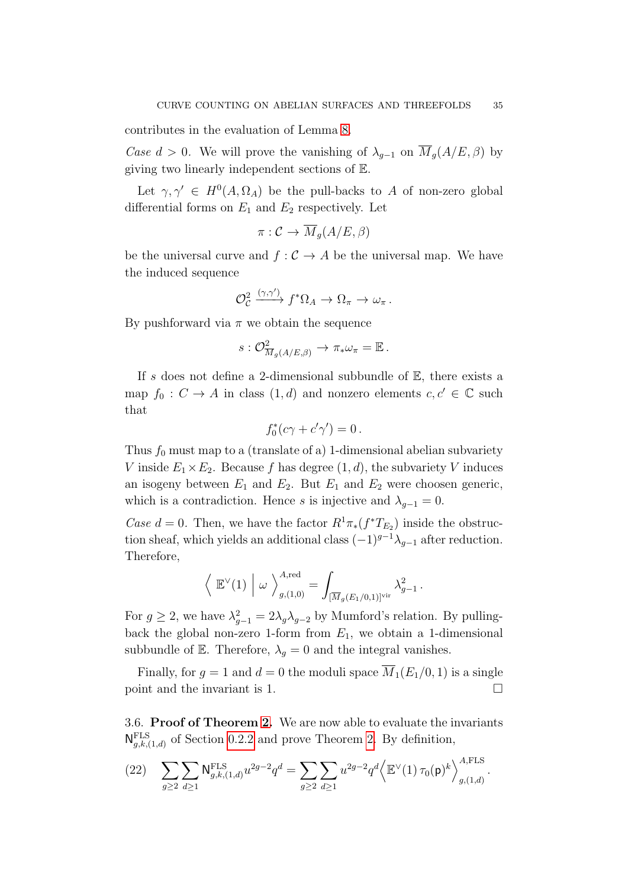contributes in the evaluation of Lemma 8.

*Case $d > 0$.* We will prove the vanishing of $\lambda_{g-1}$ on $\overline{M}_g(A/E, \beta)$ by giving two linearly independent sections of $\mathbb{E}$.

Let $\gamma, \gamma' \in H^0(A, \Omega_A)$ be the pull-backs to $A$ of non-zero global differential forms on $E_1$ and $E_2$ respectively. Let

$$\pi : \mathcal{C} \to \overline{M}_g(A/E, \beta)$$

be the universal curve and $f : \mathcal{C} \to A$ be the universal map. We have the induced sequence

$$\mathcal{O}_{\mathcal{C}}^2 \xrightarrow{(\gamma, \gamma')} f^*\Omega_A \to \Omega_\pi \to \omega_\pi \,.$$

By pushforward via $\pi$ we obtain the sequence

$$s : \mathcal{O}^2_{\overline{M}_g(A/E,\beta)} \to \pi_* \omega_\pi = \mathbb{E} \,.$$

If $s$ does not define a 2-dimensional subbundle of $\mathbb{E}$, there exists a map $f_0 : C \to A$ in class $(1, d)$ and nonzero elements $c, c' \in \mathbb{C}$ such that

$$f_0^*(c\gamma + c'\gamma') = 0 \,.$$

Thus $f_0$ must map to a (translate of a) 1-dimensional abelian subvariety $V$ inside $E_1 \times E_2$. Because $f$ has degree $(1, d)$, the subvariety $V$ induces an isogeny between $E_1$ and $E_2$. But $E_1$ and $E_2$ were choosen generic, which is a contradiction. Hence $s$ is injective and $\lambda_{g-1} = 0$.

*Case $d = 0$.* Then, we have the factor $R^1\pi_*(f^*T_{E_2})$ inside the obstruction sheaf, which yields an additional class $(-1)^{g-1}\lambda_{g-1}$ after reduction. Therefore,

$$\Big\langle \, \mathbb{E}^\vee(1) \, \Big| \, \omega \, \Big\rangle^{A,\mathrm{red}}_{g,(1,0)} = \int_{[\overline{M}_g(E_1/0,1)]^{\mathrm{vir}}} \lambda_{g-1}^2 \,.$$

For $g \geq 2$, we have $\lambda_{g-1}^2 = 2\lambda_g\lambda_{g-2}$ by Mumford's relation. By pulling-back the global non-zero 1-form from $E_1$, we obtain a 1-dimensional subbundle of $\mathbb{E}$. Therefore, $\lambda_g = 0$ and the integral vanishes.

Finally, for $g = 1$ and $d = 0$ the moduli space $\overline{M}_1(E_1/0, 1)$ is a single point and the invariant is 1. $\square$

### 3.6. Proof of Theorem 2.

We are now able to evaluate the invariants $\mathsf{N}^{\mathrm{FLS}}_{g,k,(1,d)}$ of Section 0.2.2 and prove Theorem 2. By definition,

$$\sum_{g \geq 2} \sum_{d \geq 1} \mathsf{N}^{\mathrm{FLS}}_{g,k,(1,d)} u^{2g-2} q^d = \sum_{g \geq 2} \sum_{d \geq 1} u^{2g-2} q^d \Big\langle \mathbb{E}^\vee(1) \, \tau_0(\mathsf{p})^k \Big\rangle^{A,\mathrm{FLS}}_{g,(1,d)} . \tag{22}$$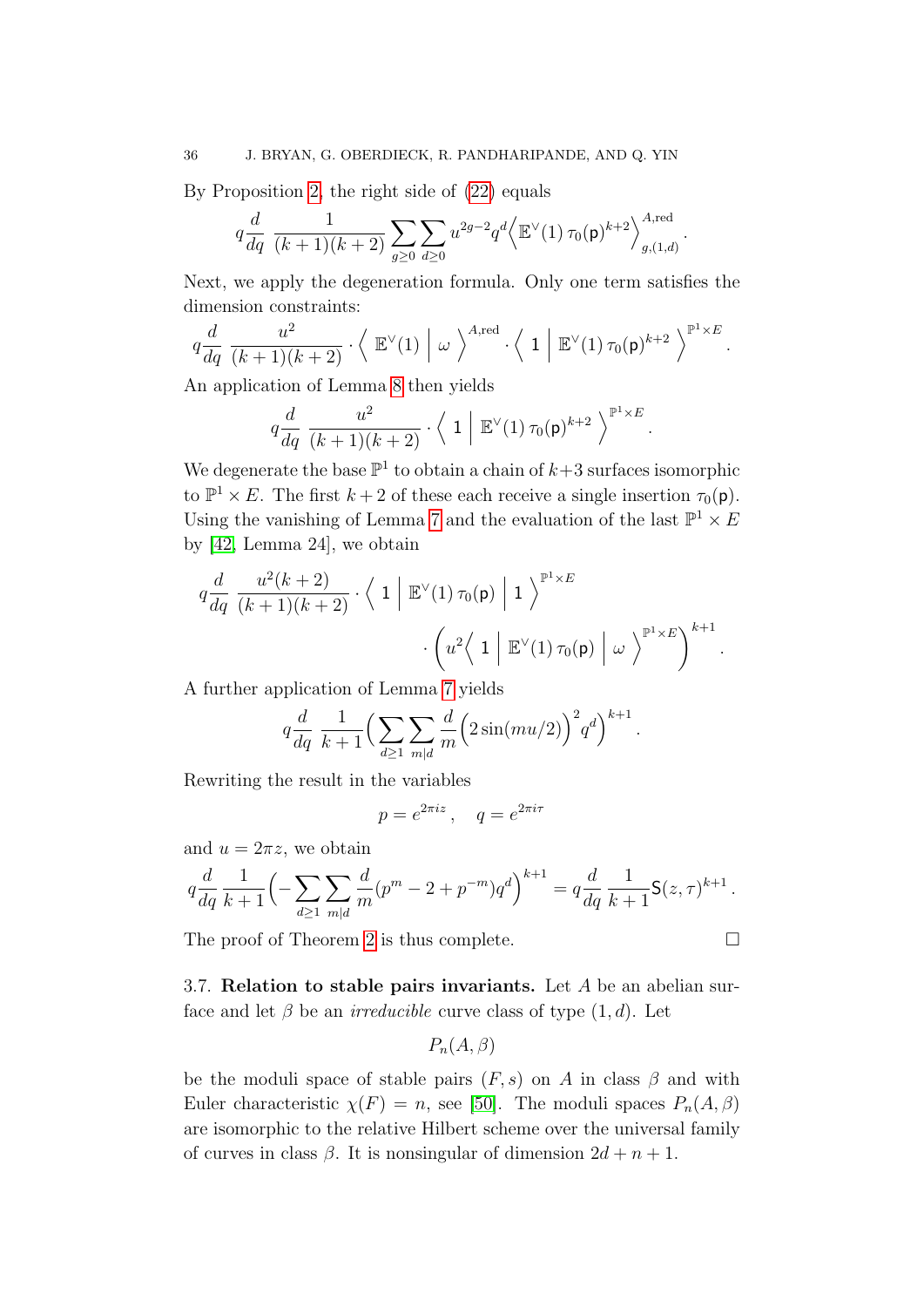By Proposition 2, the right side of (22) equals

$$q\frac{d}{dq}\ \frac{1}{(k+1)(k+2)}\sum_{g\geq 0}\sum_{d\geq 0} u^{2g-2}q^d\Big\langle \mathbb{E}^\vee(1)\,\tau_0(\mathsf{p})^{k+2}\Big\rangle^{A,\mathrm{red}}_{g,(1,d)}.$$

Next, we apply the degeneration formula. Only one term satisfies the dimension constraints:

$$q\frac{d}{dq}\ \frac{u^2}{(k+1)(k+2)}\cdot\Big\langle\ \mathbb{E}^\vee(1)\ \Big|\ \omega\ \Big\rangle^{A,\mathrm{red}}\cdot\Big\langle\ 1\ \Big|\ \mathbb{E}^\vee(1)\,\tau_0(\mathsf{p})^{k+2}\ \Big\rangle^{\mathbb{P}^1\times E}.$$

An application of Lemma 8 then yields

$$q\frac{d}{dq}\ \frac{u^2}{(k+1)(k+2)}\cdot\Big\langle\ 1\ \Big|\ \mathbb{E}^\vee(1)\,\tau_0(\mathsf{p})^{k+2}\ \Big\rangle^{\mathbb{P}^1\times E}.$$

We degenerate the base $\mathbb{P}^1$ to obtain a chain of $k+3$ surfaces isomorphic to $\mathbb{P}^1\times E$. The first $k+2$ of these each receive a single insertion $\tau_0(\mathsf{p})$. Using the vanishing of Lemma 7 and the evaluation of the last $\mathbb{P}^1\times E$ by [42, Lemma 24], we obtain

$$q\frac{d}{dq}\ \frac{u^2(k+2)}{(k+1)(k+2)}\cdot\Big\langle\ 1\ \Big|\ \mathbb{E}^\vee(1)\,\tau_0(\mathsf{p})\ \Big|\ 1\ \Big\rangle^{\mathbb{P}^1\times E}\cdot\Big(u^2\Big\langle\ 1\ \Big|\ \mathbb{E}^\vee(1)\,\tau_0(\mathsf{p})\ \Big|\ \omega\ \Big\rangle^{\mathbb{P}^1\times E}\Big)^{k+1}.$$

A further application of Lemma 7 yields

$$q\frac{d}{dq}\ \frac{1}{k+1}\Big(\sum_{d\geq 1}\sum_{m|d}\frac{d}{m}\Big(2\sin(mu/2)\Big)^2q^d\Big)^{k+1}.$$

Rewriting the result in the variables

$$p=e^{2\pi i z}\,,\quad q=e^{2\pi i\tau}$$

and $u=2\pi z$, we obtain

$$q\frac{d}{dq}\ \frac{1}{k+1}\Big(-\sum_{d\geq 1}\sum_{m|d}\frac{d}{m}(p^m-2+p^{-m})q^d\Big)^{k+1}=q\frac{d}{dq}\ \frac{1}{k+1}\mathsf{S}(z,\tau)^{k+1}.$$

The proof of Theorem 2 is thus complete. $\square$

### 3.7. Relation to stable pairs invariants.

Let $A$ be an abelian surface and let $\beta$ be an *irreducible* curve class of type $(1,d)$. Let

$$P_n(A,\beta)$$

be the moduli space of stable pairs $(F,s)$ on $A$ in class $\beta$ and with Euler characteristic $\chi(F)=n$, see [50]. The moduli spaces $P_n(A,\beta)$ are isomorphic to the relative Hilbert scheme over the universal family of curves in class $\beta$. It is nonsingular of dimension $2d+n+1$.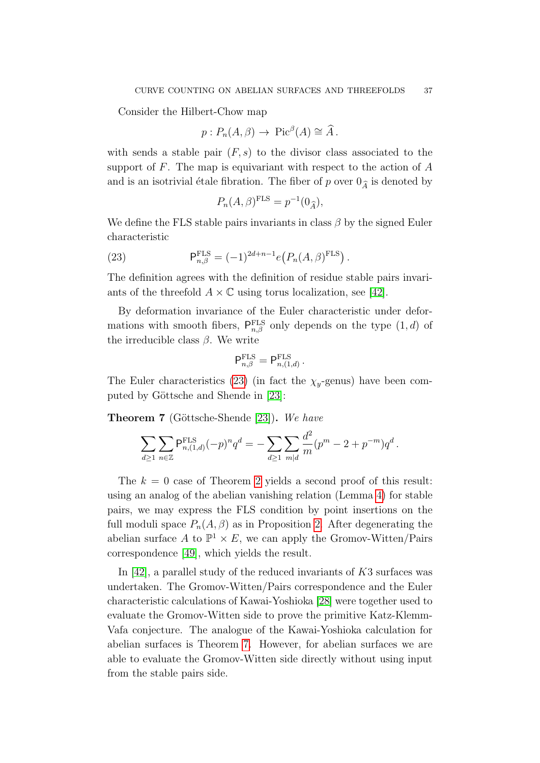Consider the Hilbert-Chow map

$$p : P_n(A, \beta) \to \operatorname{Pic}^\beta(A) \cong \widehat{A}\,.$$

with sends a stable pair $(F, s)$ to the divisor class associated to the support of $F$. The map is equivariant with respect to the action of $A$ and is an isotrivial étale fibration. The fiber of $p$ over $0_{\widehat{A}}$ is denoted by

$$P_n(A, \beta)^{\mathrm{FLS}} = p^{-1}(0_{\widehat{A}}),$$

We define the FLS stable pairs invariants in class $\beta$ by the signed Euler characteristic

$$\mathsf{P}^{\mathrm{FLS}}_{n,\beta} = (-1)^{2d+n-1} e\big(P_n(A, \beta)^{\mathrm{FLS}}\big)\,. \tag{23}$$

The definition agrees with the definition of residue stable pairs invariants of the threefold $A \times \mathbb{C}$ using torus localization, see [42].

By deformation invariance of the Euler characteristic under deformations with smooth fibers, $\mathsf{P}^{\mathrm{FLS}}_{n,\beta}$ only depends on the type $(1, d)$ of the irreducible class $\beta$. We write

$$\mathsf{P}^{\mathrm{FLS}}_{n,\beta} = \mathsf{P}^{\mathrm{FLS}}_{n,(1,d)}\,.$$

The Euler characteristics (23) (in fact the $\chi_y$-genus) have been computed by Göttsche and Shende in [23]:

**Theorem 7** (Göttsche-Shende [23])**.** *We have*

$$\sum_{d \geq 1} \sum_{n \in \mathbb{Z}} \mathsf{P}^{\mathrm{FLS}}_{n,(1,d)} (-p)^n q^d = - \sum_{d \geq 1} \sum_{m | d} \frac{d^2}{m} (p^m - 2 + p^{-m}) q^d\,.$$

The $k = 0$ case of Theorem 2 yields a second proof of this result: using an analog of the abelian vanishing relation (Lemma 4) for stable pairs, we may express the FLS condition by point insertions on the full moduli space $P_n(A, \beta)$ as in Proposition 2. After degenerating the abelian surface $A$ to $\mathbb{P}^1 \times E$, we can apply the Gromov-Witten/Pairs correspondence [49], which yields the result.

In [42], a parallel study of the reduced invariants of $K3$ surfaces was undertaken. The Gromov-Witten/Pairs correspondence and the Euler characteristic calculations of Kawai-Yoshioka [28] were together used to evaluate the Gromov-Witten side to prove the primitive Katz-Klemm-Vafa conjecture. The analogue of the Kawai-Yoshioka calculation for abelian surfaces is Theorem 7. However, for abelian surfaces we are able to evaluate the Gromov-Witten side directly without using input from the stable pairs side.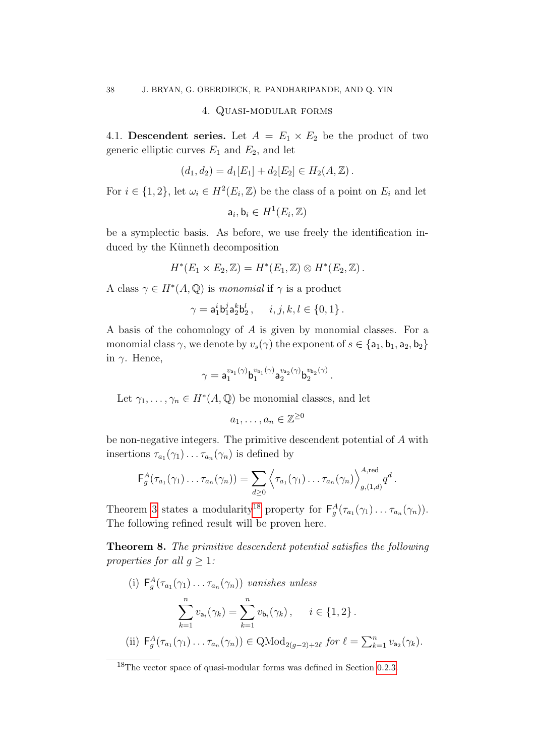## 4. Quasi-modular forms

**4.1. Descendent series.** Let $A = E_1 \times E_2$ be the product of two generic elliptic curves $E_1$ and $E_2$, and let

$$(d_1, d_2) = d_1[E_1] + d_2[E_2] \in H_2(A, \mathbb{Z}) .$$

For $i \in \{1, 2\}$, let $\omega_i \in H^2(E_i, \mathbb{Z})$ be the class of a point on $E_i$ and let

$$\mathsf{a}_i, \mathsf{b}_i \in H^1(E_i, \mathbb{Z})$$

be a symplectic basis. As before, we use freely the identification induced by the Künneth decomposition

$$H^*(E_1 \times E_2, \mathbb{Z}) = H^*(E_1, \mathbb{Z}) \otimes H^*(E_2, \mathbb{Z}) .$$

A class $\gamma \in H^*(A, \mathbb{Q})$ is *monomial* if $\gamma$ is a product

$$\gamma = \mathsf{a}_1^i \mathsf{b}_1^j \mathsf{a}_2^k \mathsf{b}_2^l , \quad i, j, k, l \in \{0, 1\} .$$

A basis of the cohomology of $A$ is given by monomial classes. For a monomial class $\gamma$, we denote by $v_s(\gamma)$ the exponent of $s \in \{\mathsf{a}_1, \mathsf{b}_1, \mathsf{a}_2, \mathsf{b}_2\}$ in $\gamma$. Hence,

$$\gamma = \mathsf{a}_1^{v_{\mathsf{a}_1}(\gamma)} \mathsf{b}_1^{v_{\mathsf{b}_1}(\gamma)} \mathsf{a}_2^{v_{\mathsf{a}_2}(\gamma)} \mathsf{b}_2^{v_{\mathsf{b}_2}(\gamma)} .$$

Let $\gamma_1, \ldots, \gamma_n \in H^*(A, \mathbb{Q})$ be monomial classes, and let

$$a_1, \ldots, a_n \in \mathbb{Z}^{\geq 0}$$

be non-negative integers. The primitive descendent potential of $A$ with insertions $\tau_{a_1}(\gamma_1) \ldots \tau_{a_n}(\gamma_n)$ is defined by

$$\mathsf{F}_g^A(\tau_{a_1}(\gamma_1) \ldots \tau_{a_n}(\gamma_n)) = \sum_{d \geq 0} \Big\langle \tau_{a_1}(\gamma_1) \ldots \tau_{a_n}(\gamma_n) \Big\rangle_{g,(1,d)}^{A,\mathrm{red}} q^d .$$

Theorem 3 states a modularity[18] property for $\mathsf{F}_g^A(\tau_{a_1}(\gamma_1) \ldots \tau_{a_n}(\gamma_n))$. The following refined result will be proven here.

**Theorem 8.** *The primitive descendent potential satisfies the following properties for all $g \geq 1$:*

(i) $\mathsf{F}_g^A(\tau_{a_1}(\gamma_1) \ldots \tau_{a_n}(\gamma_n))$ *vanishes unless*

$$\sum_{k=1}^n v_{\mathsf{a}_i}(\gamma_k) = \sum_{k=1}^n v_{\mathsf{b}_i}(\gamma_k) , \quad i \in \{1, 2\} .$$

(ii) $\mathsf{F}_g^A(\tau_{a_1}(\gamma_1) \ldots \tau_{a_n}(\gamma_n)) \in \mathrm{QMod}_{2(g-2)+2\ell}$ *for* $\ell = \sum_{k=1}^n v_{\mathsf{a}_2}(\gamma_k)$.

[18] The vector space of quasi-modular forms was defined in Section 0.2.3.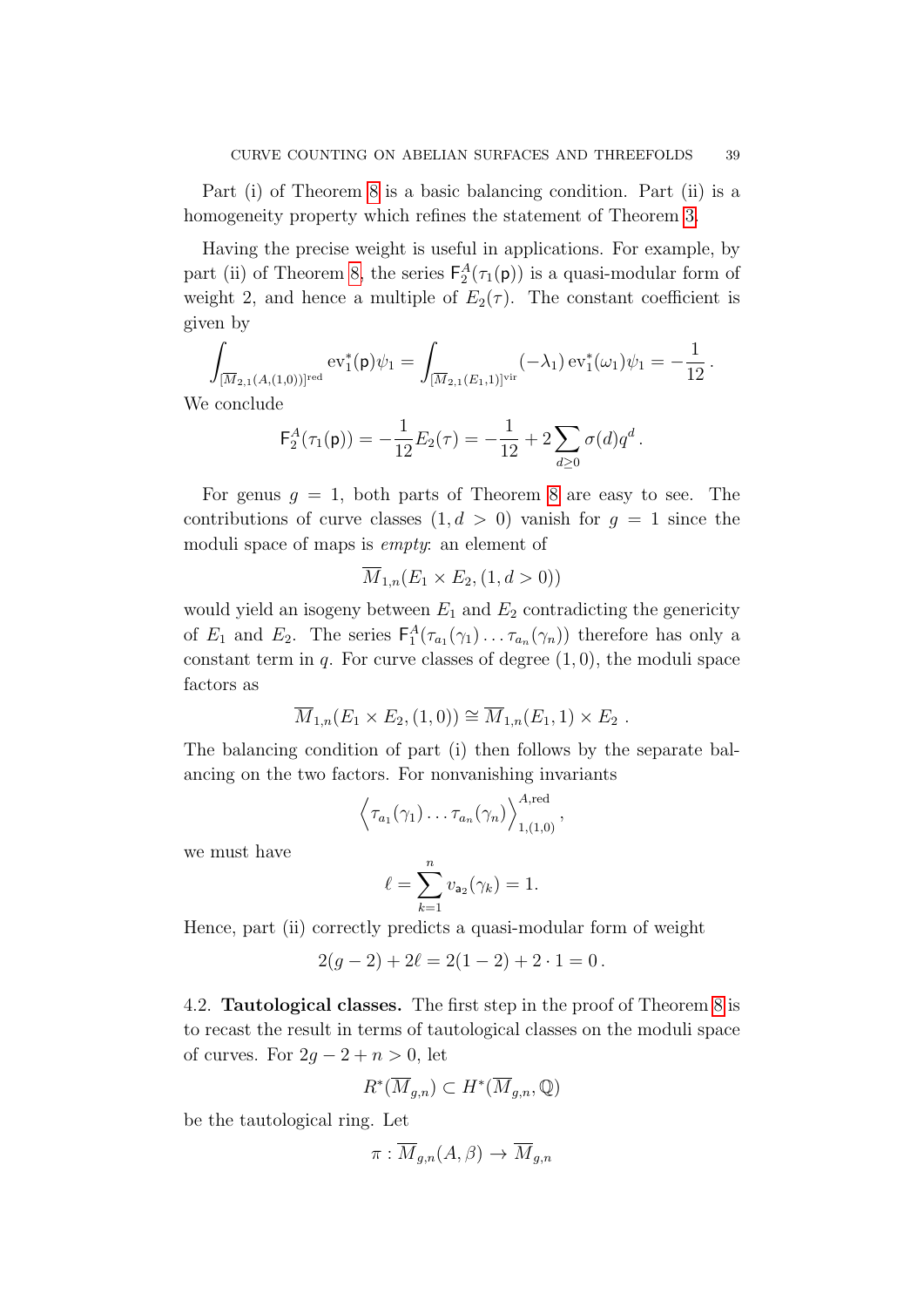Part (i) of Theorem 8 is a basic balancing condition. Part (ii) is a homogeneity property which refines the statement of Theorem 3.

Having the precise weight is useful in applications. For example, by part (ii) of Theorem 8, the series $\mathsf{F}_2^A(\tau_1(\mathsf{p}))$ is a quasi-modular form of weight 2, and hence a multiple of $E_2(\tau)$. The constant coefficient is given by

$$\int_{[\overline{M}_{2,1}(A,(1,0))]^{\text{red}}} \text{ev}_1^*(\mathsf{p})\psi_1 = \int_{[\overline{M}_{2,1}(E_1,1)]^{\text{vir}}} (-\lambda_1)\,\text{ev}_1^*(\omega_1)\psi_1 = -\frac{1}{12}\,.$$

We conclude

$$\mathsf{F}_2^A(\tau_1(\mathsf{p})) = -\frac{1}{12}E_2(\tau) = -\frac{1}{12} + 2\sum_{d\geq 0}\sigma(d)q^d\,.$$

For genus $g = 1$, both parts of Theorem 8 are easy to see. The contributions of curve classes $(1, d > 0)$ vanish for $g = 1$ since the moduli space of maps is *empty*: an element of

$$\overline{M}_{1,n}(E_1 \times E_2, (1, d > 0))$$

would yield an isogeny between $E_1$ and $E_2$ contradicting the genericity of $E_1$ and $E_2$. The series $\mathsf{F}_1^A(\tau_{a_1}(\gamma_1)\ldots\tau_{a_n}(\gamma_n))$ therefore has only a constant term in $q$. For curve classes of degree $(1,0)$, the moduli space factors as

$$\overline{M}_{1,n}(E_1 \times E_2, (1,0)) \cong \overline{M}_{1,n}(E_1, 1) \times E_2\ .$$

The balancing condition of part (i) then follows by the separate balancing on the two factors. For nonvanishing invariants

$$\Big\langle \tau_{a_1}(\gamma_1)\ldots\tau_{a_n}(\gamma_n)\Big\rangle^{A,\text{red}}_{1,(1,0)}\,,$$

we must have

$$\ell = \sum_{k=1}^n v_{\mathsf{a}_2}(\gamma_k) = 1.$$

Hence, part (ii) correctly predicts a quasi-modular form of weight

$$2(g-2) + 2\ell = 2(1-2) + 2\cdot 1 = 0\,.$$

4.2. **Tautological classes.** The first step in the proof of Theorem 8 is to recast the result in terms of tautological classes on the moduli space of curves. For $2g - 2 + n > 0$, let

$$R^*(\overline{M}_{g,n}) \subset H^*(\overline{M}_{g,n}, \mathbb{Q})$$

be the tautological ring. Let

$$\pi : \overline{M}_{g,n}(A,\beta) \to \overline{M}_{g,n}$$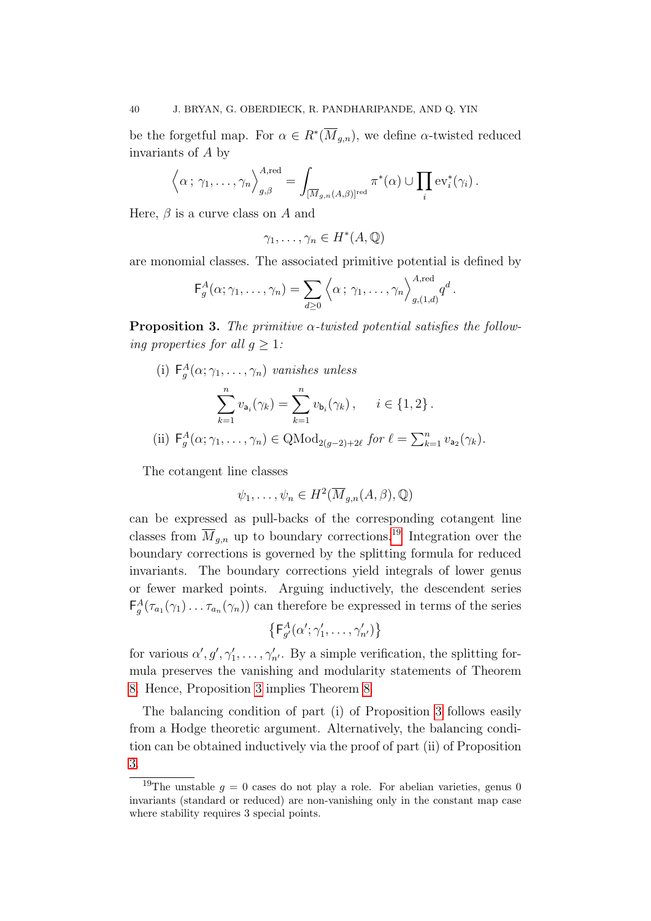be the forgetful map. For $\alpha \in R^*(\overline{M}_{g,n})$, we define $\alpha$-twisted reduced invariants of $A$ by

$$\Big\langle \alpha\,;\, \gamma_1, \ldots, \gamma_n \Big\rangle^{A,\mathrm{red}}_{g,\beta} = \int_{[\overline{M}_{g,n}(A,\beta)]^{\mathrm{red}}} \pi^*(\alpha) \cup \prod_i \mathrm{ev}_i^*(\gamma_i)\,.$$

Here, $\beta$ is a curve class on $A$ and

$$\gamma_1, \ldots, \gamma_n \in H^*(A, \mathbb{Q})$$

are monomial classes. The associated primitive potential is defined by

$$\mathsf{F}^A_g(\alpha; \gamma_1, \ldots, \gamma_n) = \sum_{d \geq 0} \Big\langle \alpha\,;\, \gamma_1, \ldots, \gamma_n \Big\rangle^{A,\mathrm{red}}_{g,(1,d)} q^d\,.$$

**Proposition 3.** *The primitive $\alpha$-twisted potential satisfies the following properties for all $g \geq 1$:*

(i) $\mathsf{F}^A_g(\alpha; \gamma_1, \ldots, \gamma_n)$ *vanishes unless*

$$\sum_{k=1}^n v_{\mathsf{a}_i}(\gamma_k) = \sum_{k=1}^n v_{\mathsf{b}_i}(\gamma_k)\,, \qquad i \in \{1, 2\}\,.$$

(ii) $\mathsf{F}^A_g(\alpha; \gamma_1, \ldots, \gamma_n) \in \mathrm{QMod}_{2(g-2)+2\ell}$ *for* $\ell = \sum_{k=1}^n v_{\mathsf{a}_2}(\gamma_k)$.

The cotangent line classes

$$\psi_1, \ldots, \psi_n \in H^2(\overline{M}_{g,n}(A,\beta), \mathbb{Q})$$

can be expressed as pull-backs of the corresponding cotangent line classes from $\overline{M}_{g,n}$ up to boundary corrections.[19] Integration over the boundary corrections is governed by the splitting formula for reduced invariants. The boundary corrections yield integrals of lower genus or fewer marked points. Arguing inductively, the descendent series $\mathsf{F}^A_g(\tau_{a_1}(\gamma_1) \ldots \tau_{a_n}(\gamma_n))$ can therefore be expressed in terms of the series

$$\left\{ \mathsf{F}^A_{g'}(\alpha'; \gamma'_1, \ldots, \gamma'_{n'}) \right\}$$

for various $\alpha', g', \gamma'_1, \ldots, \gamma'_{n'}$. By a simple verification, the splitting formula preserves the vanishing and modularity statements of Theorem 8. Hence, Proposition 3 implies Theorem 8.

The balancing condition of part (i) of Proposition 3 follows easily from a Hodge theoretic argument. Alternatively, the balancing condition can be obtained inductively via the proof of part (ii) of Proposition 3.

[19] The unstable $g = 0$ cases do not play a role. For abelian varieties, genus 0 invariants (standard or reduced) are non-vanishing only in the constant map case where stability requires 3 special points.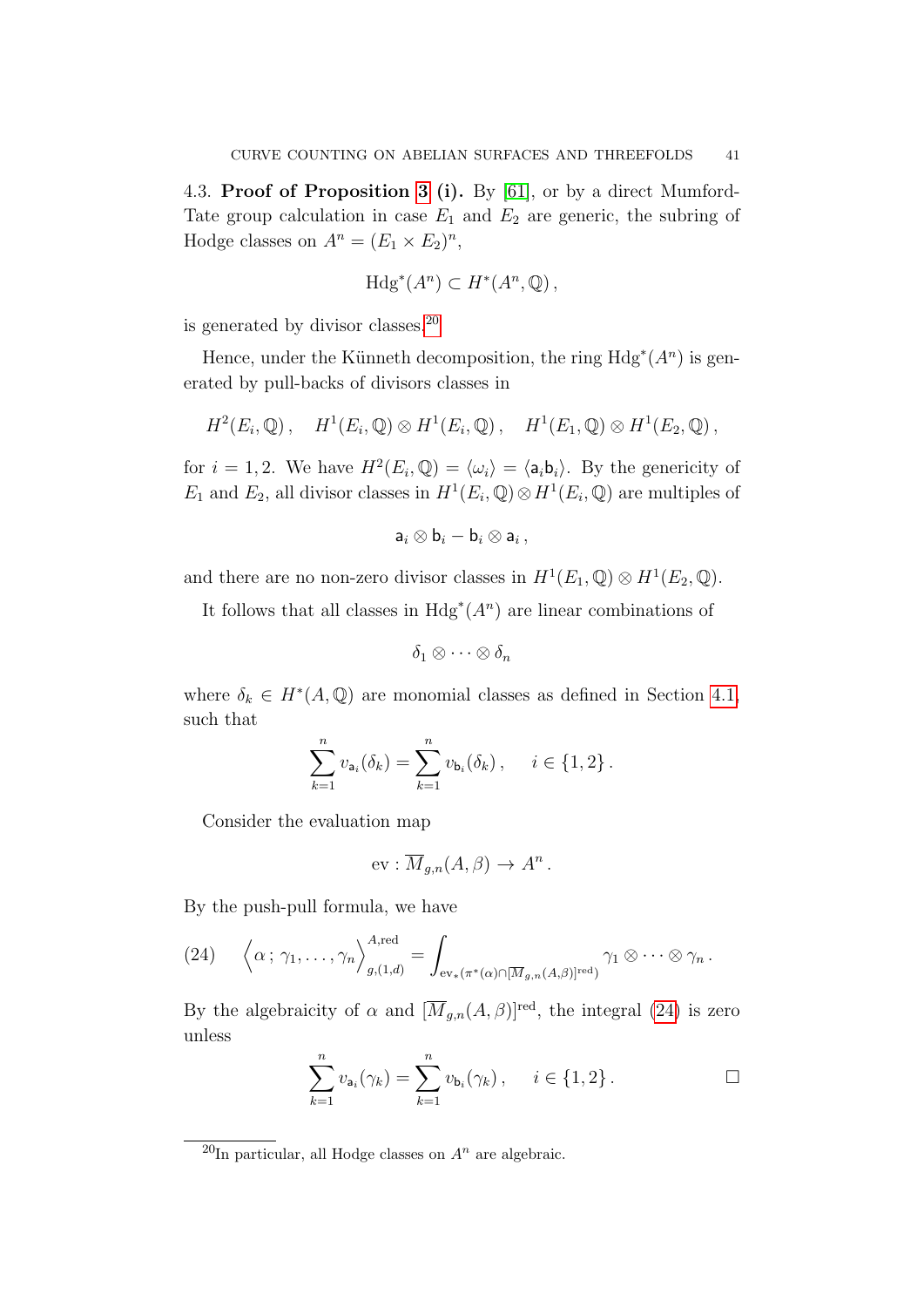4.3. **Proof of Proposition 3 (i).** By [61], or by a direct Mumford-Tate group calculation in case $E_1$ and $E_2$ are generic, the subring of Hodge classes on $A^n = (E_1 \times E_2)^n$,

$$\mathrm{Hdg}^*(A^n) \subset H^*(A^n, \mathbb{Q}),$$

is generated by divisor classes.[20]

Hence, under the Künneth decomposition, the ring $\mathrm{Hdg}^*(A^n)$ is generated by pull-backs of divisors classes in

$$H^2(E_i, \mathbb{Q}), \quad H^1(E_i, \mathbb{Q}) \otimes H^1(E_i, \mathbb{Q}), \quad H^1(E_1, \mathbb{Q}) \otimes H^1(E_2, \mathbb{Q}),$$

for $i = 1, 2$. We have $H^2(E_i, \mathbb{Q}) = \langle \omega_i \rangle = \langle \mathsf{a}_i \mathsf{b}_i \rangle$. By the genericity of $E_1$ and $E_2$, all divisor classes in $H^1(E_i, \mathbb{Q}) \otimes H^1(E_i, \mathbb{Q})$ are multiples of

$$\mathsf{a}_i \otimes \mathsf{b}_i - \mathsf{b}_i \otimes \mathsf{a}_i,$$

and there are no non-zero divisor classes in $H^1(E_1, \mathbb{Q}) \otimes H^1(E_2, \mathbb{Q})$.

It follows that all classes in $\mathrm{Hdg}^*(A^n)$ are linear combinations of

$$\delta_1 \otimes \cdots \otimes \delta_n$$

where $\delta_k \in H^*(A, \mathbb{Q})$ are monomial classes as defined in Section 4.1, such that

$$\sum_{k=1}^{n} v_{\mathsf{a}_i}(\delta_k) = \sum_{k=1}^{n} v_{\mathsf{b}_i}(\delta_k), \quad i \in \{1, 2\}.$$

Consider the evaluation map

$$\mathrm{ev} : \overline{M}_{g,n}(A, \beta) \to A^n.$$

By the push-pull formula, we have

$$\left\langle \alpha\,;\, \gamma_1, \ldots, \gamma_n \right\rangle_{g,(1,d)}^{A,\mathrm{red}} = \int_{\mathrm{ev}_*(\pi^*(\alpha) \cap [\overline{M}_{g,n}(A,\beta)]^{\mathrm{red}})} \gamma_1 \otimes \cdots \otimes \gamma_n. \tag{24}$$

By the algebraicity of $\alpha$ and $[\overline{M}_{g,n}(A, \beta)]^{\mathrm{red}}$, the integral (24) is zero unless

$$\sum_{k=1}^{n} v_{\mathsf{a}_i}(\gamma_k) = \sum_{k=1}^{n} v_{\mathsf{b}_i}(\gamma_k), \quad i \in \{1, 2\}.$$

□

[20] In particular, all Hodge classes on $A^n$ are algebraic.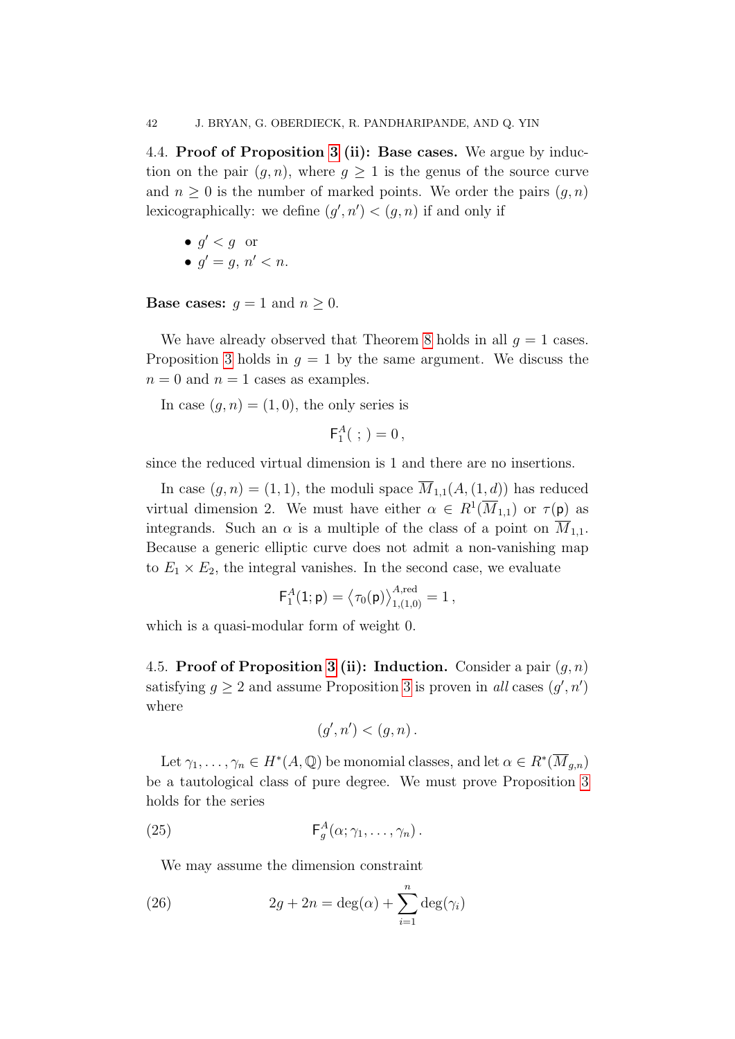**4.4. Proof of Proposition 3 (ii): Base cases.** We argue by induction on the pair $(g, n)$, where $g \geq 1$ is the genus of the source curve and $n \geq 0$ is the number of marked points. We order the pairs $(g, n)$ lexicographically: we define $(g', n') < (g, n)$ if and only if

- $g' < g$ or
- $g' = g$, $n' < n$.

**Base cases:** $g = 1$ and $n \geq 0$.

We have already observed that Theorem 8 holds in all $g = 1$ cases. Proposition 3 holds in $g = 1$ by the same argument. We discuss the $n = 0$ and $n = 1$ cases as examples.

In case $(g, n) = (1, 0)$, the only series is

$$\mathsf{F}^A_1(\ ;\ ) = 0\,,$$

since the reduced virtual dimension is 1 and there are no insertions.

In case $(g, n) = (1, 1)$, the moduli space $\overline{M}_{1,1}(A, (1, d))$ has reduced virtual dimension 2. We must have either $\alpha \in R^1(\overline{M}_{1,1})$ or $\tau(\mathsf{p})$ as integrands. Such an $\alpha$ is a multiple of the class of a point on $\overline{M}_{1,1}$. Because a generic elliptic curve does not admit a non-vanishing map to $E_1 \times E_2$, the integral vanishes. In the second case, we evaluate

$$\mathsf{F}^A_1(1; \mathsf{p}) = \big\langle \tau_0(\mathsf{p}) \big\rangle^{A,\mathrm{red}}_{1,(1,0)} = 1\,,$$

which is a quasi-modular form of weight 0.

**4.5. Proof of Proposition 3 (ii): Induction.** Consider a pair $(g, n)$ satisfying $g \geq 2$ and assume Proposition 3 is proven in *all* cases $(g', n')$ where

$$(g', n') < (g, n)\,.$$

Let $\gamma_1, \ldots, \gamma_n \in H^*(A, \mathbb{Q})$ be monomial classes, and let $\alpha \in R^*(\overline{M}_{g,n})$ be a tautological class of pure degree. We must prove Proposition 3 holds for the series

$$\mathsf{F}^A_g(\alpha; \gamma_1, \ldots, \gamma_n)\,. \tag{25}$$

We may assume the dimension constraint

$$2g + 2n = \deg(\alpha) + \sum_{i=1}^{n} \deg(\gamma_i) \tag{26}$$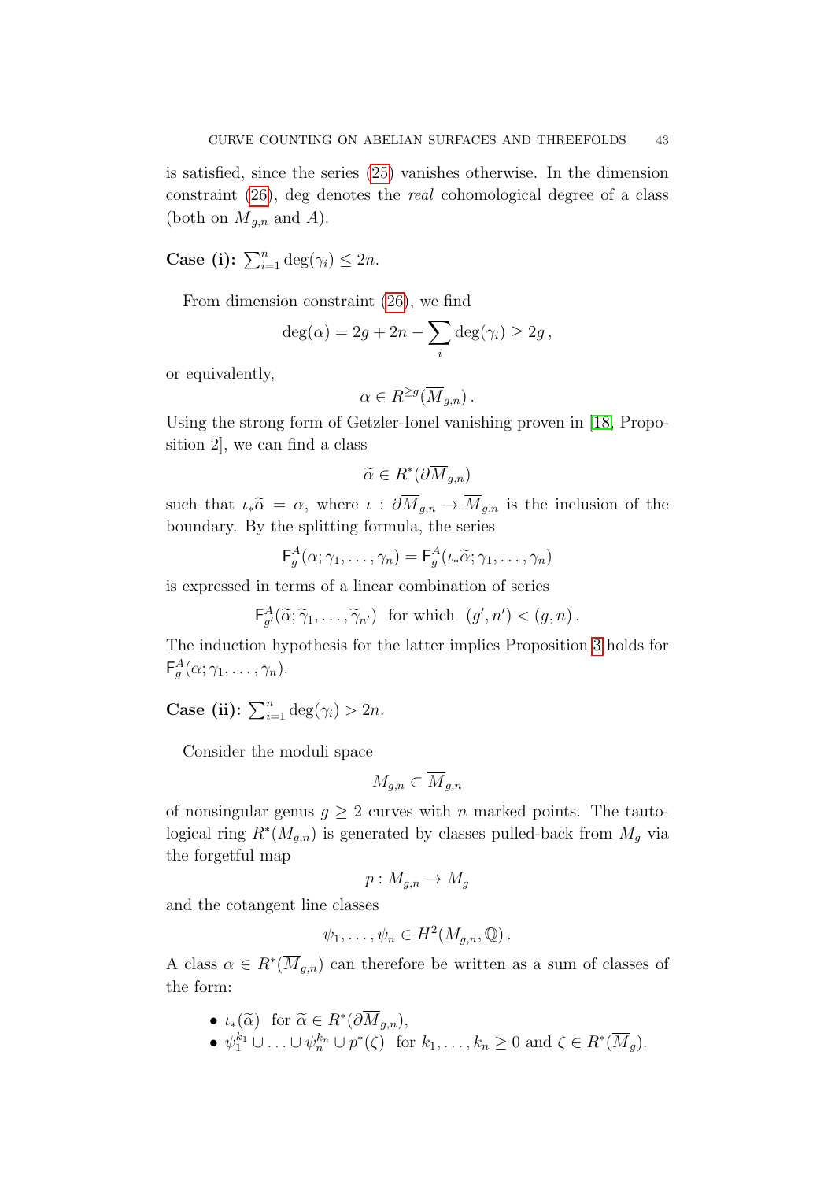is satisfied, since the series (25) vanishes otherwise. In the dimension constraint (26), deg denotes the *real* cohomological degree of a class (both on $\overline{M}_{g,n}$ and $A$).

**Case (i):** $\sum_{i=1}^n \deg(\gamma_i) \leq 2n$.

From dimension constraint (26), we find

$$\deg(\alpha) = 2g + 2n - \sum_i \deg(\gamma_i) \geq 2g\,,$$

or equivalently,

$$\alpha \in R^{\geq g}(\overline{M}_{g,n})\,.$$

Using the strong form of Getzler-Ionel vanishing proven in [18, Proposition 2], we can find a class

$$\widetilde{\alpha} \in R^*(\partial \overline{M}_{g,n})$$

such that $\iota_* \widetilde{\alpha} = \alpha$, where $\iota : \partial\overline{M}_{g,n} \to \overline{M}_{g,n}$ is the inclusion of the boundary. By the splitting formula, the series

$$\mathsf{F}_g^A(\alpha; \gamma_1, \ldots, \gamma_n) = \mathsf{F}_g^A(\iota_*\widetilde{\alpha}; \gamma_1, \ldots, \gamma_n)$$

is expressed in terms of a linear combination of series

$$\mathsf{F}_{g'}^A(\widetilde{\alpha}; \widetilde{\gamma}_1, \ldots, \widetilde{\gamma}_{n'}) \ \text{ for which } \ (g', n') < (g, n)\,.$$

The induction hypothesis for the latter implies Proposition 3 holds for $\mathsf{F}_g^A(\alpha; \gamma_1, \ldots, \gamma_n)$.

**Case (ii):** $\sum_{i=1}^n \deg(\gamma_i) > 2n$.

Consider the moduli space

$$M_{g,n} \subset \overline{M}_{g,n}$$

of nonsingular genus $g \geq 2$ curves with $n$ marked points. The tautological ring $R^*(M_{g,n})$ is generated by classes pulled-back from $M_g$ via the forgetful map

$$p : M_{g,n} \to M_g$$

and the cotangent line classes

$$\psi_1, \ldots, \psi_n \in H^2(M_{g,n}, \mathbb{Q})\,.$$

A class $\alpha \in R^*(\overline{M}_{g,n})$ can therefore be written as a sum of classes of the form:

- $\iota_*(\widetilde{\alpha})$ for $\widetilde{\alpha} \in R^*(\partial\overline{M}_{g,n})$,
- $\psi_1^{k_1} \cup \ldots \cup \psi_n^{k_n} \cup p^*(\zeta)$ for $k_1, \ldots, k_n \geq 0$ and $\zeta \in R^*(\overline{M}_g)$.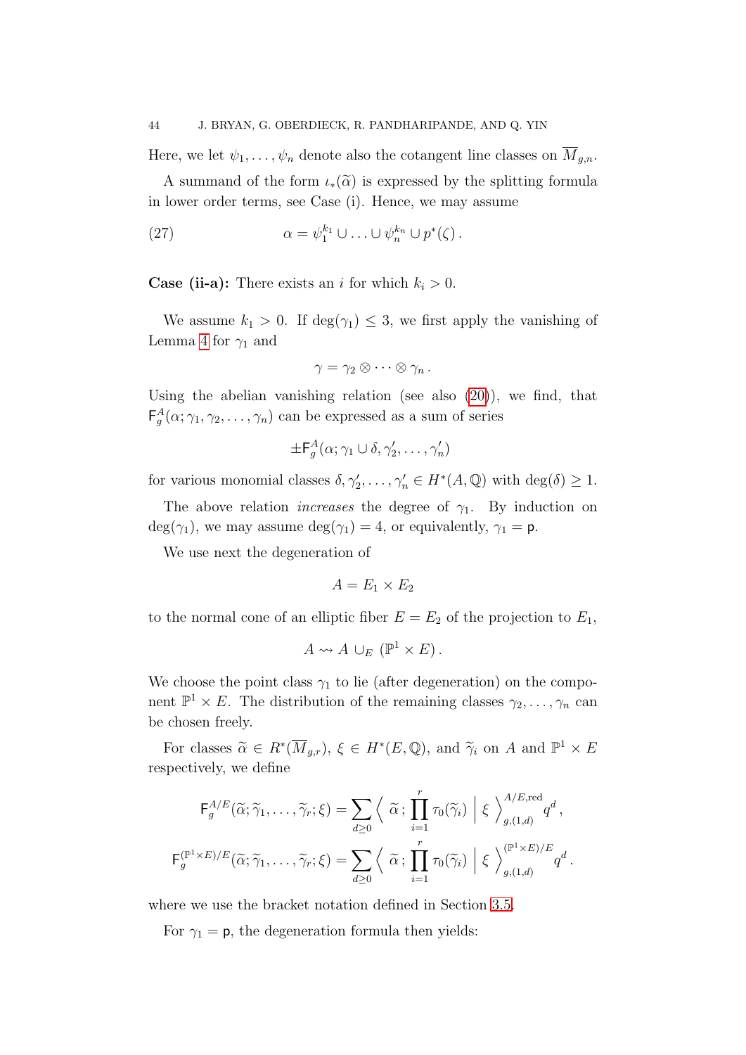Here, we let $\psi_1, \ldots, \psi_n$ denote also the cotangent line classes on $\overline{M}_{g,n}$.

A summand of the form $\iota_*(\widetilde{\alpha})$ is expressed by the splitting formula in lower order terms, see Case (i). Hence, we may assume

$$\alpha = \psi_1^{k_1} \cup \ldots \cup \psi_n^{k_n} \cup p^*(\zeta)\,. \tag{27}$$

**Case (ii-a):** There exists an $i$ for which $k_i > 0$.

We assume $k_1 > 0$. If $\deg(\gamma_1) \leq 3$, we first apply the vanishing of Lemma 4 for $\gamma_1$ and

$$\gamma = \gamma_2 \otimes \cdots \otimes \gamma_n\,.$$

Using the abelian vanishing relation (see also (20)), we find, that $\mathsf{F}_g^A(\alpha; \gamma_1, \gamma_2, \ldots, \gamma_n)$ can be expressed as a sum of series

$$\pm \mathsf{F}_g^A(\alpha; \gamma_1 \cup \delta, \gamma_2', \ldots, \gamma_n')$$

for various monomial classes $\delta, \gamma_2', \ldots, \gamma_n' \in H^*(A, \mathbb{Q})$ with $\deg(\delta) \geq 1$.

The above relation *increases* the degree of $\gamma_1$. By induction on $\deg(\gamma_1)$, we may assume $\deg(\gamma_1) = 4$, or equivalently, $\gamma_1 = \mathsf{p}$.

We use next the degeneration of

$$A = E_1 \times E_2$$

to the normal cone of an elliptic fiber $E = E_2$ of the projection to $E_1$,

$$A \rightsquigarrow A \cup_E (\mathbb{P}^1 \times E)\,.$$

We choose the point class $\gamma_1$ to lie (after degeneration) on the component $\mathbb{P}^1 \times E$. The distribution of the remaining classes $\gamma_2, \ldots, \gamma_n$ can be chosen freely.

For classes $\widetilde{\alpha} \in R^*(\overline{M}_{g,r})$, $\xi \in H^*(E, \mathbb{Q})$, and $\widetilde{\gamma}_i$ on $A$ and $\mathbb{P}^1 \times E$ respectively, we define

$$\mathsf{F}_g^{A/E}(\widetilde{\alpha}; \widetilde{\gamma}_1, \ldots, \widetilde{\gamma}_r; \xi) = \sum_{d \geq 0} \Big\langle \, \widetilde{\alpha}\,; \prod_{i=1}^{r} \tau_0(\widetilde{\gamma}_i) \, \Big| \, \xi \, \Big\rangle_{g,(1,d)}^{A/E,\mathrm{red}} q^d\,,$$

$$\mathsf{F}_g^{(\mathbb{P}^1 \times E)/E}(\widetilde{\alpha}; \widetilde{\gamma}_1, \ldots, \widetilde{\gamma}_r; \xi) = \sum_{d \geq 0} \Big\langle \, \widetilde{\alpha}\,; \prod_{i=1}^{r} \tau_0(\widetilde{\gamma}_i) \, \Big| \, \xi \, \Big\rangle_{g,(1,d)}^{(\mathbb{P}^1 \times E)/E} q^d\,.$$

where we use the bracket notation defined in Section 3.5.

For $\gamma_1 = \mathsf{p}$, the degeneration formula then yields: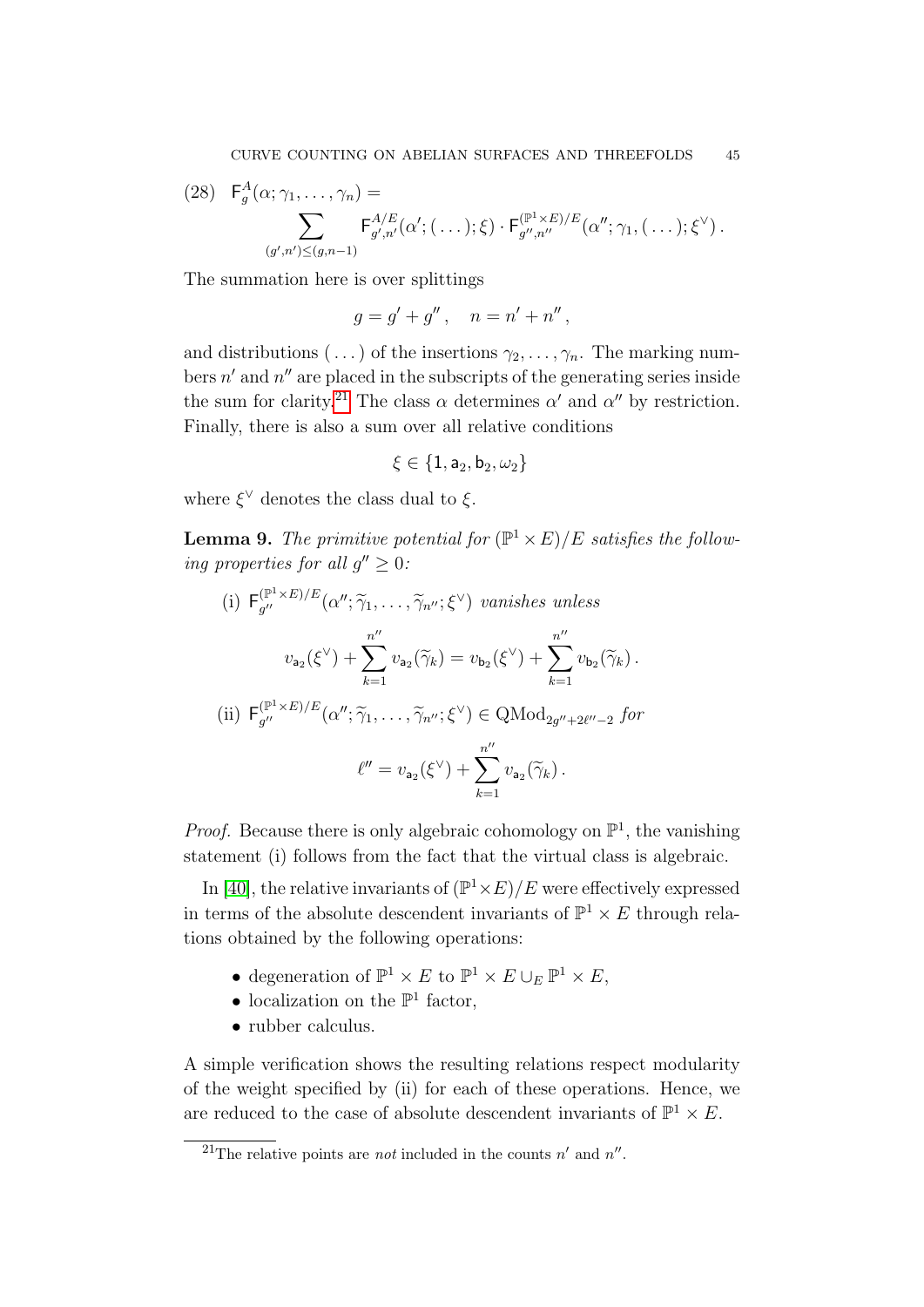$$(28)\quad \mathsf{F}^A_g(\alpha; \gamma_1, \ldots, \gamma_n) = \sum_{(g',n') \leq (g, n-1)} \mathsf{F}^{A/E}_{g',n'}(\alpha'; (\ldots); \xi) \cdot \mathsf{F}^{(\mathbb{P}^1 \times E)/E}_{g'',n''}(\alpha''; \gamma_1, (\ldots); \xi^\vee) \,.$$

The summation here is over splittings

$$g = g' + g'' \,, \quad n = n' + n'' \,,$$

and distributions $(\ldots)$ of the insertions $\gamma_2, \ldots, \gamma_n$. The marking numbers $n'$ and $n''$ are placed in the subscripts of the generating series inside the sum for clarity.[21] The class $\alpha$ determines $\alpha'$ and $\alpha''$ by restriction. Finally, there is also a sum over all relative conditions

$$\xi \in \{\mathsf{1}, \mathsf{a}_2, \mathsf{b}_2, \omega_2\}$$

where $\xi^\vee$ denotes the class dual to $\xi$.

**Lemma 9.** *The primitive potential for $(\mathbb{P}^1 \times E)/E$ satisfies the following properties for all $g'' \geq 0$:*

(i) $\mathsf{F}^{(\mathbb{P}^1 \times E)/E}_{g''}(\alpha''; \widetilde{\gamma}_1, \ldots, \widetilde{\gamma}_{n''}; \xi^\vee)$ *vanishes unless*

$$v_{\mathsf{a}_2}(\xi^\vee) + \sum_{k=1}^{n''} v_{\mathsf{a}_2}(\widetilde{\gamma}_k) = v_{\mathsf{b}_2}(\xi^\vee) + \sum_{k=1}^{n''} v_{\mathsf{b}_2}(\widetilde{\gamma}_k) \,.$$

(ii) $\mathsf{F}^{(\mathbb{P}^1 \times E)/E}_{g''}(\alpha''; \widetilde{\gamma}_1, \ldots, \widetilde{\gamma}_{n''}; \xi^\vee) \in \mathrm{QMod}_{2g''+2\ell''-2}$ *for*

$$\ell'' = v_{\mathsf{a}_2}(\xi^\vee) + \sum_{k=1}^{n''} v_{\mathsf{a}_2}(\widetilde{\gamma}_k) \,.$$

*Proof.* Because there is only algebraic cohomology on $\mathbb{P}^1$, the vanishing statement (i) follows from the fact that the virtual class is algebraic.

In [40], the relative invariants of $(\mathbb{P}^1 \times E)/E$ were effectively expressed in terms of the absolute descendent invariants of $\mathbb{P}^1 \times E$ through relations obtained by the following operations:

- degeneration of $\mathbb{P}^1 \times E$ to $\mathbb{P}^1 \times E \cup_E \mathbb{P}^1 \times E$,
- localization on the $\mathbb{P}^1$ factor,
- rubber calculus.

A simple verification shows the resulting relations respect modularity of the weight specified by (ii) for each of these operations. Hence, we are reduced to the case of absolute descendent invariants of $\mathbb{P}^1 \times E$.

[21] The relative points are *not* included in the counts $n'$ and $n''$.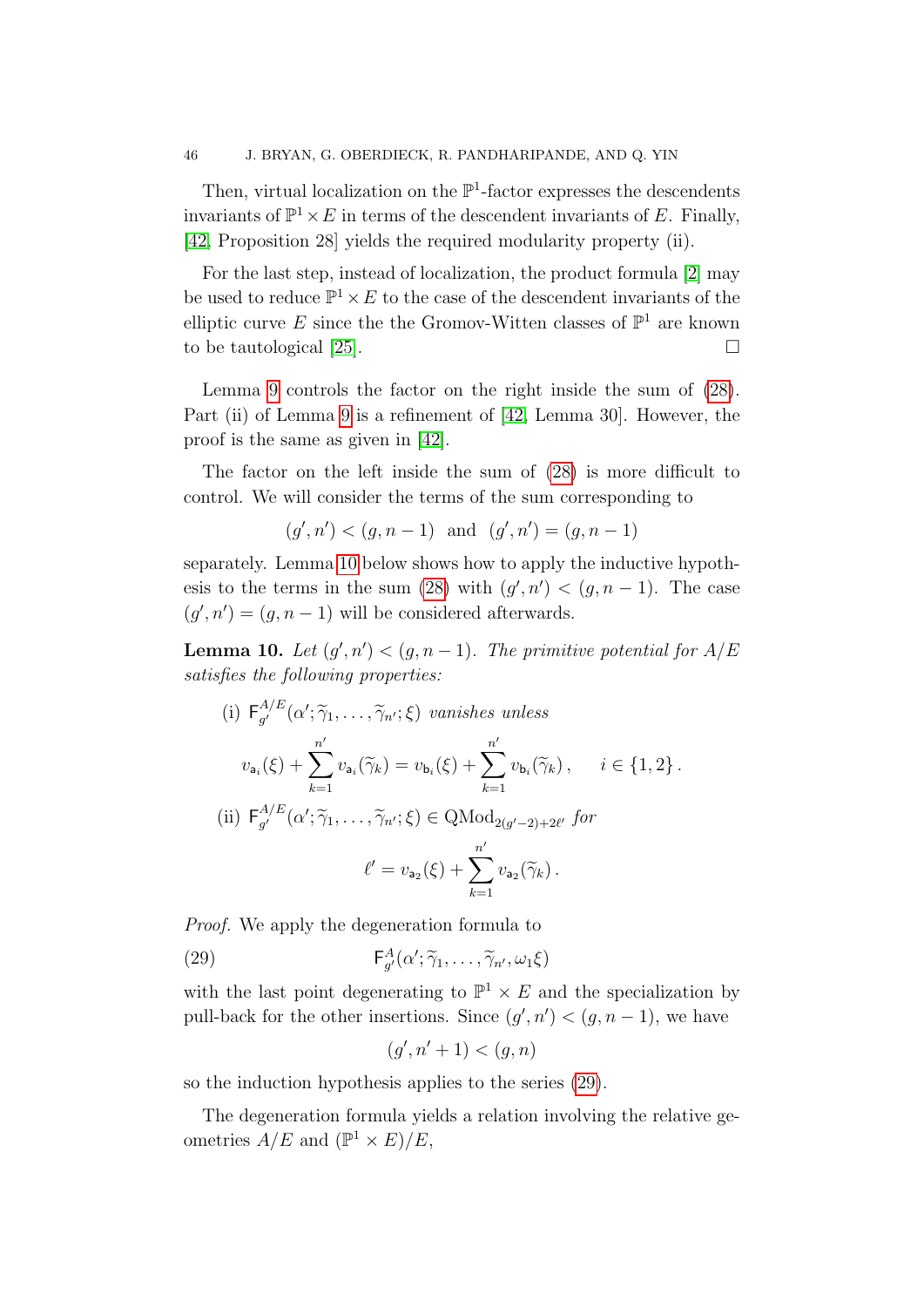Then, virtual localization on the $\mathbb{P}^1$-factor expresses the descendents invariants of $\mathbb{P}^1 \times E$ in terms of the descendent invariants of $E$. Finally, [42, Proposition 28] yields the required modularity property (ii).

For the last step, instead of localization, the product formula [2] may be used to reduce $\mathbb{P}^1 \times E$ to the case of the descendent invariants of the elliptic curve $E$ since the the Gromov-Witten classes of $\mathbb{P}^1$ are known to be tautological [25]. $\square$

Lemma 9 controls the factor on the right inside the sum of (28). Part (ii) of Lemma 9 is a refinement of [42, Lemma 30]. However, the proof is the same as given in [42].

The factor on the left inside the sum of (28) is more difficult to control. We will consider the terms of the sum corresponding to

$$(g', n') < (g, n-1) \ \text{ and } \ (g', n') = (g, n-1)$$

separately. Lemma 10 below shows how to apply the inductive hypothesis to the terms in the sum (28) with $(g', n') < (g, n-1)$. The case $(g', n') = (g, n-1)$ will be considered afterwards.

**Lemma 10.** *Let $(g', n') < (g, n-1)$. The primitive potential for $A/E$ satisfies the following properties:*

(i) $\mathsf{F}^{A/E}_{g'}(\alpha'; \widetilde{\gamma}_1, \ldots, \widetilde{\gamma}_{n'}; \xi)$ *vanishes unless*

$$v_{\mathsf{a}_i}(\xi) + \sum_{k=1}^{n'} v_{\mathsf{a}_i}(\widetilde{\gamma}_k) = v_{\mathsf{b}_i}(\xi) + \sum_{k=1}^{n'} v_{\mathsf{b}_i}(\widetilde{\gamma}_k) , \qquad i \in \{1, 2\} .$$

(ii) $\mathsf{F}^{A/E}_{g'}(\alpha'; \widetilde{\gamma}_1, \ldots, \widetilde{\gamma}_{n'}; \xi) \in \mathrm{QMod}_{2(g'-2)+2\ell'}$ *for*

$$\ell' = v_{\mathsf{a}_2}(\xi) + \sum_{k=1}^{n'} v_{\mathsf{a}_2}(\widetilde{\gamma}_k) .$$

*Proof.* We apply the degeneration formula to

$$\mathsf{F}^{A}_{g'}(\alpha'; \widetilde{\gamma}_1, \ldots, \widetilde{\gamma}_{n'}, \omega_1 \xi) \tag{29}$$

with the last point degenerating to $\mathbb{P}^1 \times E$ and the specialization by pull-back for the other insertions. Since $(g', n') < (g, n-1)$, we have

$$(g', n'+1) < (g, n)$$

so the induction hypothesis applies to the series (29).

The degeneration formula yields a relation involving the relative geometries $A/E$ and $(\mathbb{P}^1 \times E)/E$,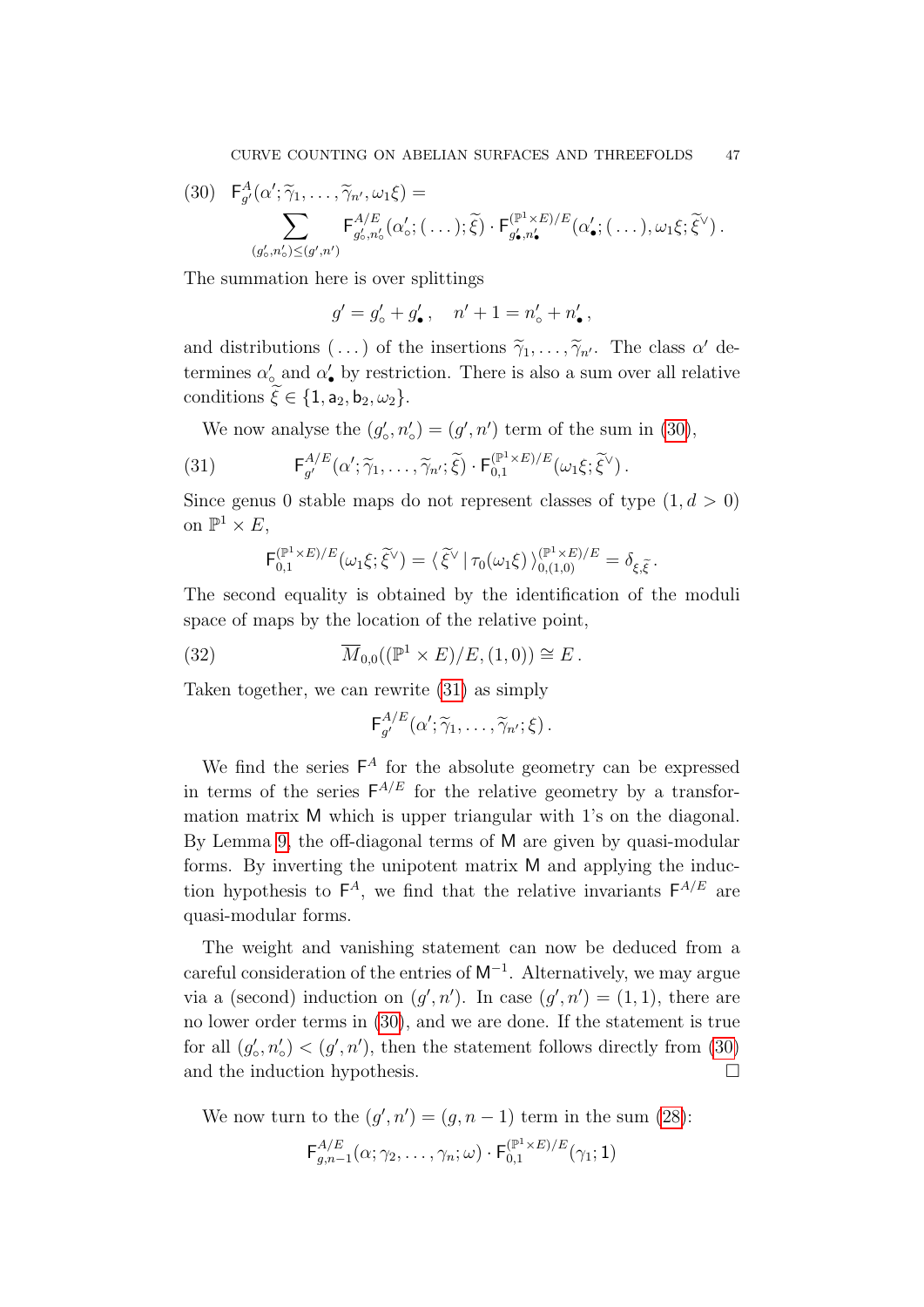$$\mathsf{F}^{A}_{g'}(\alpha';\widetilde{\gamma}_1,\ldots,\widetilde{\gamma}_{n'},\omega_1\xi) = \sum_{(g'_\circ,n'_\circ)\le(g',n')} \mathsf{F}^{A/E}_{g'_\circ,n'_\circ}(\alpha'_\circ;(\ldots);\widetilde{\xi}) \cdot \mathsf{F}^{(\mathbb{P}^1\times E)/E}_{g'_\bullet,n'_\bullet}(\alpha'_\bullet;(\ldots),\omega_1\xi;\widetilde{\xi}^\vee)\,. \tag{30}$$

The summation here is over splittings

$$g' = g'_\circ + g'_\bullet\,, \quad n'+1 = n'_\circ + n'_\bullet\,,$$

and distributions $(\ldots)$ of the insertions $\widetilde{\gamma}_1,\ldots,\widetilde{\gamma}_{n'}$. The class $\alpha'$ determines $\alpha'_\circ$ and $\alpha'_\bullet$ by restriction. There is also a sum over all relative conditions $\widetilde{\xi} \in \{\mathsf{1},\mathsf{a}_2,\mathsf{b}_2,\omega_2\}$.

We now analyse the $(g'_\circ,n'_\circ) = (g',n')$ term of the sum in (30),

$$\mathsf{F}^{A/E}_{g'}(\alpha';\widetilde{\gamma}_1,\ldots,\widetilde{\gamma}_{n'};\widetilde{\xi}) \cdot \mathsf{F}^{(\mathbb{P}^1\times E)/E}_{0,1}(\omega_1\xi;\widetilde{\xi}^\vee)\,. \tag{31}$$

Since genus 0 stable maps do not represent classes of type $(1,d>0)$ on $\mathbb{P}^1\times E$,

$$\mathsf{F}^{(\mathbb{P}^1\times E)/E}_{0,1}(\omega_1\xi;\widetilde{\xi}^\vee) = \langle\, \widetilde{\xi}^\vee \,|\, \tau_0(\omega_1\xi)\,\rangle^{(\mathbb{P}^1\times E)/E}_{0,(1,0)} = \delta_{\xi,\widetilde{\xi}}\,.$$

The second equality is obtained by the identification of the moduli space of maps by the location of the relative point,

$$\overline{M}_{0,0}((\mathbb{P}^1\times E)/E,(1,0)) \cong E\,. \tag{32}$$

Taken together, we can rewrite (31) as simply

$$\mathsf{F}^{A/E}_{g'}(\alpha';\widetilde{\gamma}_1,\ldots,\widetilde{\gamma}_{n'};\xi)\,.$$

We find the series $\mathsf{F}^A$ for the absolute geometry can be expressed in terms of the series $\mathsf{F}^{A/E}$ for the relative geometry by a transformation matrix $\mathsf{M}$ which is upper triangular with 1's on the diagonal. By Lemma 9, the off-diagonal terms of $\mathsf{M}$ are given by quasi-modular forms. By inverting the unipotent matrix $\mathsf{M}$ and applying the induction hypothesis to $\mathsf{F}^A$, we find that the relative invariants $\mathsf{F}^{A/E}$ are quasi-modular forms.

The weight and vanishing statement can now be deduced from a careful consideration of the entries of $\mathsf{M}^{-1}$. Alternatively, we may argue via a (second) induction on $(g',n')$. In case $(g',n')=(1,1)$, there are no lower order terms in (30), and we are done. If the statement is true for all $(g'_\circ,n'_\circ)<(g',n')$, then the statement follows directly from (30) and the induction hypothesis. $\square$

We now turn to the $(g',n')=(g,n-1)$ term in the sum (28):

$$\mathsf{F}^{A/E}_{g,n-1}(\alpha;\gamma_2,\ldots,\gamma_n;\omega)\cdot \mathsf{F}^{(\mathbb{P}^1\times E)/E}_{0,1}(\gamma_1;\mathsf{1})$$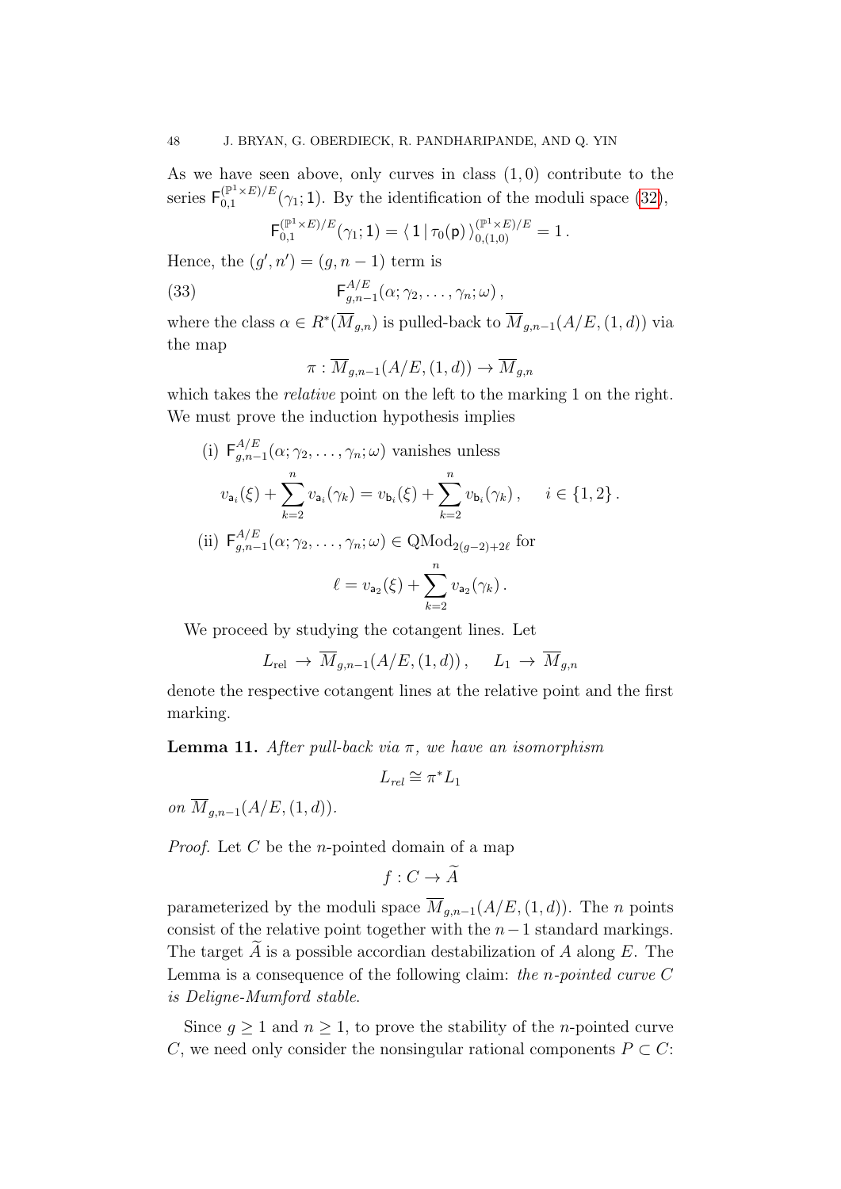As we have seen above, only curves in class $(1,0)$ contribute to the series $\mathsf{F}_{0,1}^{(\mathbb{P}^1\times E)/E}(\gamma_1;\mathsf{1})$. By the identification of the moduli space (32),

$$\mathsf{F}_{0,1}^{(\mathbb{P}^1\times E)/E}(\gamma_1;\mathsf{1}) = \langle\, \mathsf{1}\,|\, \tau_0(\mathsf{p})\,\rangle_{0,(1,0)}^{(\mathbb{P}^1\times E)/E} = 1\,.$$

Hence, the $(g',n') = (g, n-1)$ term is

$$\mathsf{F}_{g,n-1}^{A/E}(\alpha;\gamma_2,\ldots,\gamma_n;\omega)\,, \tag{33}$$

where the class $\alpha \in R^*(\overline{M}_{g,n})$ is pulled-back to $\overline{M}_{g,n-1}(A/E,(1,d))$ via the map

$$\pi : \overline{M}_{g,n-1}(A/E,(1,d)) \to \overline{M}_{g,n}$$

which takes the *relative* point on the left to the marking 1 on the right. We must prove the induction hypothesis implies

(i) $\mathsf{F}_{g,n-1}^{A/E}(\alpha;\gamma_2,\ldots,\gamma_n;\omega)$ vanishes unless

$$v_{\mathsf{a}_i}(\xi) + \sum_{k=2}^{n} v_{\mathsf{a}_i}(\gamma_k) = v_{\mathsf{b}_i}(\xi) + \sum_{k=2}^{n} v_{\mathsf{b}_i}(\gamma_k)\,, \qquad i \in \{1,2\}\,.$$

(ii) $\mathsf{F}_{g,n-1}^{A/E}(\alpha;\gamma_2,\ldots,\gamma_n;\omega) \in \mathrm{QMod}_{2(g-2)+2\ell}$ for

$$\ell = v_{\mathsf{a}_2}(\xi) + \sum_{k=2}^{n} v_{\mathsf{a}_2}(\gamma_k)\,.$$

We proceed by studying the cotangent lines. Let

$$L_{\mathrm{rel}} \to \overline{M}_{g,n-1}(A/E,(1,d))\,, \qquad L_1 \to \overline{M}_{g,n}$$

denote the respective cotangent lines at the relative point and the first marking.

**Lemma 11.** *After pull-back via $\pi$, we have an isomorphism*

$$L_{rel} \cong \pi^* L_1$$

*on $\overline{M}_{g,n-1}(A/E,(1,d))$.*

*Proof.* Let $C$ be the $n$-pointed domain of a map

$$f : C \to \widetilde{A}$$

parameterized by the moduli space $\overline{M}_{g,n-1}(A/E,(1,d))$. The $n$ points consist of the relative point together with the $n-1$ standard markings. The target $\widetilde{A}$ is a possible accordian destabilization of $A$ along $E$. The Lemma is a consequence of the following claim: *the $n$-pointed curve $C$ is Deligne-Mumford stable.*

Since $g \geq 1$ and $n \geq 1$, to prove the stability of the $n$-pointed curve $C$, we need only consider the nonsingular rational components $P \subset C$: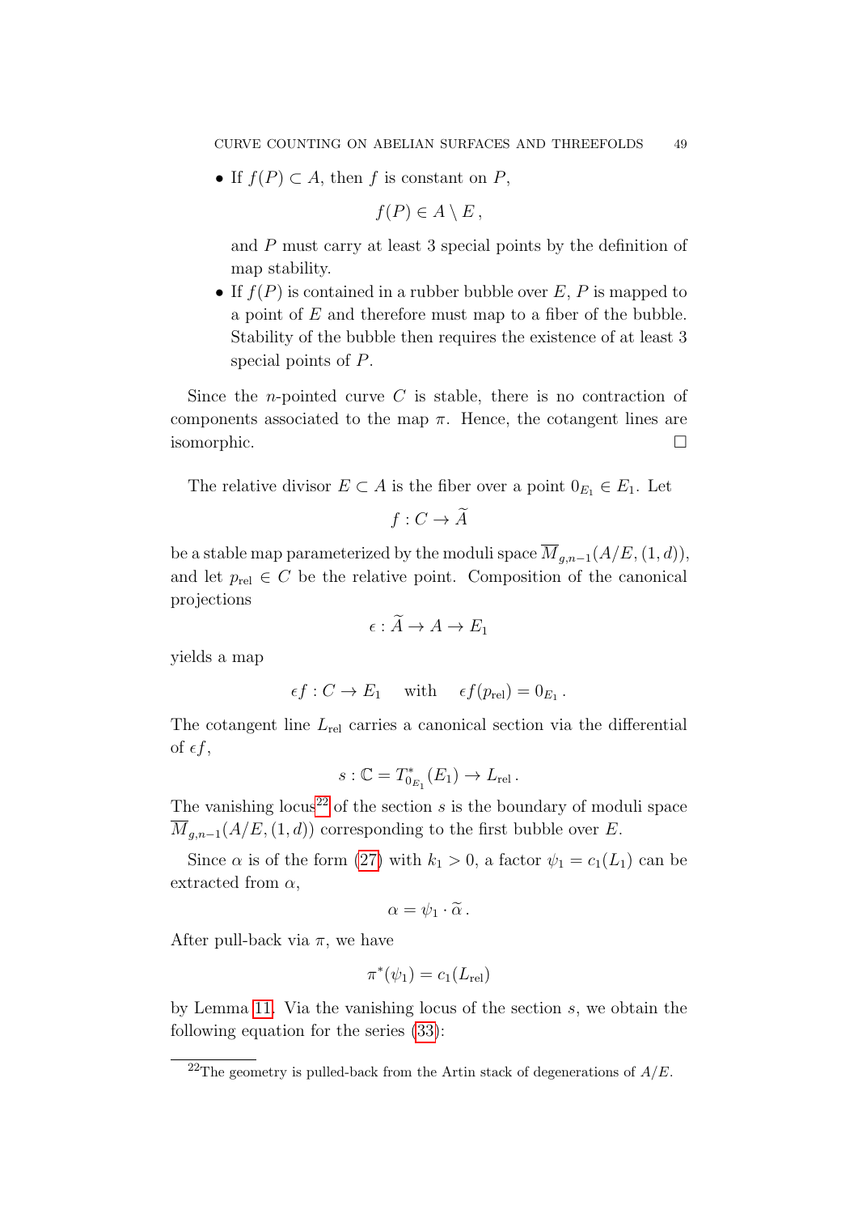- If $f(P) \subset A$, then $f$ is constant on $P$,

$$f(P) \in A \setminus E\,,$$

  and $P$ must carry at least 3 special points by the definition of map stability.
- If $f(P)$ is contained in a rubber bubble over $E$, $P$ is mapped to a point of $E$ and therefore must map to a fiber of the bubble. Stability of the bubble then requires the existence of at least 3 special points of $P$.

Since the $n$-pointed curve $C$ is stable, there is no contraction of components associated to the map $\pi$. Hence, the cotangent lines are isomorphic. $\square$

The relative divisor $E \subset A$ is the fiber over a point $0_{E_1} \in E_1$. Let

$$f : C \to \widetilde{A}$$

be a stable map parameterized by the moduli space $\overline{M}_{g,n-1}(A/E,(1,d))$, and let $p_{\text{rel}} \in C$ be the relative point. Composition of the canonical projections

$$\epsilon : \widetilde{A} \to A \to E_1$$

yields a map

$$\epsilon f : C \to E_1 \quad \text{ with } \quad \epsilon f(p_{\text{rel}}) = 0_{E_1}\,.$$

The cotangent line $L_{\text{rel}}$ carries a canonical section via the differential of $\epsilon f$,

$$s : \mathbb{C} = T^*_{0_{E_1}}(E_1) \to L_{\text{rel}}\,.$$

The vanishing locus[22] of the section $s$ is the boundary of moduli space $\overline{M}_{g,n-1}(A/E,(1,d))$ corresponding to the first bubble over $E$.

Since $\alpha$ is of the form (27) with $k_1 > 0$, a factor $\psi_1 = c_1(L_1)$ can be extracted from $\alpha$,

$$\alpha = \psi_1 \cdot \widetilde{\alpha}\,.$$

After pull-back via $\pi$, we have

$$\pi^*(\psi_1) = c_1(L_{\text{rel}})$$

by Lemma 11. Via the vanishing locus of the section $s$, we obtain the following equation for the series (33):

[22] The geometry is pulled-back from the Artin stack of degenerations of $A/E$.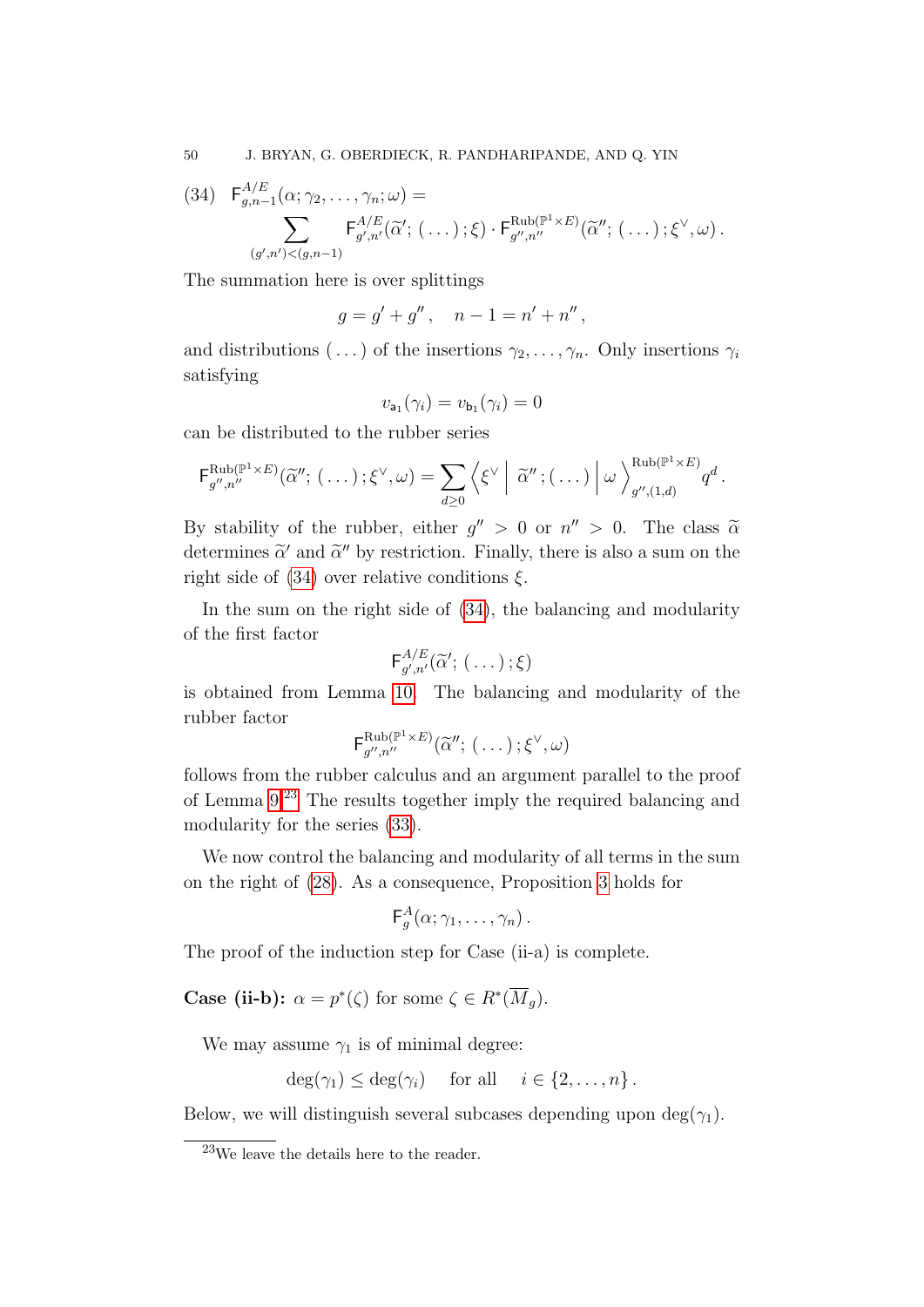$$\mathsf{F}^{A/E}_{g,n-1}(\alpha;\gamma_2,\ldots,\gamma_n;\omega) = \sum_{(g',n')<(g,n-1)} \mathsf{F}^{A/E}_{g',n'}(\widetilde{\alpha}';(\ldots);\xi)\cdot \mathsf{F}^{\mathrm{Rub}(\mathbb{P}^1\times E)}_{g'',n''}(\widetilde{\alpha}'';(\ldots);\xi^\vee,\omega)\,. \tag{34}$$

The summation here is over splittings

$$g = g' + g''\,, \quad n-1 = n' + n''\,,$$

and distributions $(\ldots)$ of the insertions $\gamma_2,\ldots,\gamma_n$. Only insertions $\gamma_i$ satisfying

$$v_{\mathsf{a}_1}(\gamma_i) = v_{\mathsf{b}_1}(\gamma_i) = 0$$

can be distributed to the rubber series

$$\mathsf{F}^{\mathrm{Rub}(\mathbb{P}^1\times E)}_{g'',n''}(\widetilde{\alpha}'';(\ldots);\xi^\vee,\omega) = \sum_{d\geq 0} \Big\langle \xi^\vee \,\Big|\, \widetilde{\alpha}'';(\ldots) \,\Big|\, \omega \Big\rangle^{\mathrm{Rub}(\mathbb{P}^1\times E)}_{g'',(1,d)} q^d\,.$$

By stability of the rubber, either $g''>0$ or $n''>0$. The class $\widetilde{\alpha}$ determines $\widetilde{\alpha}'$ and $\widetilde{\alpha}''$ by restriction. Finally, there is also a sum on the right side of (34) over relative conditions $\xi$.

In the sum on the right side of (34), the balancing and modularity of the first factor

$$\mathsf{F}^{A/E}_{g',n'}(\widetilde{\alpha}';(\ldots);\xi)$$

is obtained from Lemma 10. The balancing and modularity of the rubber factor

$$\mathsf{F}^{\mathrm{Rub}(\mathbb{P}^1\times E)}_{g'',n''}(\widetilde{\alpha}'';(\ldots);\xi^\vee,\omega)$$

follows from the rubber calculus and an argument parallel to the proof of Lemma 9.[23] The results together imply the required balancing and modularity for the series (33).

We now control the balancing and modularity of all terms in the sum on the right of (28). As a consequence, Proposition 3 holds for

$$\mathsf{F}^{A}_{g}(\alpha;\gamma_1,\ldots,\gamma_n)\,.$$

The proof of the induction step for Case (ii-a) is complete.

**Case (ii-b):** $\alpha = p^*(\zeta)$ for some $\zeta\in R^*(\overline{M}_g)$.

We may assume $\gamma_1$ is of minimal degree:

$$\deg(\gamma_1)\leq \deg(\gamma_i) \quad \text{for all} \quad i\in\{2,\ldots,n\}\,.$$

Below, we will distinguish several subcases depending upon $\deg(\gamma_1)$.

[23] We leave the details here to the reader.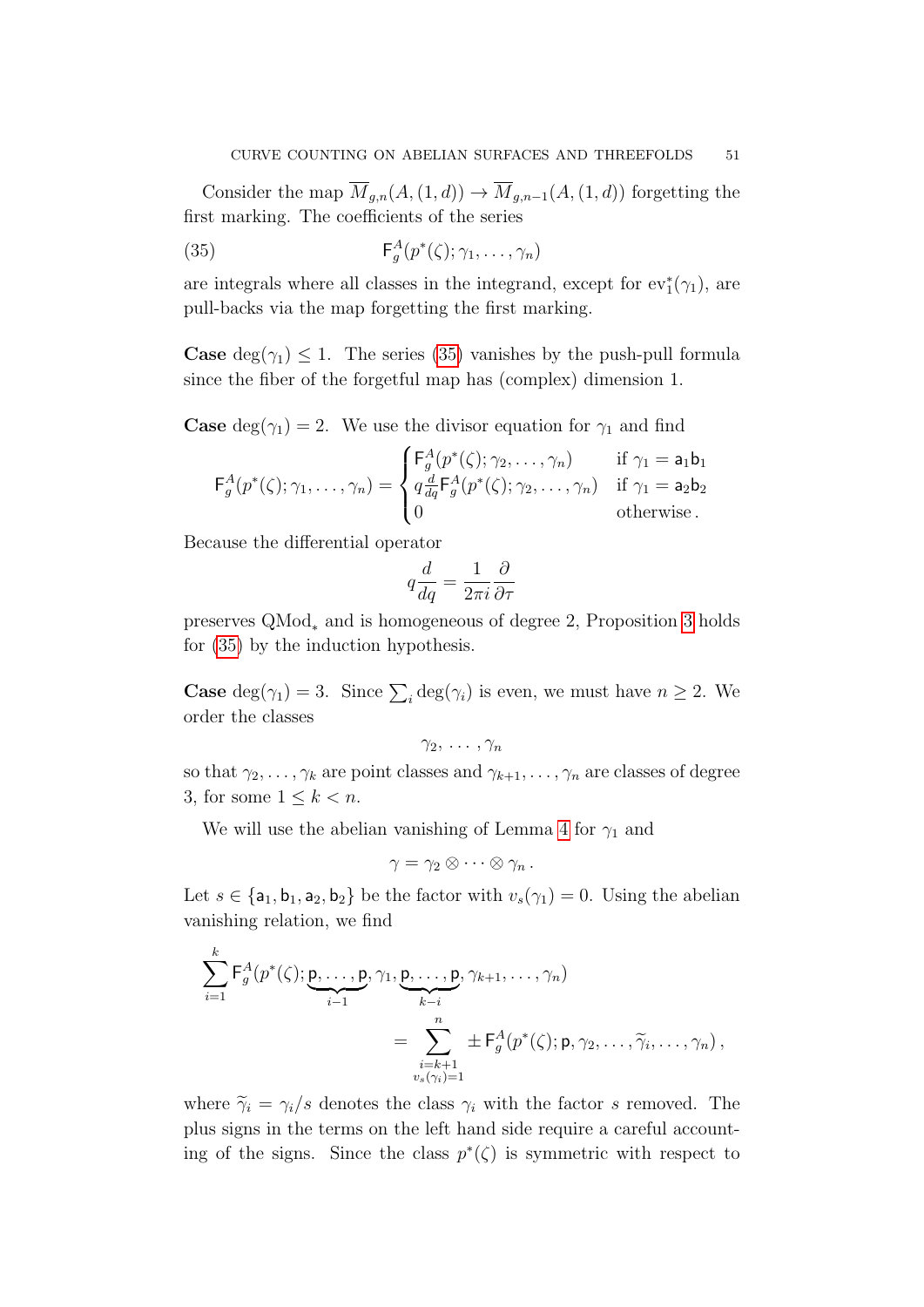Consider the map $\overline{M}_{g,n}(A,(1,d)) \to \overline{M}_{g,n-1}(A,(1,d))$ forgetting the first marking. The coefficients of the series

$$\mathsf{F}^A_g(p^*(\zeta);\gamma_1,\ldots,\gamma_n) \tag{35}$$

are integrals where all classes in the integrand, except for $\mathrm{ev}_1^*(\gamma_1)$, are pull-backs via the map forgetting the first marking.

**Case** $\deg(\gamma_1) \leq 1$. The series (35) vanishes by the push-pull formula since the fiber of the forgetful map has (complex) dimension 1.

**Case** $\deg(\gamma_1) = 2$. We use the divisor equation for $\gamma_1$ and find

$$\mathsf{F}^A_g(p^*(\zeta);\gamma_1,\ldots,\gamma_n) = \begin{cases} \mathsf{F}^A_g(p^*(\zeta);\gamma_2,\ldots,\gamma_n) & \text{if } \gamma_1 = \mathsf{a}_1\mathsf{b}_1 \\ q\frac{d}{dq}\mathsf{F}^A_g(p^*(\zeta);\gamma_2,\ldots,\gamma_n) & \text{if } \gamma_1 = \mathsf{a}_2\mathsf{b}_2 \\ 0 & \text{otherwise}. \end{cases}$$

Because the differential operator

$$q\frac{d}{dq} = \frac{1}{2\pi i}\frac{\partial}{\partial \tau}$$

preserves $\mathrm{QMod}_*$ and is homogeneous of degree 2, Proposition 3 holds for (35) by the induction hypothesis.

**Case** $\deg(\gamma_1) = 3$. Since $\sum_i \deg(\gamma_i)$ is even, we must have $n \geq 2$. We order the classes

$$\gamma_2,\ \ldots\ ,\gamma_n$$

so that $\gamma_2,\ldots,\gamma_k$ are point classes and $\gamma_{k+1},\ldots,\gamma_n$ are classes of degree 3, for some $1 \leq k < n$.

We will use the abelian vanishing of Lemma 4 for $\gamma_1$ and

$$\gamma = \gamma_2 \otimes \cdots \otimes \gamma_n .$$

Let $s \in \{\mathsf{a}_1,\mathsf{b}_1,\mathsf{a}_2,\mathsf{b}_2\}$ be the factor with $v_s(\gamma_1) = 0$. Using the abelian vanishing relation, we find

$$\sum_{i=1}^{k} \mathsf{F}^A_g(p^*(\zeta);\underbrace{\mathsf{p},\ldots,\mathsf{p}}_{i-1},\gamma_1,\underbrace{\mathsf{p},\ldots,\mathsf{p}}_{k-i},\gamma_{k+1},\ldots,\gamma_n) \\ = \sum_{\substack{i=k+1 \\ v_s(\gamma_i)=1}}^{n} \pm\, \mathsf{F}^A_g(p^*(\zeta);\mathsf{p},\gamma_2,\ldots,\widetilde{\gamma}_i,\ldots,\gamma_n)\,,$$

where $\widetilde{\gamma}_i = \gamma_i/s$ denotes the class $\gamma_i$ with the factor $s$ removed. The plus signs in the terms on the left hand side require a careful accounting of the signs. Since the class $p^*(\zeta)$ is symmetric with respect to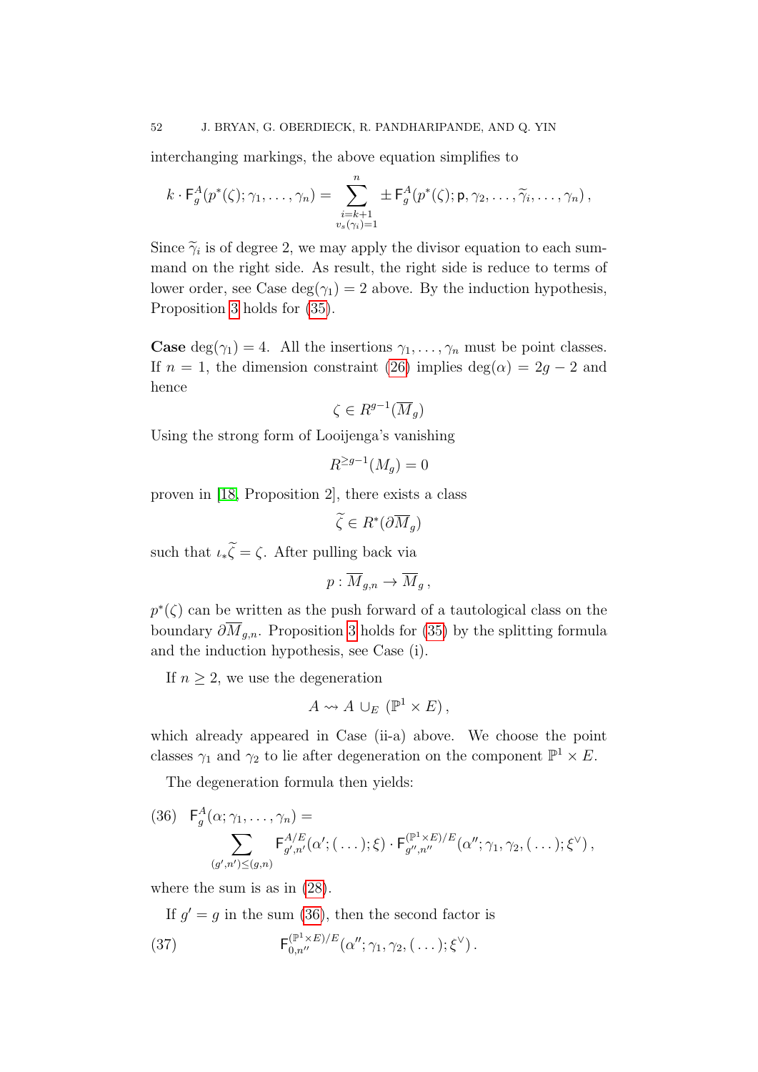interchanging markings, the above equation simplifies to

$$k \cdot \mathsf{F}_g^A(p^*(\zeta); \gamma_1, \ldots, \gamma_n) = \sum_{\substack{i=k+1 \\ v_s(\gamma_i)=1}}^{n} \pm \mathsf{F}_g^A(p^*(\zeta); \mathsf{p}, \gamma_2, \ldots, \widetilde{\gamma}_i, \ldots, \gamma_n)\,,$$

Since $\widetilde{\gamma}_i$ is of degree 2, we may apply the divisor equation to each summand on the right side. As result, the right side is reduce to terms of lower order, see Case $\deg(\gamma_1) = 2$ above. By the induction hypothesis, Proposition 3 holds for (35).

**Case** $\deg(\gamma_1) = 4$. All the insertions $\gamma_1, \ldots, \gamma_n$ must be point classes. If $n = 1$, the dimension constraint (26) implies $\deg(\alpha) = 2g - 2$ and hence

$$\zeta \in R^{g-1}(\overline{M}_g)$$

Using the strong form of Looijenga's vanishing

$$R^{\geq g-1}(M_g) = 0$$

proven in [18, Proposition 2], there exists a class

$$\widetilde{\zeta} \in R^*(\partial \overline{M}_g)$$

such that $\iota_* \widetilde{\zeta} = \zeta$. After pulling back via

$$p : \overline{M}_{g,n} \to \overline{M}_g\,,$$

$p^*(\zeta)$ can be written as the push forward of a tautological class on the boundary $\partial \overline{M}_{g,n}$. Proposition 3 holds for (35) by the splitting formula and the induction hypothesis, see Case (i).

If $n \geq 2$, we use the degeneration

$$A \rightsquigarrow A \cup_E (\mathbb{P}^1 \times E)\,,$$

which already appeared in Case (ii-a) above. We choose the point classes $\gamma_1$ and $\gamma_2$ to lie after degeneration on the component $\mathbb{P}^1 \times E$.

The degeneration formula then yields:

$$\mathsf{F}_g^A(\alpha; \gamma_1, \ldots, \gamma_n) = \sum_{(g',n') \leq (g,n)} \mathsf{F}_{g',n'}^{A/E}(\alpha'; (\ldots); \xi) \cdot \mathsf{F}_{g'',n''}^{(\mathbb{P}^1 \times E)/E}(\alpha''; \gamma_1, \gamma_2, (\ldots); \xi^\vee)\,, \tag{36}$$

where the sum is as in (28).

If $g' = g$ in the sum (36), then the second factor is

$$\mathsf{F}_{0,n''}^{(\mathbb{P}^1 \times E)/E}(\alpha''; \gamma_1, \gamma_2, (\ldots); \xi^\vee)\,. \tag{37}$$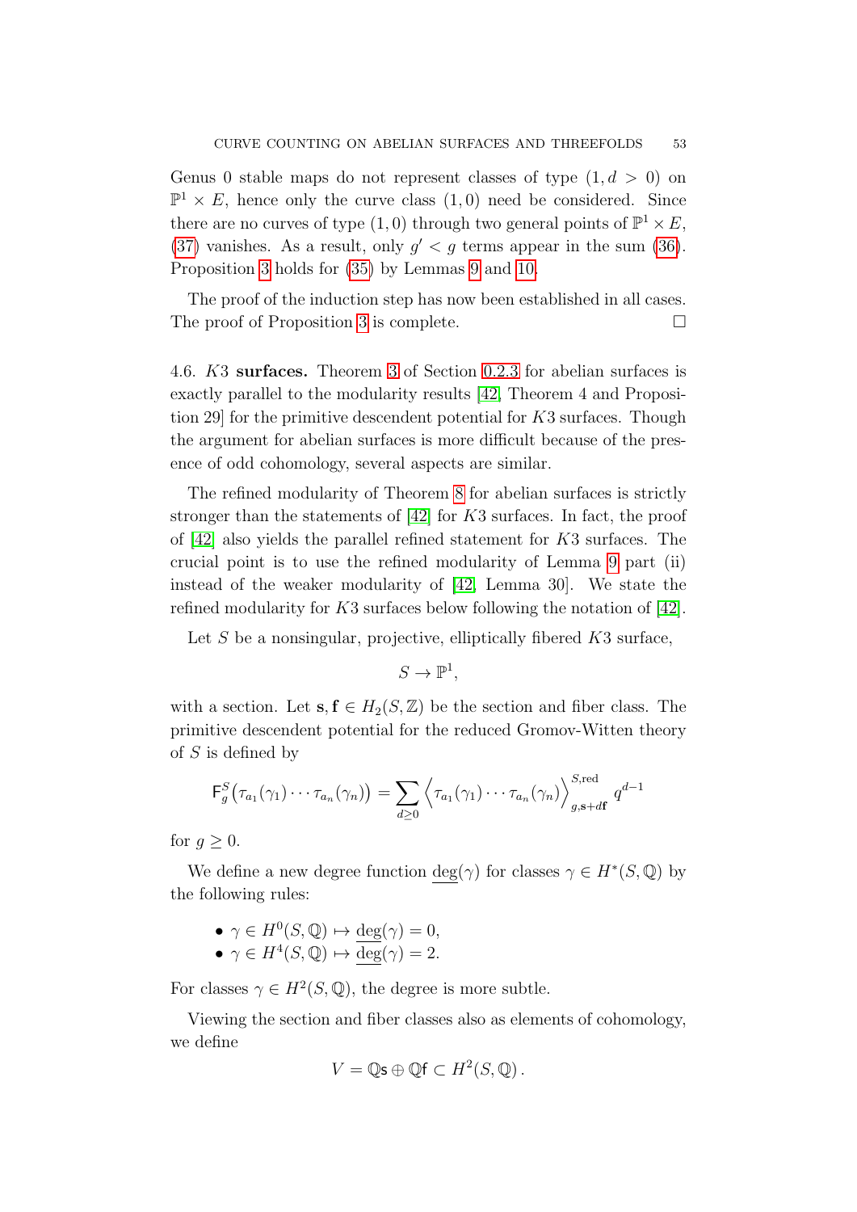Genus 0 stable maps do not represent classes of type $(1, d > 0)$ on $\mathbb{P}^1 \times E$, hence only the curve class $(1, 0)$ need be considered. Since there are no curves of type $(1, 0)$ through two general points of $\mathbb{P}^1 \times E$, (37) vanishes. As a result, only $g' < g$ terms appear in the sum (36). Proposition 3 holds for (35) by Lemmas 9 and 10.

The proof of the induction step has now been established in all cases. The proof of Proposition 3 is complete. $\square$

4.6. $K3$ **surfaces.** Theorem 3 of Section 0.2.3 for abelian surfaces is exactly parallel to the modularity results [42, Theorem 4 and Proposition 29] for the primitive descendent potential for $K3$ surfaces. Though the argument for abelian surfaces is more difficult because of the presence of odd cohomology, several aspects are similar.

The refined modularity of Theorem 8 for abelian surfaces is strictly stronger than the statements of [42] for $K3$ surfaces. In fact, the proof of [42] also yields the parallel refined statement for $K3$ surfaces. The crucial point is to use the refined modularity of Lemma 9 part (ii) instead of the weaker modularity of [42, Lemma 30]. We state the refined modularity for $K3$ surfaces below following the notation of [42].

Let $S$ be a nonsingular, projective, elliptically fibered $K3$ surface,

$$S \to \mathbb{P}^1,$$

with a section. Let $\mathbf{s}, \mathbf{f} \in H_2(S, \mathbb{Z})$ be the section and fiber class. The primitive descendent potential for the reduced Gromov-Witten theory of $S$ is defined by

$$\mathsf{F}_g^S\big(\tau_{a_1}(\gamma_1)\cdots\tau_{a_n}(\gamma_n)\big) = \sum_{d\geq 0} \Big\langle \tau_{a_1}(\gamma_1)\cdots\tau_{a_n}(\gamma_n)\Big\rangle_{g,\mathbf{s}+d\mathbf{f}}^{S,\mathrm{red}} q^{d-1}$$

for $g \geq 0$.

We define a new degree function $\underline{\deg}(\gamma)$ for classes $\gamma \in H^*(S, \mathbb{Q})$ by the following rules:

- $\gamma \in H^0(S, \mathbb{Q}) \mapsto \underline{\deg}(\gamma) = 0$,
- $\gamma \in H^4(S, \mathbb{Q}) \mapsto \underline{\deg}(\gamma) = 2$.

For classes $\gamma \in H^2(S, \mathbb{Q})$, the degree is more subtle.

Viewing the section and fiber classes also as elements of cohomology, we define

$$V = \mathbb{Q}\mathsf{s} \oplus \mathbb{Q}\mathsf{f} \subset H^2(S, \mathbb{Q})\,.$$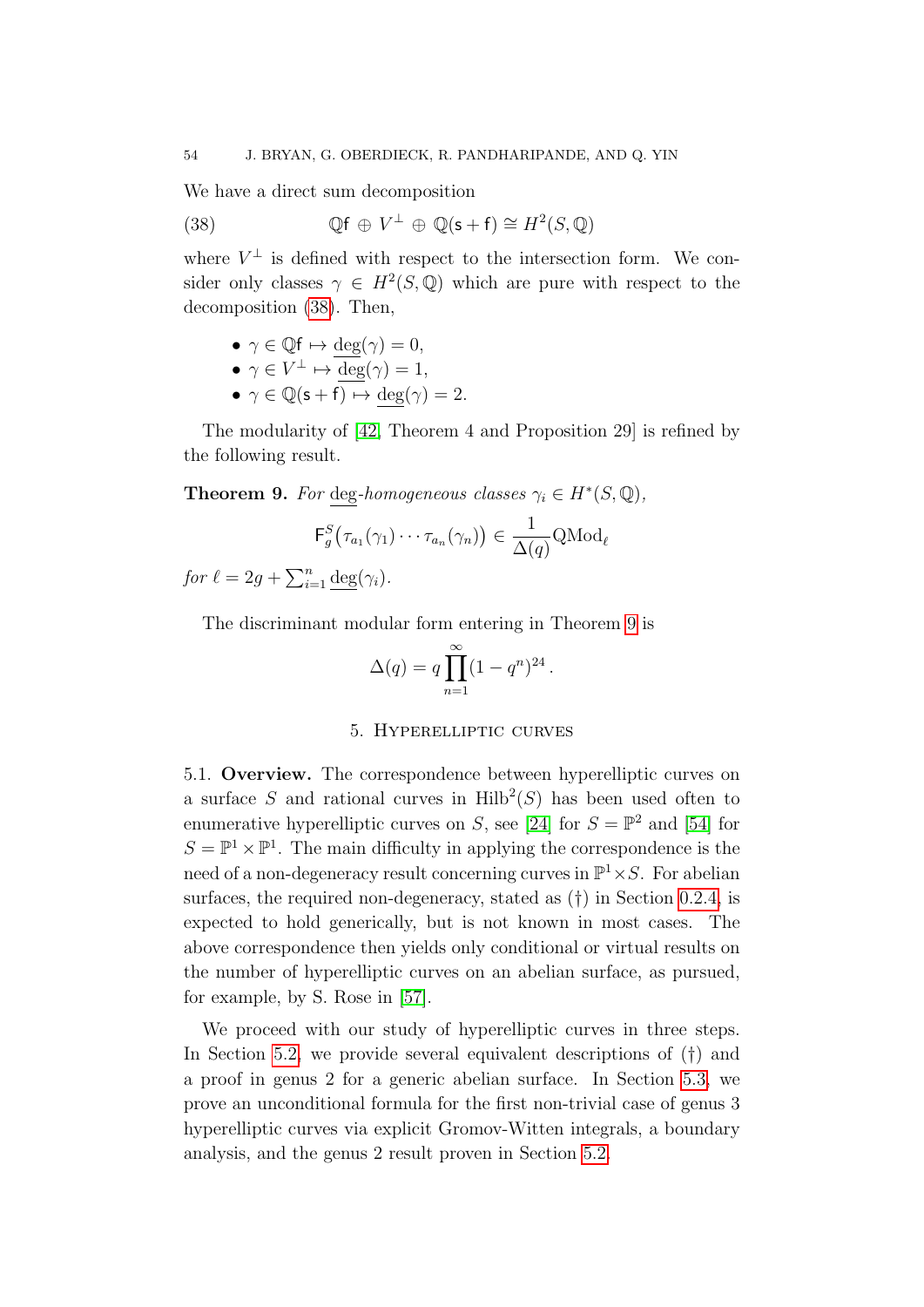We have a direct sum decomposition

$$\mathbb{Q}\mathsf{f} \,\oplus\, V^{\perp} \,\oplus\, \mathbb{Q}(\mathsf{s}+\mathsf{f}) \cong H^2(S,\mathbb{Q}) \tag{38}$$

where $V^{\perp}$ is defined with respect to the intersection form. We consider only classes $\gamma \in H^2(S,\mathbb{Q})$ which are pure with respect to the decomposition (38). Then,

- $\gamma \in \mathbb{Q}\mathsf{f} \mapsto \underline{\deg}(\gamma) = 0$,
- $\gamma \in V^{\perp} \mapsto \underline{\deg}(\gamma) = 1$,
- $\gamma \in \mathbb{Q}(\mathsf{s}+\mathsf{f}) \mapsto \underline{\deg}(\gamma) = 2$.

The modularity of [42, Theorem 4 and Proposition 29] is refined by the following result.

**Theorem 9.** *For $\underline{\deg}$-homogeneous classes $\gamma_i \in H^*(S,\mathbb{Q})$,*

$$\mathsf{F}_g^S\big(\tau_{a_1}(\gamma_1)\cdots\tau_{a_n}(\gamma_n)\big) \in \frac{1}{\Delta(q)}\mathrm{QMod}_\ell$$

*for $\ell = 2g + \sum_{i=1}^n \underline{\deg}(\gamma_i)$.*

The discriminant modular form entering in Theorem 9 is

$$\Delta(q) = q\prod_{n=1}^{\infty}(1-q^n)^{24}\,.$$

## 5. Hyperelliptic curves

**5.1. Overview.** The correspondence between hyperelliptic curves on a surface $S$ and rational curves in $\mathrm{Hilb}^2(S)$ has been used often to enumerative hyperelliptic curves on $S$, see [24] for $S = \mathbb{P}^2$ and [54] for $S = \mathbb{P}^1 \times \mathbb{P}^1$. The main difficulty in applying the correspondence is the need of a non-degeneracy result concerning curves in $\mathbb{P}^1 \times S$. For abelian surfaces, the required non-degeneracy, stated as (†) in Section 0.2.4, is expected to hold generically, but is not known in most cases. The above correspondence then yields only conditional or virtual results on the number of hyperelliptic curves on an abelian surface, as pursued, for example, by S. Rose in [57].

We proceed with our study of hyperelliptic curves in three steps. In Section 5.2, we provide several equivalent descriptions of (†) and a proof in genus 2 for a generic abelian surface. In Section 5.3, we prove an unconditional formula for the first non-trivial case of genus 3 hyperelliptic curves via explicit Gromov-Witten integrals, a boundary analysis, and the genus 2 result proven in Section 5.2.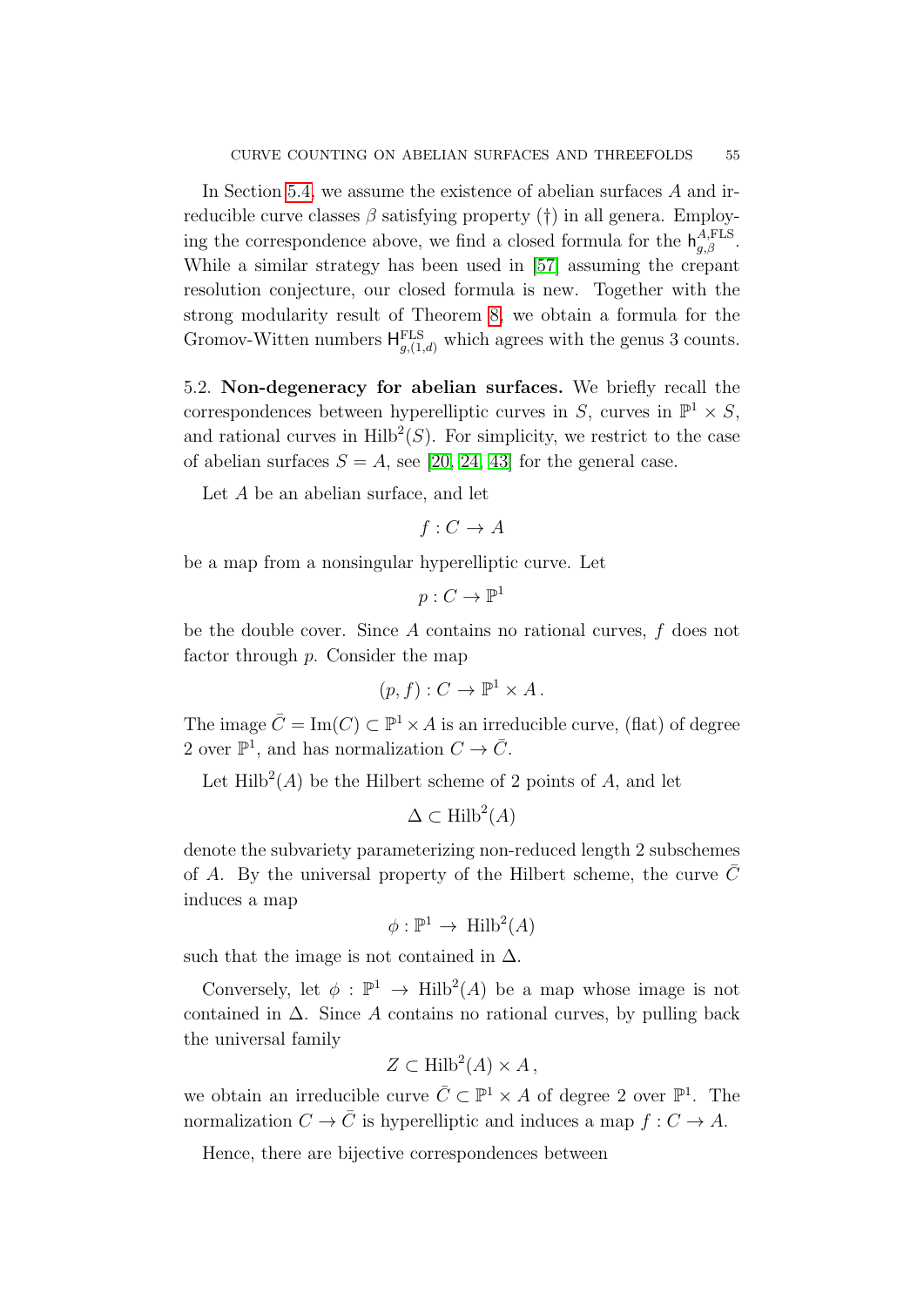In Section 5.4, we assume the existence of abelian surfaces $A$ and irreducible curve classes $\beta$ satisfying property (†) in all genera. Employing the correspondence above, we find a closed formula for the $\mathsf{h}^{A,\mathrm{FLS}}_{g,\beta}$. While a similar strategy has been used in [57] assuming the crepant resolution conjecture, our closed formula is new. Together with the strong modularity result of Theorem 8, we obtain a formula for the Gromov-Witten numbers $\mathsf{H}^{\mathrm{FLS}}_{g,(1,d)}$ which agrees with the genus 3 counts.

5.2. **Non-degeneracy for abelian surfaces.** We briefly recall the correspondences between hyperelliptic curves in $S$, curves in $\mathbb{P}^1 \times S$, and rational curves in $\mathrm{Hilb}^2(S)$. For simplicity, we restrict to the case of abelian surfaces $S = A$, see [20, 24, 43] for the general case.

Let $A$ be an abelian surface, and let

$$f : C \to A$$

be a map from a nonsingular hyperelliptic curve. Let

$$p : C \to \mathbb{P}^1$$

be the double cover. Since $A$ contains no rational curves, $f$ does not factor through $p$. Consider the map

$$(p, f) : C \to \mathbb{P}^1 \times A\,.$$

The image $\bar{C} = \mathrm{Im}(C) \subset \mathbb{P}^1 \times A$ is an irreducible curve, (flat) of degree 2 over $\mathbb{P}^1$, and has normalization $C \to \bar{C}$.

Let $\mathrm{Hilb}^2(A)$ be the Hilbert scheme of 2 points of $A$, and let

$$\Delta \subset \mathrm{Hilb}^2(A)$$

denote the subvariety parameterizing non-reduced length 2 subschemes of $A$. By the universal property of the Hilbert scheme, the curve $\bar{C}$ induces a map

$$\phi : \mathbb{P}^1 \to \mathrm{Hilb}^2(A)$$

such that the image is not contained in $\Delta$.

Conversely, let $\phi : \mathbb{P}^1 \to \mathrm{Hilb}^2(A)$ be a map whose image is not contained in $\Delta$. Since $A$ contains no rational curves, by pulling back the universal family

$$Z \subset \mathrm{Hilb}^2(A) \times A\,,$$

we obtain an irreducible curve $\bar{C} \subset \mathbb{P}^1 \times A$ of degree 2 over $\mathbb{P}^1$. The normalization $C \to \bar{C}$ is hyperelliptic and induces a map $f : C \to A$.

Hence, there are bijective correspondences between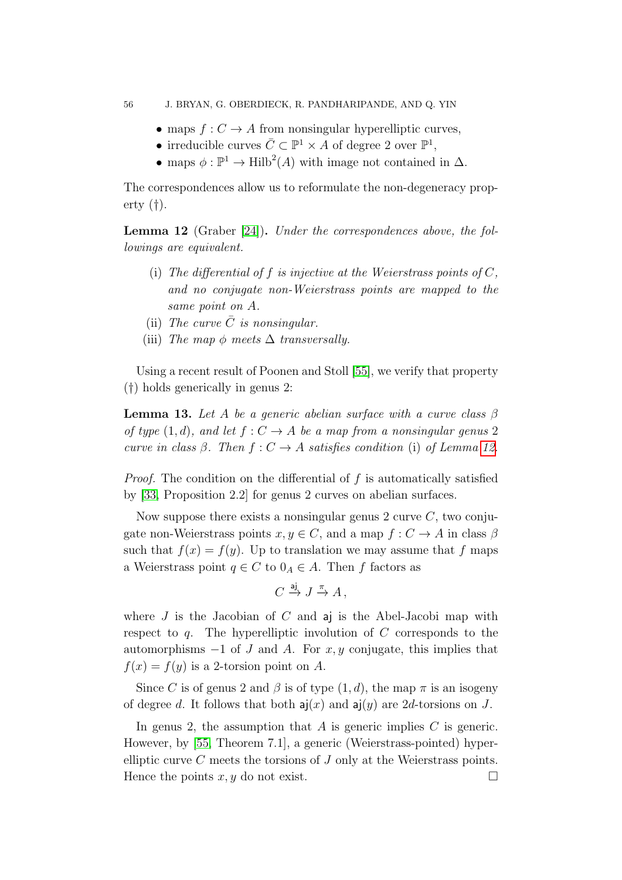- maps $f : C \to A$ from nonsingular hyperelliptic curves,
- irreducible curves $\bar{C} \subset \mathbb{P}^1 \times A$ of degree 2 over $\mathbb{P}^1$,
- maps $\phi : \mathbb{P}^1 \to \mathrm{Hilb}^2(A)$ with image not contained in $\Delta$.

The correspondences allow us to reformulate the non-degeneracy property (†).

**Lemma 12** (Graber [24]). *Under the correspondences above, the followings are equivalent.*

(i) *The differential of $f$ is injective at the Weierstrass points of $C$, and no conjugate non-Weierstrass points are mapped to the same point on $A$.*

(ii) *The curve $\bar{C}$ is nonsingular.*

(iii) *The map $\phi$ meets $\Delta$ transversally.*

Using a recent result of Poonen and Stoll [55], we verify that property (†) holds generically in genus 2:

**Lemma 13.** *Let $A$ be a generic abelian surface with a curve class $\beta$ of type $(1, d)$, and let $f : C \to A$ be a map from a nonsingular genus 2 curve in class $\beta$. Then $f : C \to A$ satisfies condition* (i) *of Lemma 12.*

*Proof.* The condition on the differential of $f$ is automatically satisfied by [33, Proposition 2.2] for genus 2 curves on abelian surfaces.

Now suppose there exists a nonsingular genus 2 curve $C$, two conjugate non-Weierstrass points $x, y \in C$, and a map $f : C \to A$ in class $\beta$ such that $f(x) = f(y)$. Up to translation we may assume that $f$ maps a Weierstrass point $q \in C$ to $0_A \in A$. Then $f$ factors as

$$C \xrightarrow{\mathsf{aj}} J \xrightarrow{\pi} A\,,$$

where $J$ is the Jacobian of $C$ and $\mathsf{aj}$ is the Abel-Jacobi map with respect to $q$. The hyperelliptic involution of $C$ corresponds to the automorphisms $-1$ of $J$ and $A$. For $x, y$ conjugate, this implies that $f(x) = f(y)$ is a 2-torsion point on $A$.

Since $C$ is of genus 2 and $\beta$ is of type $(1, d)$, the map $\pi$ is an isogeny of degree $d$. It follows that both $\mathsf{aj}(x)$ and $\mathsf{aj}(y)$ are $2d$-torsions on $J$.

In genus 2, the assumption that $A$ is generic implies $C$ is generic. However, by [55, Theorem 7.1], a generic (Weierstrass-pointed) hyperelliptic curve $C$ meets the torsions of $J$ only at the Weierstrass points. Hence the points $x, y$ do not exist. □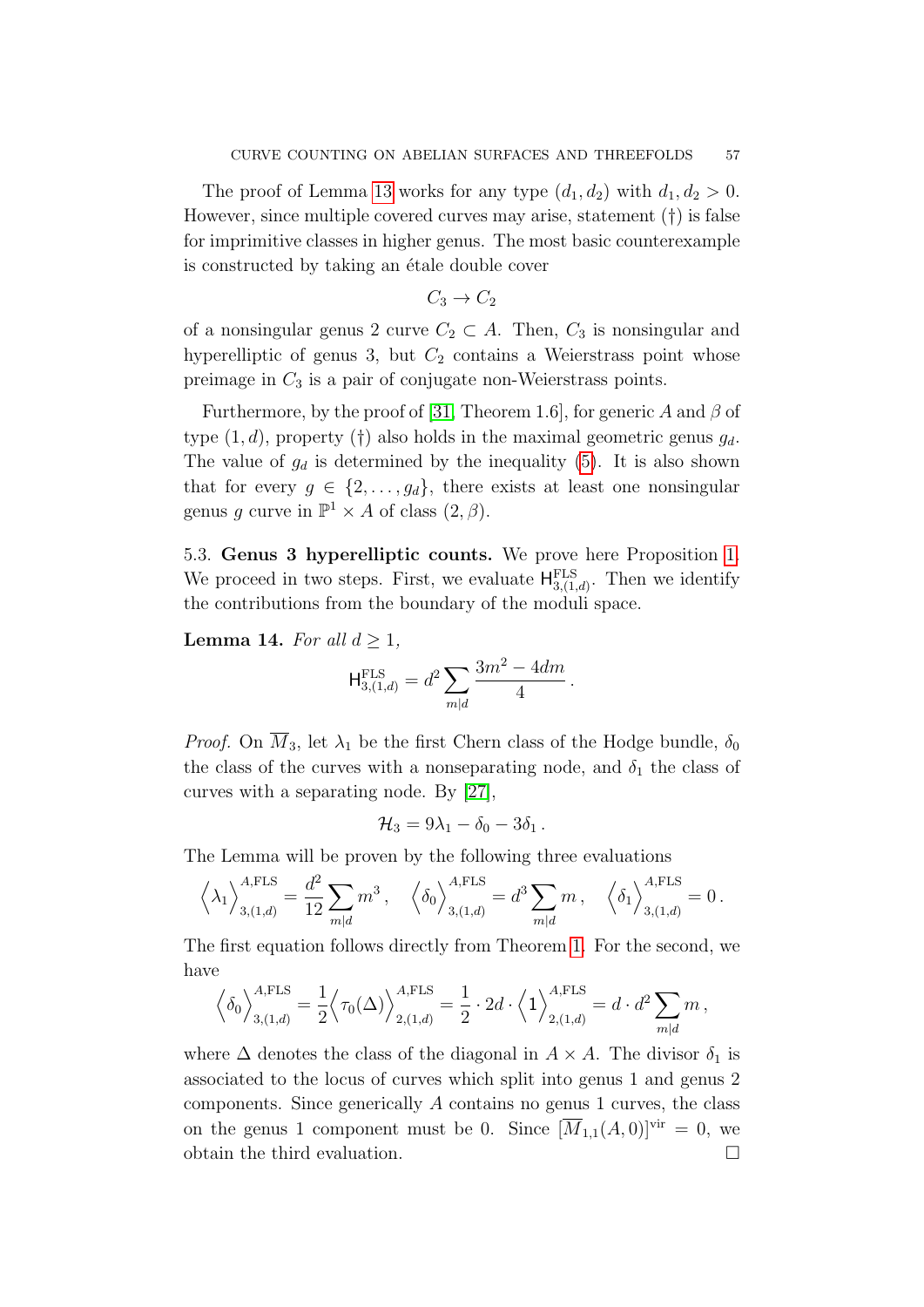The proof of Lemma 13 works for any type $(d_1, d_2)$ with $d_1, d_2 > 0$. However, since multiple covered curves may arise, statement (†) is false for imprimitive classes in higher genus. The most basic counterexample is constructed by taking an étale double cover

$$C_3 \to C_2$$

of a nonsingular genus 2 curve $C_2 \subset A$. Then, $C_3$ is nonsingular and hyperelliptic of genus 3, but $C_2$ contains a Weierstrass point whose preimage in $C_3$ is a pair of conjugate non-Weierstrass points.

Furthermore, by the proof of [31, Theorem 1.6], for generic $A$ and $\beta$ of type $(1, d)$, property (†) also holds in the maximal geometric genus $g_d$. The value of $g_d$ is determined by the inequality (5). It is also shown that for every $g \in \{2, \ldots, g_d\}$, there exists at least one nonsingular genus $g$ curve in $\mathbb{P}^1 \times A$ of class $(2, \beta)$.

5.3. **Genus 3 hyperelliptic counts.** We prove here Proposition 1. We proceed in two steps. First, we evaluate $\mathsf{H}^{\text{FLS}}_{3,(1,d)}$. Then we identify the contributions from the boundary of the moduli space.

**Lemma 14.** *For all $d \geq 1$,*

$$\mathsf{H}^{\text{FLS}}_{3,(1,d)} = d^2 \sum_{m|d} \frac{3m^2 - 4dm}{4}.$$

*Proof.* On $\overline{M}_3$, let $\lambda_1$ be the first Chern class of the Hodge bundle, $\delta_0$ the class of the curves with a nonseparating node, and $\delta_1$ the class of curves with a separating node. By [27],

$$\mathcal{H}_3 = 9\lambda_1 - \delta_0 - 3\delta_1.$$

The Lemma will be proven by the following three evaluations

$$\Big\langle \lambda_1 \Big\rangle^{A,\text{FLS}}_{3,(1,d)} = \frac{d^2}{12} \sum_{m|d} m^3, \quad \Big\langle \delta_0 \Big\rangle^{A,\text{FLS}}_{3,(1,d)} = d^3 \sum_{m|d} m, \quad \Big\langle \delta_1 \Big\rangle^{A,\text{FLS}}_{3,(1,d)} = 0.$$

The first equation follows directly from Theorem 1. For the second, we have

$$\Big\langle \delta_0 \Big\rangle^{A,\text{FLS}}_{3,(1,d)} = \frac{1}{2} \Big\langle \tau_0(\Delta) \Big\rangle^{A,\text{FLS}}_{2,(1,d)} = \frac{1}{2} \cdot 2d \cdot \Big\langle 1 \Big\rangle^{A,\text{FLS}}_{2,(1,d)} = d \cdot d^2 \sum_{m|d} m,$$

where $\Delta$ denotes the class of the diagonal in $A \times A$. The divisor $\delta_1$ is associated to the locus of curves which split into genus 1 and genus 2 components. Since generically $A$ contains no genus 1 curves, the class on the genus 1 component must be 0. Since $[\overline{M}_{1,1}(A, 0)]^{\text{vir}} = 0$, we obtain the third evaluation. $\square$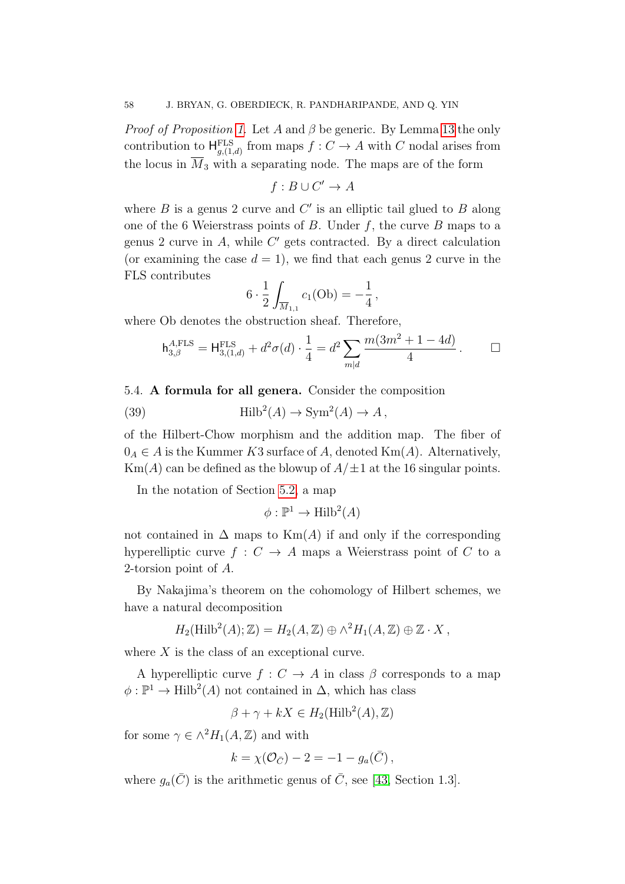*Proof of Proposition 1.* Let $A$ and $\beta$ be generic. By Lemma 13 the only contribution to $\mathsf{H}^{\mathrm{FLS}}_{g,(1,d)}$ from maps $f : C \to A$ with $C$ nodal arises from the locus in $\overline{M}_3$ with a separating node. The maps are of the form

$$f : B \cup C' \to A$$

where $B$ is a genus 2 curve and $C'$ is an elliptic tail glued to $B$ along one of the 6 Weierstrass points of $B$. Under $f$, the curve $B$ maps to a genus 2 curve in $A$, while $C'$ gets contracted. By a direct calculation (or examining the case $d = 1$), we find that each genus 2 curve in the FLS contributes

$$6 \cdot \frac{1}{2} \int_{\overline{M}_{1,1}} c_1(\mathrm{Ob}) = -\frac{1}{4}\,,$$

where Ob denotes the obstruction sheaf. Therefore,

$$\mathsf{h}^{A,\mathrm{FLS}}_{3,\beta} = \mathsf{H}^{\mathrm{FLS}}_{3,(1,d)} + d^2\sigma(d) \cdot \frac{1}{4} = d^2 \sum_{m|d} \frac{m(3m^2 + 1 - 4d)}{4}\,. \qquad \square$$

5.4. **A formula for all genera.** Consider the composition

$$\mathrm{Hilb}^2(A) \to \mathrm{Sym}^2(A) \to A\,, \tag{39}$$

of the Hilbert-Chow morphism and the addition map. The fiber of $0_A \in A$ is the Kummer $K3$ surface of $A$, denoted $\mathrm{Km}(A)$. Alternatively, $\mathrm{Km}(A)$ can be defined as the blowup of $A/\pm 1$ at the 16 singular points.

In the notation of Section 5.2, a map

$$\phi : \mathbb{P}^1 \to \mathrm{Hilb}^2(A)$$

not contained in $\Delta$ maps to $\mathrm{Km}(A)$ if and only if the corresponding hyperelliptic curve $f : C \to A$ maps a Weierstrass point of $C$ to a 2-torsion point of $A$.

By Nakajima's theorem on the cohomology of Hilbert schemes, we have a natural decomposition

$$H_2(\mathrm{Hilb}^2(A); \mathbb{Z}) = H_2(A, \mathbb{Z}) \oplus \wedge^2 H_1(A, \mathbb{Z}) \oplus \mathbb{Z} \cdot X\,,$$

where $X$ is the class of an exceptional curve.

A hyperelliptic curve $f : C \to A$ in class $\beta$ corresponds to a map $\phi : \mathbb{P}^1 \to \mathrm{Hilb}^2(A)$ not contained in $\Delta$, which has class

$$\beta + \gamma + kX \in H_2(\mathrm{Hilb}^2(A), \mathbb{Z})$$

for some $\gamma \in \wedge^2 H_1(A, \mathbb{Z})$ and with

$$k = \chi(\mathcal{O}_{\bar{C}}) - 2 = -1 - g_a(\bar{C})\,,$$

where $g_a(\bar{C})$ is the arithmetic genus of $\bar{C}$, see [43, Section 1.3].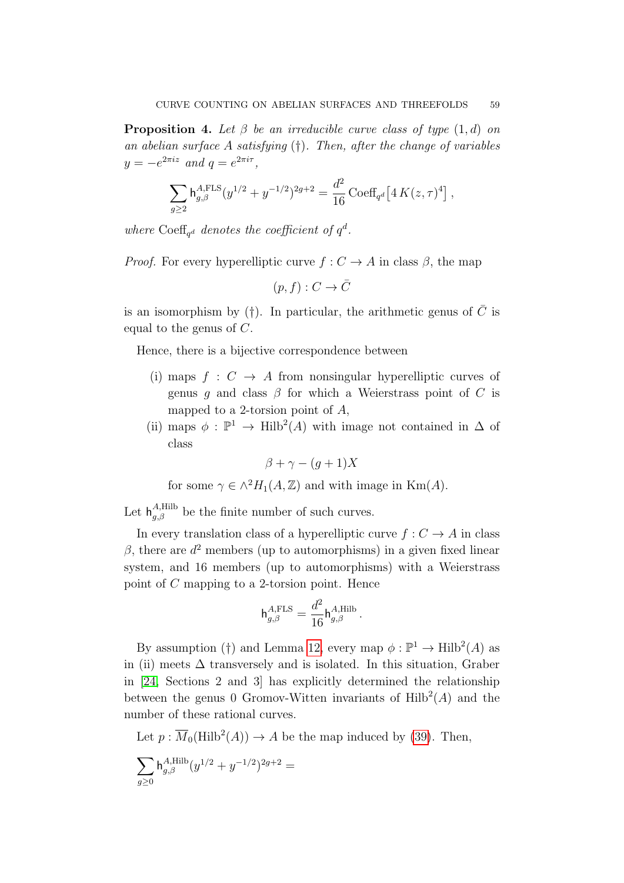**Proposition 4.** *Let $\beta$ be an irreducible curve class of type $(1, d)$ on an abelian surface $A$ satisfying (†). Then, after the change of variables $y = -e^{2\pi i z}$ and $q = e^{2\pi i \tau}$,*

$$\sum_{g \geq 2} \mathsf{h}^{A,\mathrm{FLS}}_{g,\beta} (y^{1/2} + y^{-1/2})^{2g+2} = \frac{d^2}{16} \operatorname{Coeff}_{q^d}\big[ 4\, K(z,\tau)^4 \big] \,,$$

*where $\operatorname{Coeff}_{q^d}$ denotes the coefficient of $q^d$.*

*Proof.* For every hyperelliptic curve $f : C \to A$ in class $\beta$, the map

$$(p, f) : C \to \bar{C}$$

is an isomorphism by (†). In particular, the arithmetic genus of $\bar{C}$ is equal to the genus of $C$.

Hence, there is a bijective correspondence between

(i) maps $f : C \to A$ from nonsingular hyperelliptic curves of genus $g$ and class $\beta$ for which a Weierstrass point of $C$ is mapped to a 2-torsion point of $A$,

(ii) maps $\phi : \mathbb{P}^1 \to \mathrm{Hilb}^2(A)$ with image not contained in $\Delta$ of class

$$\beta + \gamma - (g+1) X$$

for some $\gamma \in \wedge^2 H_1(A, \mathbb{Z})$ and with image in $\mathrm{Km}(A)$.

Let $\mathsf{h}^{A,\mathrm{Hilb}}_{g,\beta}$ be the finite number of such curves.

In every translation class of a hyperelliptic curve $f : C \to A$ in class $\beta$, there are $d^2$ members (up to automorphisms) in a given fixed linear system, and 16 members (up to automorphisms) with a Weierstrass point of $C$ mapping to a 2-torsion point. Hence

$$\mathsf{h}^{A,\mathrm{FLS}}_{g,\beta} = \frac{d^2}{16} \mathsf{h}^{A,\mathrm{Hilb}}_{g,\beta} \,.$$

By assumption (†) and Lemma 12, every map $\phi : \mathbb{P}^1 \to \mathrm{Hilb}^2(A)$ as in (ii) meets $\Delta$ transversely and is isolated. In this situation, Graber in [24, Sections 2 and 3] has explicitly determined the relationship between the genus 0 Gromov-Witten invariants of $\mathrm{Hilb}^2(A)$ and the number of these rational curves.

Let $p : \overline{M}_0(\mathrm{Hilb}^2(A)) \to A$ be the map induced by (39). Then,

$$\sum_{g \geq 0} \mathsf{h}^{A,\mathrm{Hilb}}_{g,\beta} (y^{1/2} + y^{-1/2})^{2g+2} =$$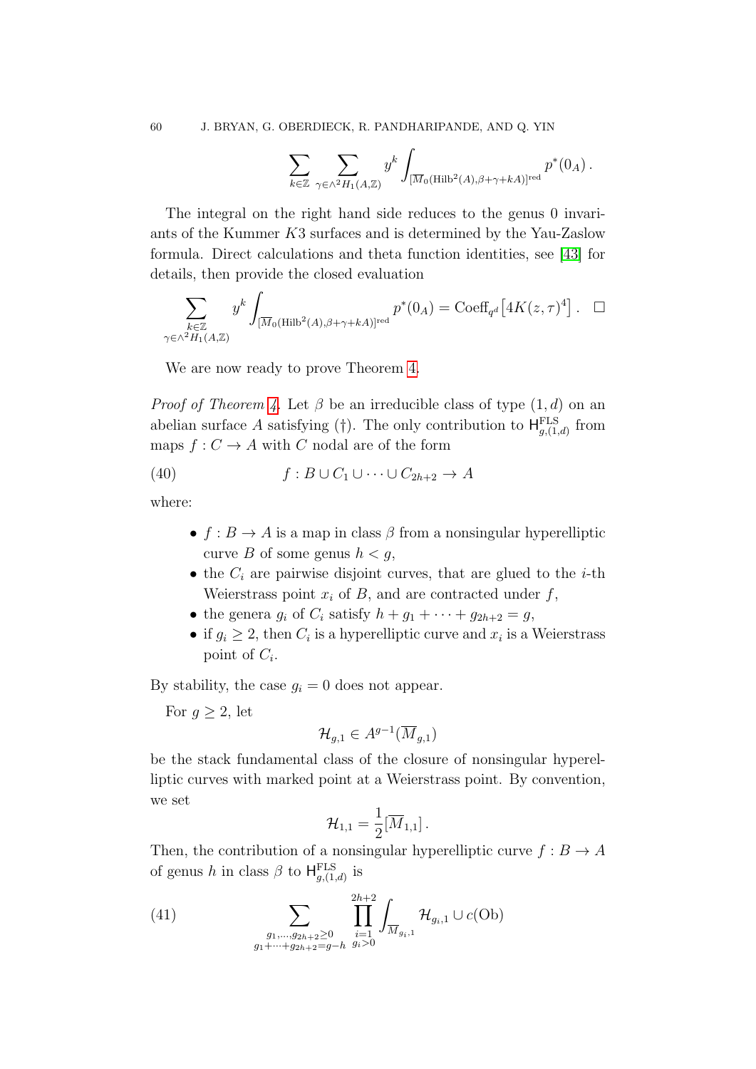$$\sum_{k\in\mathbb{Z}} \sum_{\gamma\in\wedge^2 H_1(A,\mathbb{Z})} y^k \int_{[\overline{M}_0(\mathrm{Hilb}^2(A),\beta+\gamma+kA)]^{\mathrm{red}}} p^*(0_A)\,.$$

The integral on the right hand side reduces to the genus 0 invariants of the Kummer $K3$ surfaces and is determined by the Yau-Zaslow formula. Direct calculations and theta function identities, see [43] for details, then provide the closed evaluation

$$\sum_{\substack{k\in\mathbb{Z}\\ \gamma\in\wedge^2 H_1(A,\mathbb{Z})}} y^k \int_{[\overline{M}_0(\mathrm{Hilb}^2(A),\beta+\gamma+kA)]^{\mathrm{red}}} p^*(0_A) = \mathrm{Coeff}_{q^d}\big[4K(z,\tau)^4\big]\,. \quad \square$$

We are now ready to prove Theorem 4.

*Proof of Theorem 4.* Let $\beta$ be an irreducible class of type $(1,d)$ on an abelian surface $A$ satisfying (†). The only contribution to $\mathsf{H}^{\mathrm{FLS}}_{g,(1,d)}$ from maps $f: C \to A$ with $C$ nodal are of the form

$$f : B \cup C_1 \cup \cdots \cup C_{2h+2} \to A \tag{40}$$

where:

- $f: B \to A$ is a map in class $\beta$ from a nonsingular hyperelliptic curve $B$ of some genus $h < g$,
- the $C_i$ are pairwise disjoint curves, that are glued to the $i$-th Weierstrass point $x_i$ of $B$, and are contracted under $f$,
- the genera $g_i$ of $C_i$ satisfy $h + g_1 + \cdots + g_{2h+2} = g$,
- if $g_i \geq 2$, then $C_i$ is a hyperelliptic curve and $x_i$ is a Weierstrass point of $C_i$.

By stability, the case $g_i = 0$ does not appear.

For $g \geq 2$, let

$$\mathcal{H}_{g,1} \in A^{g-1}(\overline{M}_{g,1})$$

be the stack fundamental class of the closure of nonsingular hyperelliptic curves with marked point at a Weierstrass point. By convention, we set

$$\mathcal{H}_{1,1} = \frac{1}{2}[\overline{M}_{1,1}]\,.$$

Then, the contribution of a nonsingular hyperelliptic curve $f: B \to A$ of genus $h$ in class $\beta$ to $\mathsf{H}^{\mathrm{FLS}}_{g,(1,d)}$ is

$$\sum_{\substack{g_1,\ldots,g_{2h+2}\geq 0\\ g_1+\cdots+g_{2h+2}=g-h}} \prod_{\substack{i=1\\ g_i>0}}^{2h+2} \int_{\overline{M}_{g_i,1}} \mathcal{H}_{g_i,1} \cup c(\mathrm{Ob}) \tag{41}$$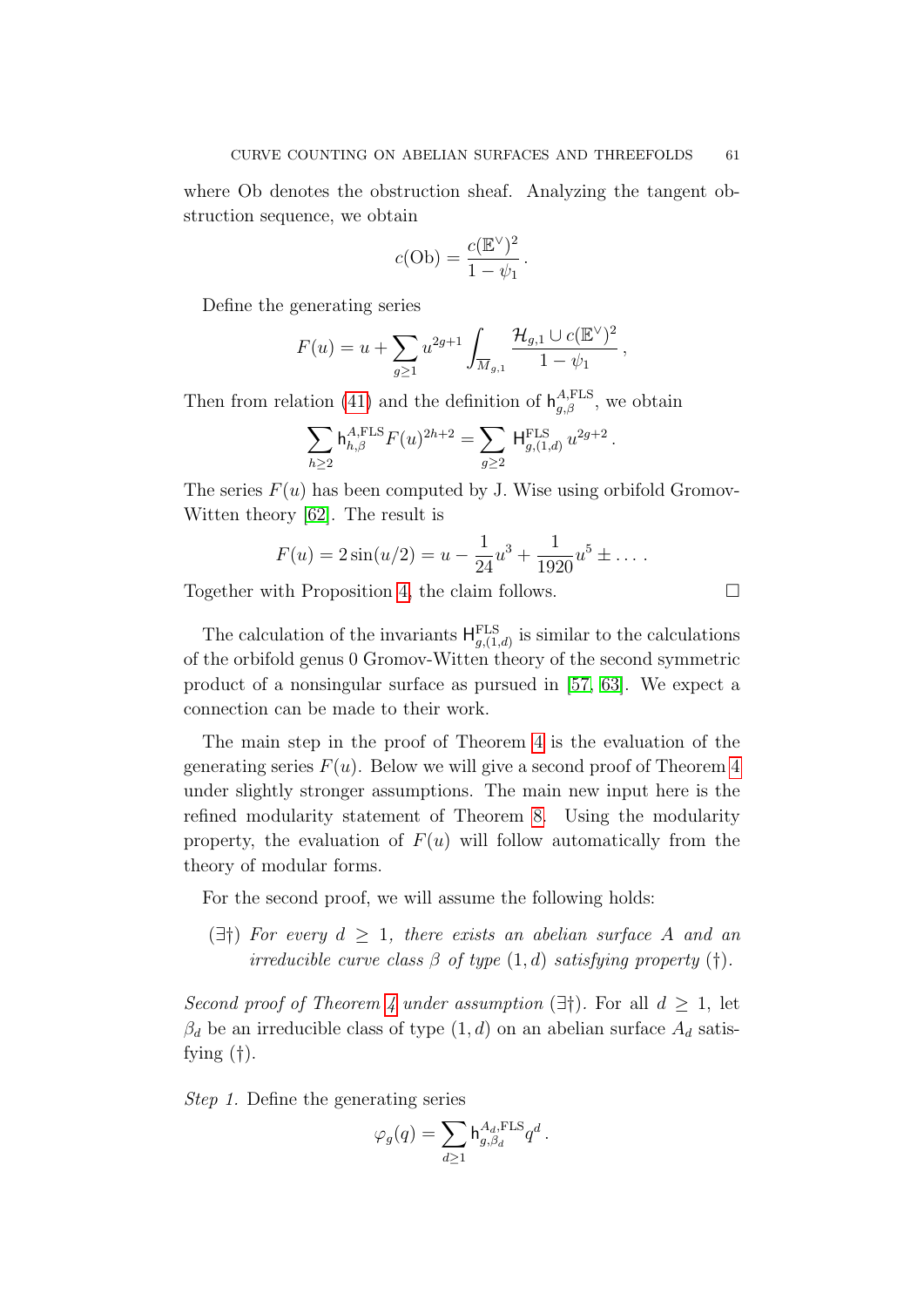where Ob denotes the obstruction sheaf. Analyzing the tangent obstruction sequence, we obtain

$$c(\mathrm{Ob}) = \frac{c(\mathbb{E}^\vee)^2}{1-\psi_1}.$$

Define the generating series

$$F(u) = u + \sum_{g \geq 1} u^{2g+1} \int_{\overline{M}_{g,1}} \frac{\mathcal{H}_{g,1} \cup c(\mathbb{E}^\vee)^2}{1-\psi_1},$$

Then from relation (41) and the definition of $\mathsf{h}^{A,\mathrm{FLS}}_{g,\beta}$, we obtain

$$\sum_{h \geq 2} \mathsf{h}^{A,\mathrm{FLS}}_{h,\beta} F(u)^{2h+2} = \sum_{g \geq 2} \mathsf{H}^{\mathrm{FLS}}_{g,(1,d)} \, u^{2g+2}.$$

The series $F(u)$ has been computed by J. Wise using orbifold Gromov-Witten theory [62]. The result is

$$F(u) = 2\sin(u/2) = u - \frac{1}{24}u^3 + \frac{1}{1920}u^5 \pm \dots.$$

Together with Proposition 4, the claim follows. □

The calculation of the invariants $\mathsf{H}^{\mathrm{FLS}}_{g,(1,d)}$ is similar to the calculations of the orbifold genus 0 Gromov-Witten theory of the second symmetric product of a nonsingular surface as pursued in [57, 63]. We expect a connection can be made to their work.

The main step in the proof of Theorem 4 is the evaluation of the generating series $F(u)$. Below we will give a second proof of Theorem 4 under slightly stronger assumptions. The main new input here is the refined modularity statement of Theorem 8. Using the modularity property, the evaluation of $F(u)$ will follow automatically from the theory of modular forms.

For the second proof, we will assume the following holds:

($\exists\dagger$) *For every $d \geq 1$, there exists an abelian surface $A$ and an irreducible curve class $\beta$ of type $(1,d)$ satisfying property* ($\dagger$).

*Second proof of Theorem 4 under assumption* ($\exists\dagger$). For all $d \geq 1$, let $\beta_d$ be an irreducible class of type $(1,d)$ on an abelian surface $A_d$ satisfying ($\dagger$).

*Step 1.* Define the generating series

$$\varphi_g(q) = \sum_{d \geq 1} \mathsf{h}^{A_d,\mathrm{FLS}}_{g,\beta_d} q^d.$$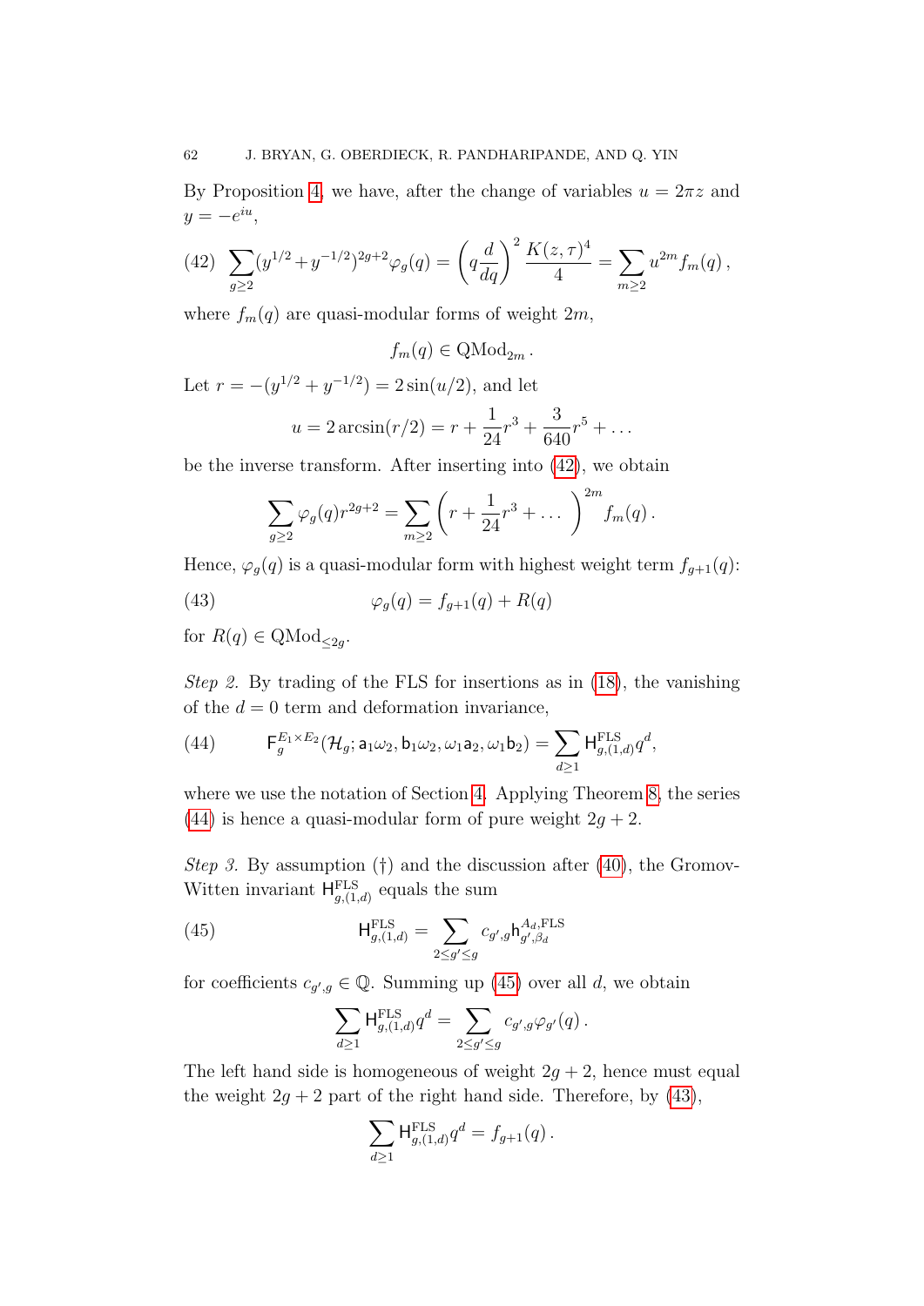By Proposition 4, we have, after the change of variables $u = 2\pi z$ and $y = -e^{iu}$,

$$\sum_{g \geq 2} (y^{1/2} + y^{-1/2})^{2g+2} \varphi_g(q) = \left( q \frac{d}{dq} \right)^2 \frac{K(z,\tau)^4}{4} = \sum_{m \geq 2} u^{2m} f_m(q)\,, \tag{42}$$

where $f_m(q)$ are quasi-modular forms of weight $2m$,

$$f_m(q) \in \mathrm{QMod}_{2m}\,.$$

Let $r = -(y^{1/2} + y^{-1/2}) = 2\sin(u/2)$, and let

$$u = 2\arcsin(r/2) = r + \frac{1}{24} r^3 + \frac{3}{640} r^5 + \ldots$$

be the inverse transform. After inserting into (42), we obtain

$$\sum_{g \geq 2} \varphi_g(q) r^{2g+2} = \sum_{m \geq 2} \left( r + \frac{1}{24} r^3 + \ldots \right)^{2m} f_m(q)\,.$$

Hence, $\varphi_g(q)$ is a quasi-modular form with highest weight term $f_{g+1}(q)$:

$$\varphi_g(q) = f_{g+1}(q) + R(q) \tag{43}$$

for $R(q) \in \mathrm{QMod}_{\leq 2g}$.

*Step 2.* By trading of the FLS for insertions as in (18), the vanishing of the $d = 0$ term and deformation invariance,

$$\mathsf{F}_g^{E_1 \times E_2}(\mathcal{H}_g; \mathsf{a}_1\omega_2, \mathsf{b}_1\omega_2, \omega_1\mathsf{a}_2, \omega_1\mathsf{b}_2) = \sum_{d \geq 1} \mathsf{H}^{\mathrm{FLS}}_{g,(1,d)} q^d, \tag{44}$$

where we use the notation of Section 4. Applying Theorem 8, the series (44) is hence a quasi-modular form of pure weight $2g + 2$.

*Step 3.* By assumption (†) and the discussion after (40), the Gromov-Witten invariant $\mathsf{H}^{\mathrm{FLS}}_{g,(1,d)}$ equals the sum

$$\mathsf{H}^{\mathrm{FLS}}_{g,(1,d)} = \sum_{2 \leq g' \leq g} c_{g',g} \mathsf{h}^{A_d,\mathrm{FLS}}_{g',\beta_d} \tag{45}$$

for coefficients $c_{g',g} \in \mathbb{Q}$. Summing up (45) over all $d$, we obtain

$$\sum_{d \geq 1} \mathsf{H}^{\mathrm{FLS}}_{g,(1,d)} q^d = \sum_{2 \leq g' \leq g} c_{g',g} \varphi_{g'}(q)\,.$$

The left hand side is homogeneous of weight $2g + 2$, hence must equal the weight $2g + 2$ part of the right hand side. Therefore, by (43),

$$\sum_{d \geq 1} \mathsf{H}^{\mathrm{FLS}}_{g,(1,d)} q^d = f_{g+1}(q)\,.$$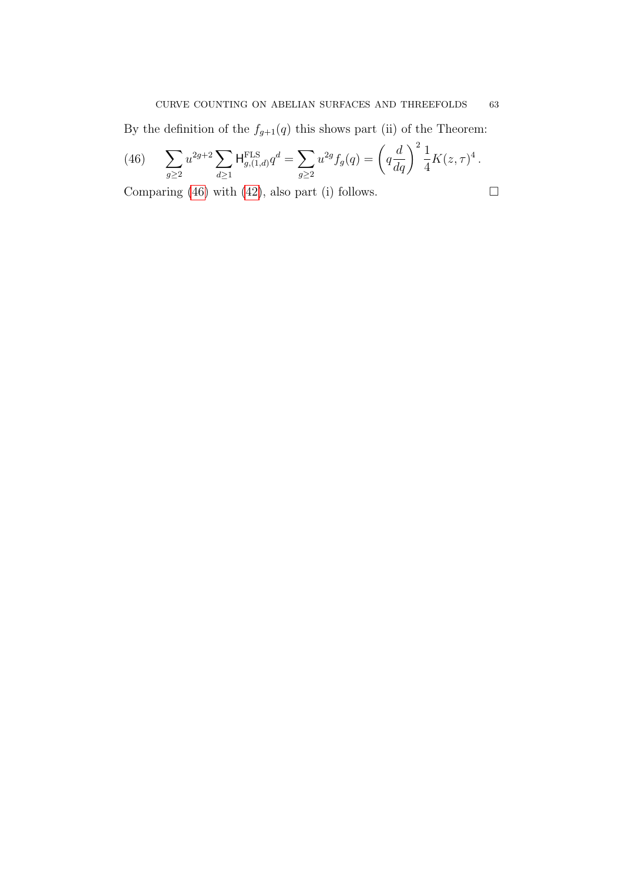By the definition of the $f_{g+1}(q)$ this shows part (ii) of the Theorem:

$$\sum_{g \geq 2} u^{2g+2} \sum_{d \geq 1} \mathsf{H}^{\text{FLS}}_{g,(1,d)} q^d = \sum_{g \geq 2} u^{2g} f_g(q) = \left( q \frac{d}{dq} \right)^2 \frac{1}{4} K(z,\tau)^4 . \tag{46}$$

Comparing (46) with (42), also part (i) follows. $\square$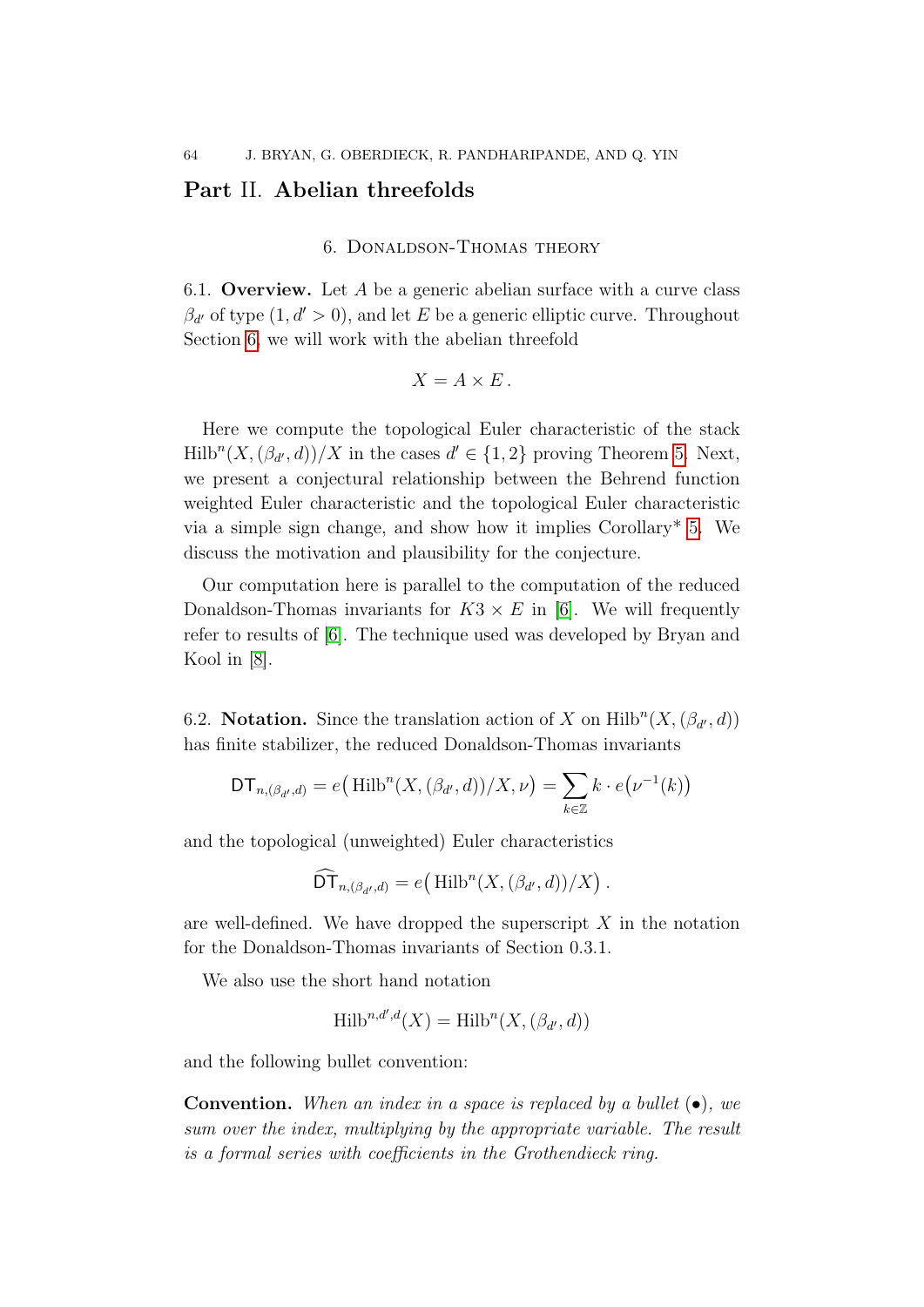# Part II. Abelian threefolds

## 6. Donaldson-Thomas theory

6.1. **Overview.** Let $A$ be a generic abelian surface with a curve class $\beta_{d'}$ of type $(1, d' > 0)$, and let $E$ be a generic elliptic curve. Throughout Section 6, we will work with the abelian threefold

$$X = A \times E\,.$$

Here we compute the topological Euler characteristic of the stack $\mathrm{Hilb}^n(X, (\beta_{d'}, d))/X$ in the cases $d' \in \{1, 2\}$ proving Theorem 5. Next, we present a conjectural relationship between the Behrend function weighted Euler characteristic and the topological Euler characteristic via a simple sign change, and show how it implies Corollary* 5. We discuss the motivation and plausibility for the conjecture.

Our computation here is parallel to the computation of the reduced Donaldson-Thomas invariants for $K3 \times E$ in [6]. We will frequently refer to results of [6]. The technique used was developed by Bryan and Kool in [8].

6.2. **Notation.** Since the translation action of $X$ on $\mathrm{Hilb}^n(X, (\beta_{d'}, d))$ has finite stabilizer, the reduced Donaldson-Thomas invariants

$$\mathsf{DT}_{n,(\beta_{d'},d)} = e\big(\,\mathrm{Hilb}^n(X, (\beta_{d'}, d))/X, \nu\big) = \sum_{k \in \mathbb{Z}} k \cdot e\big(\nu^{-1}(k)\big)$$

and the topological (unweighted) Euler characteristics

$$\widehat{\mathsf{DT}}_{n,(\beta_{d'},d)} = e\big(\,\mathrm{Hilb}^n(X, (\beta_{d'}, d))/X\big)\,.$$

are well-defined. We have dropped the superscript $X$ in the notation for the Donaldson-Thomas invariants of Section 0.3.1.

We also use the short hand notation

$$\mathrm{Hilb}^{n,d',d}(X) = \mathrm{Hilb}^n(X, (\beta_{d'}, d))$$

and the following bullet convention:

**Convention.** *When an index in a space is replaced by a bullet* ($\bullet$)*, we sum over the index, multiplying by the appropriate variable. The result is a formal series with coefficients in the Grothendieck ring.*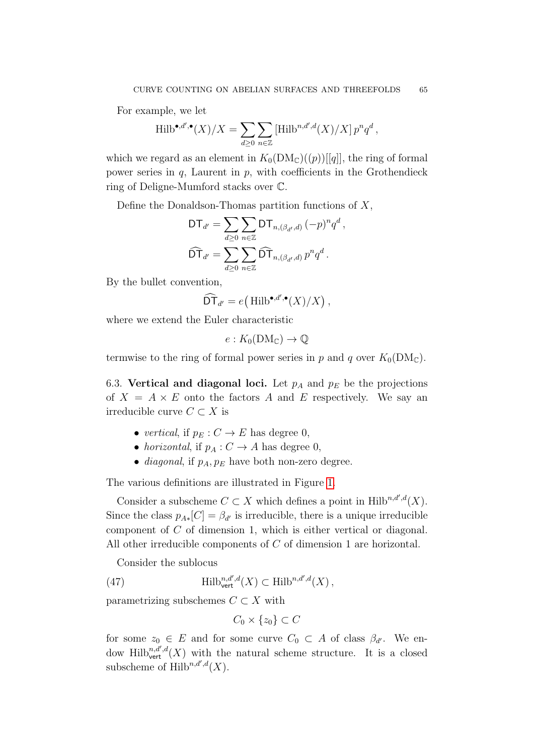For example, we let

$$\mathrm{Hilb}^{\bullet,d',\bullet}(X)/X = \sum_{d\geq 0}\sum_{n\in\mathbb{Z}} [\mathrm{Hilb}^{n,d',d}(X)/X]\, p^n q^d\,,$$

which we regard as an element in $K_0(\mathrm{DM}_{\mathbb{C}})((p))[[q]]$, the ring of formal power series in $q$, Laurent in $p$, with coefficients in the Grothendieck ring of Deligne-Mumford stacks over $\mathbb{C}$.

Define the Donaldson-Thomas partition functions of $X$,

$$\mathsf{DT}_{d'} = \sum_{d\geq 0}\sum_{n\in\mathbb{Z}} \mathsf{DT}_{n,(\beta_{d'},d)}\, (-p)^n q^d\,,$$

$$\widehat{\mathsf{DT}}_{d'} = \sum_{d\geq 0}\sum_{n\in\mathbb{Z}} \widehat{\mathsf{DT}}_{n,(\beta_{d'},d)}\, p^n q^d\,.$$

By the bullet convention,

$$\widehat{\mathsf{DT}}_{d'} = e\big(\,\mathrm{Hilb}^{\bullet,d',\bullet}(X)/X\big)\,,$$

where we extend the Euler characteristic

$$e : K_0(\mathrm{DM}_{\mathbb{C}}) \to \mathbb{Q}$$

termwise to the ring of formal power series in $p$ and $q$ over $K_0(\mathrm{DM}_{\mathbb{C}})$.

6.3. **Vertical and diagonal loci.** Let $p_A$ and $p_E$ be the projections of $X = A \times E$ onto the factors $A$ and $E$ respectively. We say an irreducible curve $C \subset X$ is

- *vertical*, if $p_E : C \to E$ has degree 0,
- *horizontal*, if $p_A : C \to A$ has degree 0,
- *diagonal*, if $p_A, p_E$ have both non-zero degree.

The various definitions are illustrated in Figure 1.

Consider a subscheme $C \subset X$ which defines a point in $\mathrm{Hilb}^{n,d',d}(X)$. Since the class $p_{A*}[C] = \beta_{d'}$ is irreducible, there is a unique irreducible component of $C$ of dimension 1, which is either vertical or diagonal. All other irreducible components of $C$ of dimension 1 are horizontal.

Consider the sublocus

$$\mathrm{Hilb}^{n,d',d}_{\mathsf{vert}}(X) \subset \mathrm{Hilb}^{n,d',d}(X)\,, \tag{47}$$

parametrizing subschemes $C \subset X$ with

$$C_0 \times \{z_0\} \subset C$$

for some $z_0 \in E$ and for some curve $C_0 \subset A$ of class $\beta_{d'}$. We endow $\mathrm{Hilb}^{n,d',d}_{\mathsf{vert}}(X)$ with the natural scheme structure. It is a closed subscheme of $\mathrm{Hilb}^{n,d',d}(X)$.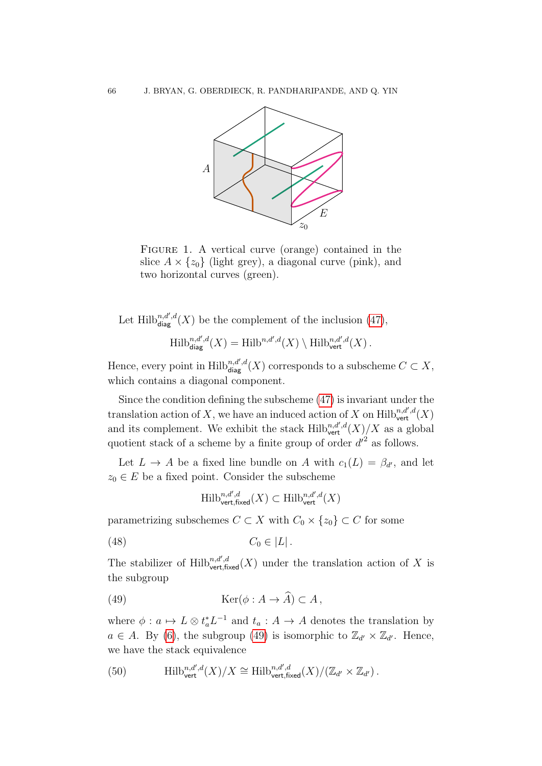FIGURE 1. A vertical curve (orange) contained in the slice $A \times \{z_0\}$ (light grey), a diagonal curve (pink), and two horizontal curves (green).

Let $\mathrm{Hilb}^{n,d',d}_{\mathsf{diag}}(X)$ be the complement of the inclusion (47),

$$\mathrm{Hilb}^{n,d',d}_{\mathsf{diag}}(X) = \mathrm{Hilb}^{n,d',d}(X) \setminus \mathrm{Hilb}^{n,d',d}_{\mathsf{vert}}(X) .$$

Hence, every point in $\mathrm{Hilb}^{n,d',d}_{\mathsf{diag}}(X)$ corresponds to a subscheme $C \subset X$, which contains a diagonal component.

Since the condition defining the subscheme (47) is invariant under the translation action of $X$, we have an induced action of $X$ on $\mathrm{Hilb}^{n,d',d}_{\mathsf{vert}}(X)$ and its complement. We exhibit the stack $\mathrm{Hilb}^{n,d',d}_{\mathsf{vert}}(X)/X$ as a global quotient stack of a scheme by a finite group of order $d'^2$ as follows.

Let $L \to A$ be a fixed line bundle on $A$ with $c_1(L) = \beta_{d'}$, and let $z_0 \in E$ be a fixed point. Consider the subscheme

$$\mathrm{Hilb}^{n,d',d}_{\mathsf{vert,fixed}}(X) \subset \mathrm{Hilb}^{n,d',d}_{\mathsf{vert}}(X)$$

parametrizing subschemes $C \subset X$ with $C_0 \times \{z_0\} \subset C$ for some

$$C_0 \in |L| . \tag{48}$$

The stabilizer of $\mathrm{Hilb}^{n,d',d}_{\mathsf{vert,fixed}}(X)$ under the translation action of $X$ is the subgroup

$$\mathrm{Ker}(\phi : A \to \widehat{A}) \subset A , \tag{49}$$

where $\phi : a \mapsto L \otimes t_a^* L^{-1}$ and $t_a : A \to A$ denotes the translation by $a \in A$. By (6), the subgroup (49) is isomorphic to $\mathbb{Z}_{d'} \times \mathbb{Z}_{d'}$. Hence, we have the stack equivalence

$$\mathrm{Hilb}^{n,d',d}_{\mathsf{vert}}(X)/X \cong \mathrm{Hilb}^{n,d',d}_{\mathsf{vert,fixed}}(X)/(\mathbb{Z}_{d'} \times \mathbb{Z}_{d'}) . \tag{50}$$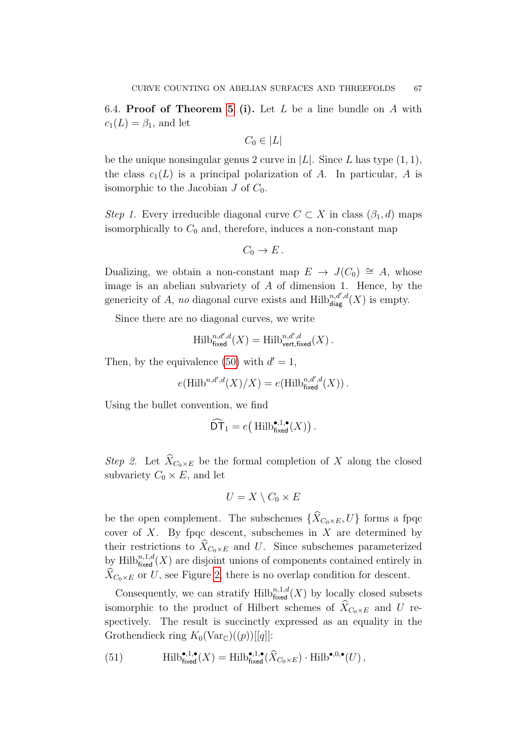6.4. **Proof of Theorem 5 (i).** Let $L$ be a line bundle on $A$ with $c_1(L) = \beta_1$, and let

$$C_0 \in |L|$$

be the unique nonsingular genus 2 curve in $|L|$. Since $L$ has type $(1,1)$, the class $c_1(L)$ is a principal polarization of $A$. In particular, $A$ is isomorphic to the Jacobian $J$ of $C_0$.

*Step 1.* Every irreducible diagonal curve $C \subset X$ in class $(\beta_1, d)$ maps isomorphically to $C_0$ and, therefore, induces a non-constant map

$$C_0 \to E \,.$$

Dualizing, we obtain a non-constant map $E \to J(C_0) \cong A$, whose image is an abelian subvariety of $A$ of dimension 1. Hence, by the genericity of $A$, *no* diagonal curve exists and $\mathrm{Hilb}^{n,d',d}_{\mathsf{diag}}(X)$ is empty.

Since there are no diagonal curves, we write

$$\mathrm{Hilb}^{n,d',d}_{\mathsf{fixed}}(X) = \mathrm{Hilb}^{n,d',d}_{\mathsf{vert,fixed}}(X) \,.$$

Then, by the equivalence (50) with $d' = 1$,

$$e(\mathrm{Hilb}^{n,d',d}(X)/X) = e(\mathrm{Hilb}^{n,d',d}_{\mathsf{fixed}}(X)) \,.$$

Using the bullet convention, we find

$$\widehat{\mathsf{DT}}_1 = e\big(\,\mathrm{Hilb}^{\bullet,1,\bullet}_{\mathsf{fixed}}(X)\big) \,.$$

*Step 2.* Let $\widehat{X}_{C_0 \times E}$ be the formal completion of $X$ along the closed subvariety $C_0 \times E$, and let

$$U = X \setminus C_0 \times E$$

be the open complement. The subschemes $\{\widehat{X}_{C_0\times E}, U\}$ forms a fpqc cover of $X$. By fpqc descent, subschemes in $X$ are determined by their restrictions to $\widehat{X}_{C_0\times E}$ and $U$. Since subschemes parameterized by $\mathrm{Hilb}^{n,1,d}_{\mathsf{fixed}}(X)$ are disjoint unions of components contained entirely in $\widehat{X}_{C_0\times E}$ or $U$, see Figure 2, there is no overlap condition for descent.

Consequently, we can stratify $\mathrm{Hilb}^{n,1,d}_{\mathsf{fixed}}(X)$ by locally closed subsets isomorphic to the product of Hilbert schemes of $\widehat{X}_{C_0\times E}$ and $U$ respectively. The result is succinctly expressed as an equality in the Grothendieck ring $K_0(\mathrm{Var}_{\mathbb{C}})((p))[[q]]$:

$$\mathrm{Hilb}^{\bullet,1,\bullet}_{\mathsf{fixed}}(X) = \mathrm{Hilb}^{\bullet,1,\bullet}_{\mathsf{fixed}}(\widehat{X}_{C_0\times E}) \cdot \mathrm{Hilb}^{\bullet,0,\bullet}(U) \,, \tag{51}$$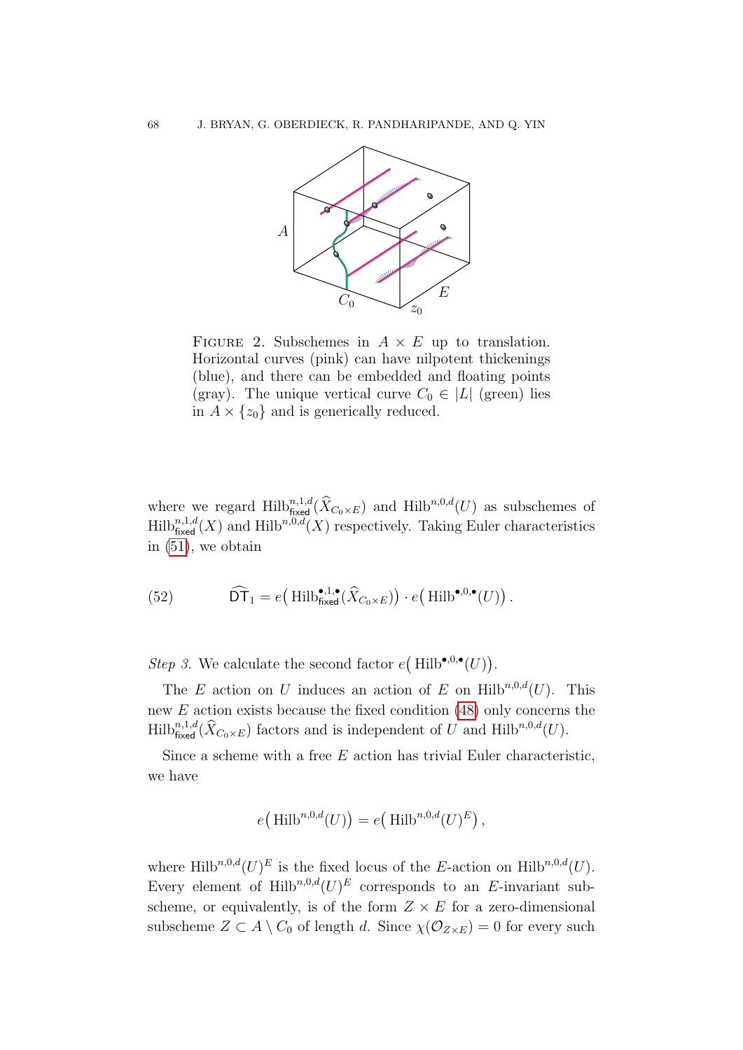FIGURE 2. Subschemes in $A \times E$ up to translation. Horizontal curves (pink) can have nilpotent thickenings (blue), and there can be embedded and floating points (gray). The unique vertical curve $C_0 \in |L|$ (green) lies in $A \times \{z_0\}$ and is generically reduced.

where we regard $\mathrm{Hilb}^{n,1,d}_{\mathsf{fixed}}(\widehat{X}_{C_0\times E})$ and $\mathrm{Hilb}^{n,0,d}(U)$ as subschemes of $\mathrm{Hilb}^{n,1,d}_{\mathsf{fixed}}(X)$ and $\mathrm{Hilb}^{n,0,d}(X)$ respectively. Taking Euler characteristics in (51), we obtain

$$\widehat{\mathsf{DT}}_1 = e\big(\,\mathrm{Hilb}^{\bullet,1,\bullet}_{\mathsf{fixed}}(\widehat{X}_{C_0\times E})\big)\cdot e\big(\,\mathrm{Hilb}^{\bullet,0,\bullet}(U)\big)\,. \tag{52}$$

*Step 3.* We calculate the second factor $e\big(\,\mathrm{Hilb}^{\bullet,0,\bullet}(U)\big)$.

The $E$ action on $U$ induces an action of $E$ on $\mathrm{Hilb}^{n,0,d}(U)$. This new $E$ action exists because the fixed condition (48) only concerns the $\mathrm{Hilb}^{n,1,d}_{\mathsf{fixed}}(\widehat{X}_{C_0\times E})$ factors and is independent of $U$ and $\mathrm{Hilb}^{n,0,d}(U)$.

Since a scheme with a free $E$ action has trivial Euler characteristic, we have

$$e\big(\,\mathrm{Hilb}^{n,0,d}(U)\big) = e\big(\,\mathrm{Hilb}^{n,0,d}(U)^E\big)\,,$$

where $\mathrm{Hilb}^{n,0,d}(U)^E$ is the fixed locus of the $E$-action on $\mathrm{Hilb}^{n,0,d}(U)$. Every element of $\mathrm{Hilb}^{n,0,d}(U)^E$ corresponds to an $E$-invariant subscheme, or equivalently, is of the form $Z \times E$ for a zero-dimensional subscheme $Z \subset A \setminus C_0$ of length $d$. Since $\chi(\mathcal{O}_{Z\times E}) = 0$ for every such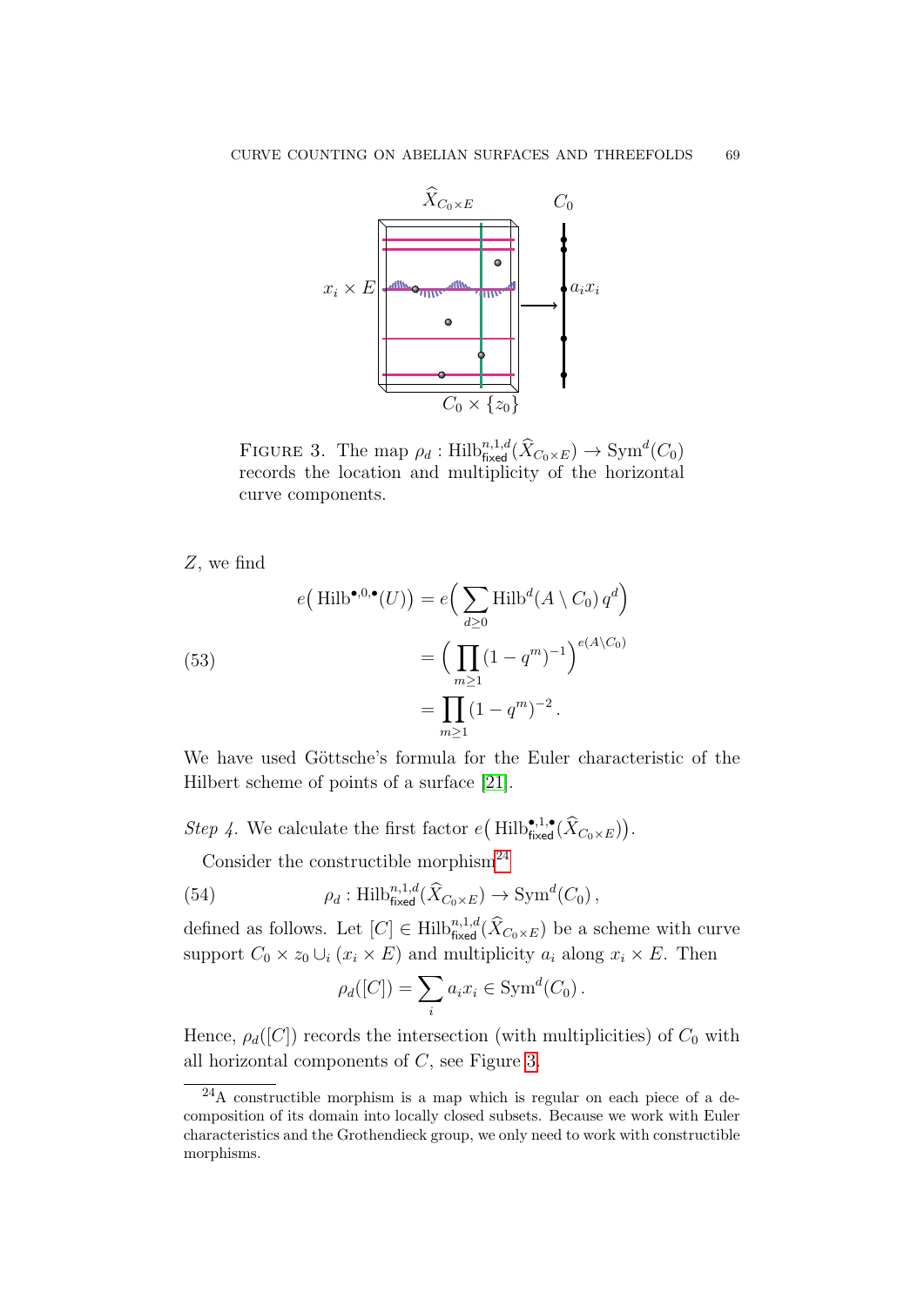FIGURE 3. The map $\rho_d : \mathrm{Hilb}^{n,1,d}_{\mathsf{fixed}}(\widehat{X}_{C_0 \times E}) \to \mathrm{Sym}^d(C_0)$ records the location and multiplicity of the horizontal curve components.

$Z$, we find

$$
\begin{aligned}
e\big(\,\mathrm{Hilb}^{\bullet,0,\bullet}(U)\big) &= e\Big(\sum_{d \geq 0} \mathrm{Hilb}^d(A \setminus C_0)\, q^d\Big) \\
&= \Big(\prod_{m \geq 1} (1-q^m)^{-1}\Big)^{e(A \setminus C_0)} \\
&= \prod_{m \geq 1} (1-q^m)^{-2}\,.
\end{aligned}
\tag{53}
$$

We have used Göttsche's formula for the Euler characteristic of the Hilbert scheme of points of a surface [21].

*Step 4.* We calculate the first factor $e\big(\,\mathrm{Hilb}^{\bullet,1,\bullet}_{\mathsf{fixed}}(\widehat{X}_{C_0\times E})\big)$.

Consider the constructible morphism[24]

$$
\rho_d : \mathrm{Hilb}^{n,1,d}_{\mathsf{fixed}}(\widehat{X}_{C_0 \times E}) \to \mathrm{Sym}^d(C_0)\,,
\tag{54}
$$

defined as follows. Let $[C] \in \mathrm{Hilb}^{n,1,d}_{\mathsf{fixed}}(\widehat{X}_{C_0\times E})$ be a scheme with curve support $C_0 \times z_0 \cup_i (x_i \times E)$ and multiplicity $a_i$ along $x_i \times E$. Then

$$
\rho_d([C]) = \sum_i a_i x_i \in \mathrm{Sym}^d(C_0)\,.
$$

Hence, $\rho_d([C])$ records the intersection (with multiplicities) of $C_0$ with all horizontal components of $C$, see Figure 3.

---

[24] A constructible morphism is a map which is regular on each piece of a decomposition of its domain into locally closed subsets. Because we work with Euler characteristics and the Grothendieck group, we only need to work with constructible morphisms.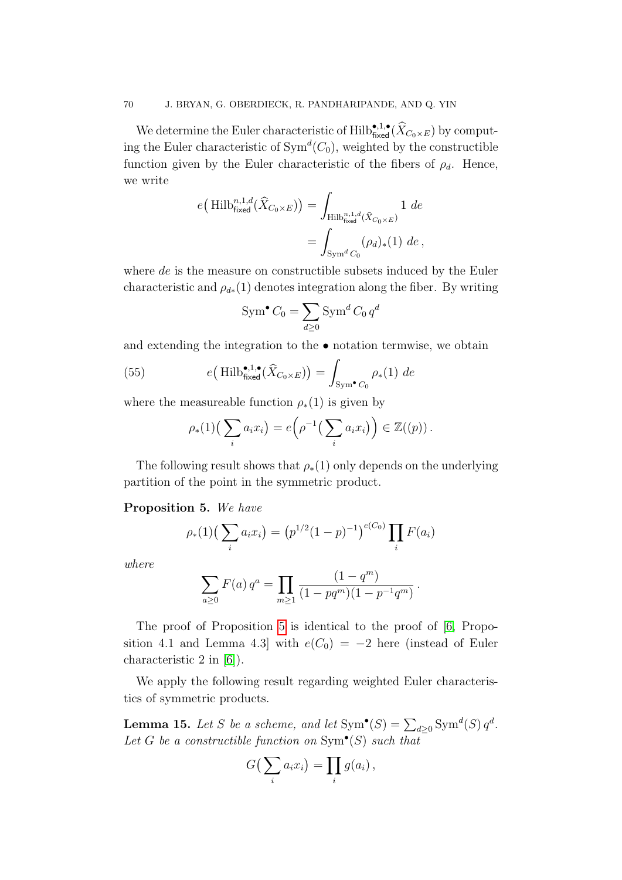We determine the Euler characteristic of $\mathrm{Hilb}^{\bullet,1,\bullet}_{\mathsf{fixed}}(\widehat{X}_{C_0\times E})$ by computing the Euler characteristic of $\mathrm{Sym}^d(C_0)$, weighted by the constructible function given by the Euler characteristic of the fibers of $\rho_d$. Hence, we write

$$
\begin{aligned}
e\big(\,\mathrm{Hilb}^{n,1,d}_{\mathsf{fixed}}(\widehat{X}_{C_0\times E})\big) &= \int_{\mathrm{Hilb}^{n,1,d}_{\mathsf{fixed}}(\widehat{X}_{C_0\times E})} 1 \; de \\
&= \int_{\mathrm{Sym}^d C_0} (\rho_d)_*(1) \; de\,,
\end{aligned}
$$

where $de$ is the measure on constructible subsets induced by the Euler characteristic and $\rho_{d*}(1)$ denotes integration along the fiber. By writing

$$
\mathrm{Sym}^\bullet C_0 = \sum_{d\geq 0} \mathrm{Sym}^d C_0 \, q^d
$$

and extending the integration to the $\bullet$ notation termwise, we obtain

$$
e\big(\,\mathrm{Hilb}^{\bullet,1,\bullet}_{\mathsf{fixed}}(\widehat{X}_{C_0\times E})\big) = \int_{\mathrm{Sym}^\bullet C_0} \rho_*(1) \; de \tag{55}
$$

where the measureable function $\rho_*(1)$ is given by

$$
\rho_*(1)\big(\sum_i a_i x_i\big) = e\Big(\rho^{-1}\big(\sum_i a_i x_i\big)\Big) \in \mathbb{Z}((p))\,.
$$

The following result shows that $\rho_*(1)$ only depends on the underlying partition of the point in the symmetric product.

**Proposition 5.** *We have*

$$
\rho_*(1)\big(\sum_i a_i x_i\big) = \big(p^{1/2}(1-p)^{-1}\big)^{e(C_0)} \prod_i F(a_i)
$$

*where*

$$
\sum_{a\geq 0} F(a)\, q^a = \prod_{m\geq 1} \frac{(1-q^m)}{(1-pq^m)(1-p^{-1}q^m)}\,.
$$

The proof of Proposition 5 is identical to the proof of [6, Proposition 4.1 and Lemma 4.3] with $e(C_0) = -2$ here (instead of Euler characteristic 2 in [6]).

We apply the following result regarding weighted Euler characteristics of symmetric products.

**Lemma 15.** *Let $S$ be a scheme, and let $\mathrm{Sym}^\bullet(S) = \sum_{d\geq 0} \mathrm{Sym}^d(S)\, q^d$. Let $G$ be a constructible function on $\mathrm{Sym}^\bullet(S)$ such that*

$$
G\big(\sum_i a_i x_i\big) = \prod_i g(a_i)\,,
$$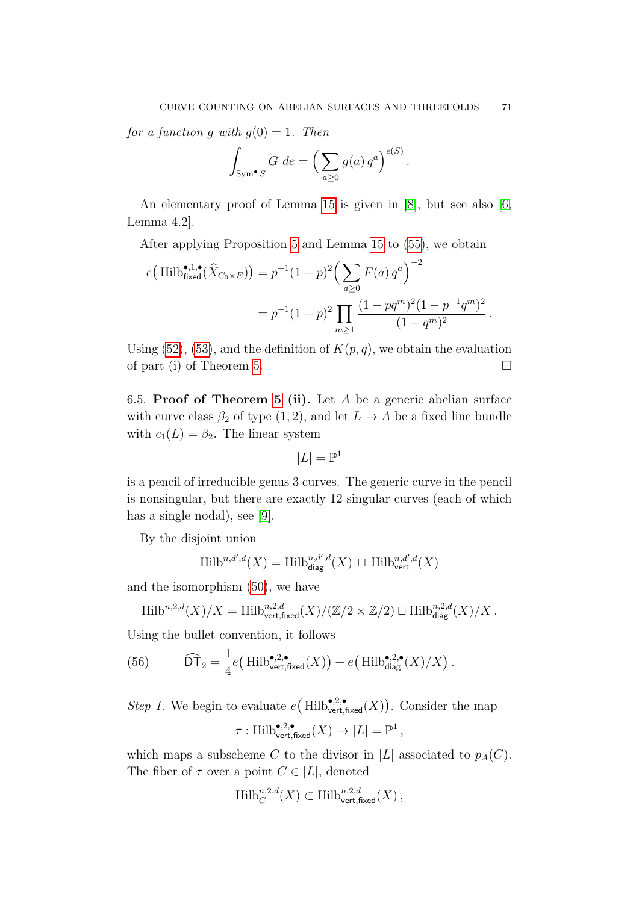*for a function $g$ with $g(0) = 1$. Then*

$$\int_{\mathrm{Sym}^\bullet S} G\, de = \Big( \sum_{a \geq 0} g(a)\, q^a \Big)^{e(S)} .$$

An elementary proof of Lemma 15 is given in [8], but see also [6, Lemma 4.2].

After applying Proposition 5 and Lemma 15 to (55), we obtain

$$\begin{aligned} e\big( \mathrm{Hilb}^{\bullet,1,\bullet}_{\mathsf{fixed}}(\widehat{X}_{C_0 \times E}) \big) &= p^{-1}(1-p)^2 \Big( \sum_{a \geq 0} F(a)\, q^a \Big)^{-2} \\ &= p^{-1}(1-p)^2 \prod_{m \geq 1} \frac{(1 - pq^m)^2 (1 - p^{-1}q^m)^2}{(1-q^m)^2} . \end{aligned}$$

Using (52), (53), and the definition of $K(p,q)$, we obtain the evaluation of part (i) of Theorem 5. $\square$

6.5. **Proof of Theorem 5 (ii).** Let $A$ be a generic abelian surface with curve class $\beta_2$ of type $(1,2)$, and let $L \to A$ be a fixed line bundle with $c_1(L) = \beta_2$. The linear system

$$|L| = \mathbb{P}^1$$

is a pencil of irreducible genus 3 curves. The generic curve in the pencil is nonsingular, but there are exactly 12 singular curves (each of which has a single nodal), see [9].

By the disjoint union

$$\mathrm{Hilb}^{n,d',d}(X) = \mathrm{Hilb}^{n,d',d}_{\mathsf{diag}}(X) \sqcup \mathrm{Hilb}^{n,d',d}_{\mathsf{vert}}(X)$$

and the isomorphism (50), we have

$$\mathrm{Hilb}^{n,2,d}(X)/X = \mathrm{Hilb}^{n,2,d}_{\mathsf{vert},\mathsf{fixed}}(X)/(\mathbb{Z}/2 \times \mathbb{Z}/2) \sqcup \mathrm{Hilb}^{n,2,d}_{\mathsf{diag}}(X)/X .$$

Using the bullet convention, it follows

$$\widehat{\mathsf{DT}}_2 = \frac{1}{4} e\big( \mathrm{Hilb}^{\bullet,2,\bullet}_{\mathsf{vert},\mathsf{fixed}}(X) \big) + e\big( \mathrm{Hilb}^{\bullet,2,\bullet}_{\mathsf{diag}}(X)/X \big) . \tag{56}$$

*Step 1.* We begin to evaluate $e\big( \mathrm{Hilb}^{\bullet,2,\bullet}_{\mathsf{vert},\mathsf{fixed}}(X) \big)$. Consider the map

$$\tau : \mathrm{Hilb}^{\bullet,2,\bullet}_{\mathsf{vert},\mathsf{fixed}}(X) \to |L| = \mathbb{P}^1 ,$$

which maps a subscheme $C$ to the divisor in $|L|$ associated to $p_A(C)$. The fiber of $\tau$ over a point $C \in |L|$, denoted

$$\mathrm{Hilb}^{n,2,d}_C(X) \subset \mathrm{Hilb}^{n,2,d}_{\mathsf{vert},\mathsf{fixed}}(X) ,$$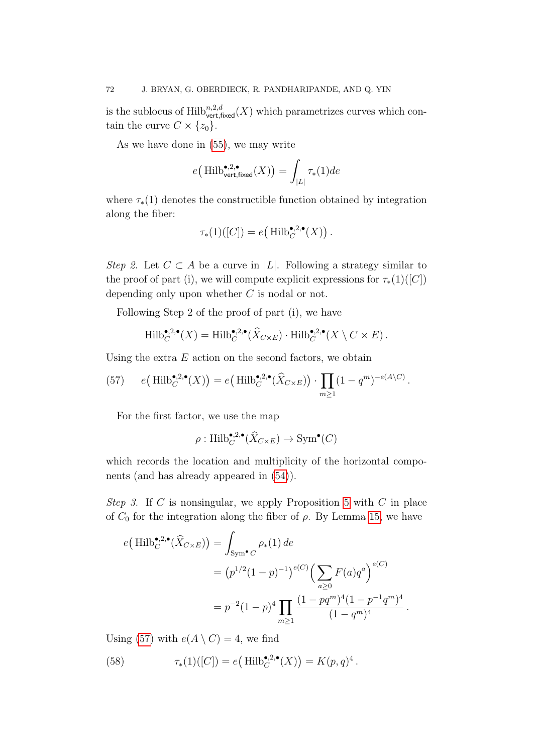is the sublocus of $\mathrm{Hilb}^{n,2,d}_{\mathsf{vert,fixed}}(X)$ which parametrizes curves which contain the curve $C \times \{z_0\}$.

As we have done in (55), we may write

$$e\big(\mathrm{Hilb}^{\bullet,2,\bullet}_{\mathsf{vert,fixed}}(X)\big) = \int_{|L|} \tau_*(1) de$$

where $\tau_*(1)$ denotes the constructible function obtained by integration along the fiber:

$$\tau_*(1)([C]) = e\big(\mathrm{Hilb}^{\bullet,2,\bullet}_{C}(X)\big)\,.$$

*Step 2.* Let $C \subset A$ be a curve in $|L|$. Following a strategy similar to the proof of part (i), we will compute explicit expressions for $\tau_*(1)([C])$ depending only upon whether $C$ is nodal or not.

Following Step 2 of the proof of part (i), we have

$$\mathrm{Hilb}^{\bullet,2,\bullet}_{C}(X) = \mathrm{Hilb}^{\bullet,2,\bullet}_{C}(\widehat{X}_{C\times E}) \cdot \mathrm{Hilb}^{\bullet,2,\bullet}_{C}(X \setminus C \times E)\,.$$

Using the extra $E$ action on the second factors, we obtain

$$e\big(\mathrm{Hilb}^{\bullet,2,\bullet}_{C}(X)\big) = e\big(\mathrm{Hilb}^{\bullet,2,\bullet}_{C}(\widehat{X}_{C\times E})\big) \cdot \prod_{m\geq 1}(1-q^m)^{-e(A\setminus C)}\,. \tag{57}$$

For the first factor, we use the map

$$\rho : \mathrm{Hilb}^{\bullet,2,\bullet}_{C}(\widehat{X}_{C\times E}) \to \mathrm{Sym}^{\bullet}(C)$$

which records the location and multiplicity of the horizontal components (and has already appeared in (54)).

*Step 3.* If $C$ is nonsingular, we apply Proposition 5 with $C$ in place of $C_0$ for the integration along the fiber of $\rho$. By Lemma 15, we have

$$\begin{aligned}
e\big(\mathrm{Hilb}^{\bullet,2,\bullet}_{C}(\widehat{X}_{C\times E})\big) &= \int_{\mathrm{Sym}^{\bullet} C} \rho_*(1)\, de \\
&= \big(p^{1/2}(1-p)^{-1}\big)^{e(C)} \Big(\sum_{a\geq 0} F(a) q^a\Big)^{e(C)} \\
&= p^{-2}(1-p)^4 \prod_{m\geq 1} \frac{(1-pq^m)^4(1-p^{-1}q^m)^4}{(1-q^m)^4}\,.
\end{aligned}$$

Using (57) with $e(A\setminus C) = 4$, we find

$$\tau_*(1)([C]) = e\big(\mathrm{Hilb}^{\bullet,2,\bullet}_{C}(X)\big) = K(p,q)^4\,. \tag{58}$$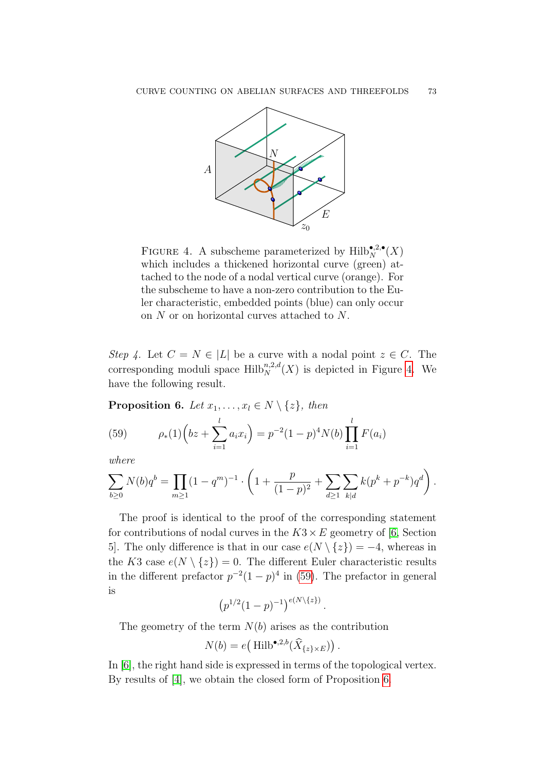FIGURE 4. A subscheme parameterized by $\mathrm{Hilb}^{\bullet,2,\bullet}_N(X)$ which includes a thickened horizontal curve (green) attached to the node of a nodal vertical curve (orange). For the subscheme to have a non-zero contribution to the Euler characteristic, embedded points (blue) can only occur on $N$ or on horizontal curves attached to $N$.

*Step 4.* Let $C = N \in |L|$ be a curve with a nodal point $z \in C$. The corresponding moduli space $\mathrm{Hilb}^{n,2,d}_N(X)$ is depicted in Figure 4. We have the following result.

**Proposition 6.** *Let $x_1, \ldots, x_l \in N \setminus \{z\}$, then*

$$\rho_*(1)\Big(bz + \sum_{i=1}^{l} a_i x_i\Big) = p^{-2}(1-p)^4 N(b) \prod_{i=1}^{l} F(a_i) \tag{59}$$

*where*

$$\sum_{b \geq 0} N(b) q^b = \prod_{m \geq 1} (1-q^m)^{-1} \cdot \left(1 + \frac{p}{(1-p)^2} + \sum_{d \geq 1} \sum_{k|d} k(p^k + p^{-k}) q^d\right).$$

The proof is identical to the proof of the corresponding statement for contributions of nodal curves in the $K3 \times E$ geometry of [6, Section 5]. The only difference is that in our case $e(N \setminus \{z\}) = -4$, whereas in the K3 case $e(N \setminus \{z\}) = 0$. The different Euler characteristic results in the different prefactor $p^{-2}(1-p)^4$ in (59). The prefactor in general is

$$\big(p^{1/2}(1-p)^{-1}\big)^{e(N\setminus\{z\})}.$$

The geometry of the term $N(b)$ arises as the contribution

$$N(b) = e\big(\,\mathrm{Hilb}^{\bullet,2,b}(\widehat{X}_{\{z\}\times E})\big).$$

In [6], the right hand side is expressed in terms of the topological vertex. By results of [4], we obtain the closed form of Proposition 6.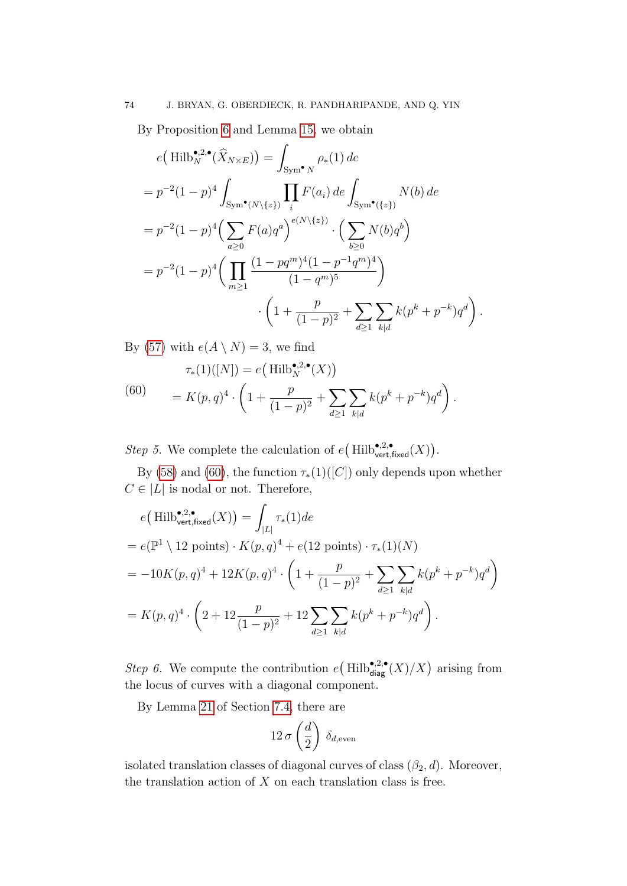By Proposition 6 and Lemma 15, we obtain

$$
\begin{aligned}
& e\big(\operatorname{Hilb}^{\bullet,2,\bullet}_N(\widehat{X}_{N\times E})\big) = \int_{\mathrm{Sym}^\bullet N} \rho_*(1)\, de \\
&= p^{-2}(1-p)^4 \int_{\mathrm{Sym}^\bullet(N\setminus\{z\})} \prod_i F(a_i)\, de \int_{\mathrm{Sym}^\bullet(\{z\})} N(b)\, de \\
&= p^{-2}(1-p)^4 \Big(\sum_{a\geq 0} F(a) q^a\Big)^{e(N\setminus\{z\})} \cdot \Big(\sum_{b\geq 0} N(b) q^b\Big) \\
&= p^{-2}(1-p)^4 \bigg(\prod_{m\geq 1} \frac{(1-pq^m)^4(1-p^{-1}q^m)^4}{(1-q^m)^5}\bigg) \\
&\qquad\qquad \cdot \left(1 + \frac{p}{(1-p)^2} + \sum_{d\geq 1}\sum_{k|d} k(p^k+p^{-k})q^d\right).
\end{aligned}
$$

By (57) with $e(A\setminus N) = 3$, we find

$$
\begin{aligned}
& \tau_*(1)([N]) = e\big(\operatorname{Hilb}^{\bullet,2,\bullet}_N(X)\big) \\
& = K(p,q)^4 \cdot \left(1 + \frac{p}{(1-p)^2} + \sum_{d\geq 1}\sum_{k|d} k(p^k+p^{-k})q^d\right).
\end{aligned}
\tag{60}
$$

*Step 5.* We complete the calculation of $e\big(\operatorname{Hilb}^{\bullet,2,\bullet}_{\mathsf{vert,fixed}}(X)\big)$.

By (58) and (60), the function $\tau_*(1)([C])$ only depends upon whether $C \in |L|$ is nodal or not. Therefore,

$$
\begin{aligned}
& e\big(\operatorname{Hilb}^{\bullet,2,\bullet}_{\mathsf{vert,fixed}}(X)\big) = \int_{|L|} \tau_*(1) de \\
&= e(\mathbb{P}^1 \setminus 12 \text{ points}) \cdot K(p,q)^4 + e(12 \text{ points}) \cdot \tau_*(1)(N) \\
&= -10 K(p,q)^4 + 12 K(p,q)^4 \cdot \left(1 + \frac{p}{(1-p)^2} + \sum_{d\geq 1}\sum_{k|d} k(p^k+p^{-k})q^d\right) \\
&= K(p,q)^4 \cdot \left(2 + 12\frac{p}{(1-p)^2} + 12\sum_{d\geq 1}\sum_{k|d} k(p^k+p^{-k})q^d\right).
\end{aligned}
$$

*Step 6.* We compute the contribution $e\big(\operatorname{Hilb}^{\bullet,2,\bullet}_{\mathsf{diag}}(X)/X\big)$ arising from the locus of curves with a diagonal component.

By Lemma 21 of Section 7.4, there are

$$
12\, \sigma\left(\frac{d}{2}\right)\, \delta_{d,\text{even}}
$$

isolated translation classes of diagonal curves of class $(\beta_2, d)$. Moreover, the translation action of $X$ on each translation class is free.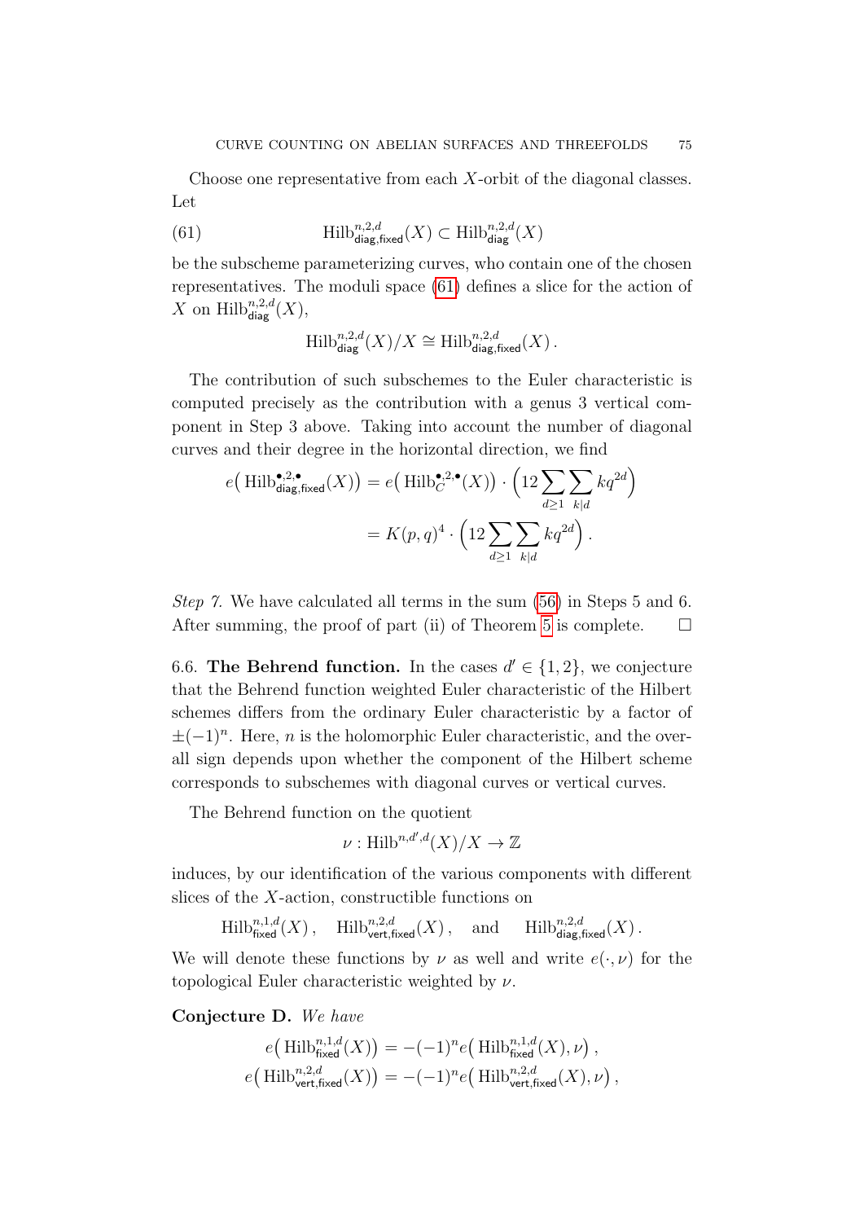Choose one representative from each $X$-orbit of the diagonal classes. Let

$$\mathrm{Hilb}^{n,2,d}_{\mathsf{diag},\mathsf{fixed}}(X) \subset \mathrm{Hilb}^{n,2,d}_{\mathsf{diag}}(X) \tag{61}$$

be the subscheme parameterizing curves, who contain one of the chosen representatives. The moduli space (61) defines a slice for the action of $X$ on $\mathrm{Hilb}^{n,2,d}_{\mathsf{diag}}(X)$,

$$\mathrm{Hilb}^{n,2,d}_{\mathsf{diag}}(X)/X \cong \mathrm{Hilb}^{n,2,d}_{\mathsf{diag},\mathsf{fixed}}(X)\,.$$

The contribution of such subschemes to the Euler characteristic is computed precisely as the contribution with a genus 3 vertical component in Step 3 above. Taking into account the number of diagonal curves and their degree in the horizontal direction, we find

$$\begin{aligned} e\big(\,\mathrm{Hilb}^{\bullet,2,\bullet}_{\mathsf{diag},\mathsf{fixed}}(X)\big) &= e\big(\,\mathrm{Hilb}^{\bullet,2,\bullet}_{C}(X)\big)\cdot\Big(12\sum_{d\geq 1}\sum_{k|d} kq^{2d}\Big) \\ &= K(p,q)^4\cdot\Big(12\sum_{d\geq 1}\sum_{k|d} kq^{2d}\Big)\,. \end{aligned}$$

*Step 7.* We have calculated all terms in the sum (56) in Steps 5 and 6. After summing, the proof of part (ii) of Theorem 5 is complete. $\square$

## 6.6. The Behrend function.

In the cases $d' \in \{1,2\}$, we conjecture that the Behrend function weighted Euler characteristic of the Hilbert schemes differs from the ordinary Euler characteristic by a factor of $\pm(-1)^n$. Here, $n$ is the holomorphic Euler characteristic, and the overall sign depends upon whether the component of the Hilbert scheme corresponds to subschemes with diagonal curves or vertical curves.

The Behrend function on the quotient

$$\nu : \mathrm{Hilb}^{n,d',d}(X)/X \to \mathbb{Z}$$

induces, by our identification of the various components with different slices of the $X$-action, constructible functions on

$$\mathrm{Hilb}^{n,1,d}_{\mathsf{fixed}}(X)\,,\quad \mathrm{Hilb}^{n,2,d}_{\mathsf{vert},\mathsf{fixed}}(X)\,,\quad \text{and}\quad \mathrm{Hilb}^{n,2,d}_{\mathsf{diag},\mathsf{fixed}}(X)\,.$$

We will denote these functions by $\nu$ as well and write $e(\cdot,\nu)$ for the topological Euler characteristic weighted by $\nu$.

**Conjecture D.** *We have*

$$\begin{aligned} e\big(\,\mathrm{Hilb}^{n,1,d}_{\mathsf{fixed}}(X)\big) &= -(-1)^n e\big(\,\mathrm{Hilb}^{n,1,d}_{\mathsf{fixed}}(X),\nu\big)\,, \\ e\big(\,\mathrm{Hilb}^{n,2,d}_{\mathsf{vert},\mathsf{fixed}}(X)\big) &= -(-1)^n e\big(\,\mathrm{Hilb}^{n,2,d}_{\mathsf{vert},\mathsf{fixed}}(X),\nu\big)\,, \end{aligned}$$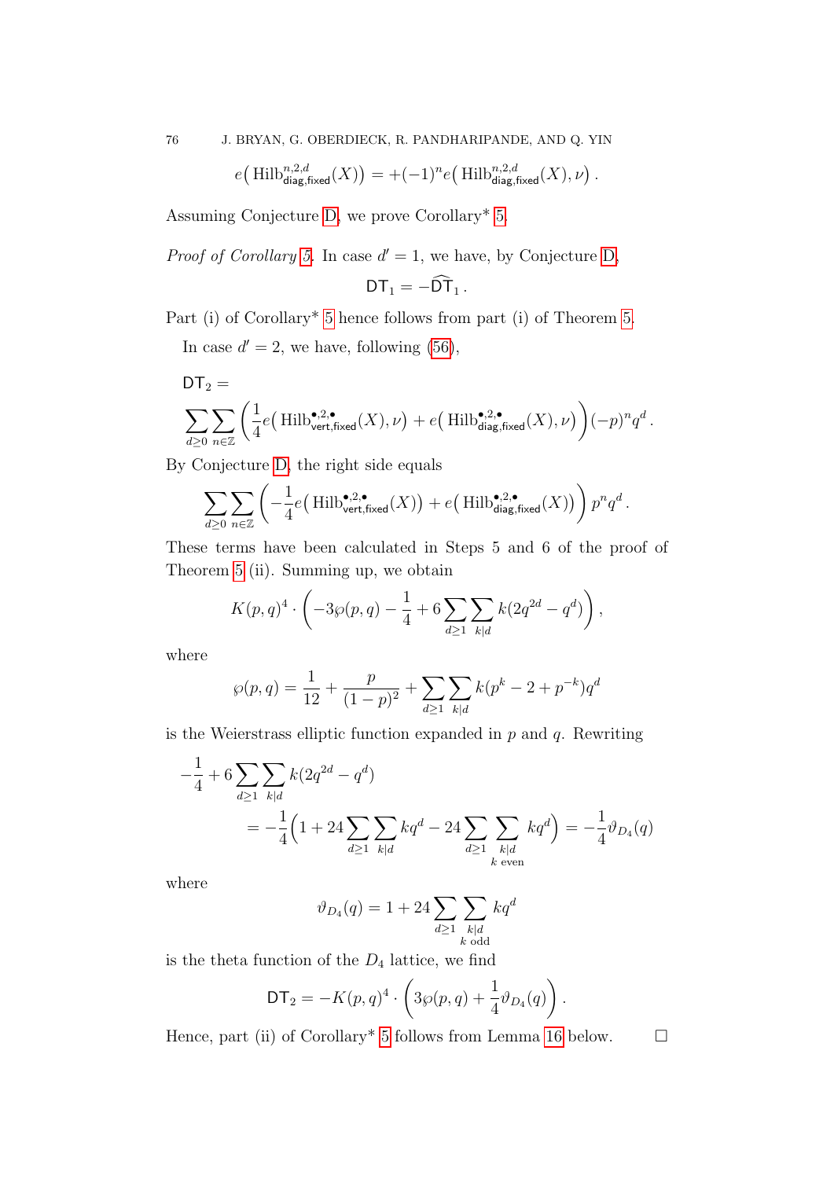$$e\big(\,\mathrm{Hilb}^{n,2,d}_{\mathsf{diag,fixed}}(X)\big) = +(-1)^n e\big(\,\mathrm{Hilb}^{n,2,d}_{\mathsf{diag,fixed}}(X), \nu\big)\,.$$

Assuming Conjecture D, we prove Corollary* 5.

*Proof of Corollary 5.* In case $d' = 1$, we have, by Conjecture D,

$$\mathsf{DT}_1 = -\widehat{\mathsf{DT}}_1\,.$$

Part (i) of Corollary* 5 hence follows from part (i) of Theorem 5.

In case $d' = 2$, we have, following (56),

$$\mathsf{DT}_2 = \sum_{d\geq 0}\sum_{n\in\mathbb{Z}}\left(\frac{1}{4}e\big(\,\mathrm{Hilb}^{\bullet,2,\bullet}_{\mathsf{vert,fixed}}(X),\nu\big) + e\big(\,\mathrm{Hilb}^{\bullet,2,\bullet}_{\mathsf{diag,fixed}}(X),\nu\big)\right)(-p)^n q^d\,.$$

By Conjecture D, the right side equals

$$\sum_{d\geq 0}\sum_{n\in\mathbb{Z}}\left(-\frac{1}{4}e\big(\,\mathrm{Hilb}^{\bullet,2,\bullet}_{\mathsf{vert,fixed}}(X)\big) + e\big(\,\mathrm{Hilb}^{\bullet,2,\bullet}_{\mathsf{diag,fixed}}(X)\big)\right)p^n q^d\,.$$

These terms have been calculated in Steps 5 and 6 of the proof of Theorem 5 (ii). Summing up, we obtain

$$K(p,q)^4\cdot\left(-3\wp(p,q) - \frac{1}{4} + 6\sum_{d\geq 1}\sum_{k|d}k(2q^{2d}-q^d)\right),$$

where

$$\wp(p,q) = \frac{1}{12} + \frac{p}{(1-p)^2} + \sum_{d\geq 1}\sum_{k|d}k(p^k - 2 + p^{-k})q^d$$

is the Weierstrass elliptic function expanded in $p$ and $q$. Rewriting

$$\begin{aligned}-\frac{1}{4} &+ 6\sum_{d\geq 1}\sum_{k|d}k(2q^{2d}-q^d)\\ &= -\frac{1}{4}\Big(1 + 24\sum_{d\geq 1}\sum_{k|d}kq^d - 24\sum_{d\geq 1}\sum_{\substack{k|d\\ k\text{ even}}}kq^d\Big) = -\frac{1}{4}\vartheta_{D_4}(q)\end{aligned}$$

where

$$\vartheta_{D_4}(q) = 1 + 24\sum_{d\geq 1}\sum_{\substack{k|d\\ k\text{ odd}}}kq^d$$

is the theta function of the $D_4$ lattice, we find

$$\mathsf{DT}_2 = -K(p,q)^4\cdot\left(3\wp(p,q) + \frac{1}{4}\vartheta_{D_4}(q)\right).$$

Hence, part (ii) of Corollary* 5 follows from Lemma 16 below. □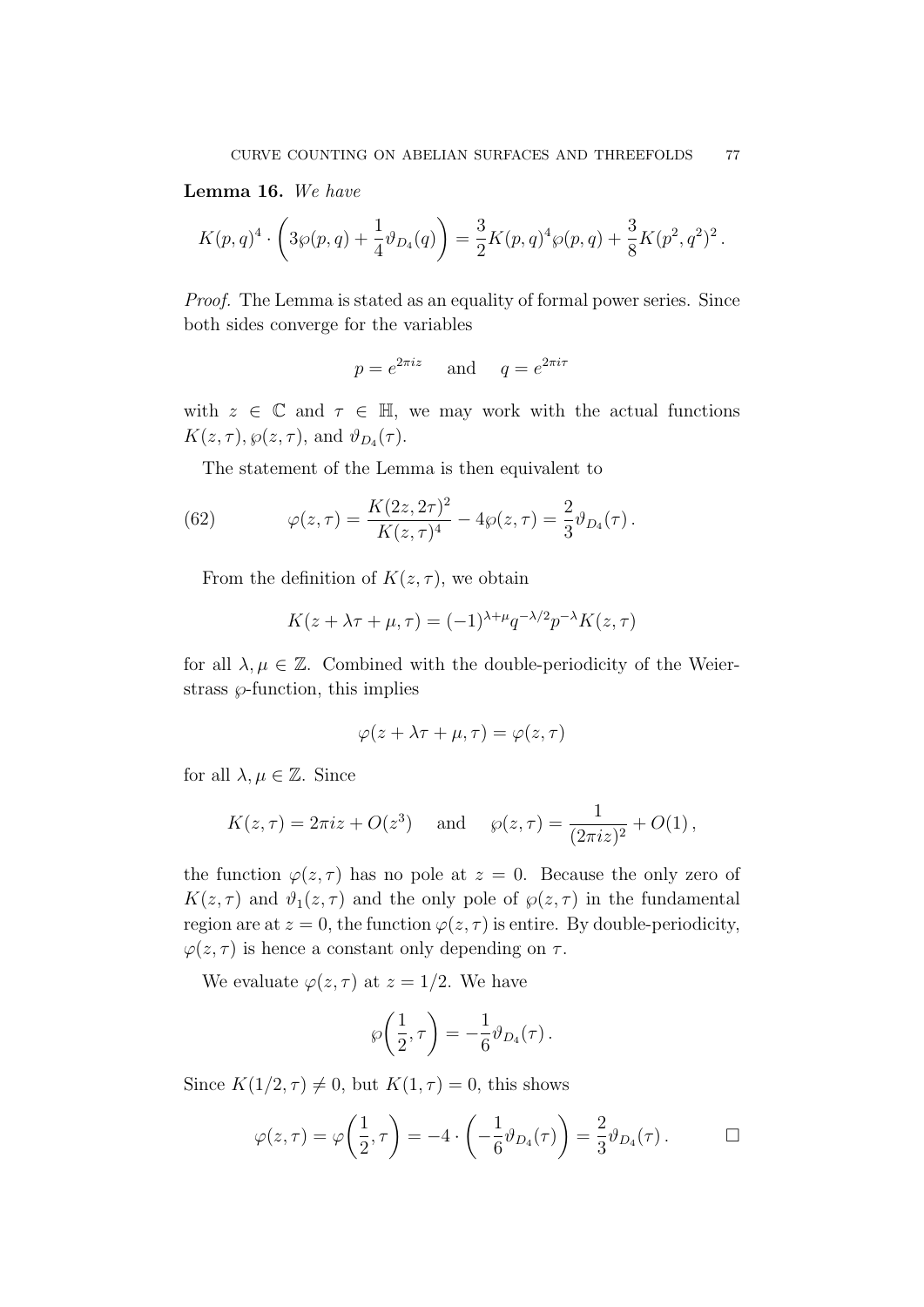**Lemma 16.** *We have*

$$K(p,q)^4 \cdot \left( 3\wp(p,q) + \frac{1}{4}\vartheta_{D_4}(q) \right) = \frac{3}{2} K(p,q)^4 \wp(p,q) + \frac{3}{8} K(p^2, q^2)^2 \,.$$

*Proof.* The Lemma is stated as an equality of formal power series. Since both sides converge for the variables

$$p = e^{2\pi i z} \quad \text{ and } \quad q = e^{2\pi i \tau}$$

with $z \in \mathbb{C}$ and $\tau \in \mathbb{H}$, we may work with the actual functions $K(z,\tau)$, $\wp(z,\tau)$, and $\vartheta_{D_4}(\tau)$.

The statement of the Lemma is then equivalent to

$$\varphi(z,\tau) = \frac{K(2z, 2\tau)^2}{K(z,\tau)^4} - 4\wp(z,\tau) = \frac{2}{3}\vartheta_{D_4}(\tau)\,. \tag{62}$$

From the definition of $K(z,\tau)$, we obtain

$$K(z + \lambda \tau + \mu, \tau) = (-1)^{\lambda+\mu} q^{-\lambda/2} p^{-\lambda} K(z,\tau)$$

for all $\lambda, \mu \in \mathbb{Z}$. Combined with the double-periodicity of the Weierstrass $\wp$-function, this implies

$$\varphi(z + \lambda\tau + \mu, \tau) = \varphi(z,\tau)$$

for all $\lambda, \mu \in \mathbb{Z}$. Since

$$K(z,\tau) = 2\pi i z + O(z^3) \quad \text{ and } \quad \wp(z,\tau) = \frac{1}{(2\pi i z)^2} + O(1)\,,$$

the function $\varphi(z,\tau)$ has no pole at $z = 0$. Because the only zero of $K(z,\tau)$ and $\vartheta_1(z,\tau)$ and the only pole of $\wp(z,\tau)$ in the fundamental region are at $z = 0$, the function $\varphi(z,\tau)$ is entire. By double-periodicity, $\varphi(z,\tau)$ is hence a constant only depending on $\tau$.

We evaluate $\varphi(z,\tau)$ at $z = 1/2$. We have

$$\wp\!\left(\frac{1}{2}, \tau\right) = -\frac{1}{6}\vartheta_{D_4}(\tau)\,.$$

Since $K(1/2, \tau) \neq 0$, but $K(1,\tau) = 0$, this shows

$$\varphi(z,\tau) = \varphi\!\left(\frac{1}{2},\tau\right) = -4 \cdot \left( -\frac{1}{6}\vartheta_{D_4}(\tau) \right) = \frac{2}{3}\vartheta_{D_4}(\tau)\,. \qquad \square$$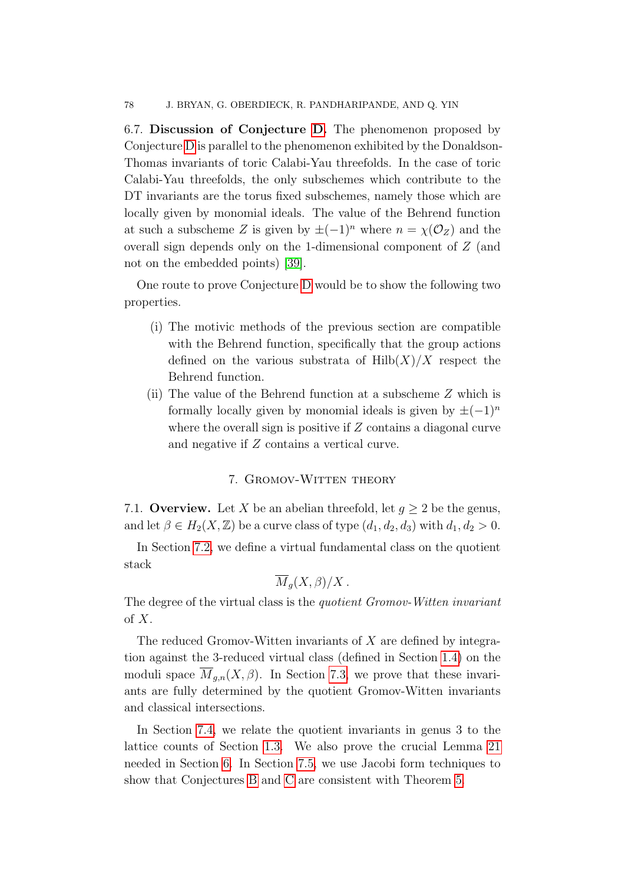6.7. **Discussion of Conjecture D.** The phenomenon proposed by Conjecture D is parallel to the phenomenon exhibited by the Donaldson-Thomas invariants of toric Calabi-Yau threefolds. In the case of toric Calabi-Yau threefolds, the only subschemes which contribute to the DT invariants are the torus fixed subschemes, namely those which are locally given by monomial ideals. The value of the Behrend function at such a subscheme $Z$ is given by $\pm(-1)^n$ where $n = \chi(\mathcal{O}_Z)$ and the overall sign depends only on the 1-dimensional component of $Z$ (and not on the embedded points) [39].

One route to prove Conjecture D would be to show the following two properties.

- (i) The motivic methods of the previous section are compatible with the Behrend function, specifically that the group actions defined on the various substrata of $\mathrm{Hilb}(X)/X$ respect the Behrend function.
- (ii) The value of the Behrend function at a subscheme $Z$ which is formally locally given by monomial ideals is given by $\pm(-1)^n$ where the overall sign is positive if $Z$ contains a diagonal curve and negative if $Z$ contains a vertical curve.

## 7. Gromov-Witten theory

7.1. **Overview.** Let $X$ be an abelian threefold, let $g \geq 2$ be the genus, and let $\beta \in H_2(X, \mathbb{Z})$ be a curve class of type $(d_1, d_2, d_3)$ with $d_1, d_2 > 0$.

In Section 7.2, we define a virtual fundamental class on the quotient stack

$$\overline{M}_g(X, \beta)/X \, .$$

The degree of the virtual class is the *quotient Gromov-Witten invariant* of $X$.

The reduced Gromov-Witten invariants of $X$ are defined by integration against the 3-reduced virtual class (defined in Section 1.4) on the moduli space $\overline{M}_{g,n}(X, \beta)$. In Section 7.3, we prove that these invariants are fully determined by the quotient Gromov-Witten invariants and classical intersections.

In Section 7.4, we relate the quotient invariants in genus 3 to the lattice counts of Section 1.3. We also prove the crucial Lemma 21 needed in Section 6. In Section 7.5, we use Jacobi form techniques to show that Conjectures B and C are consistent with Theorem 5.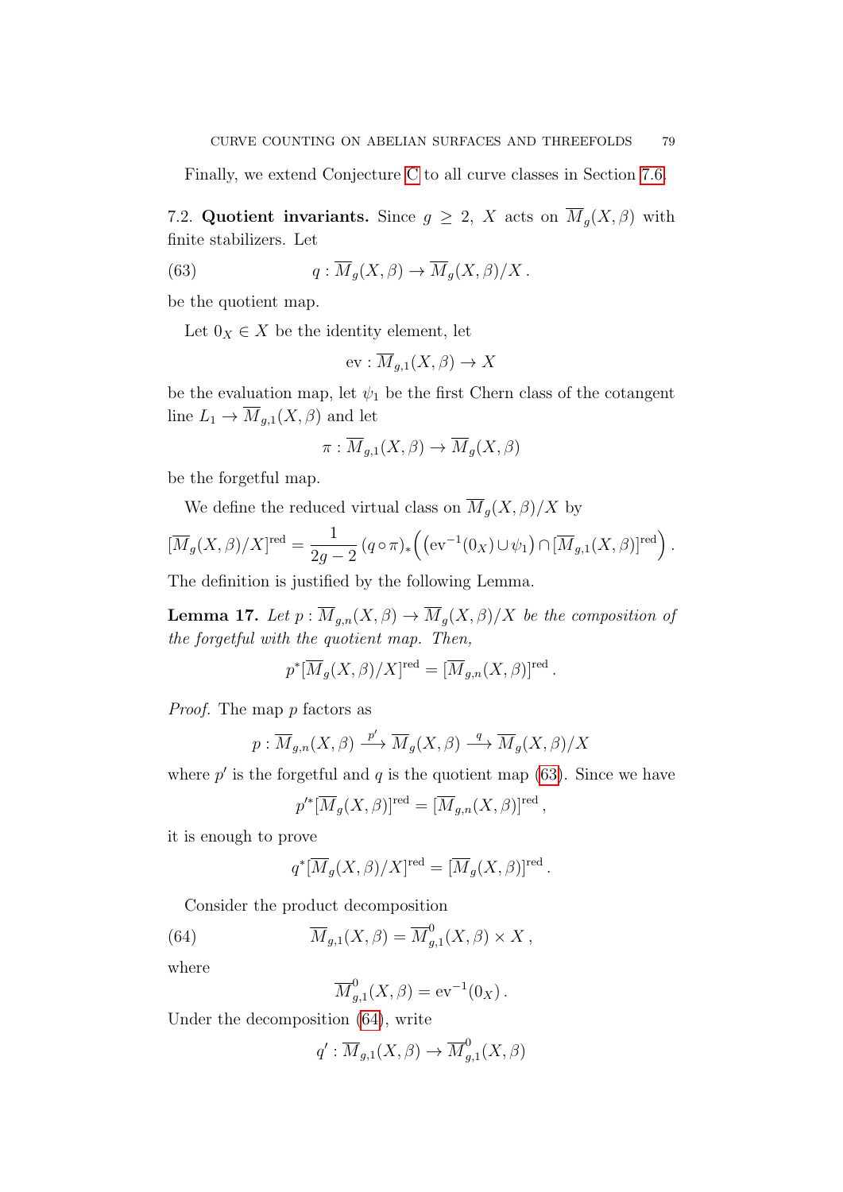Finally, we extend Conjecture C to all curve classes in Section 7.6.

7.2. **Quotient invariants.** Since $g \geq 2$, $X$ acts on $\overline{M}_g(X,\beta)$ with finite stabilizers. Let

$$q : \overline{M}_g(X,\beta) \to \overline{M}_g(X,\beta)/X\,. \tag{63}$$

be the quotient map.

Let $0_X \in X$ be the identity element, let

$$\mathrm{ev} : \overline{M}_{g,1}(X,\beta) \to X$$

be the evaluation map, let $\psi_1$ be the first Chern class of the cotangent line $L_1 \to \overline{M}_{g,1}(X,\beta)$ and let

$$\pi : \overline{M}_{g,1}(X,\beta) \to \overline{M}_g(X,\beta)$$

be the forgetful map.

We define the reduced virtual class on $\overline{M}_g(X,\beta)/X$ by

$$[\overline{M}_g(X,\beta)/X]^{\mathrm{red}} = \frac{1}{2g-2}\,(q\circ\pi)_*\Big(\big(\mathrm{ev}^{-1}(0_X)\cup\psi_1\big)\cap[\overline{M}_{g,1}(X,\beta)]^{\mathrm{red}}\Big)\,.$$

The definition is justified by the following Lemma.

**Lemma 17.** *Let $p : \overline{M}_{g,n}(X,\beta) \to \overline{M}_g(X,\beta)/X$ be the composition of the forgetful with the quotient map. Then,*

$$p^*[\overline{M}_g(X,\beta)/X]^{\mathrm{red}} = [\overline{M}_{g,n}(X,\beta)]^{\mathrm{red}}\,.$$

*Proof.* The map $p$ factors as

$$p : \overline{M}_{g,n}(X,\beta) \xrightarrow{p'} \overline{M}_g(X,\beta) \xrightarrow{q} \overline{M}_g(X,\beta)/X$$

where $p'$ is the forgetful and $q$ is the quotient map (63). Since we have

$$p'^*[\overline{M}_g(X,\beta)]^{\mathrm{red}} = [\overline{M}_{g,n}(X,\beta)]^{\mathrm{red}}\,,$$

it is enough to prove

$$q^*[\overline{M}_g(X,\beta)/X]^{\mathrm{red}} = [\overline{M}_g(X,\beta)]^{\mathrm{red}}\,.$$

Consider the product decomposition

$$\overline{M}_{g,1}(X,\beta) = \overline{M}^0_{g,1}(X,\beta) \times X\,, \tag{64}$$

where

$$\overline{M}^0_{g,1}(X,\beta) = \mathrm{ev}^{-1}(0_X)\,.$$

Under the decomposition (64), write

$$q' : \overline{M}_{g,1}(X,\beta) \to \overline{M}^0_{g,1}(X,\beta)$$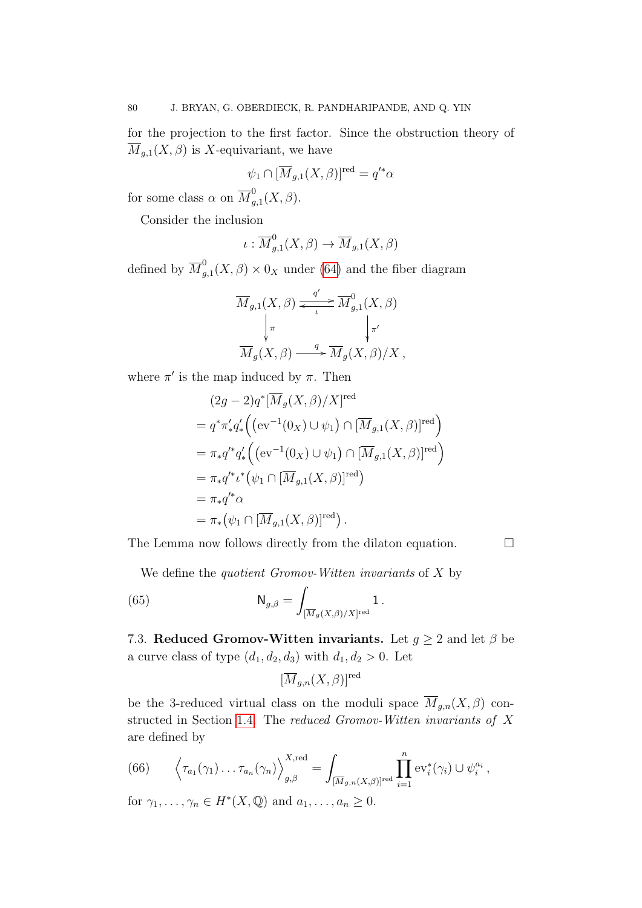for the projection to the first factor. Since the obstruction theory of $\overline{M}_{g,1}(X,\beta)$ is $X$-equivariant, we have

$$\psi_1 \cap [\overline{M}_{g,1}(X,\beta)]^{\mathrm{red}} = q'^* \alpha$$

for some class $\alpha$ on $\overline{M}^0_{g,1}(X,\beta)$.

Consider the inclusion

$$\iota : \overline{M}^0_{g,1}(X,\beta) \to \overline{M}_{g,1}(X,\beta)$$

defined by $\overline{M}^0_{g,1}(X,\beta) \times 0_X$ under (64) and the fiber diagram

$$\begin{array}{ccc}
\overline{M}_{g,1}(X,\beta) & \underset{\iota}{\overset{q'}{\rightleftarrows}} & \overline{M}^0_{g,1}(X,\beta) \\
\Big\downarrow \pi & & \Big\downarrow \pi' \\
\overline{M}_g(X,\beta) & \xrightarrow{\ q\ } & \overline{M}_g(X,\beta)/X\,,
\end{array}$$

where $\pi'$ is the map induced by $\pi$. Then

$$\begin{aligned}
&(2g-2) q^* [\overline{M}_g(X,\beta)/X]^{\mathrm{red}} \\
&= q^* \pi'_* q'_* \Big( \big(\mathrm{ev}^{-1}(0_X) \cup \psi_1\big) \cap [\overline{M}_{g,1}(X,\beta)]^{\mathrm{red}} \Big) \\
&= \pi_* q'^* q'_* \Big( \big(\mathrm{ev}^{-1}(0_X) \cup \psi_1\big) \cap [\overline{M}_{g,1}(X,\beta)]^{\mathrm{red}} \Big) \\
&= \pi_* q'^* \iota^* \big( \psi_1 \cap [\overline{M}_{g,1}(X,\beta)]^{\mathrm{red}} \big) \\
&= \pi_* q'^* \alpha \\
&= \pi_* \big( \psi_1 \cap [\overline{M}_{g,1}(X,\beta)]^{\mathrm{red}} \big)\,.
\end{aligned}$$

The Lemma now follows directly from the dilaton equation. $\square$

We define the *quotient Gromov-Witten invariants* of $X$ by

$$\mathsf{N}_{g,\beta} = \int_{[\overline{M}_g(X,\beta)/X]^{\mathrm{red}}} 1\,. \tag{65}$$

**7.3. Reduced Gromov-Witten invariants.** Let $g \geq 2$ and let $\beta$ be a curve class of type $(d_1, d_2, d_3)$ with $d_1, d_2 > 0$. Let

$$[\overline{M}_{g,n}(X,\beta)]^{\mathrm{red}}$$

be the 3-reduced virtual class on the moduli space $\overline{M}_{g,n}(X,\beta)$ constructed in Section 1.4. The *reduced Gromov-Witten invariants of $X$* are defined by

$$\Big\langle \tau_{a_1}(\gamma_1) \ldots \tau_{a_n}(\gamma_n) \Big\rangle^{X,\mathrm{red}}_{g,\beta} = \int_{[\overline{M}_{g,n}(X,\beta)]^{\mathrm{red}}} \prod_{i=1}^n \mathrm{ev}_i^*(\gamma_i) \cup \psi_i^{a_i}\,, \tag{66}$$

for $\gamma_1, \ldots, \gamma_n \in H^*(X, \mathbb{Q})$ and $a_1, \ldots, a_n \geq 0$.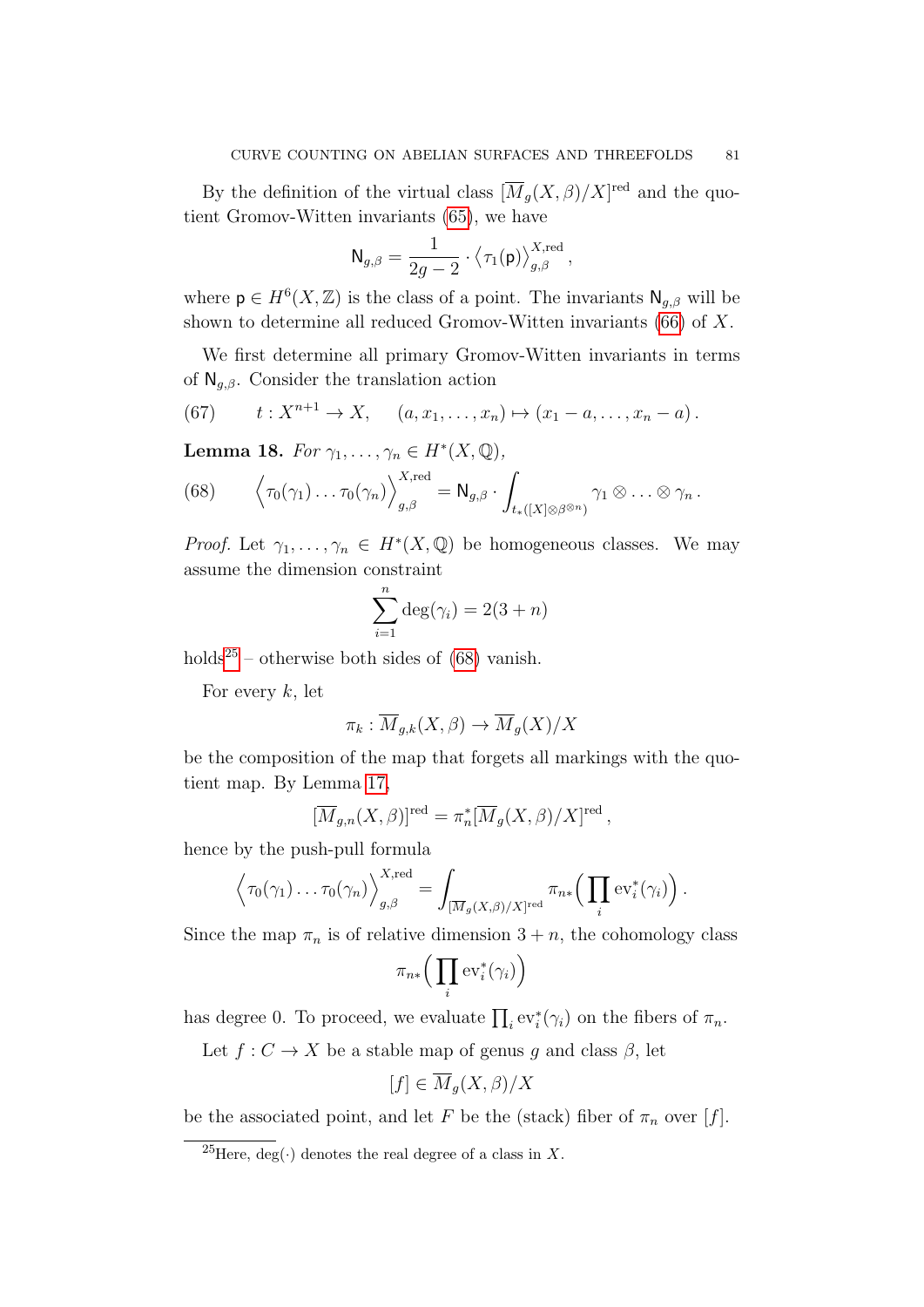By the definition of the virtual class $[\overline{M}_g(X,\beta)/X]^{\text{red}}$ and the quotient Gromov-Witten invariants (65), we have

$$\mathsf{N}_{g,\beta} = \frac{1}{2g-2} \cdot \big\langle \tau_1(\mathsf{p}) \big\rangle^{X,\text{red}}_{g,\beta} \,,$$

where $\mathsf{p} \in H^6(X,\mathbb{Z})$ is the class of a point. The invariants $\mathsf{N}_{g,\beta}$ will be shown to determine all reduced Gromov-Witten invariants (66) of $X$.

We first determine all primary Gromov-Witten invariants in terms of $\mathsf{N}_{g,\beta}$. Consider the translation action

$$t : X^{n+1} \to X, \quad (a, x_1, \ldots, x_n) \mapsto (x_1 - a, \ldots, x_n - a)\,. \tag{67}$$

**Lemma 18.** *For $\gamma_1, \ldots, \gamma_n \in H^*(X,\mathbb{Q})$,*

$$\Big\langle \tau_0(\gamma_1) \ldots \tau_0(\gamma_n) \Big\rangle^{X,\text{red}}_{g,\beta} = \mathsf{N}_{g,\beta} \cdot \int_{t_*([X] \otimes \beta^{\otimes n})} \gamma_1 \otimes \ldots \otimes \gamma_n \,. \tag{68}$$

*Proof.* Let $\gamma_1, \ldots, \gamma_n \in H^*(X,\mathbb{Q})$ be homogeneous classes. We may assume the dimension constraint

$$\sum_{i=1}^{n} \deg(\gamma_i) = 2(3+n)$$

holds[25] – otherwise both sides of (68) vanish.

For every $k$, let

$$\pi_k : \overline{M}_{g,k}(X,\beta) \to \overline{M}_g(X)/X$$

be the composition of the map that forgets all markings with the quotient map. By Lemma 17,

$$[\overline{M}_{g,n}(X,\beta)]^{\text{red}} = \pi_n^* [\overline{M}_g(X,\beta)/X]^{\text{red}} \,,$$

hence by the push-pull formula

$$\Big\langle \tau_0(\gamma_1) \ldots \tau_0(\gamma_n) \Big\rangle^{X,\text{red}}_{g,\beta} = \int_{[\overline{M}_g(X,\beta)/X]^{\text{red}}} \pi_{n*}\Big( \prod_i \text{ev}_i^*(\gamma_i) \Big) \,.$$

Since the map $\pi_n$ is of relative dimension $3+n$, the cohomology class

$$\pi_{n*}\Big( \prod_i \text{ev}_i^*(\gamma_i) \Big)$$

has degree 0. To proceed, we evaluate $\prod_i \text{ev}_i^*(\gamma_i)$ on the fibers of $\pi_n$.

Let $f : C \to X$ be a stable map of genus $g$ and class $\beta$, let

$$[f] \in \overline{M}_g(X,\beta)/X$$

be the associated point, and let $F$ be the (stack) fiber of $\pi_n$ over $[f]$.

---

[25]Here, $\deg(\cdot)$ denotes the real degree of a class in $X$.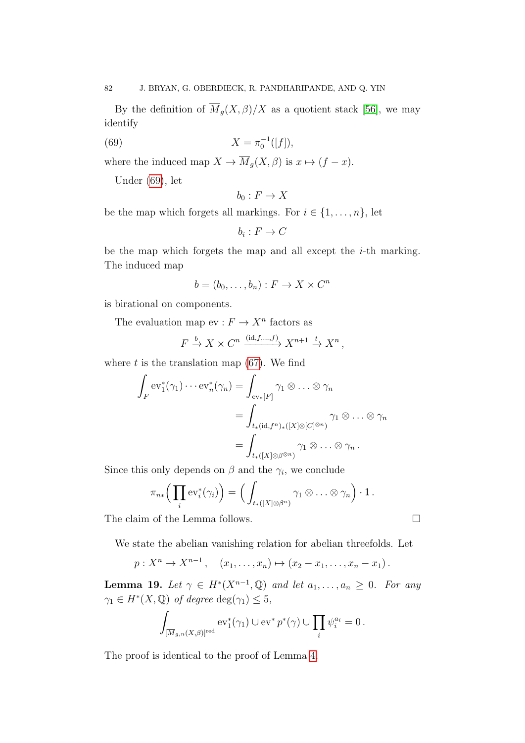By the definition of $\overline{M}_g(X,\beta)/X$ as a quotient stack [56], we may identify

$$X = \pi_0^{-1}([f]), \tag{69}$$

where the induced map $X \to \overline{M}_g(X,\beta)$ is $x \mapsto (f - x)$.

Under (69), let

$$b_0 : F \to X$$

be the map which forgets all markings. For $i \in \{1, \ldots, n\}$, let

$$b_i : F \to C$$

be the map which forgets the map and all except the $i$-th marking. The induced map

$$b = (b_0, \ldots, b_n) : F \to X \times C^n$$

is birational on components.

The evaluation map $\mathrm{ev} : F \to X^n$ factors as

$$F \xrightarrow{b} X \times C^n \xrightarrow{(\mathrm{id}, f, \ldots, f)} X^{n+1} \xrightarrow{t} X^n ,$$

where $t$ is the translation map (67). We find

$$\begin{aligned}
\int_F \mathrm{ev}_1^*(\gamma_1) \cdots \mathrm{ev}_n^*(\gamma_n) &= \int_{\mathrm{ev}_*[F]} \gamma_1 \otimes \ldots \otimes \gamma_n \\
&= \int_{t_*(\mathrm{id}, f^n)_*([X] \otimes [C]^{\otimes n})} \gamma_1 \otimes \ldots \otimes \gamma_n \\
&= \int_{t_*([X] \otimes \beta^{\otimes n})} \gamma_1 \otimes \ldots \otimes \gamma_n .
\end{aligned}$$

Since this only depends on $\beta$ and the $\gamma_i$, we conclude

$$\pi_{n*}\Big( \prod_i \mathrm{ev}_i^*(\gamma_i) \Big) = \Big( \int_{t_*([X] \otimes \beta^n)} \gamma_1 \otimes \ldots \otimes \gamma_n \Big) \cdot \mathbf{1} .$$

The claim of the Lemma follows. $\square$

We state the abelian vanishing relation for abelian threefolds. Let

$$p : X^n \to X^{n-1}, \quad (x_1, \ldots, x_n) \mapsto (x_2 - x_1, \ldots, x_n - x_1) .$$

**Lemma 19.** *Let $\gamma \in H^*(X^{n-1}, \mathbb{Q})$ and let $a_1, \ldots, a_n \geq 0$. For any $\gamma_1 \in H^*(X, \mathbb{Q})$ of degree $\deg(\gamma_1) \leq 5$,*

$$\int_{[\overline{M}_{g,n}(X,\beta)]^{\mathrm{red}}} \mathrm{ev}_1^*(\gamma_1) \cup \mathrm{ev}^* p^*(\gamma) \cup \prod_i \psi_i^{a_i} = 0 .$$

The proof is identical to the proof of Lemma 4.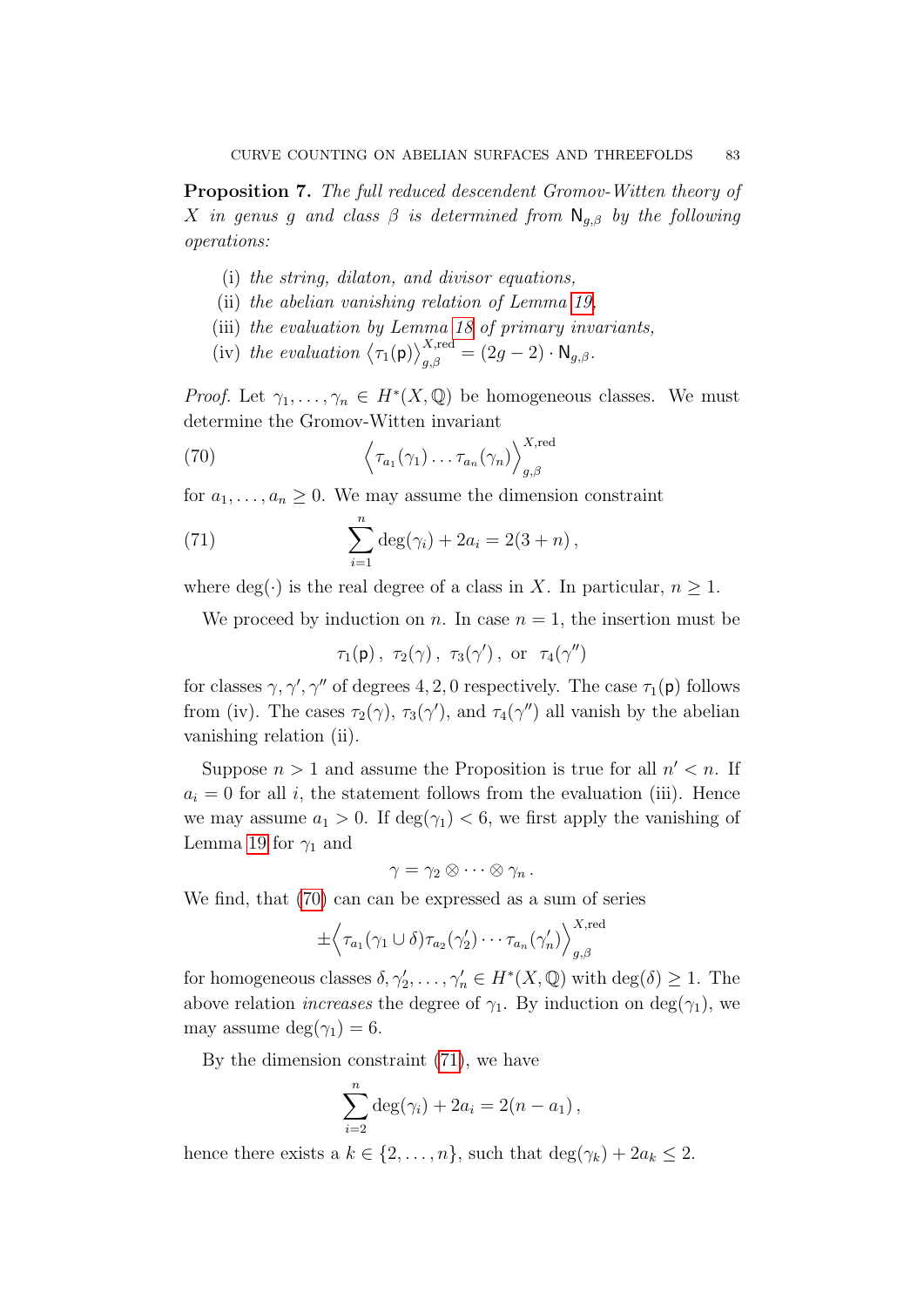**Proposition 7.** *The full reduced descendent Gromov-Witten theory of $X$ in genus $g$ and class $\beta$ is determined from $\mathsf{N}_{g,\beta}$ by the following operations:*

- (i) *the string, dilaton, and divisor equations,*
- (ii) *the abelian vanishing relation of Lemma 19,*
- (iii) *the evaluation by Lemma 18 of primary invariants,*
- (iv) *the evaluation $\big\langle \tau_1(\mathsf{p}) \big\rangle_{g,\beta}^{X,\text{red}} = (2g-2)\cdot \mathsf{N}_{g,\beta}$.*

*Proof.* Let $\gamma_1, \ldots, \gamma_n \in H^*(X,\mathbb{Q})$ be homogeneous classes. We must determine the Gromov-Witten invariant

$$\Big\langle \tau_{a_1}(\gamma_1) \ldots \tau_{a_n}(\gamma_n) \Big\rangle_{g,\beta}^{X,\text{red}} \tag{70}$$

for $a_1, \ldots, a_n \geq 0$. We may assume the dimension constraint

$$\sum_{i=1}^{n} \deg(\gamma_i) + 2a_i = 2(3+n)\,, \tag{71}$$

where $\deg(\cdot)$ is the real degree of a class in $X$. In particular, $n \geq 1$.

We proceed by induction on $n$. In case $n=1$, the insertion must be

$$\tau_1(\mathsf{p})\,,\ \tau_2(\gamma)\,,\ \tau_3(\gamma')\,,\ \text{or}\ \ \tau_4(\gamma'')$$

for classes $\gamma, \gamma', \gamma''$ of degrees $4, 2, 0$ respectively. The case $\tau_1(\mathsf{p})$ follows from (iv). The cases $\tau_2(\gamma)$, $\tau_3(\gamma')$, and $\tau_4(\gamma'')$ all vanish by the abelian vanishing relation (ii).

Suppose $n > 1$ and assume the Proposition is true for all $n' < n$. If $a_i = 0$ for all $i$, the statement follows from the evaluation (iii). Hence we may assume $a_1 > 0$. If $\deg(\gamma_1) < 6$, we first apply the vanishing of Lemma 19 for $\gamma_1$ and

$$\gamma = \gamma_2 \otimes \cdots \otimes \gamma_n\,.$$

We find, that (70) can can be expressed as a sum of series

$$\pm \Big\langle \tau_{a_1}(\gamma_1 \cup \delta) \tau_{a_2}(\gamma_2') \cdots \tau_{a_n}(\gamma_n') \Big\rangle_{g,\beta}^{X,\text{red}}$$

for homogeneous classes $\delta, \gamma_2', \ldots, \gamma_n' \in H^*(X,\mathbb{Q})$ with $\deg(\delta) \geq 1$. The above relation *increases* the degree of $\gamma_1$. By induction on $\deg(\gamma_1)$, we may assume $\deg(\gamma_1) = 6$.

By the dimension constraint (71), we have

$$\sum_{i=2}^{n} \deg(\gamma_i) + 2a_i = 2(n - a_1)\,,$$

hence there exists a $k \in \{2, \ldots, n\}$, such that $\deg(\gamma_k) + 2a_k \leq 2$.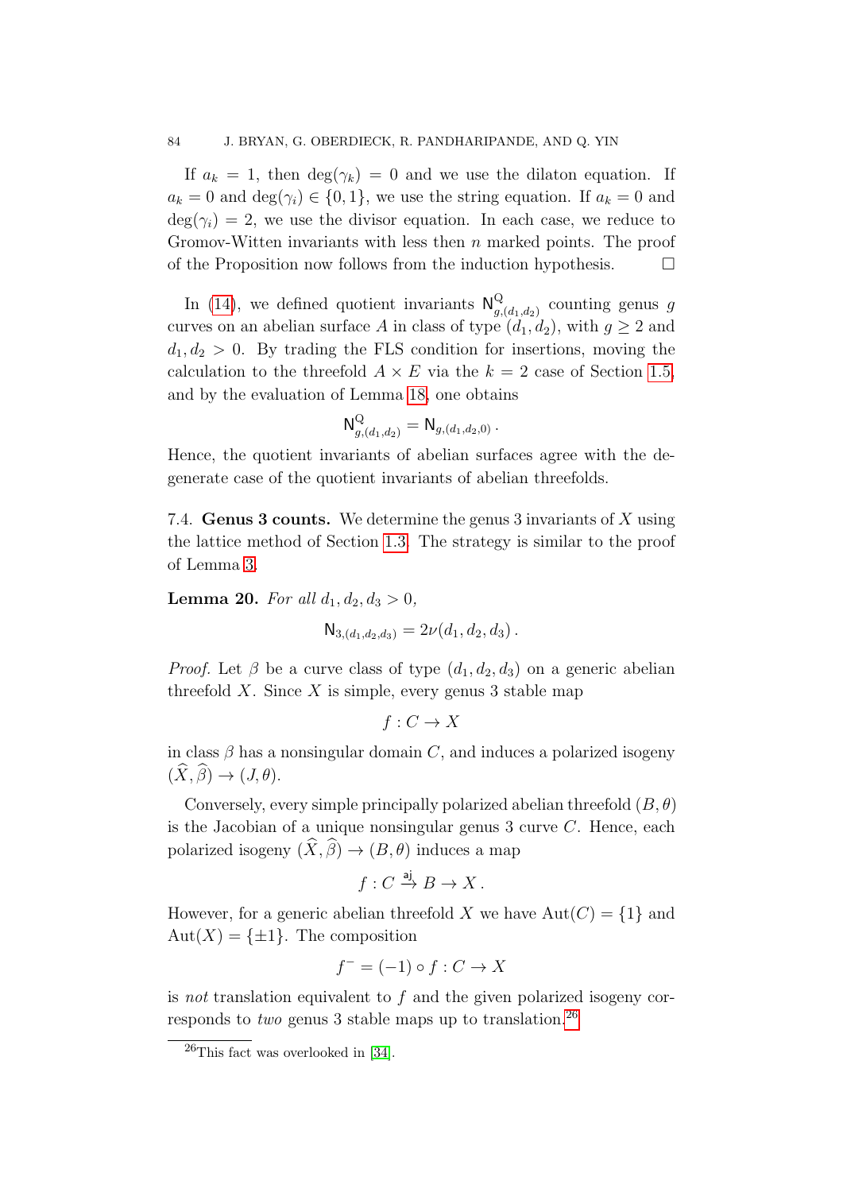If $a_k = 1$, then $\deg(\gamma_k) = 0$ and we use the dilaton equation. If $a_k = 0$ and $\deg(\gamma_i) \in \{0, 1\}$, we use the string equation. If $a_k = 0$ and $\deg(\gamma_i) = 2$, we use the divisor equation. In each case, we reduce to Gromov-Witten invariants with less then $n$ marked points. The proof of the Proposition now follows from the induction hypothesis. $\square$

In (14), we defined quotient invariants $\mathsf{N}^{\mathrm{Q}}_{g,(d_1,d_2)}$ counting genus $g$ curves on an abelian surface $A$ in class of type $(d_1, d_2)$, with $g \geq 2$ and $d_1, d_2 > 0$. By trading the FLS condition for insertions, moving the calculation to the threefold $A \times E$ via the $k = 2$ case of Section 1.5, and by the evaluation of Lemma 18, one obtains

$$\mathsf{N}^{\mathrm{Q}}_{g,(d_1,d_2)} = \mathsf{N}_{g,(d_1,d_2,0)}\,.$$

Hence, the quotient invariants of abelian surfaces agree with the degenerate case of the quotient invariants of abelian threefolds.

7.4. **Genus 3 counts.** We determine the genus 3 invariants of $X$ using the lattice method of Section 1.3. The strategy is similar to the proof of Lemma 3.

**Lemma 20.** *For all $d_1, d_2, d_3 > 0$,*

$$\mathsf{N}_{3,(d_1,d_2,d_3)} = 2\nu(d_1, d_2, d_3)\,.$$

*Proof.* Let $\beta$ be a curve class of type $(d_1, d_2, d_3)$ on a generic abelian threefold $X$. Since $X$ is simple, every genus 3 stable map

$$f : C \to X$$

in class $\beta$ has a nonsingular domain $C$, and induces a polarized isogeny $(\widehat{X}, \widehat{\beta}) \to (J, \theta)$.

Conversely, every simple principally polarized abelian threefold $(B, \theta)$ is the Jacobian of a unique nonsingular genus 3 curve $C$. Hence, each polarized isogeny $(\widehat{X}, \widehat{\beta}) \to (B, \theta)$ induces a map

$$f : C \xrightarrow{\mathsf{aj}} B \to X\,.$$

However, for a generic abelian threefold $X$ we have $\mathrm{Aut}(C) = \{1\}$ and $\mathrm{Aut}(X) = \{\pm 1\}$. The composition

$$f^{-} = (-1) \circ f : C \to X$$

is *not* translation equivalent to $f$ and the given polarized isogeny corresponds to *two* genus 3 stable maps up to translation.[26]

[26] This fact was overlooked in [34].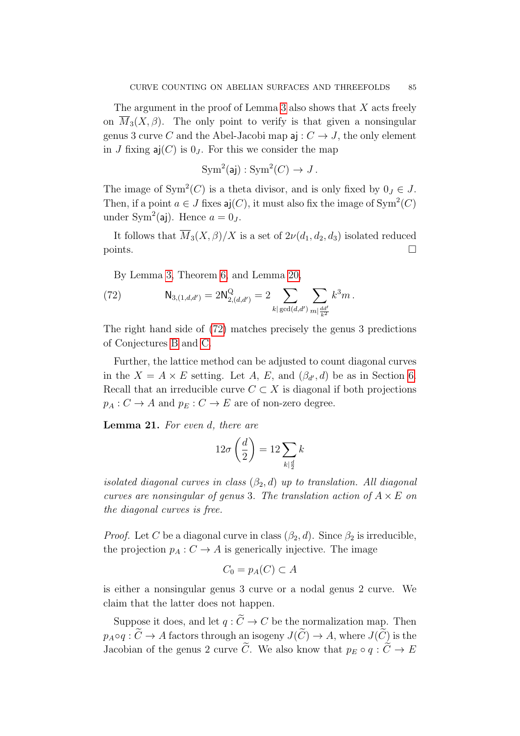The argument in the proof of Lemma 3 also shows that $X$ acts freely on $\overline{M}_3(X, \beta)$. The only point to verify is that given a nonsingular genus 3 curve $C$ and the Abel-Jacobi map $\mathsf{aj} : C \to J$, the only element in $J$ fixing $\mathsf{aj}(C)$ is $0_J$. For this we consider the map

$$\mathrm{Sym}^2(\mathsf{aj}) : \mathrm{Sym}^2(C) \to J\,.$$

The image of $\mathrm{Sym}^2(C)$ is a theta divisor, and is only fixed by $0_J \in J$. Then, if a point $a \in J$ fixes $\mathsf{aj}(C)$, it must also fix the image of $\mathrm{Sym}^2(C)$ under $\mathrm{Sym}^2(\mathsf{aj})$. Hence $a = 0_J$.

It follows that $\overline{M}_3(X, \beta)/X$ is a set of $2\nu(d_1, d_2, d_3)$ isolated reduced points. $\square$

By Lemma 3, Theorem 6, and Lemma 20,

$$\mathsf{N}_{3,(1,d,d')} = 2\mathsf{N}^{\mathrm{Q}}_{2,(d,d')} = 2 \sum_{k|\gcd(d,d')} \sum_{m|\frac{dd'}{k^2}} k^3 m\,. \tag{72}$$

The right hand side of (72) matches precisely the genus 3 predictions of Conjectures B and C.

Further, the lattice method can be adjusted to count diagonal curves in the $X = A \times E$ setting. Let $A$, $E$, and $(\beta_{d'}, d)$ be as in Section 6. Recall that an irreducible curve $C \subset X$ is diagonal if both projections $p_A : C \to A$ and $p_E : C \to E$ are of non-zero degree.

**Lemma 21.** *For even $d$, there are*

$$12\sigma\left(\frac{d}{2}\right) = 12 \sum_{k|\frac{d}{2}} k$$

*isolated diagonal curves in class $(\beta_2, d)$ up to translation. All diagonal curves are nonsingular of genus 3. The translation action of $A \times E$ on the diagonal curves is free.*

*Proof.* Let $C$ be a diagonal curve in class $(\beta_2, d)$. Since $\beta_2$ is irreducible, the projection $p_A : C \to A$ is generically injective. The image

$$C_0 = p_A(C) \subset A$$

is either a nonsingular genus 3 curve or a nodal genus 2 curve. We claim that the latter does not happen.

Suppose it does, and let $q : \widetilde{C} \to C$ be the normalization map. Then $p_A \circ q : \widetilde{C} \to A$ factors through an isogeny $J(\widetilde{C}) \to A$, where $J(\widetilde{C})$ is the Jacobian of the genus 2 curve $\widetilde{C}$. We also know that $p_E \circ q : \widetilde{C} \to E$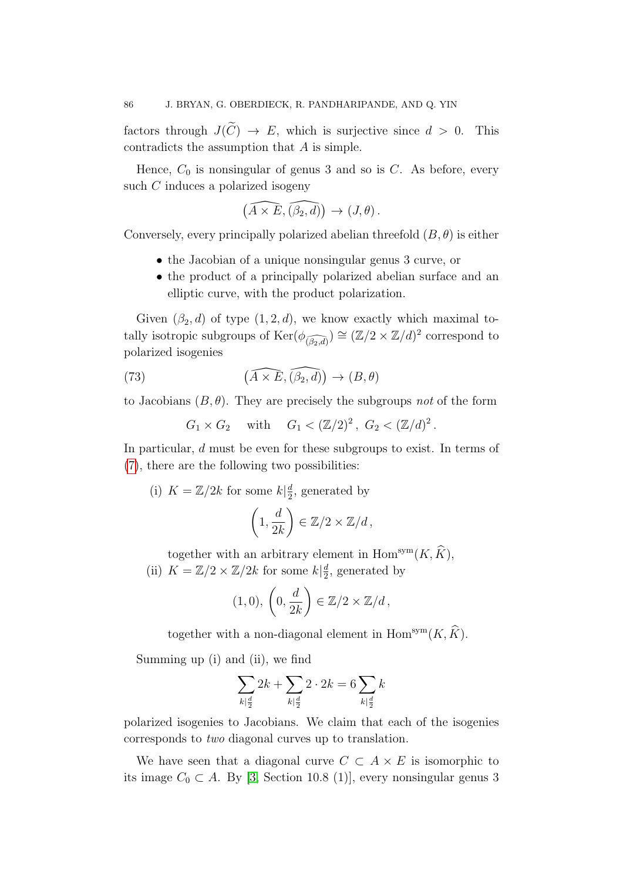factors through $J(\widetilde{C}) \to E$, which is surjective since $d > 0$. This contradicts the assumption that $A$ is simple.

Hence, $C_0$ is nonsingular of genus 3 and so is $C$. As before, every such $C$ induces a polarized isogeny

$$\big(\widehat{A \times E}, \widehat{(\beta_2, d)}\big) \to (J, \theta)\,.$$

Conversely, every principally polarized abelian threefold $(B, \theta)$ is either

- the Jacobian of a unique nonsingular genus 3 curve, or
- the product of a principally polarized abelian surface and an elliptic curve, with the product polarization.

Given $(\beta_2, d)$ of type $(1, 2, d)$, we know exactly which maximal totally isotropic subgroups of $\mathrm{Ker}(\phi_{\widehat{(\beta_2,d)}}) \cong (\mathbb{Z}/2 \times \mathbb{Z}/d)^2$ correspond to polarized isogenies

$$\big(\widehat{A \times E}, \widehat{(\beta_2, d)}\big) \to (B, \theta) \tag{73}$$

to Jacobians $(B, \theta)$. They are precisely the subgroups *not* of the form

$$G_1 \times G_2 \quad \text{with} \quad G_1 < (\mathbb{Z}/2)^2\,,\ G_2 < (\mathbb{Z}/d)^2\,.$$

In particular, $d$ must be even for these subgroups to exist. In terms of (7), there are the following two possibilities:

(i) $K = \mathbb{Z}/2k$ for some $k | \frac{d}{2}$, generated by

$$\left(1, \frac{d}{2k}\right) \in \mathbb{Z}/2 \times \mathbb{Z}/d\,,$$

together with an arbitrary element in $\mathrm{Hom}^{\mathrm{sym}}(K, \widehat{K})$,

(ii) $K = \mathbb{Z}/2 \times \mathbb{Z}/2k$ for some $k | \frac{d}{2}$, generated by

$$(1, 0),\ \left(0, \frac{d}{2k}\right) \in \mathbb{Z}/2 \times \mathbb{Z}/d\,,$$

together with a non-diagonal element in $\mathrm{Hom}^{\mathrm{sym}}(K, \widehat{K})$.

Summing up (i) and (ii), we find

$$\sum_{k | \frac{d}{2}} 2k + \sum_{k | \frac{d}{2}} 2 \cdot 2k = 6 \sum_{k | \frac{d}{2}} k$$

polarized isogenies to Jacobians. We claim that each of the isogenies corresponds to *two* diagonal curves up to translation.

We have seen that a diagonal curve $C \subset A \times E$ is isomorphic to its image $C_0 \subset A$. By [3, Section 10.8 (1)], every nonsingular genus 3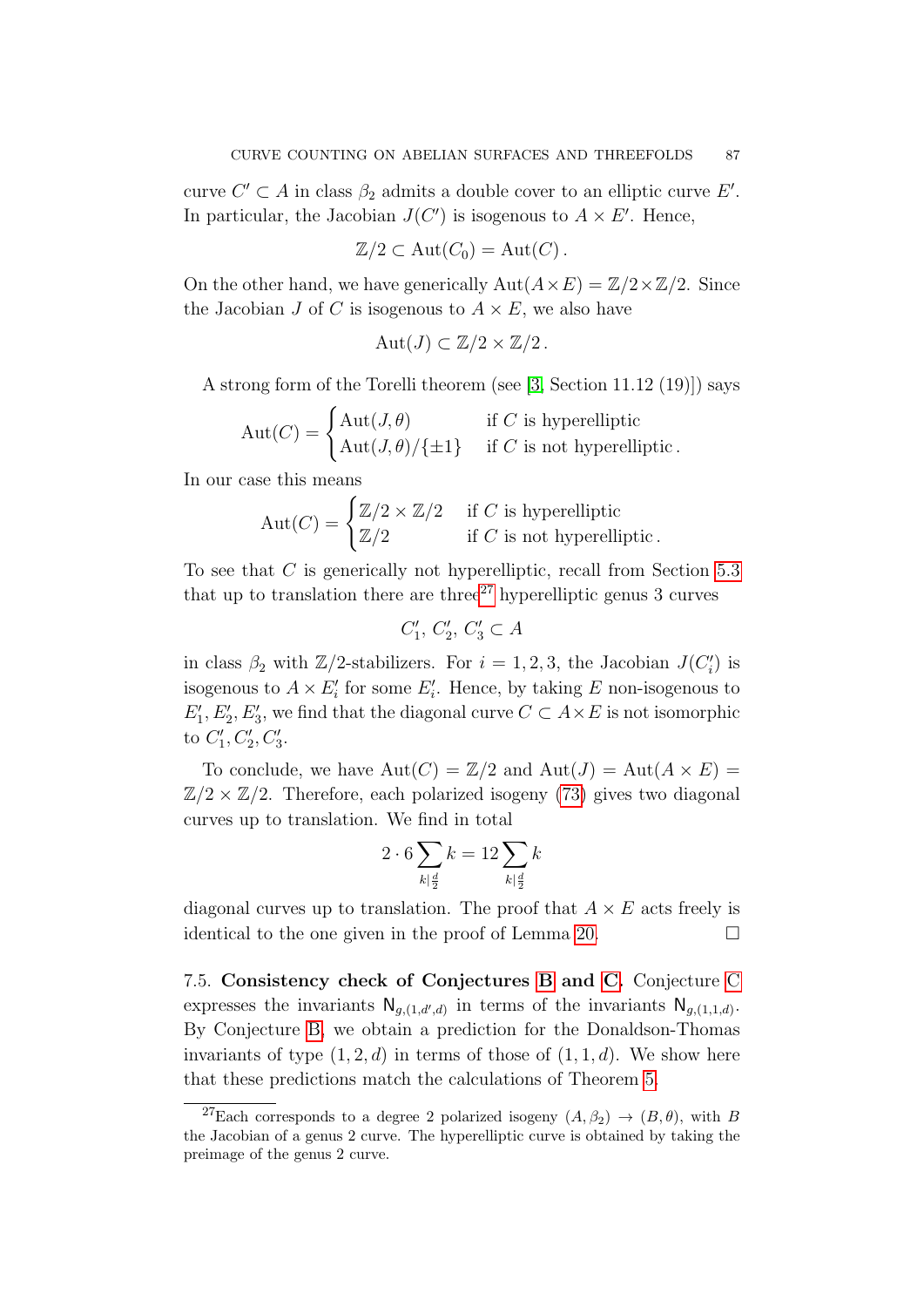curve $C' \subset A$ in class $\beta_2$ admits a double cover to an elliptic curve $E'$. In particular, the Jacobian $J(C')$ is isogenous to $A \times E'$. Hence,

$$\mathbb{Z}/2 \subset \operatorname{Aut}(C_0) = \operatorname{Aut}(C)\,.$$

On the other hand, we have generically $\operatorname{Aut}(A \times E) = \mathbb{Z}/2 \times \mathbb{Z}/2$. Since the Jacobian $J$ of $C$ is isogenous to $A \times E$, we also have

$$\operatorname{Aut}(J) \subset \mathbb{Z}/2 \times \mathbb{Z}/2\,.$$

A strong form of the Torelli theorem (see [3, Section 11.12 (19)]) says

$$\operatorname{Aut}(C) = \begin{cases} \operatorname{Aut}(J, \theta) & \text{if } C \text{ is hyperelliptic} \\ \operatorname{Aut}(J, \theta)/\{\pm 1\} & \text{if } C \text{ is not hyperelliptic}\,. \end{cases}$$

In our case this means

$$\operatorname{Aut}(C) = \begin{cases} \mathbb{Z}/2 \times \mathbb{Z}/2 & \text{if } C \text{ is hyperelliptic} \\ \mathbb{Z}/2 & \text{if } C \text{ is not hyperelliptic}\,. \end{cases}$$

To see that $C$ is generically not hyperelliptic, recall from Section 5.3 that up to translation there are three[27] hyperelliptic genus 3 curves

$$C'_1,\, C'_2,\, C'_3 \subset A$$

in class $\beta_2$ with $\mathbb{Z}/2$-stabilizers. For $i = 1, 2, 3$, the Jacobian $J(C'_i)$ is isogenous to $A \times E'_i$ for some $E'_i$. Hence, by taking $E$ non-isogenous to $E'_1, E'_2, E'_3$, we find that the diagonal curve $C \subset A \times E$ is not isomorphic to $C'_1, C'_2, C'_3$.

To conclude, we have $\operatorname{Aut}(C) = \mathbb{Z}/2$ and $\operatorname{Aut}(J) = \operatorname{Aut}(A \times E) = \mathbb{Z}/2 \times \mathbb{Z}/2$. Therefore, each polarized isogeny (73) gives two diagonal curves up to translation. We find in total

$$2 \cdot 6 \sum_{k | \frac{d}{2}} k = 12 \sum_{k | \frac{d}{2}} k$$

diagonal curves up to translation. The proof that $A \times E$ acts freely is identical to the one given in the proof of Lemma 20. $\square$

### 7.5. Consistency check of Conjectures B and C.

Conjecture C expresses the invariants $\mathsf{N}_{g,(1,d',d)}$ in terms of the invariants $\mathsf{N}_{g,(1,1,d)}$. By Conjecture B, we obtain a prediction for the Donaldson-Thomas invariants of type $(1, 2, d)$ in terms of those of $(1, 1, d)$. We show here that these predictions match the calculations of Theorem 5.

---

[27] Each corresponds to a degree 2 polarized isogeny $(A, \beta_2) \to (B, \theta)$, with $B$ the Jacobian of a genus 2 curve. The hyperelliptic curve is obtained by taking the preimage of the genus 2 curve.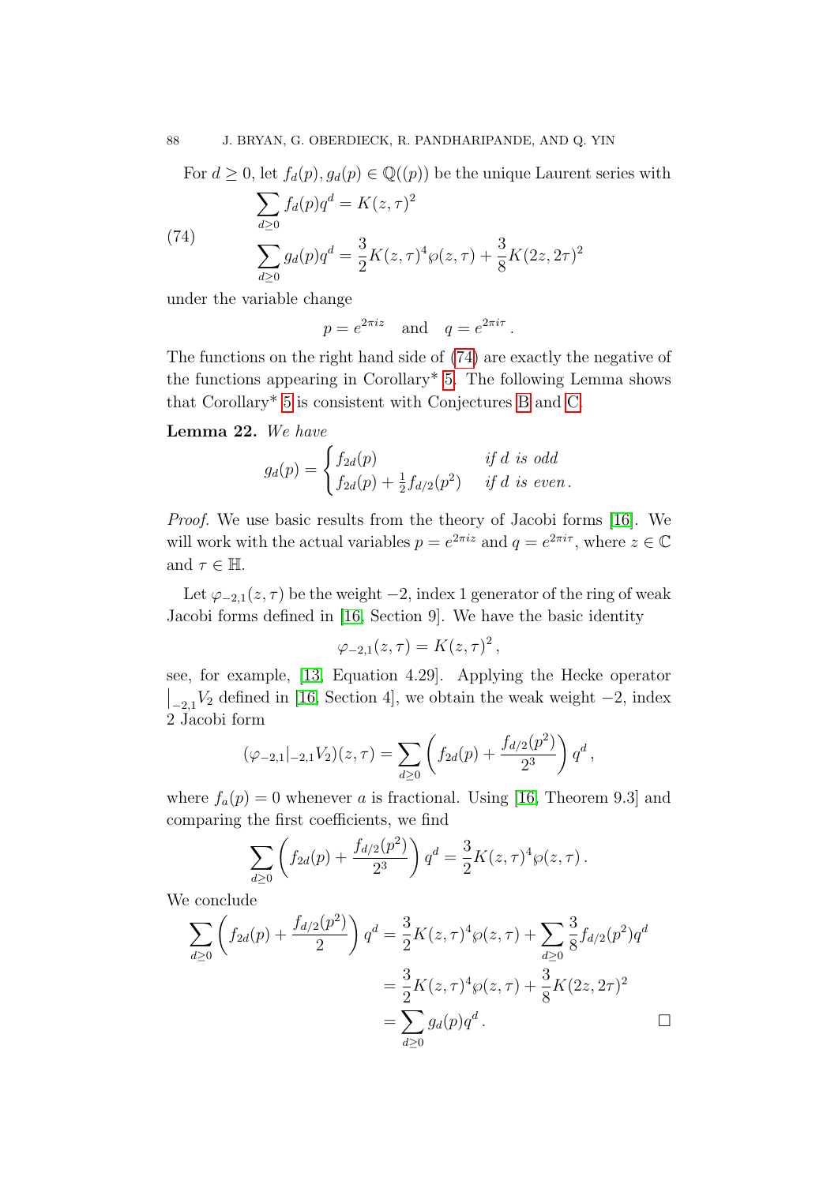For $d \geq 0$, let $f_d(p), g_d(p) \in \mathbb{Q}((p))$ be the unique Laurent series with

$$
\begin{aligned}
&\sum_{d \geq 0} f_d(p) q^d = K(z,\tau)^2 \\
&\sum_{d \geq 0} g_d(p) q^d = \frac{3}{2} K(z,\tau)^4 \wp(z,\tau) + \frac{3}{8} K(2z, 2\tau)^2
\end{aligned}
\tag{74}
$$

under the variable change

$$
p = e^{2\pi i z} \quad \text{and} \quad q = e^{2\pi i \tau}.
$$

The functions on the right hand side of (74) are exactly the negative of the functions appearing in Corollary* 5. The following Lemma shows that Corollary* 5 is consistent with Conjectures B and C.

**Lemma 22.** *We have*

$$
g_d(p) = \begin{cases} f_{2d}(p) & \text{if } d \text{ is odd} \\ f_{2d}(p) + \frac{1}{2} f_{d/2}(p^2) & \text{if } d \text{ is even}. \end{cases}
$$

*Proof.* We use basic results from the theory of Jacobi forms [16]. We will work with the actual variables $p = e^{2\pi i z}$ and $q = e^{2\pi i \tau}$, where $z \in \mathbb{C}$ and $\tau \in \mathbb{H}$.

Let $\varphi_{-2,1}(z,\tau)$ be the weight $-2$, index 1 generator of the ring of weak Jacobi forms defined in [16, Section 9]. We have the basic identity

$$
\varphi_{-2,1}(z,\tau) = K(z,\tau)^2,
$$

see, for example, [13, Equation 4.29]. Applying the Hecke operator $\big|_{-2,1} V_2$ defined in [16, Section 4], we obtain the weak weight $-2$, index 2 Jacobi form

$$
(\varphi_{-2,1}|_{-2,1} V_2)(z,\tau) = \sum_{d \geq 0} \left( f_{2d}(p) + \frac{f_{d/2}(p^2)}{2^3} \right) q^d,
$$

where $f_a(p) = 0$ whenever $a$ is fractional. Using [16, Theorem 9.3] and comparing the first coefficients, we find

$$
\sum_{d \geq 0} \left( f_{2d}(p) + \frac{f_{d/2}(p^2)}{2^3} \right) q^d = \frac{3}{2} K(z,\tau)^4 \wp(z,\tau).
$$

We conclude

$$
\begin{aligned}
\sum_{d \geq 0} \left( f_{2d}(p) + \frac{f_{d/2}(p^2)}{2} \right) q^d &= \frac{3}{2} K(z,\tau)^4 \wp(z,\tau) + \sum_{d \geq 0} \frac{3}{8} f_{d/2}(p^2) q^d \\
&= \frac{3}{2} K(z,\tau)^4 \wp(z,\tau) + \frac{3}{8} K(2z, 2\tau)^2 \\
&= \sum_{d \geq 0} g_d(p) q^d.
\end{aligned}
$$

$\square$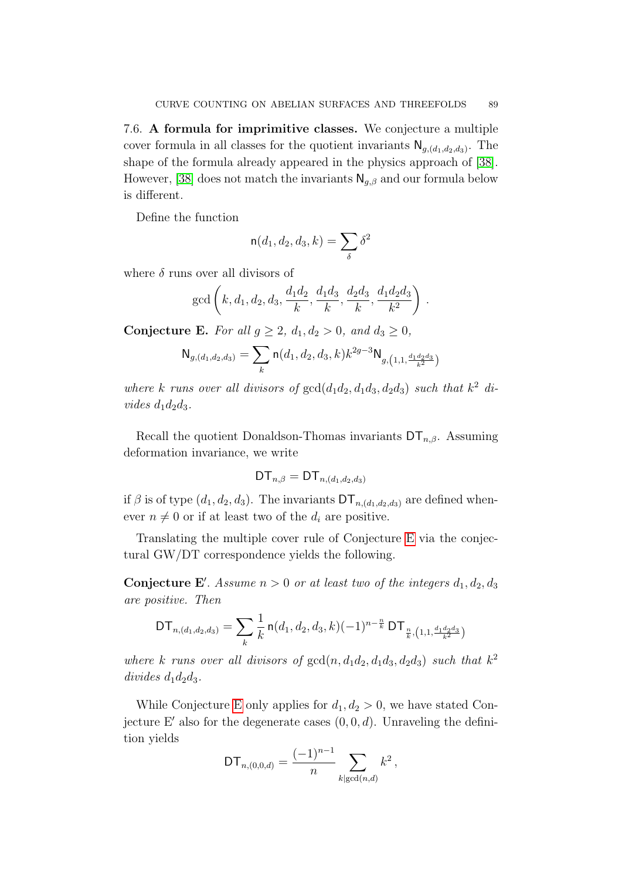7.6. **A formula for imprimitive classes.** We conjecture a multiple cover formula in all classes for the quotient invariants $\mathsf{N}_{g,(d_1,d_2,d_3)}$. The shape of the formula already appeared in the physics approach of [38]. However, [38] does not match the invariants $\mathsf{N}_{g,\beta}$ and our formula below is different.

Define the function

$$\mathsf{n}(d_1, d_2, d_3, k) = \sum_{\delta} \delta^2$$

where $\delta$ runs over all divisors of

$$\gcd\left(k, d_1, d_2, d_3, \frac{d_1 d_2}{k}, \frac{d_1 d_3}{k}, \frac{d_2 d_3}{k}, \frac{d_1 d_2 d_3}{k^2}\right).$$

**Conjecture E.** *For all $g \geq 2$, $d_1, d_2 > 0$, and $d_3 \geq 0$,*

$$\mathsf{N}_{g,(d_1,d_2,d_3)} = \sum_k \mathsf{n}(d_1, d_2, d_3, k) k^{2g-3} \mathsf{N}_{g,\left(1,1,\frac{d_1 d_2 d_3}{k^2}\right)}$$

*where $k$ runs over all divisors of $\gcd(d_1 d_2, d_1 d_3, d_2 d_3)$ such that $k^2$ divides $d_1 d_2 d_3$.*

Recall the quotient Donaldson-Thomas invariants $\mathsf{DT}_{n,\beta}$. Assuming deformation invariance, we write

$$\mathsf{DT}_{n,\beta} = \mathsf{DT}_{n,(d_1,d_2,d_3)}$$

if $\beta$ is of type $(d_1, d_2, d_3)$. The invariants $\mathsf{DT}_{n,(d_1,d_2,d_3)}$ are defined whenever $n \neq 0$ or if at least two of the $d_i$ are positive.

Translating the multiple cover rule of Conjecture E via the conjectural GW/DT correspondence yields the following.

**Conjecture E$'$.** *Assume $n > 0$ or at least two of the integers $d_1, d_2, d_3$ are positive. Then*

$$\mathsf{DT}_{n,(d_1,d_2,d_3)} = \sum_k \frac{1}{k} \mathsf{n}(d_1, d_2, d_3, k) (-1)^{n - \frac{n}{k}} \mathsf{DT}_{\frac{n}{k},\left(1,1,\frac{d_1 d_2 d_3}{k^2}\right)}$$

*where $k$ runs over all divisors of $\gcd(n, d_1 d_2, d_1 d_3, d_2 d_3)$ such that $k^2$ divides $d_1 d_2 d_3$.*

While Conjecture E only applies for $d_1, d_2 > 0$, we have stated Conjecture E$'$ also for the degenerate cases $(0, 0, d)$. Unraveling the definition yields

$$\mathsf{DT}_{n,(0,0,d)} = \frac{(-1)^{n-1}}{n} \sum_{k | \gcd(n,d)} k^2 ,$$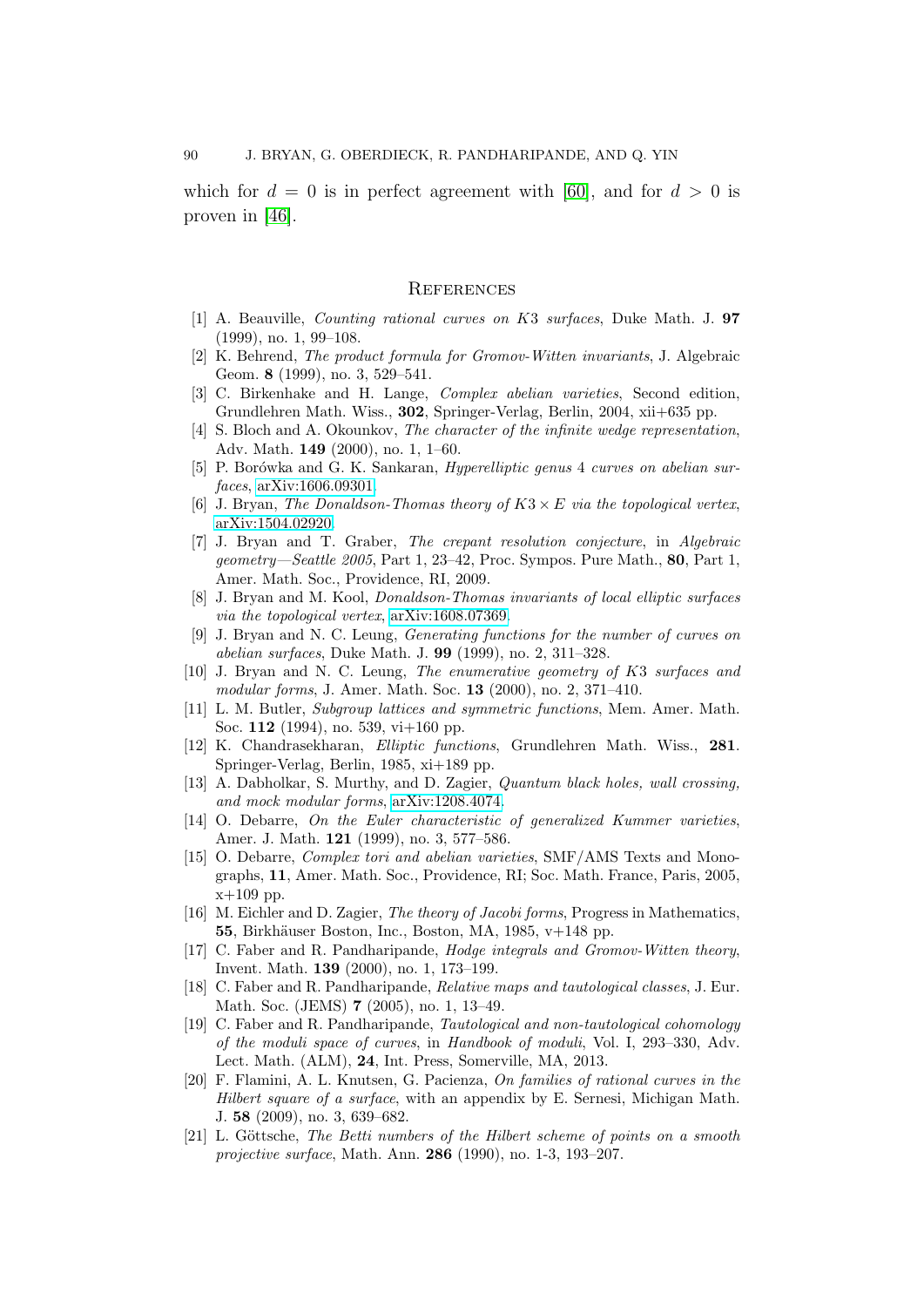which for $d = 0$ is in perfect agreement with [60], and for $d > 0$ is proven in [46].

## References

[1] A. Beauville, *Counting rational curves on $K3$ surfaces*, Duke Math. J. **97** (1999), no. 1, 99–108.

[2] K. Behrend, *The product formula for Gromov-Witten invariants*, J. Algebraic Geom. **8** (1999), no. 3, 529–541.

[3] C. Birkenhake and H. Lange, *Complex abelian varieties*, Second edition, Grundlehren Math. Wiss., **302**, Springer-Verlag, Berlin, 2004, xii+635 pp.

[4] S. Bloch and A. Okounkov, *The character of the infinite wedge representation*, Adv. Math. **149** (2000), no. 1, 1–60.

[5] P. Borówka and G. K. Sankaran, *Hyperelliptic genus 4 curves on abelian surfaces*, arXiv:1606.09301.

[6] J. Bryan, *The Donaldson-Thomas theory of $K3 \times E$ via the topological vertex*, arXiv:1504.02920.

[7] J. Bryan and T. Graber, *The crepant resolution conjecture*, in *Algebraic geometry—Seattle 2005*, Part 1, 23–42, Proc. Sympos. Pure Math., **80**, Part 1, Amer. Math. Soc., Providence, RI, 2009.

[8] J. Bryan and M. Kool, *Donaldson-Thomas invariants of local elliptic surfaces via the topological vertex*, arXiv:1608.07369.

[9] J. Bryan and N. C. Leung, *Generating functions for the number of curves on abelian surfaces*, Duke Math. J. **99** (1999), no. 2, 311–328.

[10] J. Bryan and N. C. Leung, *The enumerative geometry of $K3$ surfaces and modular forms*, J. Amer. Math. Soc. **13** (2000), no. 2, 371–410.

[11] L. M. Butler, *Subgroup lattices and symmetric functions*, Mem. Amer. Math. Soc. **112** (1994), no. 539, vi+160 pp.

[12] K. Chandrasekharan, *Elliptic functions*, Grundlehren Math. Wiss., **281**. Springer-Verlag, Berlin, 1985, xi+189 pp.

[13] A. Dabholkar, S. Murthy, and D. Zagier, *Quantum black holes, wall crossing, and mock modular forms*, arXiv:1208.4074.

[14] O. Debarre, *On the Euler characteristic of generalized Kummer varieties*, Amer. J. Math. **121** (1999), no. 3, 577–586.

[15] O. Debarre, *Complex tori and abelian varieties*, SMF/AMS Texts and Monographs, **11**, Amer. Math. Soc., Providence, RI; Soc. Math. France, Paris, 2005, x+109 pp.

[16] M. Eichler and D. Zagier, *The theory of Jacobi forms*, Progress in Mathematics, **55**, Birkhäuser Boston, Inc., Boston, MA, 1985, v+148 pp.

[17] C. Faber and R. Pandharipande, *Hodge integrals and Gromov-Witten theory*, Invent. Math. **139** (2000), no. 1, 173–199.

[18] C. Faber and R. Pandharipande, *Relative maps and tautological classes*, J. Eur. Math. Soc. (JEMS) **7** (2005), no. 1, 13–49.

[19] C. Faber and R. Pandharipande, *Tautological and non-tautological cohomology of the moduli space of curves*, in *Handbook of moduli*, Vol. I, 293–330, Adv. Lect. Math. (ALM), **24**, Int. Press, Somerville, MA, 2013.

[20] F. Flamini, A. L. Knutsen, G. Pacienza, *On families of rational curves in the Hilbert square of a surface*, with an appendix by E. Sernesi, Michigan Math. J. **58** (2009), no. 3, 639–682.

[21] L. Göttsche, *The Betti numbers of the Hilbert scheme of points on a smooth projective surface*, Math. Ann. **286** (1990), no. 1-3, 193–207.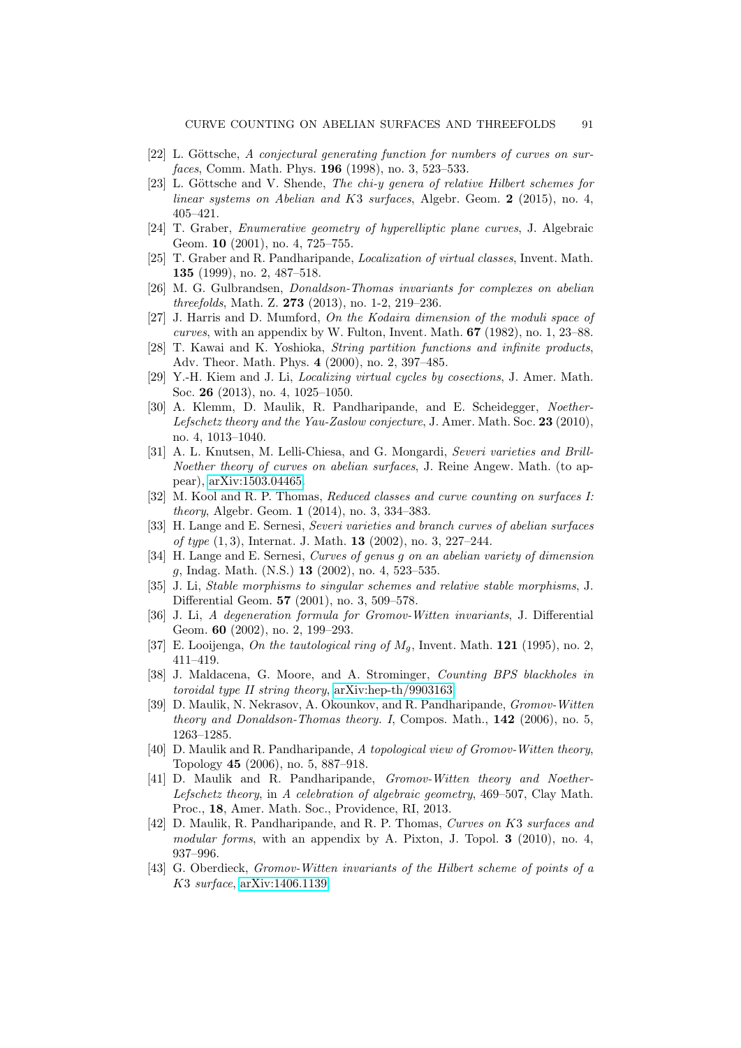[22] L. Göttsche, *A conjectural generating function for numbers of curves on surfaces*, Comm. Math. Phys. **196** (1998), no. 3, 523–533.

[23] L. Göttsche and V. Shende, *The chi-y genera of relative Hilbert schemes for linear systems on Abelian and K3 surfaces*, Algebr. Geom. **2** (2015), no. 4, 405–421.

[24] T. Graber, *Enumerative geometry of hyperelliptic plane curves*, J. Algebraic Geom. **10** (2001), no. 4, 725–755.

[25] T. Graber and R. Pandharipande, *Localization of virtual classes*, Invent. Math. **135** (1999), no. 2, 487–518.

[26] M. G. Gulbrandsen, *Donaldson-Thomas invariants for complexes on abelian threefolds*, Math. Z. **273** (2013), no. 1-2, 219–236.

[27] J. Harris and D. Mumford, *On the Kodaira dimension of the moduli space of curves*, with an appendix by W. Fulton, Invent. Math. **67** (1982), no. 1, 23–88.

[28] T. Kawai and K. Yoshioka, *String partition functions and infinite products*, Adv. Theor. Math. Phys. **4** (2000), no. 2, 397–485.

[29] Y.-H. Kiem and J. Li, *Localizing virtual cycles by cosections*, J. Amer. Math. Soc. **26** (2013), no. 4, 1025–1050.

[30] A. Klemm, D. Maulik, R. Pandharipande, and E. Scheidegger, *Noether-Lefschetz theory and the Yau-Zaslow conjecture*, J. Amer. Math. Soc. **23** (2010), no. 4, 1013–1040.

[31] A. L. Knutsen, M. Lelli-Chiesa, and G. Mongardi, *Severi varieties and Brill-Noether theory of curves on abelian surfaces*, J. Reine Angew. Math. (to appear), arXiv:1503.04465.

[32] M. Kool and R. P. Thomas, *Reduced classes and curve counting on surfaces I: theory*, Algebr. Geom. **1** (2014), no. 3, 334–383.

[33] H. Lange and E. Sernesi, *Severi varieties and branch curves of abelian surfaces of type* $(1, 3)$, Internat. J. Math. **13** (2002), no. 3, 227–244.

[34] H. Lange and E. Sernesi, *Curves of genus g on an abelian variety of dimension g*, Indag. Math. (N.S.) **13** (2002), no. 4, 523–535.

[35] J. Li, *Stable morphisms to singular schemes and relative stable morphisms*, J. Differential Geom. **57** (2001), no. 3, 509–578.

[36] J. Li, *A degeneration formula for Gromov-Witten invariants*, J. Differential Geom. **60** (2002), no. 2, 199–293.

[37] E. Looijenga, *On the tautological ring of* $M_g$, Invent. Math. **121** (1995), no. 2, 411–419.

[38] J. Maldacena, G. Moore, and A. Strominger, *Counting BPS blackholes in toroidal type II string theory*, arXiv:hep-th/9903163.

[39] D. Maulik, N. Nekrasov, A. Okounkov, and R. Pandharipande, *Gromov-Witten theory and Donaldson-Thomas theory. I*, Compos. Math., **142** (2006), no. 5, 1263–1285.

[40] D. Maulik and R. Pandharipande, *A topological view of Gromov-Witten theory*, Topology **45** (2006), no. 5, 887–918.

[41] D. Maulik and R. Pandharipande, *Gromov-Witten theory and Noether-Lefschetz theory*, in *A celebration of algebraic geometry*, 469–507, Clay Math. Proc., **18**, Amer. Math. Soc., Providence, RI, 2013.

[42] D. Maulik, R. Pandharipande, and R. P. Thomas, *Curves on K3 surfaces and modular forms*, with an appendix by A. Pixton, J. Topol. **3** (2010), no. 4, 937–996.

[43] G. Oberdieck, *Gromov-Witten invariants of the Hilbert scheme of points of a K3 surface*, arXiv:1406.1139.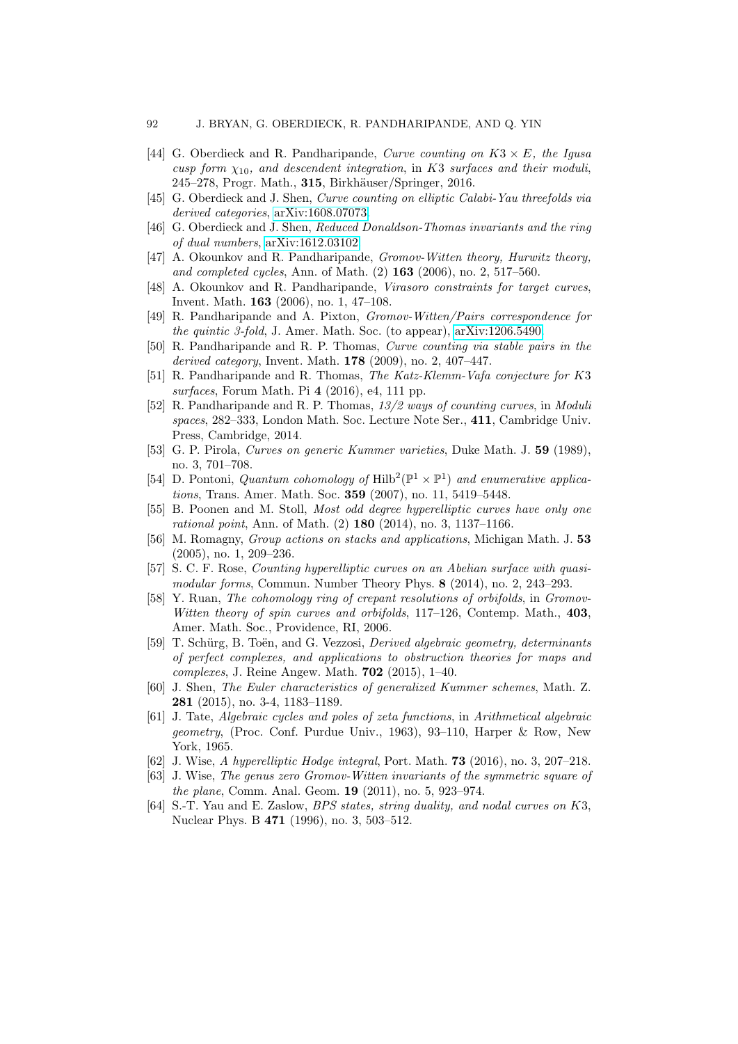- [44] G. Oberdieck and R. Pandharipande, *Curve counting on $K3 \times E$, the Igusa cusp form $\chi_{10}$, and descendent integration*, in *$K3$ surfaces and their moduli*, 245–278, Progr. Math., **315**, Birkhäuser/Springer, 2016.
- [45] G. Oberdieck and J. Shen, *Curve counting on elliptic Calabi-Yau threefolds via derived categories*, arXiv:1608.07073.
- [46] G. Oberdieck and J. Shen, *Reduced Donaldson-Thomas invariants and the ring of dual numbers*, arXiv:1612.03102.
- [47] A. Okounkov and R. Pandharipande, *Gromov-Witten theory, Hurwitz theory, and completed cycles*, Ann. of Math. (2) **163** (2006), no. 2, 517–560.
- [48] A. Okounkov and R. Pandharipande, *Virasoro constraints for target curves*, Invent. Math. **163** (2006), no. 1, 47–108.
- [49] R. Pandharipande and A. Pixton, *Gromov-Witten/Pairs correspondence for the quintic 3-fold*, J. Amer. Math. Soc. (to appear), arXiv:1206.5490.
- [50] R. Pandharipande and R. P. Thomas, *Curve counting via stable pairs in the derived category*, Invent. Math. **178** (2009), no. 2, 407–447.
- [51] R. Pandharipande and R. Thomas, *The Katz-Klemm-Vafa conjecture for $K3$ surfaces*, Forum Math. Pi **4** (2016), e4, 111 pp.
- [52] R. Pandharipande and R. P. Thomas, *13/2 ways of counting curves*, in *Moduli spaces*, 282–333, London Math. Soc. Lecture Note Ser., **411**, Cambridge Univ. Press, Cambridge, 2014.
- [53] G. P. Pirola, *Curves on generic Kummer varieties*, Duke Math. J. **59** (1989), no. 3, 701–708.
- [54] D. Pontoni, *Quantum cohomology of $\mathrm{Hilb}^2(\mathbb{P}^1 \times \mathbb{P}^1)$ and enumerative applications*, Trans. Amer. Math. Soc. **359** (2007), no. 11, 5419–5448.
- [55] B. Poonen and M. Stoll, *Most odd degree hyperelliptic curves have only one rational point*, Ann. of Math. (2) **180** (2014), no. 3, 1137–1166.
- [56] M. Romagny, *Group actions on stacks and applications*, Michigan Math. J. **53** (2005), no. 1, 209–236.
- [57] S. C. F. Rose, *Counting hyperelliptic curves on an Abelian surface with quasi-modular forms*, Commun. Number Theory Phys. **8** (2014), no. 2, 243–293.
- [58] Y. Ruan, *The cohomology ring of crepant resolutions of orbifolds*, in *Gromov-Witten theory of spin curves and orbifolds*, 117–126, Contemp. Math., **403**, Amer. Math. Soc., Providence, RI, 2006.
- [59] T. Schürg, B. Toën, and G. Vezzosi, *Derived algebraic geometry, determinants of perfect complexes, and applications to obstruction theories for maps and complexes*, J. Reine Angew. Math. **702** (2015), 1–40.
- [60] J. Shen, *The Euler characteristics of generalized Kummer schemes*, Math. Z. **281** (2015), no. 3-4, 1183–1189.
- [61] J. Tate, *Algebraic cycles and poles of zeta functions*, in *Arithmetical algebraic geometry*, (Proc. Conf. Purdue Univ., 1963), 93–110, Harper & Row, New York, 1965.
- [62] J. Wise, *A hyperelliptic Hodge integral*, Port. Math. **73** (2016), no. 3, 207–218.
- [63] J. Wise, *The genus zero Gromov-Witten invariants of the symmetric square of the plane*, Comm. Anal. Geom. **19** (2011), no. 5, 923–974.
- [64] S.-T. Yau and E. Zaslow, *BPS states, string duality, and nodal curves on $K3$*, Nuclear Phys. B **471** (1996), no. 3, 503–512.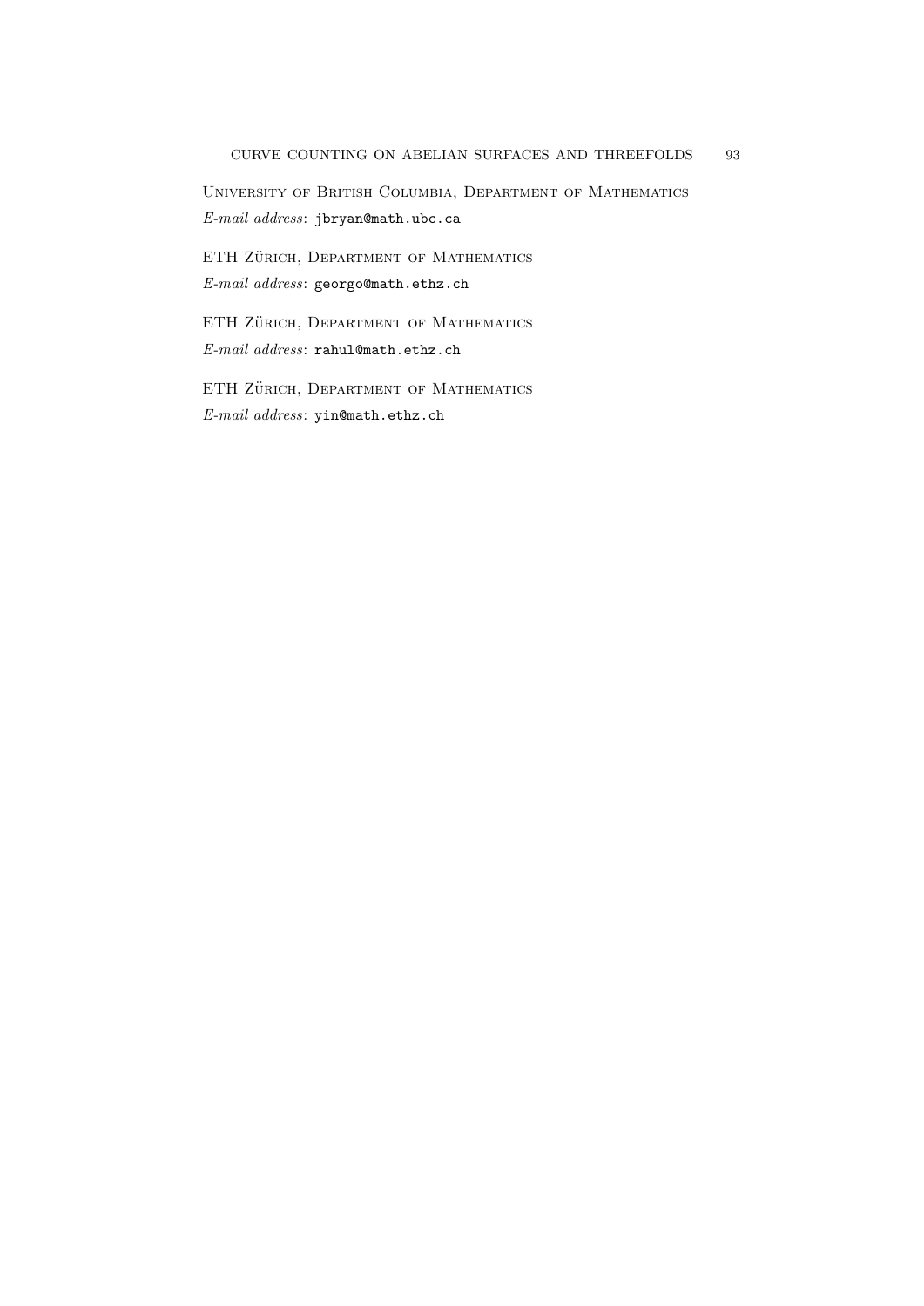University of British Columbia, Department of Mathematics
*E-mail address*: jbryan@math.ubc.ca

ETH Zürich, Department of Mathematics
*E-mail address*: georgo@math.ethz.ch

ETH Zürich, Department of Mathematics
*E-mail address*: rahul@math.ethz.ch

ETH Zürich, Department of Mathematics
*E-mail address*: yin@math.ethz.ch